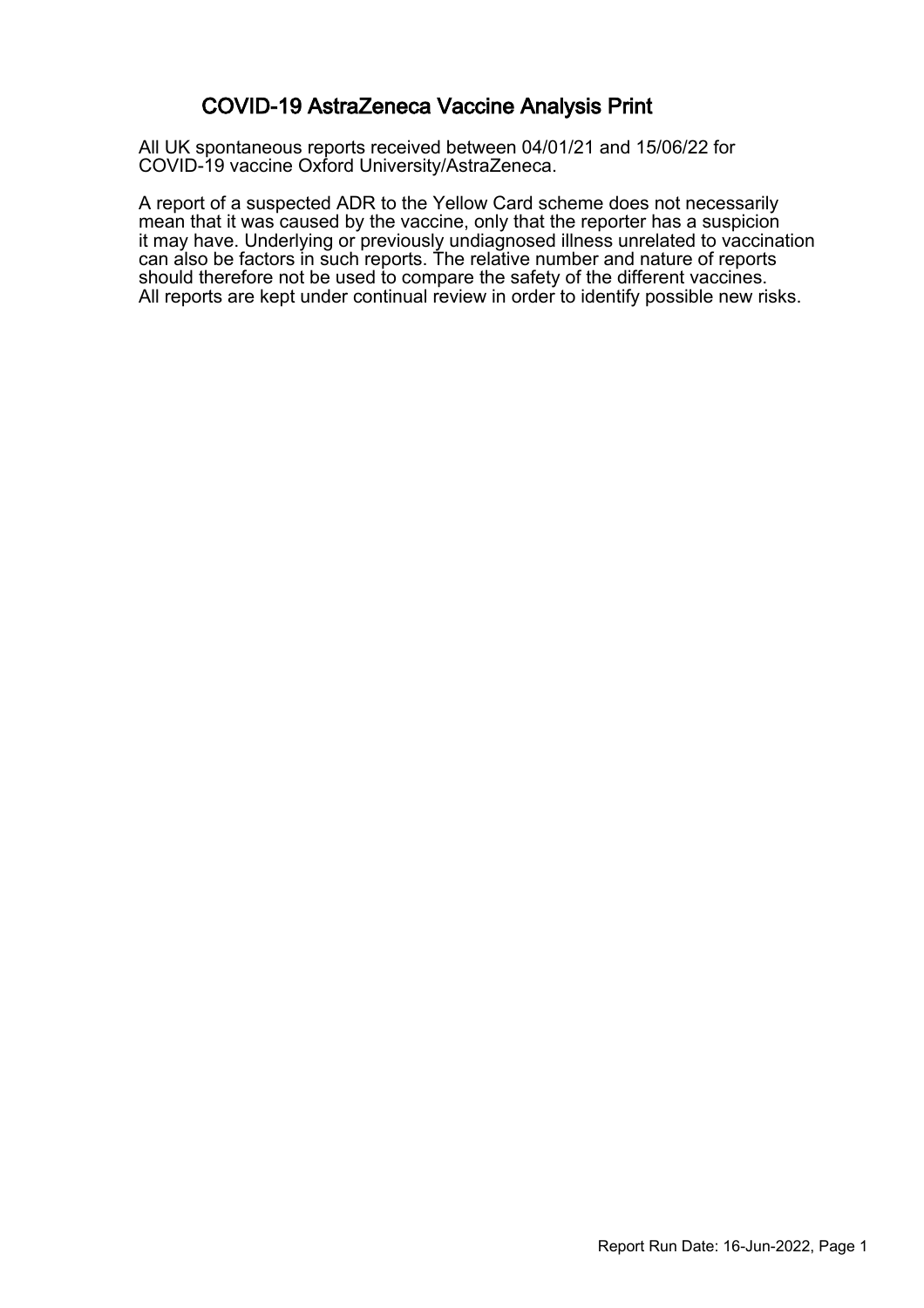# COVID-19 AstraZeneca Vaccine Analysis Print

All UK spontaneous reports received between 04/01/21 and 15/06/22 for COVID-19 vaccine Oxford University/AstraZeneca.

A report of a suspected ADR to the Yellow Card scheme does not necessarily mean that it was caused by the vaccine, only that the reporter has a suspicion it may have. Underlying or previously undiagnosed illness unrelated to vaccination can also be factors in such reports. The relative number and nature of reports should therefore not be used to compare the safety of the different vaccines. All reports are kept under continual review in order to identify possible new risks.

Report Run Date: 16-Jun-2022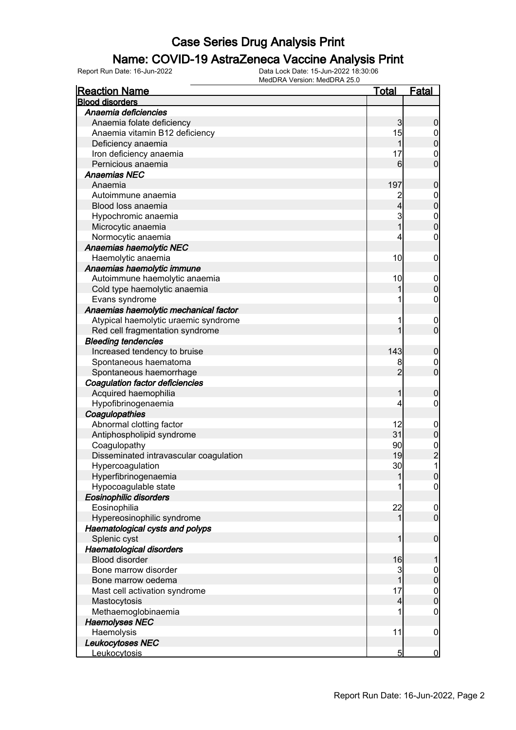# Case Series Drug Analysis Print

## Name: COVID-19 AstraZeneca Vaccine Analysis Print

Report Run Date: 16-Jun-2022

Data Lock Date: 15-Jun-2022 18:30:06

MedDRA Version: MedDRA 25.0

| Reaction Name | Total | Fatal |
|---|---|---|
| **Blood disorders** | | |
| ***Anaemia deficiencies*** | | |
| Anaemia folate deficiency | 3 | 0 |
| Anaemia vitamin B12 deficiency | 15 | 0 |
| Deficiency anaemia | 1 | 0 |
| Iron deficiency anaemia | 17 | 0 |
| Pernicious anaemia | 6 | 0 |
| ***Anaemias NEC*** | | |
| Anaemia | 197 | 0 |
| Autoimmune anaemia | 2 | 0 |
| Blood loss anaemia | 4 | 0 |
| Hypochromic anaemia | 3 | 0 |
| Microcytic anaemia | 1 | 0 |
| Normocytic anaemia | 4 | 0 |
| ***Anaemias haemolytic NEC*** | | |
| Haemolytic anaemia | 10 | 0 |
| ***Anaemias haemolytic immune*** | | |
| Autoimmune haemolytic anaemia | 10 | 0 |
| Cold type haemolytic anaemia | 1 | 0 |
| Evans syndrome | 1 | 0 |
| ***Anaemias haemolytic mechanical factor*** | | |
| Atypical haemolytic uraemic syndrome | 1 | 0 |
| Red cell fragmentation syndrome | 1 | 0 |
| ***Bleeding tendencies*** | | |
| Increased tendency to bruise | 143 | 0 |
| Spontaneous haematoma | 8 | 0 |
| Spontaneous haemorrhage | 2 | 0 |
| ***Coagulation factor deficiencies*** | | |
| Acquired haemophilia | 1 | 0 |
| Hypofibrinogenaemia | 4 | 0 |
| ***Coagulopathies*** | | |
| Abnormal clotting factor | 12 | 0 |
| Antiphospholipid syndrome | 31 | 0 |
| Coagulopathy | 90 | 0 |
| Disseminated intravascular coagulation | 19 | 2 |
| Hypercoagulation | 30 | 1 |
| Hyperfibrinogenaemia | 1 | 0 |
| Hypocoagulable state | 1 | 0 |
| ***Eosinophilic disorders*** | | |
| Eosinophilia | 22 | 0 |
| Hypereosinophilic syndrome | 1 | 0 |
| ***Haematological cysts and polyps*** | | |
| Splenic cyst | 1 | 0 |
| ***Haematological disorders*** | | |
| Blood disorder | 16 | 1 |
| Bone marrow disorder | 3 | 0 |
| Bone marrow oedema | 1 | 0 |
| Mast cell activation syndrome | 17 | 0 |
| Mastocytosis | 4 | 0 |
| Methaemoglobinaemia | 1 | 0 |
| ***Haemolyses NEC*** | | |
| Haemolysis | 11 | 0 |
| ***Leukocytoses NEC*** | | |
| Leukocytosis | 5 | 0 |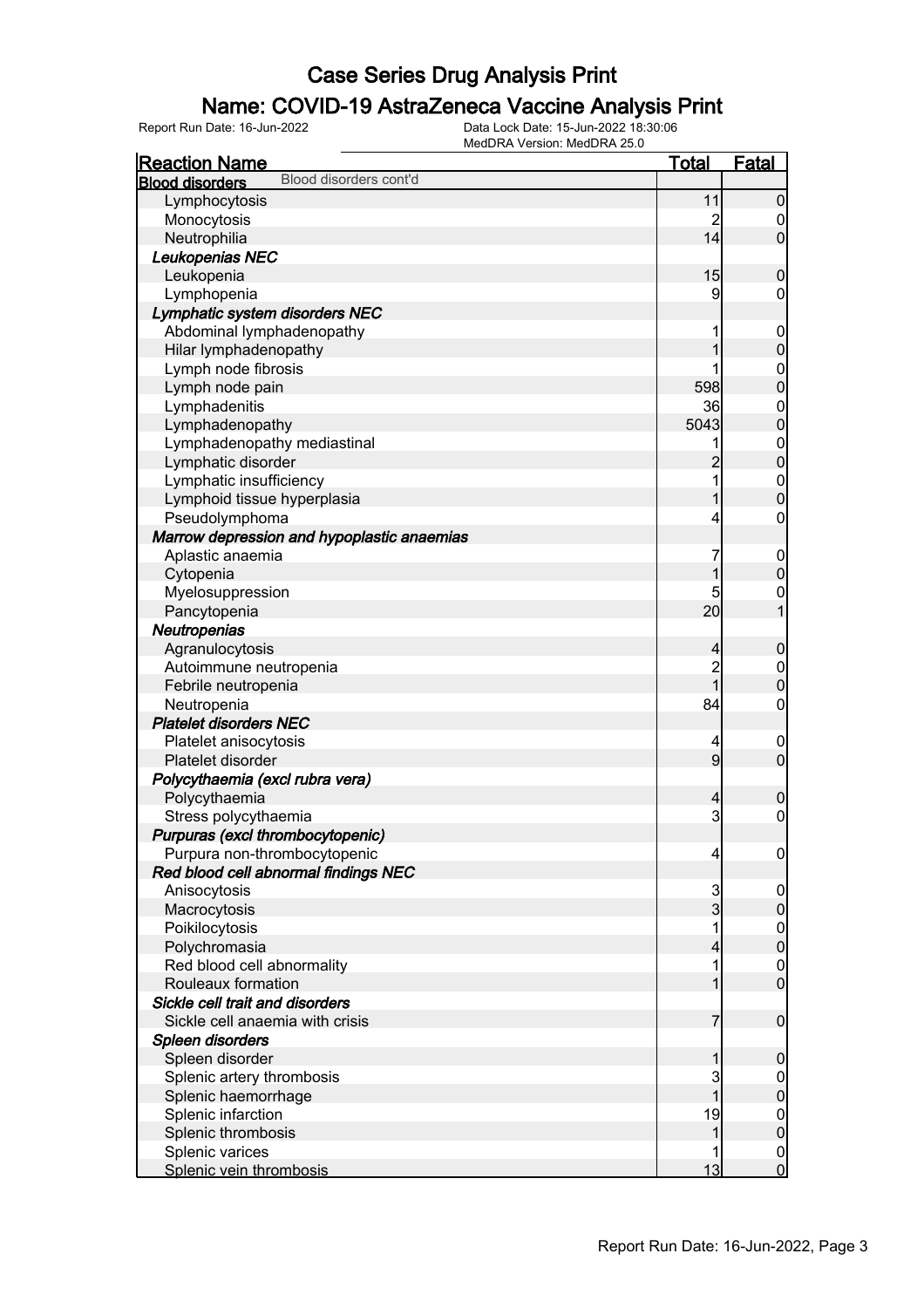# Case Series Drug Analysis Print

## Name: COVID-19 AstraZeneca Vaccine Analysis Print

Report Run Date: 16-Jun-2022

Data Lock Date: 15-Jun-2022 18:30:06
MedDRA Version: MedDRA 25.0

| Reaction Name | Total | Fatal |
|---|---|---|
| **Blood disorders** Blood disorders cont'd | | |
| Lymphocytosis | 11 | 0 |
| Monocytosis | 2 | 0 |
| Neutrophilia | 14 | 0 |
| ***Leukopenias NEC*** | | |
| Leukopenia | 15 | 0 |
| Lymphopenia | 9 | 0 |
| ***Lymphatic system disorders NEC*** | | |
| Abdominal lymphadenopathy | 1 | 0 |
| Hilar lymphadenopathy | 1 | 0 |
| Lymph node fibrosis | 1 | 0 |
| Lymph node pain | 598 | 0 |
| Lymphadenitis | 36 | 0 |
| Lymphadenopathy | 5043 | 0 |
| Lymphadenopathy mediastinal | 1 | 0 |
| Lymphatic disorder | 2 | 0 |
| Lymphatic insufficiency | 1 | 0 |
| Lymphoid tissue hyperplasia | 1 | 0 |
| Pseudolymphoma | 4 | 0 |
| ***Marrow depression and hypoplastic anaemias*** | | |
| Aplastic anaemia | 7 | 0 |
| Cytopenia | 1 | 0 |
| Myelosuppression | 5 | 0 |
| Pancytopenia | 20 | 1 |
| ***Neutropenias*** | | |
| Agranulocytosis | 4 | 0 |
| Autoimmune neutropenia | 2 | 0 |
| Febrile neutropenia | 1 | 0 |
| Neutropenia | 84 | 0 |
| ***Platelet disorders NEC*** | | |
| Platelet anisocytosis | 4 | 0 |
| Platelet disorder | 9 | 0 |
| ***Polycythaemia (excl rubra vera)*** | | |
| Polycythaemia | 4 | 0 |
| Stress polycythaemia | 3 | 0 |
| ***Purpuras (excl thrombocytopenic)*** | | |
| Purpura non-thrombocytopenic | 4 | 0 |
| ***Red blood cell abnormal findings NEC*** | | |
| Anisocytosis | 3 | 0 |
| Macrocytosis | 3 | 0 |
| Poikilocytosis | 1 | 0 |
| Polychromasia | 4 | 0 |
| Red blood cell abnormality | 1 | 0 |
| Rouleaux formation | 1 | 0 |
| ***Sickle cell trait and disorders*** | | |
| Sickle cell anaemia with crisis | 7 | 0 |
| ***Spleen disorders*** | | |
| Spleen disorder | 1 | 0 |
| Splenic artery thrombosis | 3 | 0 |
| Splenic haemorrhage | 1 | 0 |
| Splenic infarction | 19 | 0 |
| Splenic thrombosis | 1 | 0 |
| Splenic varices | 1 | 0 |
| Splenic vein thrombosis | 13 | 0 |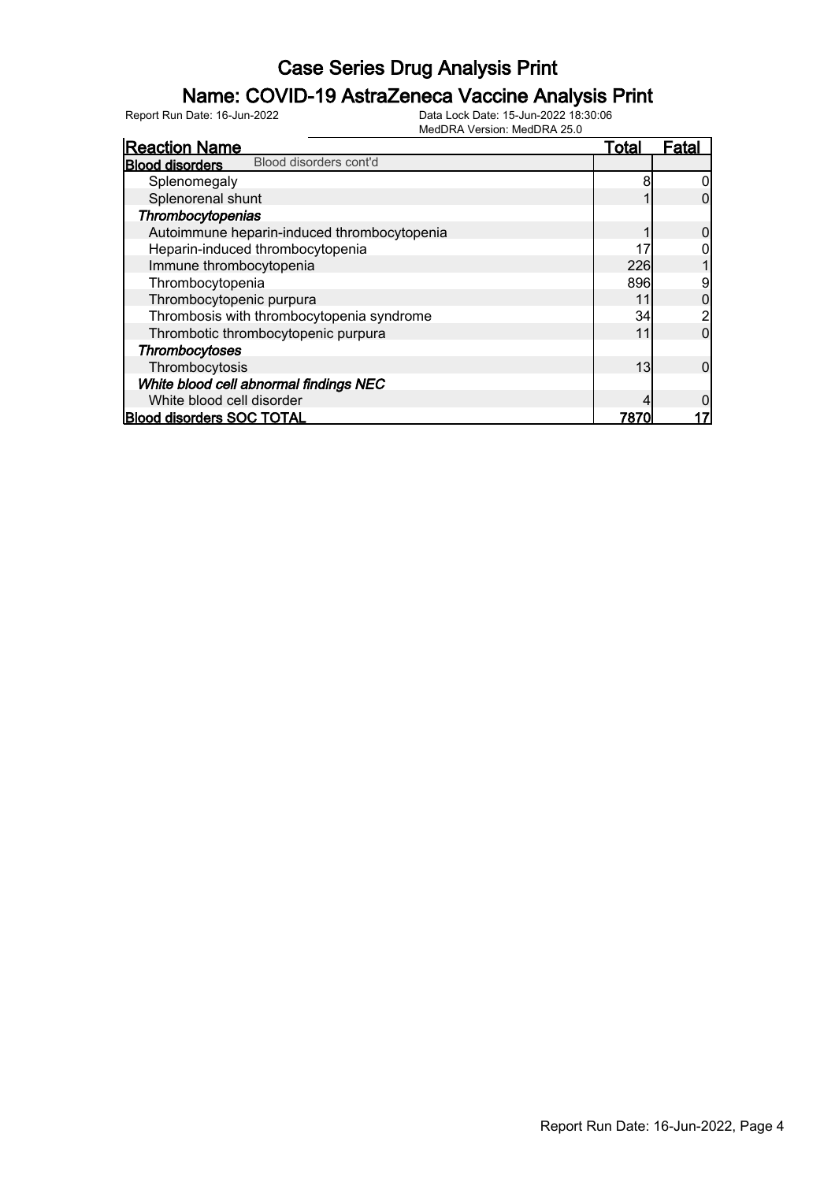# Case Series Drug Analysis Print

## Name: COVID-19 AstraZeneca Vaccine Analysis Print

Report Run Date: 16-Jun-2022

Data Lock Date: 15-Jun-2022 18:30:06
MedDRA Version: MedDRA 25.0

| Reaction Name | Total | Fatal |
|---|---|---|
| **Blood disorders** Blood disorders cont'd | | |
| Splenomegaly | 8 | 0 |
| Splenorenal shunt | 1 | 0 |
| ***Thrombocytopenias*** | | |
| Autoimmune heparin-induced thrombocytopenia | 1 | 0 |
| Heparin-induced thrombocytopenia | 17 | 0 |
| Immune thrombocytopenia | 226 | 1 |
| Thrombocytopenia | 896 | 9 |
| Thrombocytopenic purpura | 11 | 0 |
| Thrombosis with thrombocytopenia syndrome | 34 | 2 |
| Thrombotic thrombocytopenic purpura | 11 | 0 |
| ***Thrombocytoses*** | | |
| Thrombocytosis | 13 | 0 |
| ***White blood cell abnormal findings NEC*** | | |
| White blood cell disorder | 4 | 0 |
| **Blood disorders SOC TOTAL** | **7870** | **17** |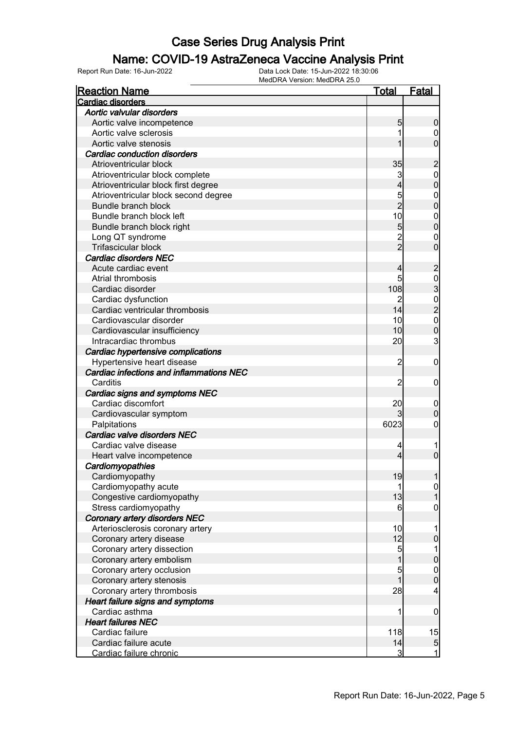# Case Series Drug Analysis Print

## Name: COVID-19 AstraZeneca Vaccine Analysis Print

Report Run Date: 16-Jun-2022

Data Lock Date: 15-Jun-2022 18:30:06
MedDRA Version: MedDRA 25.0

| Reaction Name | Total | Fatal |
|---|---|---|
| **Cardiac disorders** | | |
| ***Aortic valvular disorders*** | | |
| Aortic valve incompetence | 5 | 0 |
| Aortic valve sclerosis | 1 | 0 |
| Aortic valve stenosis | 1 | 0 |
| ***Cardiac conduction disorders*** | | |
| Atrioventricular block | 35 | 2 |
| Atrioventricular block complete | 3 | 0 |
| Atrioventricular block first degree | 4 | 0 |
| Atrioventricular block second degree | 5 | 0 |
| Bundle branch block | 2 | 0 |
| Bundle branch block left | 10 | 0 |
| Bundle branch block right | 5 | 0 |
| Long QT syndrome | 2 | 0 |
| Trifascicular block | 2 | 0 |
| ***Cardiac disorders NEC*** | | |
| Acute cardiac event | 4 | 2 |
| Atrial thrombosis | 5 | 0 |
| Cardiac disorder | 108 | 3 |
| Cardiac dysfunction | 2 | 0 |
| Cardiac ventricular thrombosis | 14 | 2 |
| Cardiovascular disorder | 10 | 0 |
| Cardiovascular insufficiency | 10 | 0 |
| Intracardiac thrombus | 20 | 3 |
| ***Cardiac hypertensive complications*** | | |
| Hypertensive heart disease | 2 | 0 |
| ***Cardiac infections and inflammations NEC*** | | |
| Carditis | 2 | 0 |
| ***Cardiac signs and symptoms NEC*** | | |
| Cardiac discomfort | 20 | 0 |
| Cardiovascular symptom | 3 | 0 |
| Palpitations | 6023 | 0 |
| ***Cardiac valve disorders NEC*** | | |
| Cardiac valve disease | 4 | 1 |
| Heart valve incompetence | 4 | 0 |
| ***Cardiomyopathies*** | | |
| Cardiomyopathy | 19 | 1 |
| Cardiomyopathy acute | 1 | 0 |
| Congestive cardiomyopathy | 13 | 1 |
| Stress cardiomyopathy | 6 | 0 |
| ***Coronary artery disorders NEC*** | | |
| Arteriosclerosis coronary artery | 10 | 1 |
| Coronary artery disease | 12 | 0 |
| Coronary artery dissection | 5 | 1 |
| Coronary artery embolism | 1 | 0 |
| Coronary artery occlusion | 5 | 0 |
| Coronary artery stenosis | 1 | 0 |
| Coronary artery thrombosis | 28 | 4 |
| ***Heart failure signs and symptoms*** | | |
| Cardiac asthma | 1 | 0 |
| ***Heart failures NEC*** | | |
| Cardiac failure | 118 | 15 |
| Cardiac failure acute | 14 | 5 |
| Cardiac failure chronic | 3 | 1 |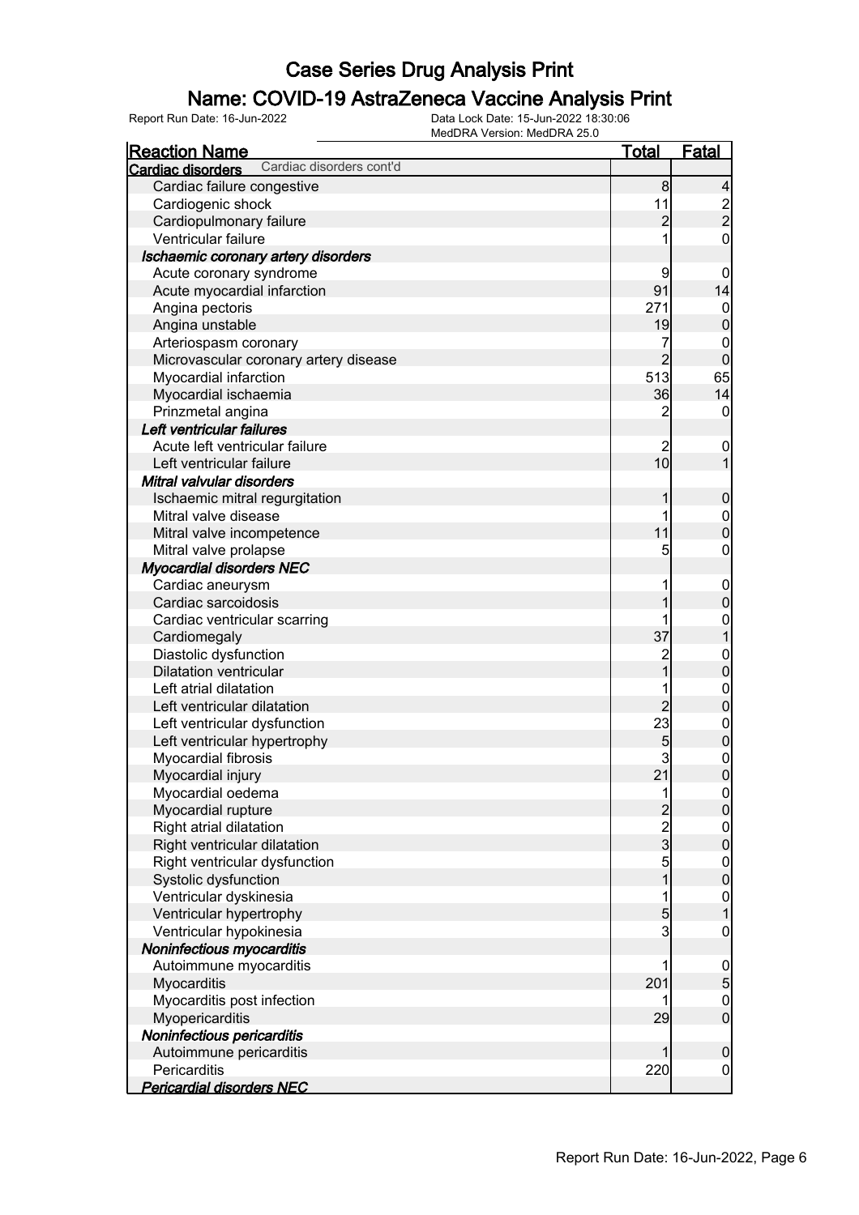# Case Series Drug Analysis Print

## Name: COVID-19 AstraZeneca Vaccine Analysis Print

Report Run Date: 16-Jun-2022

Data Lock Date: 15-Jun-2022 18:30:06

MedDRA Version: MedDRA 25.0

| Reaction Name | Total | Fatal |
| --- | --- | --- |
| **Cardiac disorders** Cardiac disorders cont'd | | |
| Cardiac failure congestive | 8 | 4 |
| Cardiogenic shock | 11 | 2 |
| Cardiopulmonary failure | 2 | 2 |
| Ventricular failure | 1 | 0 |
| ***Ischaemic coronary artery disorders*** | | |
| Acute coronary syndrome | 9 | 0 |
| Acute myocardial infarction | 91 | 14 |
| Angina pectoris | 271 | 0 |
| Angina unstable | 19 | 0 |
| Arteriospasm coronary | 7 | 0 |
| Microvascular coronary artery disease | 2 | 0 |
| Myocardial infarction | 513 | 65 |
| Myocardial ischaemia | 36 | 14 |
| Prinzmetal angina | 2 | 0 |
| ***Left ventricular failures*** | | |
| Acute left ventricular failure | 2 | 0 |
| Left ventricular failure | 10 | 1 |
| ***Mitral valvular disorders*** | | |
| Ischaemic mitral regurgitation | 1 | 0 |
| Mitral valve disease | 1 | 0 |
| Mitral valve incompetence | 11 | 0 |
| Mitral valve prolapse | 5 | 0 |
| ***Myocardial disorders NEC*** | | |
| Cardiac aneurysm | 1 | 0 |
| Cardiac sarcoidosis | 1 | 0 |
| Cardiac ventricular scarring | 1 | 0 |
| Cardiomegaly | 37 | 1 |
| Diastolic dysfunction | 2 | 0 |
| Dilatation ventricular | 1 | 0 |
| Left atrial dilatation | 1 | 0 |
| Left ventricular dilatation | 2 | 0 |
| Left ventricular dysfunction | 23 | 0 |
| Left ventricular hypertrophy | 5 | 0 |
| Myocardial fibrosis | 3 | 0 |
| Myocardial injury | 21 | 0 |
| Myocardial oedema | 1 | 0 |
| Myocardial rupture | 2 | 0 |
| Right atrial dilatation | 2 | 0 |
| Right ventricular dilatation | 3 | 0 |
| Right ventricular dysfunction | 5 | 0 |
| Systolic dysfunction | 1 | 0 |
| Ventricular dyskinesia | 1 | 0 |
| Ventricular hypertrophy | 5 | 1 |
| Ventricular hypokinesia | 3 | 0 |
| ***Noninfectious myocarditis*** | | |
| Autoimmune myocarditis | 1 | 0 |
| Myocarditis | 201 | 5 |
| Myocarditis post infection | 1 | 0 |
| Myopericarditis | 29 | 0 |
| ***Noninfectious pericarditis*** | | |
| Autoimmune pericarditis | 1 | 0 |
| Pericarditis | 220 | 0 |
| ***Pericardial disorders NEC*** | | |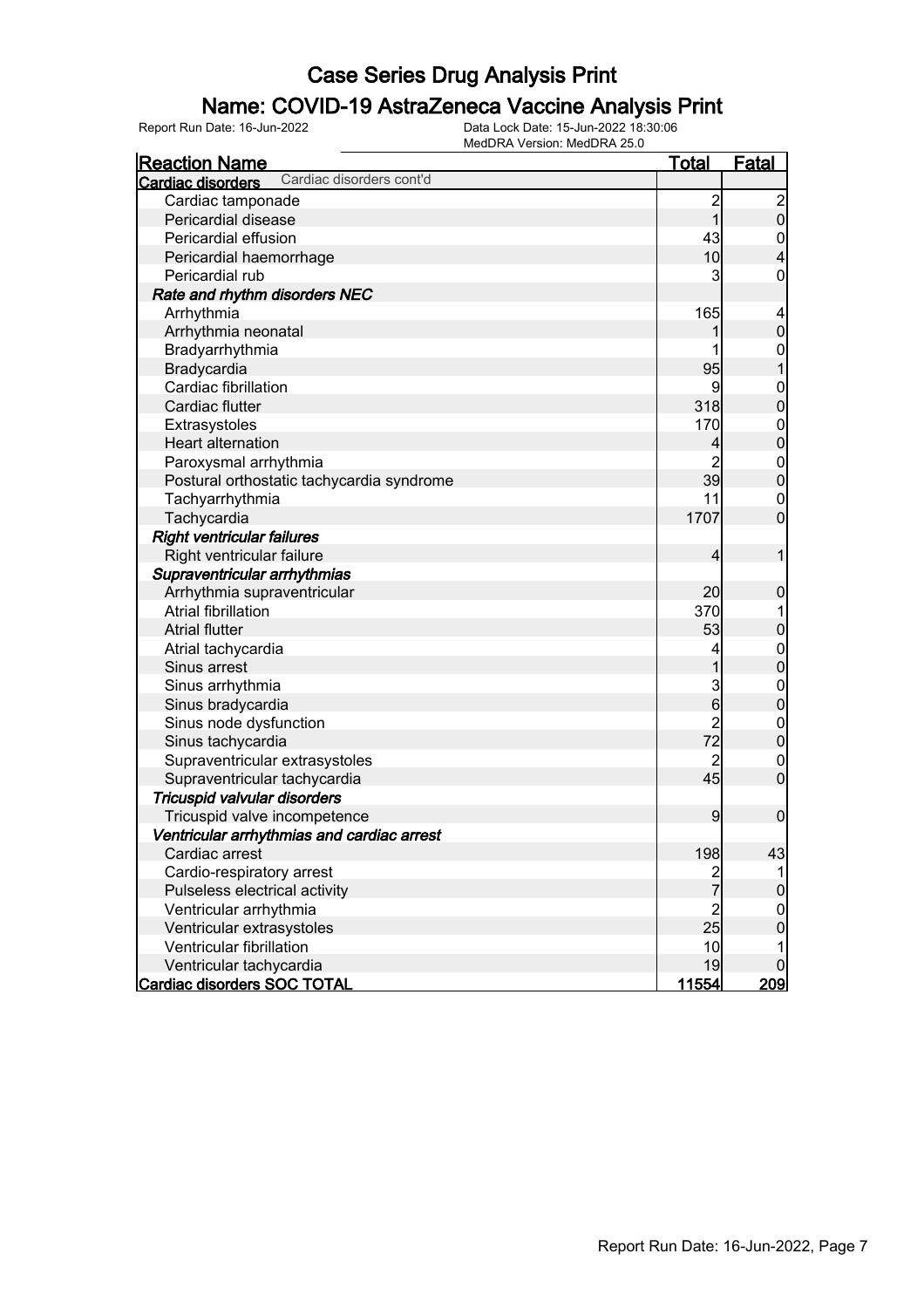# Case Series Drug Analysis Print

## Name: COVID-19 AstraZeneca Vaccine Analysis Print

Report Run Date: 16-Jun-2022  
Data Lock Date: 15-Jun-2022 18:30:06  
MedDRA Version: MedDRA 25.0

| Reaction Name | Total | Fatal |
|---|---|---|
| **Cardiac disorders** Cardiac disorders cont'd | | |
| Cardiac tamponade | 2 | 2 |
| Pericardial disease | 1 | 0 |
| Pericardial effusion | 43 | 0 |
| Pericardial haemorrhage | 10 | 4 |
| Pericardial rub | 3 | 0 |
| ***Rate and rhythm disorders NEC*** | | |
| Arrhythmia | 165 | 4 |
| Arrhythmia neonatal | 1 | 0 |
| Bradyarrhythmia | 1 | 0 |
| Bradycardia | 95 | 1 |
| Cardiac fibrillation | 9 | 0 |
| Cardiac flutter | 318 | 0 |
| Extrasystoles | 170 | 0 |
| Heart alternation | 4 | 0 |
| Paroxysmal arrhythmia | 2 | 0 |
| Postural orthostatic tachycardia syndrome | 39 | 0 |
| Tachyarrhythmia | 11 | 0 |
| Tachycardia | 1707 | 0 |
| ***Right ventricular failures*** | | |
| Right ventricular failure | 4 | 1 |
| ***Supraventricular arrhythmias*** | | |
| Arrhythmia supraventricular | 20 | 0 |
| Atrial fibrillation | 370 | 1 |
| Atrial flutter | 53 | 0 |
| Atrial tachycardia | 4 | 0 |
| Sinus arrest | 1 | 0 |
| Sinus arrhythmia | 3 | 0 |
| Sinus bradycardia | 6 | 0 |
| Sinus node dysfunction | 2 | 0 |
| Sinus tachycardia | 72 | 0 |
| Supraventricular extrasystoles | 2 | 0 |
| Supraventricular tachycardia | 45 | 0 |
| ***Tricuspid valvular disorders*** | | |
| Tricuspid valve incompetence | 9 | 0 |
| ***Ventricular arrhythmias and cardiac arrest*** | | |
| Cardiac arrest | 198 | 43 |
| Cardio-respiratory arrest | 2 | 1 |
| Pulseless electrical activity | 7 | 0 |
| Ventricular arrhythmia | 2 | 0 |
| Ventricular extrasystoles | 25 | 0 |
| Ventricular fibrillation | 10 | 1 |
| Ventricular tachycardia | 19 | 0 |
| **Cardiac disorders SOC TOTAL** | **11554** | **209** |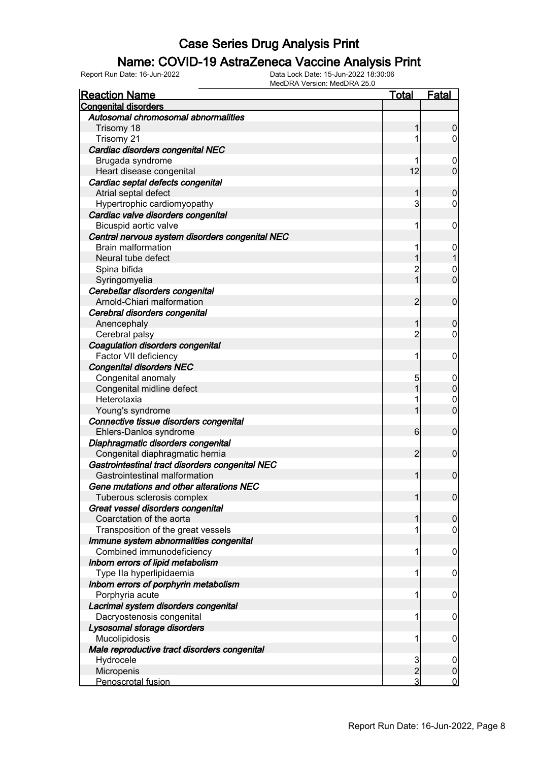# Case Series Drug Analysis Print

## Name: COVID-19 AstraZeneca Vaccine Analysis Print

Report Run Date: 16-Jun-2022

Data Lock Date: 15-Jun-2022 18:30:06
MedDRA Version: MedDRA 25.0

| Reaction Name | Total | Fatal |
|---|---|---|
| **Congenital disorders** | | |
| *Autosomal chromosomal abnormalities* | | |
| Trisomy 18 | 1 | 0 |
| Trisomy 21 | 1 | 0 |
| *Cardiac disorders congenital NEC* | | |
| Brugada syndrome | 1 | 0 |
| Heart disease congenital | 12 | 0 |
| *Cardiac septal defects congenital* | | |
| Atrial septal defect | 1 | 0 |
| Hypertrophic cardiomyopathy | 3 | 0 |
| *Cardiac valve disorders congenital* | | |
| Bicuspid aortic valve | 1 | 0 |
| *Central nervous system disorders congenital NEC* | | |
| Brain malformation | 1 | 0 |
| Neural tube defect | 1 | 1 |
| Spina bifida | 2 | 0 |
| Syringomyelia | 1 | 0 |
| *Cerebellar disorders congenital* | | |
| Arnold-Chiari malformation | 2 | 0 |
| *Cerebral disorders congenital* | | |
| Anencephaly | 1 | 0 |
| Cerebral palsy | 2 | 0 |
| *Coagulation disorders congenital* | | |
| Factor VII deficiency | 1 | 0 |
| *Congenital disorders NEC* | | |
| Congenital anomaly | 5 | 0 |
| Congenital midline defect | 1 | 0 |
| Heterotaxia | 1 | 0 |
| Young's syndrome | 1 | 0 |
| *Connective tissue disorders congenital* | | |
| Ehlers-Danlos syndrome | 6 | 0 |
| *Diaphragmatic disorders congenital* | | |
| Congenital diaphragmatic hernia | 2 | 0 |
| *Gastrointestinal tract disorders congenital NEC* | | |
| Gastrointestinal malformation | 1 | 0 |
| *Gene mutations and other alterations NEC* | | |
| Tuberous sclerosis complex | 1 | 0 |
| *Great vessel disorders congenital* | | |
| Coarctation of the aorta | 1 | 0 |
| Transposition of the great vessels | 1 | 0 |
| *Immune system abnormalities congenital* | | |
| Combined immunodeficiency | 1 | 0 |
| *Inborn errors of lipid metabolism* | | |
| Type IIa hyperlipidaemia | 1 | 0 |
| *Inborn errors of porphyrin metabolism* | | |
| Porphyria acute | 1 | 0 |
| *Lacrimal system disorders congenital* | | |
| Dacryostenosis congenital | 1 | 0 |
| *Lysosomal storage disorders* | | |
| Mucolipidosis | 1 | 0 |
| *Male reproductive tract disorders congenital* | | |
| Hydrocele | 3 | 0 |
| Micropenis | 2 | 0 |
| Penoscrotal fusion | 3 | 0 |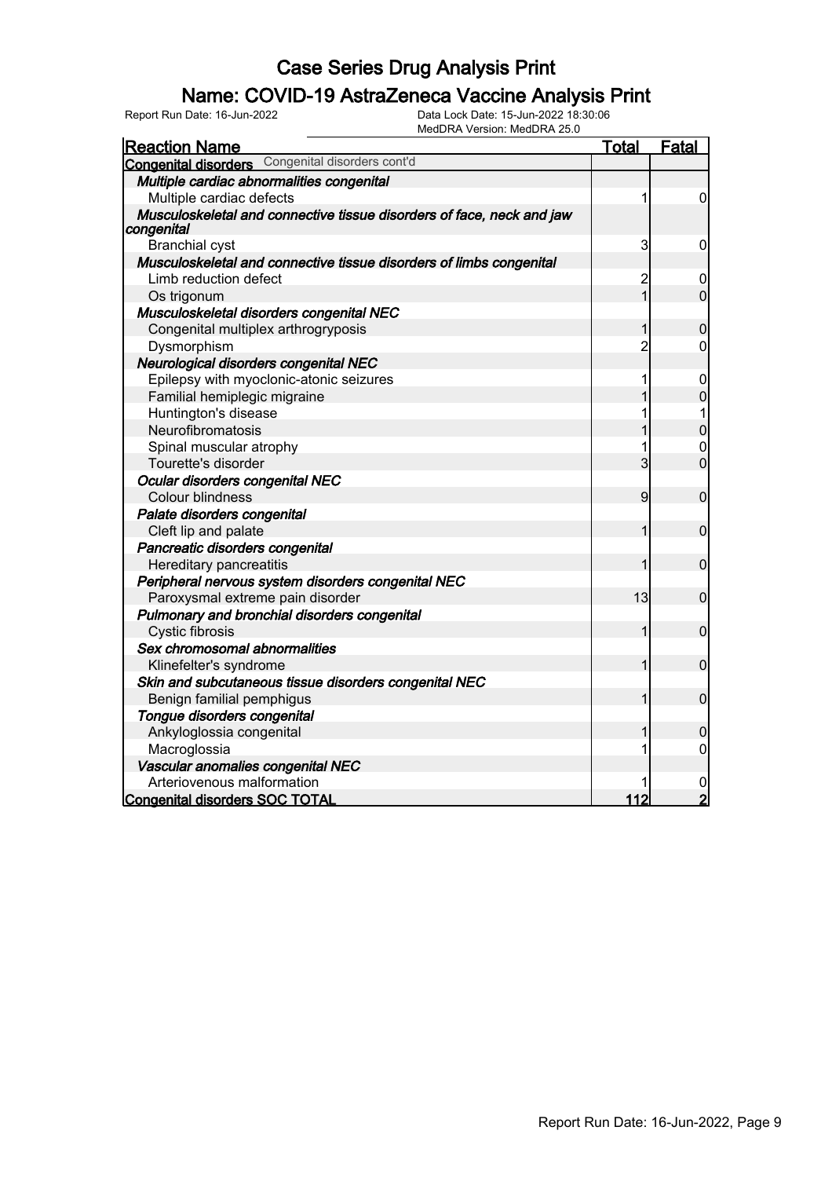# Case Series Drug Analysis Print

## Name: COVID-19 AstraZeneca Vaccine Analysis Print

Report Run Date: 16-Jun-2022

Data Lock Date: 15-Jun-2022 18:30:06

MedDRA Version: MedDRA 25.0

| Reaction Name | Total | Fatal |
| --- | --- | --- |
| **Congenital disorders** Congenital disorders cont'd | | |
| ***Multiple cardiac abnormalities congenital*** | | |
| Multiple cardiac defects | 1 | 0 |
| ***Musculoskeletal and connective tissue disorders of face, neck and jaw congenital*** | | |
| Branchial cyst | 3 | 0 |
| ***Musculoskeletal and connective tissue disorders of limbs congenital*** | | |
| Limb reduction defect | 2 | 0 |
| Os trigonum | 1 | 0 |
| ***Musculoskeletal disorders congenital NEC*** | | |
| Congenital multiplex arthrogryposis | 1 | 0 |
| Dysmorphism | 2 | 0 |
| ***Neurological disorders congenital NEC*** | | |
| Epilepsy with myoclonic-atonic seizures | 1 | 0 |
| Familial hemiplegic migraine | 1 | 0 |
| Huntington's disease | 1 | 1 |
| Neurofibromatosis | 1 | 0 |
| Spinal muscular atrophy | 1 | 0 |
| Tourette's disorder | 3 | 0 |
| ***Ocular disorders congenital NEC*** | | |
| Colour blindness | 9 | 0 |
| ***Palate disorders congenital*** | | |
| Cleft lip and palate | 1 | 0 |
| ***Pancreatic disorders congenital*** | | |
| Hereditary pancreatitis | 1 | 0 |
| ***Peripheral nervous system disorders congenital NEC*** | | |
| Paroxysmal extreme pain disorder | 13 | 0 |
| ***Pulmonary and bronchial disorders congenital*** | | |
| Cystic fibrosis | 1 | 0 |
| ***Sex chromosomal abnormalities*** | | |
| Klinefelter's syndrome | 1 | 0 |
| ***Skin and subcutaneous tissue disorders congenital NEC*** | | |
| Benign familial pemphigus | 1 | 0 |
| ***Tongue disorders congenital*** | | |
| Ankyloglossia congenital | 1 | 0 |
| Macroglossia | 1 | 0 |
| ***Vascular anomalies congenital NEC*** | | |
| Arteriovenous malformation | 1 | 0 |
| **Congenital disorders SOC TOTAL** | **112** | **2** |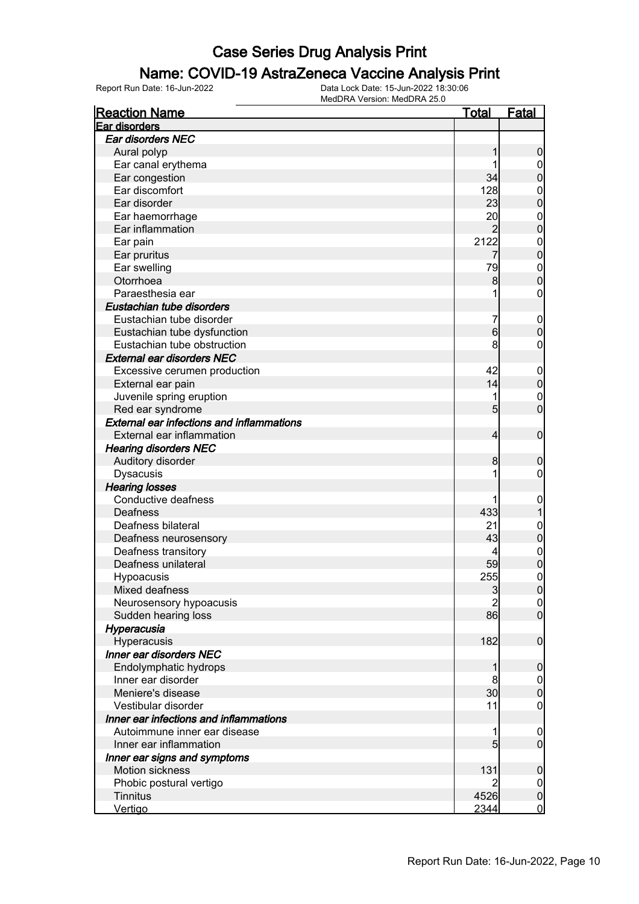# Case Series Drug Analysis Print

## Name: COVID-19 AstraZeneca Vaccine Analysis Print

Report Run Date: 16-Jun-2022
Data Lock Date: 15-Jun-2022 18:30:06
MedDRA Version: MedDRA 25.0

| Reaction Name | Total | Fatal |
|---|---|---|
| **Ear disorders** | | |
| ***Ear disorders NEC*** | | |
| Aural polyp | 1 | 0 |
| Ear canal erythema | 1 | 0 |
| Ear congestion | 34 | 0 |
| Ear discomfort | 128 | 0 |
| Ear disorder | 23 | 0 |
| Ear haemorrhage | 20 | 0 |
| Ear inflammation | 2 | 0 |
| Ear pain | 2122 | 0 |
| Ear pruritus | 7 | 0 |
| Ear swelling | 79 | 0 |
| Otorrhoea | 8 | 0 |
| Paraesthesia ear | 1 | 0 |
| ***Eustachian tube disorders*** | | |
| Eustachian tube disorder | 7 | 0 |
| Eustachian tube dysfunction | 6 | 0 |
| Eustachian tube obstruction | 8 | 0 |
| ***External ear disorders NEC*** | | |
| Excessive cerumen production | 42 | 0 |
| External ear pain | 14 | 0 |
| Juvenile spring eruption | 1 | 0 |
| Red ear syndrome | 5 | 0 |
| ***External ear infections and inflammations*** | | |
| External ear inflammation | 4 | 0 |
| ***Hearing disorders NEC*** | | |
| Auditory disorder | 8 | 0 |
| Dysacusis | 1 | 0 |
| ***Hearing losses*** | | |
| Conductive deafness | 1 | 0 |
| Deafness | 433 | 1 |
| Deafness bilateral | 21 | 0 |
| Deafness neurosensory | 43 | 0 |
| Deafness transitory | 4 | 0 |
| Deafness unilateral | 59 | 0 |
| Hypoacusis | 255 | 0 |
| Mixed deafness | 3 | 0 |
| Neurosensory hypoacusis | 2 | 0 |
| Sudden hearing loss | 86 | 0 |
| ***Hyperacusia*** | | |
| Hyperacusis | 182 | 0 |
| ***Inner ear disorders NEC*** | | |
| Endolymphatic hydrops | 1 | 0 |
| Inner ear disorder | 8 | 0 |
| Meniere's disease | 30 | 0 |
| Vestibular disorder | 11 | 0 |
| ***Inner ear infections and inflammations*** | | |
| Autoimmune inner ear disease | 1 | 0 |
| Inner ear inflammation | 5 | 0 |
| ***Inner ear signs and symptoms*** | | |
| Motion sickness | 131 | 0 |
| Phobic postural vertigo | 2 | 0 |
| Tinnitus | 4526 | 0 |
| Vertigo | 2344 | 0 |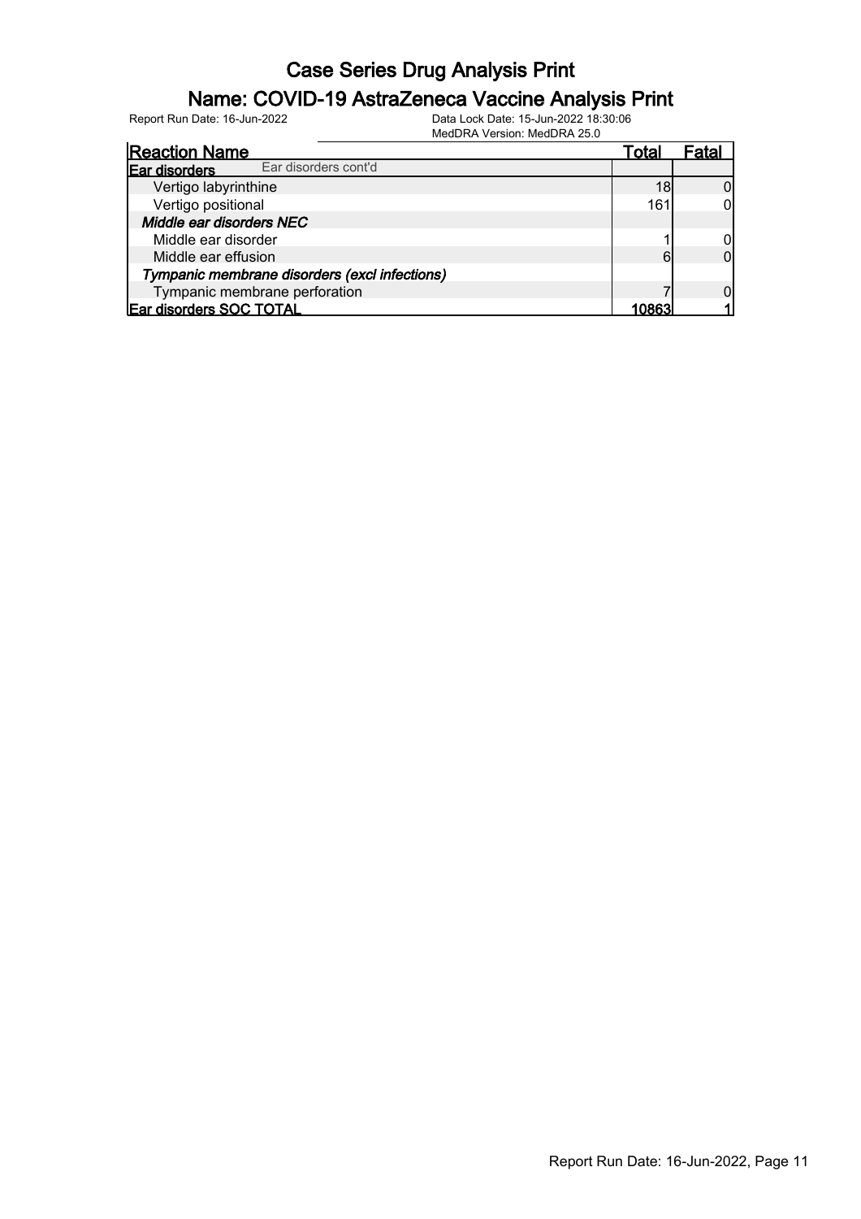# Case Series Drug Analysis Print

## Name: COVID-19 AstraZeneca Vaccine Analysis Print

Report Run Date: 16-Jun-2022

Data Lock Date: 15-Jun-2022 18:30:06

MedDRA Version: MedDRA 25.0

| Reaction Name | Total | Fatal |
|---|---|---|
| **Ear disorders** Ear disorders cont'd | | |
| Vertigo labyrinthine | 18 | 0 |
| Vertigo positional | 161 | 0 |
| ***Middle ear disorders NEC*** | | |
| Middle ear disorder | 1 | 0 |
| Middle ear effusion | 6 | 0 |
| ***Tympanic membrane disorders (excl infections)*** | | |
| Tympanic membrane perforation | 7 | 0 |
| **Ear disorders SOC TOTAL** | **10863** | **1** |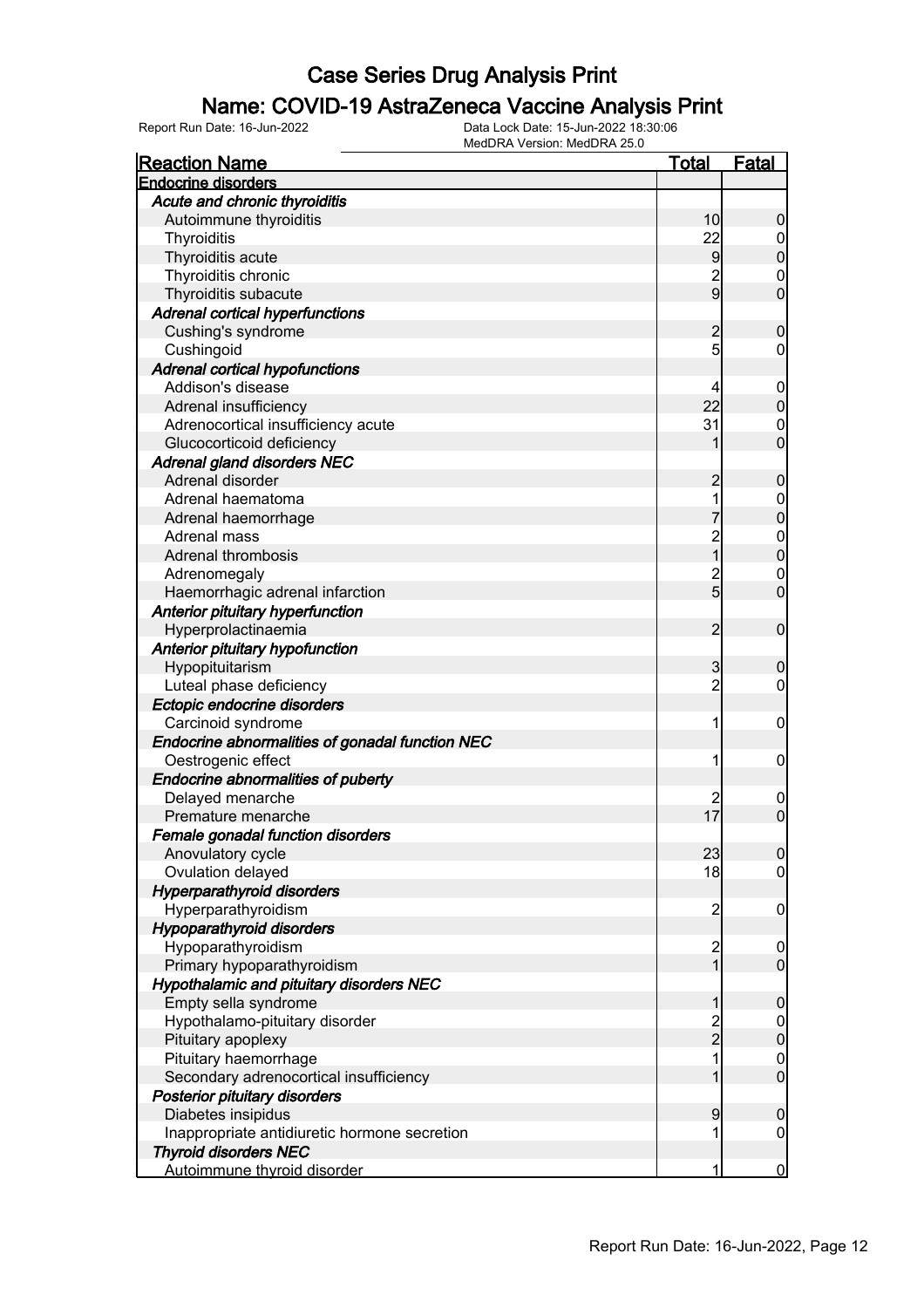# Case Series Drug Analysis Print

## Name: COVID-19 AstraZeneca Vaccine Analysis Print

Report Run Date: 16-Jun-2022    Data Lock Date: 15-Jun-2022 18:30:06
MedDRA Version: MedDRA 25.0

| Reaction Name | Total | Fatal |
|---|---|---|
| **Endocrine disorders** | | |
| ***Acute and chronic thyroiditis*** | | |
| Autoimmune thyroiditis | 10 | 0 |
| Thyroiditis | 22 | 0 |
| Thyroiditis acute | 9 | 0 |
| Thyroiditis chronic | 2 | 0 |
| Thyroiditis subacute | 9 | 0 |
| ***Adrenal cortical hyperfunctions*** | | |
| Cushing's syndrome | 2 | 0 |
| Cushingoid | 5 | 0 |
| ***Adrenal cortical hypofunctions*** | | |
| Addison's disease | 4 | 0 |
| Adrenal insufficiency | 22 | 0 |
| Adrenocortical insufficiency acute | 31 | 0 |
| Glucocorticoid deficiency | 1 | 0 |
| ***Adrenal gland disorders NEC*** | | |
| Adrenal disorder | 2 | 0 |
| Adrenal haematoma | 1 | 0 |
| Adrenal haemorrhage | 7 | 0 |
| Adrenal mass | 2 | 0 |
| Adrenal thrombosis | 1 | 0 |
| Adrenomegaly | 2 | 0 |
| Haemorrhagic adrenal infarction | 5 | 0 |
| ***Anterior pituitary hyperfunction*** | | |
| Hyperprolactinaemia | 2 | 0 |
| ***Anterior pituitary hypofunction*** | | |
| Hypopituitarism | 3 | 0 |
| Luteal phase deficiency | 2 | 0 |
| ***Ectopic endocrine disorders*** | | |
| Carcinoid syndrome | 1 | 0 |
| ***Endocrine abnormalities of gonadal function NEC*** | | |
| Oestrogenic effect | 1 | 0 |
| ***Endocrine abnormalities of puberty*** | | |
| Delayed menarche | 2 | 0 |
| Premature menarche | 17 | 0 |
| ***Female gonadal function disorders*** | | |
| Anovulatory cycle | 23 | 0 |
| Ovulation delayed | 18 | 0 |
| ***Hyperparathyroid disorders*** | | |
| Hyperparathyroidism | 2 | 0 |
| ***Hypoparathyroid disorders*** | | |
| Hypoparathyroidism | 2 | 0 |
| Primary hypoparathyroidism | 1 | 0 |
| ***Hypothalamic and pituitary disorders NEC*** | | |
| Empty sella syndrome | 1 | 0 |
| Hypothalamo-pituitary disorder | 2 | 0 |
| Pituitary apoplexy | 2 | 0 |
| Pituitary haemorrhage | 1 | 0 |
| Secondary adrenocortical insufficiency | 1 | 0 |
| ***Posterior pituitary disorders*** | | |
| Diabetes insipidus | 9 | 0 |
| Inappropriate antidiuretic hormone secretion | 1 | 0 |
| ***Thyroid disorders NEC*** | | |
| Autoimmune thyroid disorder | 1 | 0 |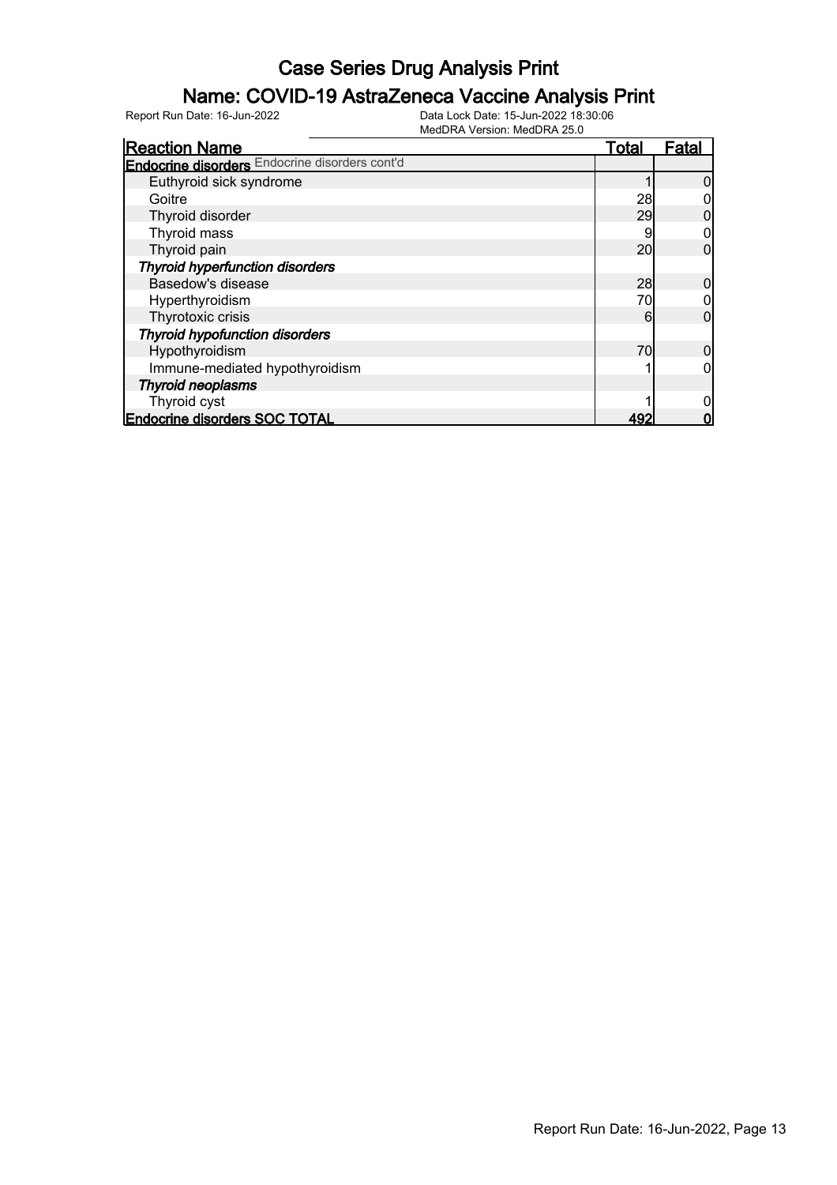# Case Series Drug Analysis Print

## Name: COVID-19 AstraZeneca Vaccine Analysis Print

Report Run Date: 16-Jun-2022

Data Lock Date: 15-Jun-2022 18:30:06

MedDRA Version: MedDRA 25.0

| Reaction Name | Total | Fatal |
|---|---|---|
| **Endocrine disorders** Endocrine disorders cont'd | | |
| Euthyroid sick syndrome | 1 | 0 |
| Goitre | 28 | 0 |
| Thyroid disorder | 29 | 0 |
| Thyroid mass | 9 | 0 |
| Thyroid pain | 20 | 0 |
| ***Thyroid hyperfunction disorders*** | | |
| Basedow's disease | 28 | 0 |
| Hyperthyroidism | 70 | 0 |
| Thyrotoxic crisis | 6 | 0 |
| ***Thyroid hypofunction disorders*** | | |
| Hypothyroidism | 70 | 0 |
| Immune-mediated hypothyroidism | 1 | 0 |
| ***Thyroid neoplasms*** | | |
| Thyroid cyst | 1 | 0 |
| **Endocrine disorders SOC TOTAL** | **492** | **0** |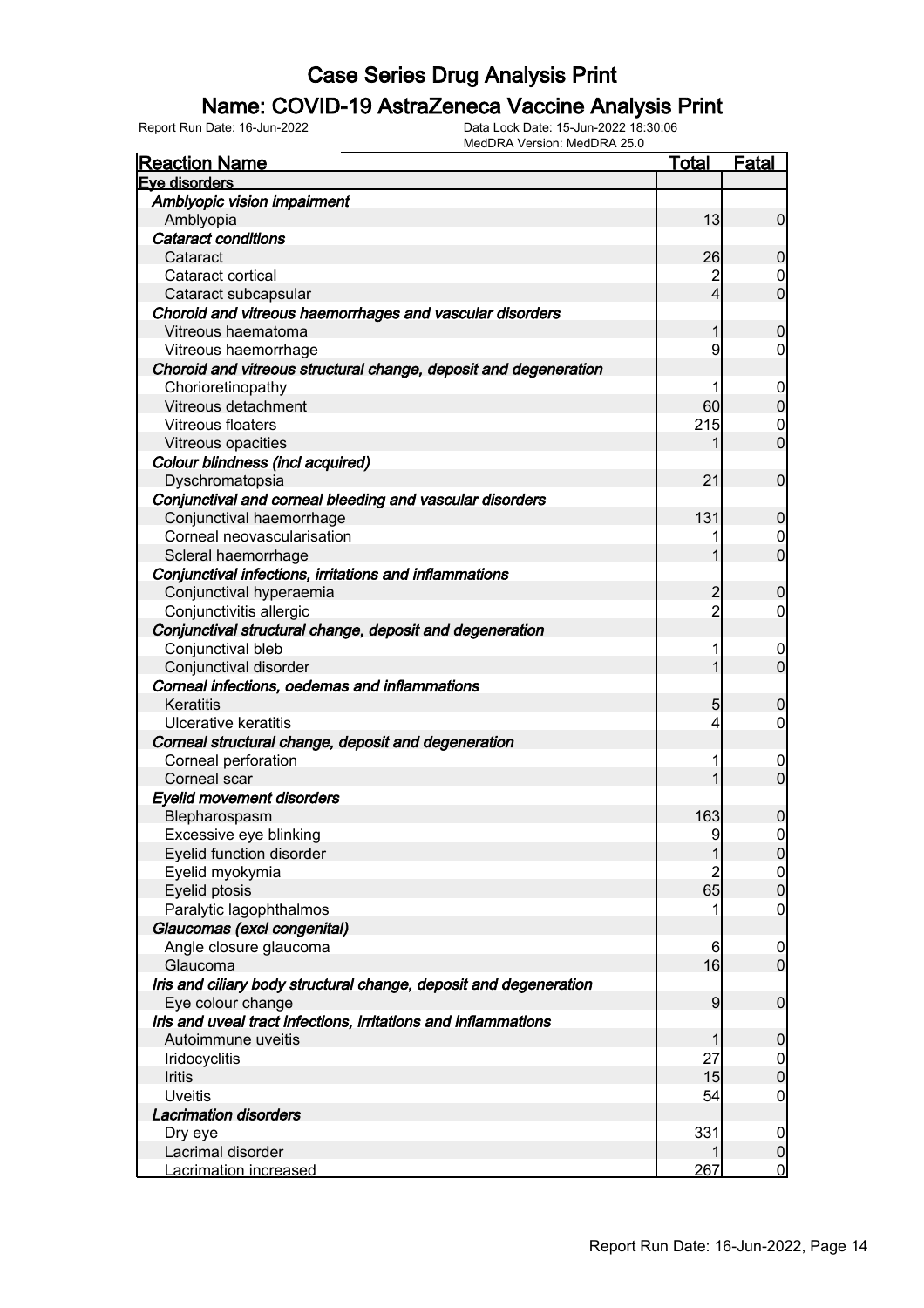# Case Series Drug Analysis Print

## Name: COVID-19 AstraZeneca Vaccine Analysis Print

Report Run Date: 16-Jun-2022    Data Lock Date: 15-Jun-2022 18:30:06
MedDRA Version: MedDRA 25.0

| Reaction Name | Total | Fatal |
|---|---|---|
| **Eye disorders** | | |
| ***Amblyopic vision impairment*** | | |
| Amblyopia | 13 | 0 |
| ***Cataract conditions*** | | |
| Cataract | 26 | 0 |
| Cataract cortical | 2 | 0 |
| Cataract subcapsular | 4 | 0 |
| ***Choroid and vitreous haemorrhages and vascular disorders*** | | |
| Vitreous haematoma | 1 | 0 |
| Vitreous haemorrhage | 9 | 0 |
| ***Choroid and vitreous structural change, deposit and degeneration*** | | |
| Chorioretinopathy | 1 | 0 |
| Vitreous detachment | 60 | 0 |
| Vitreous floaters | 215 | 0 |
| Vitreous opacities | 1 | 0 |
| ***Colour blindness (incl acquired)*** | | |
| Dyschromatopsia | 21 | 0 |
| ***Conjunctival and corneal bleeding and vascular disorders*** | | |
| Conjunctival haemorrhage | 131 | 0 |
| Corneal neovascularisation | 1 | 0 |
| Scleral haemorrhage | 1 | 0 |
| ***Conjunctival infections, irritations and inflammations*** | | |
| Conjunctival hyperaemia | 2 | 0 |
| Conjunctivitis allergic | 2 | 0 |
| ***Conjunctival structural change, deposit and degeneration*** | | |
| Conjunctival bleb | 1 | 0 |
| Conjunctival disorder | 1 | 0 |
| ***Corneal infections, oedemas and inflammations*** | | |
| Keratitis | 5 | 0 |
| Ulcerative keratitis | 4 | 0 |
| ***Corneal structural change, deposit and degeneration*** | | |
| Corneal perforation | 1 | 0 |
| Corneal scar | 1 | 0 |
| ***Eyelid movement disorders*** | | |
| Blepharospasm | 163 | 0 |
| Excessive eye blinking | 9 | 0 |
| Eyelid function disorder | 1 | 0 |
| Eyelid myokymia | 2 | 0 |
| Eyelid ptosis | 65 | 0 |
| Paralytic lagophthalmos | 1 | 0 |
| ***Glaucomas (excl congenital)*** | | |
| Angle closure glaucoma | 6 | 0 |
| Glaucoma | 16 | 0 |
| ***Iris and ciliary body structural change, deposit and degeneration*** | | |
| Eye colour change | 9 | 0 |
| ***Iris and uveal tract infections, irritations and inflammations*** | | |
| Autoimmune uveitis | 1 | 0 |
| Iridocyclitis | 27 | 0 |
| Iritis | 15 | 0 |
| Uveitis | 54 | 0 |
| ***Lacrimation disorders*** | | |
| Dry eye | 331 | 0 |
| Lacrimal disorder | 1 | 0 |
| Lacrimation increased | 267 | 0 |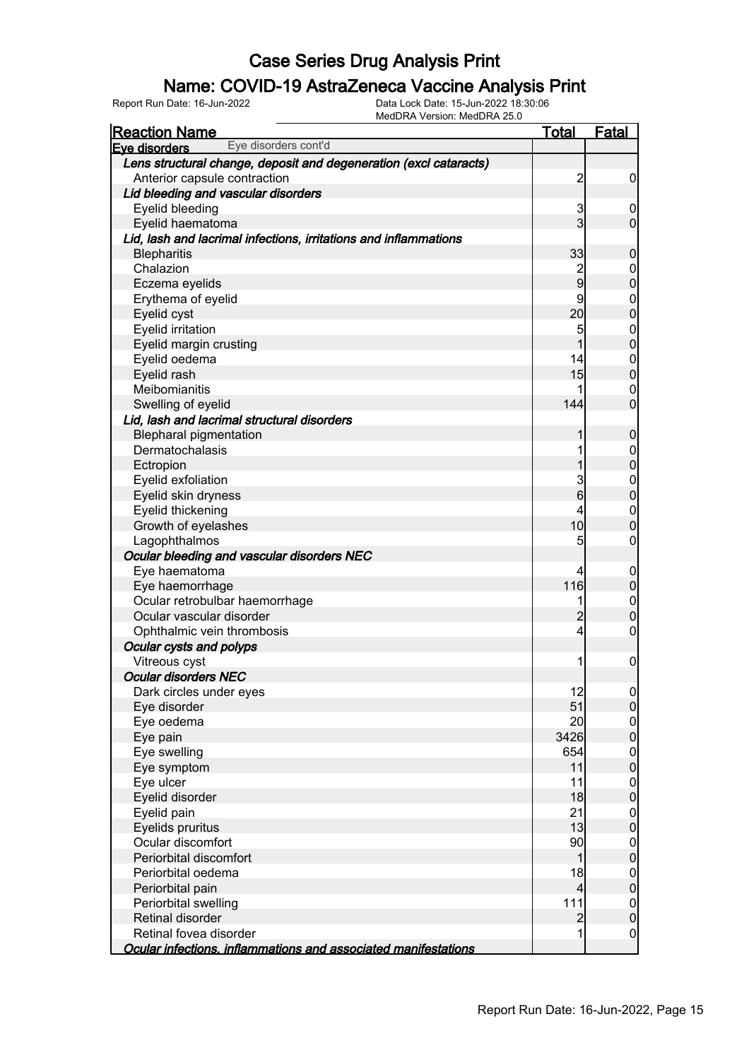# Case Series Drug Analysis Print

## Name: COVID-19 AstraZeneca Vaccine Analysis Print

Report Run Date: 16-Jun-2022

Data Lock Date: 15-Jun-2022 18:30:06
MedDRA Version: MedDRA 25.0

| Reaction Name | Total | Fatal |
|---|---|---|
| **Eye disorders** Eye disorders cont'd | | |
| ***Lens structural change, deposit and degeneration (excl cataracts)*** | | |
| Anterior capsule contraction | 2 | 0 |
| ***Lid bleeding and vascular disorders*** | | |
| Eyelid bleeding | 3 | 0 |
| Eyelid haematoma | 3 | 0 |
| ***Lid, lash and lacrimal infections, irritations and inflammations*** | | |
| Blepharitis | 33 | 0 |
| Chalazion | 2 | 0 |
| Eczema eyelids | 9 | 0 |
| Erythema of eyelid | 9 | 0 |
| Eyelid cyst | 20 | 0 |
| Eyelid irritation | 5 | 0 |
| Eyelid margin crusting | 1 | 0 |
| Eyelid oedema | 14 | 0 |
| Eyelid rash | 15 | 0 |
| Meibomianitis | 1 | 0 |
| Swelling of eyelid | 144 | 0 |
| ***Lid, lash and lacrimal structural disorders*** | | |
| Blepharal pigmentation | 1 | 0 |
| Dermatochalasis | 1 | 0 |
| Ectropion | 1 | 0 |
| Eyelid exfoliation | 3 | 0 |
| Eyelid skin dryness | 6 | 0 |
| Eyelid thickening | 4 | 0 |
| Growth of eyelashes | 10 | 0 |
| Lagophthalmos | 5 | 0 |
| ***Ocular bleeding and vascular disorders NEC*** | | |
| Eye haematoma | 4 | 0 |
| Eye haemorrhage | 116 | 0 |
| Ocular retrobulbar haemorrhage | 1 | 0 |
| Ocular vascular disorder | 2 | 0 |
| Ophthalmic vein thrombosis | 4 | 0 |
| ***Ocular cysts and polyps*** | | |
| Vitreous cyst | 1 | 0 |
| ***Ocular disorders NEC*** | | |
| Dark circles under eyes | 12 | 0 |
| Eye disorder | 51 | 0 |
| Eye oedema | 20 | 0 |
| Eye pain | 3426 | 0 |
| Eye swelling | 654 | 0 |
| Eye symptom | 11 | 0 |
| Eye ulcer | 11 | 0 |
| Eyelid disorder | 18 | 0 |
| Eyelid pain | 21 | 0 |
| Eyelids pruritus | 13 | 0 |
| Ocular discomfort | 90 | 0 |
| Periorbital discomfort | 1 | 0 |
| Periorbital oedema | 18 | 0 |
| Periorbital pain | 4 | 0 |
| Periorbital swelling | 111 | 0 |
| Retinal disorder | 2 | 0 |
| Retinal fovea disorder | 1 | 0 |
| ***Ocular infections, inflammations and associated manifestations*** | | |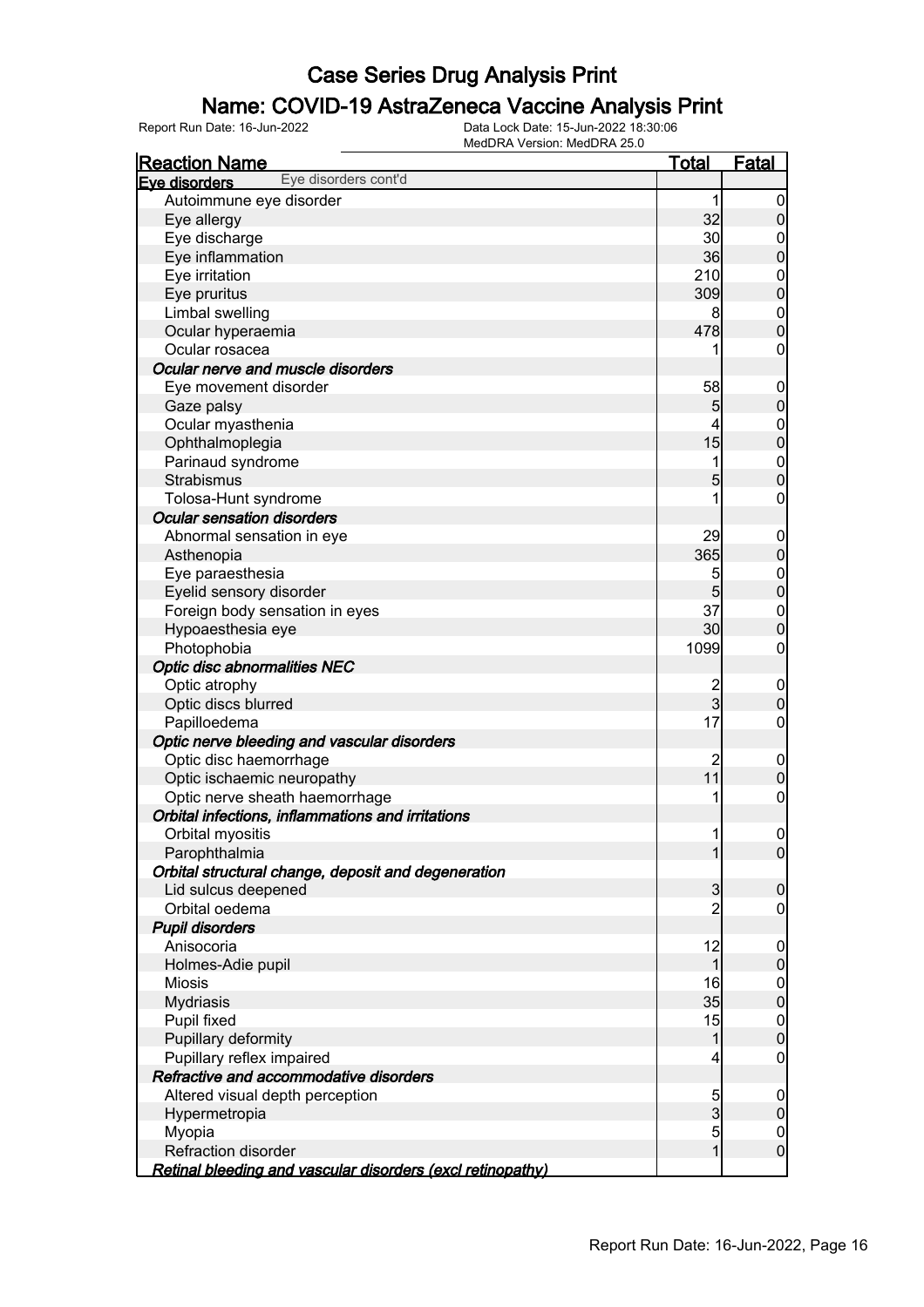# Case Series Drug Analysis Print

## Name: COVID-19 AstraZeneca Vaccine Analysis Print

Report Run Date: 16-Jun-2022
Data Lock Date: 15-Jun-2022 18:30:06
MedDRA Version: MedDRA 25.0

| Reaction Name | Total | Fatal |
|---|---|---|
| **Eye disorders** Eye disorders cont'd | | |
| Autoimmune eye disorder | 1 | 0 |
| Eye allergy | 32 | 0 |
| Eye discharge | 30 | 0 |
| Eye inflammation | 36 | 0 |
| Eye irritation | 210 | 0 |
| Eye pruritus | 309 | 0 |
| Limbal swelling | 8 | 0 |
| Ocular hyperaemia | 478 | 0 |
| Ocular rosacea | 1 | 0 |
| ***Ocular nerve and muscle disorders*** | | |
| Eye movement disorder | 58 | 0 |
| Gaze palsy | 5 | 0 |
| Ocular myasthenia | 4 | 0 |
| Ophthalmoplegia | 15 | 0 |
| Parinaud syndrome | 1 | 0 |
| Strabismus | 5 | 0 |
| Tolosa-Hunt syndrome | 1 | 0 |
| ***Ocular sensation disorders*** | | |
| Abnormal sensation in eye | 29 | 0 |
| Asthenopia | 365 | 0 |
| Eye paraesthesia | 5 | 0 |
| Eyelid sensory disorder | 5 | 0 |
| Foreign body sensation in eyes | 37 | 0 |
| Hypoaesthesia eye | 30 | 0 |
| Photophobia | 1099 | 0 |
| ***Optic disc abnormalities NEC*** | | |
| Optic atrophy | 2 | 0 |
| Optic discs blurred | 3 | 0 |
| Papilloedema | 17 | 0 |
| ***Optic nerve bleeding and vascular disorders*** | | |
| Optic disc haemorrhage | 2 | 0 |
| Optic ischaemic neuropathy | 11 | 0 |
| Optic nerve sheath haemorrhage | 1 | 0 |
| ***Orbital infections, inflammations and irritations*** | | |
| Orbital myositis | 1 | 0 |
| Parophthalmia | 1 | 0 |
| ***Orbital structural change, deposit and degeneration*** | | |
| Lid sulcus deepened | 3 | 0 |
| Orbital oedema | 2 | 0 |
| ***Pupil disorders*** | | |
| Anisocoria | 12 | 0 |
| Holmes-Adie pupil | 1 | 0 |
| Miosis | 16 | 0 |
| Mydriasis | 35 | 0 |
| Pupil fixed | 15 | 0 |
| Pupillary deformity | 1 | 0 |
| Pupillary reflex impaired | 4 | 0 |
| ***Refractive and accommodative disorders*** | | |
| Altered visual depth perception | 5 | 0 |
| Hypermetropia | 3 | 0 |
| Myopia | 5 | 0 |
| Refraction disorder | 1 | 0 |
| ***Retinal bleeding and vascular disorders (excl retinopathy)*** | | |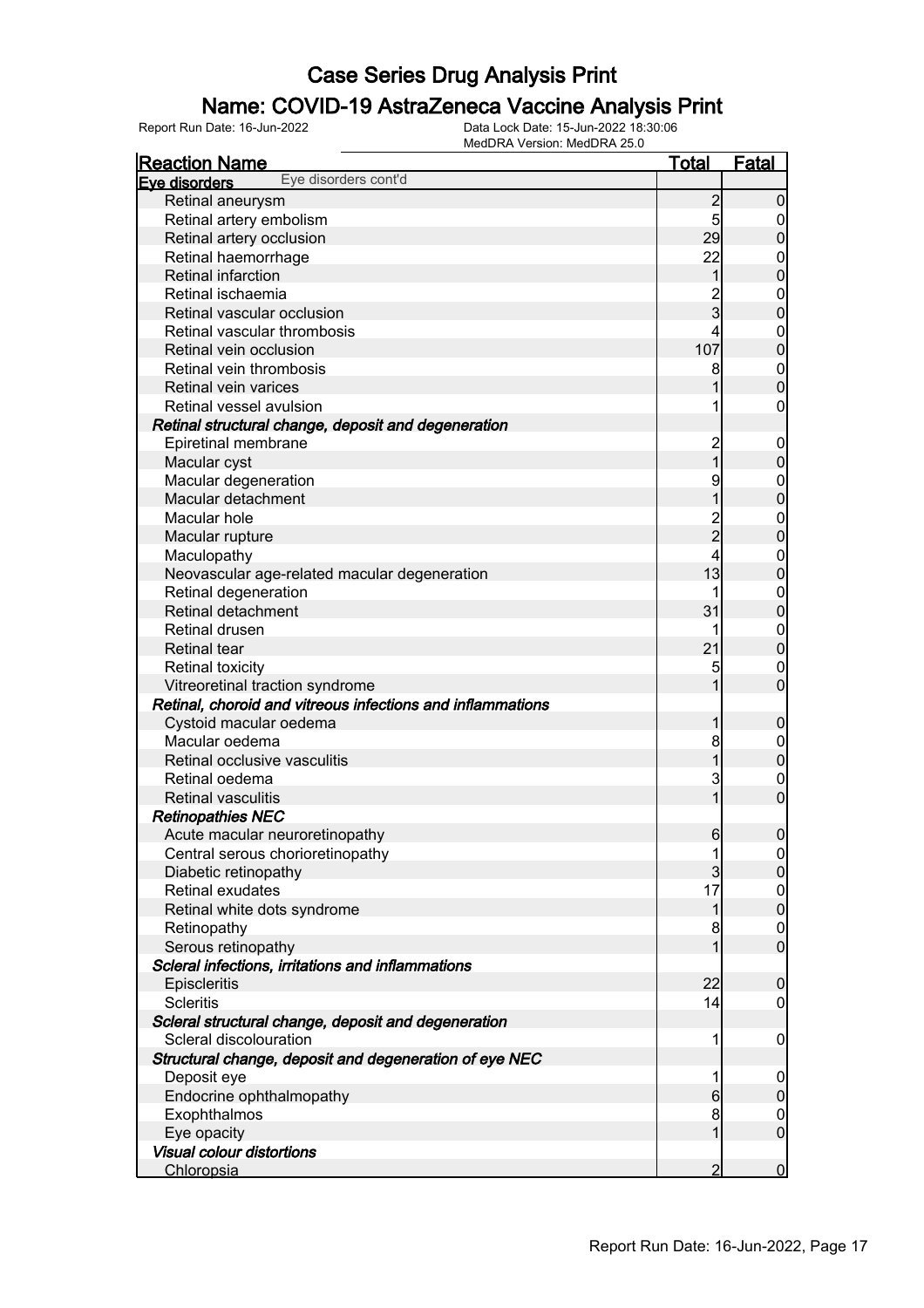# Case Series Drug Analysis Print

## Name: COVID-19 AstraZeneca Vaccine Analysis Print

Report Run Date: 16-Jun-2022 | Data Lock Date: 15-Jun-2022 18:30:06 | MedDRA Version: MedDRA 25.0

| Reaction Name | Total | Fatal |
| --- | --- | --- |
| **Eye disorders** Eye disorders cont'd | | |
| Retinal aneurysm | 2 | 0 |
| Retinal artery embolism | 5 | 0 |
| Retinal artery occlusion | 29 | 0 |
| Retinal haemorrhage | 22 | 0 |
| Retinal infarction | 1 | 0 |
| Retinal ischaemia | 2 | 0 |
| Retinal vascular occlusion | 3 | 0 |
| Retinal vascular thrombosis | 4 | 0 |
| Retinal vein occlusion | 107 | 0 |
| Retinal vein thrombosis | 8 | 0 |
| Retinal vein varices | 1 | 0 |
| Retinal vessel avulsion | 1 | 0 |
| ***Retinal structural change, deposit and degeneration*** | | |
| Epiretinal membrane | 2 | 0 |
| Macular cyst | 1 | 0 |
| Macular degeneration | 9 | 0 |
| Macular detachment | 1 | 0 |
| Macular hole | 2 | 0 |
| Macular rupture | 2 | 0 |
| Maculopathy | 4 | 0 |
| Neovascular age-related macular degeneration | 13 | 0 |
| Retinal degeneration | 1 | 0 |
| Retinal detachment | 31 | 0 |
| Retinal drusen | 1 | 0 |
| Retinal tear | 21 | 0 |
| Retinal toxicity | 5 | 0 |
| Vitreoretinal traction syndrome | 1 | 0 |
| ***Retinal, choroid and vitreous infections and inflammations*** | | |
| Cystoid macular oedema | 1 | 0 |
| Macular oedema | 8 | 0 |
| Retinal occlusive vasculitis | 1 | 0 |
| Retinal oedema | 3 | 0 |
| Retinal vasculitis | 1 | 0 |
| ***Retinopathies NEC*** | | |
| Acute macular neuroretinopathy | 6 | 0 |
| Central serous chorioretinopathy | 1 | 0 |
| Diabetic retinopathy | 3 | 0 |
| Retinal exudates | 17 | 0 |
| Retinal white dots syndrome | 1 | 0 |
| Retinopathy | 8 | 0 |
| Serous retinopathy | 1 | 0 |
| ***Scleral infections, irritations and inflammations*** | | |
| Episcleritis | 22 | 0 |
| Scleritis | 14 | 0 |
| ***Scleral structural change, deposit and degeneration*** | | |
| Scleral discolouration | 1 | 0 |
| ***Structural change, deposit and degeneration of eye NEC*** | | |
| Deposit eye | 1 | 0 |
| Endocrine ophthalmopathy | 6 | 0 |
| Exophthalmos | 8 | 0 |
| Eye opacity | 1 | 0 |
| ***Visual colour distortions*** | | |
| Chloropsia | 2 | 0 |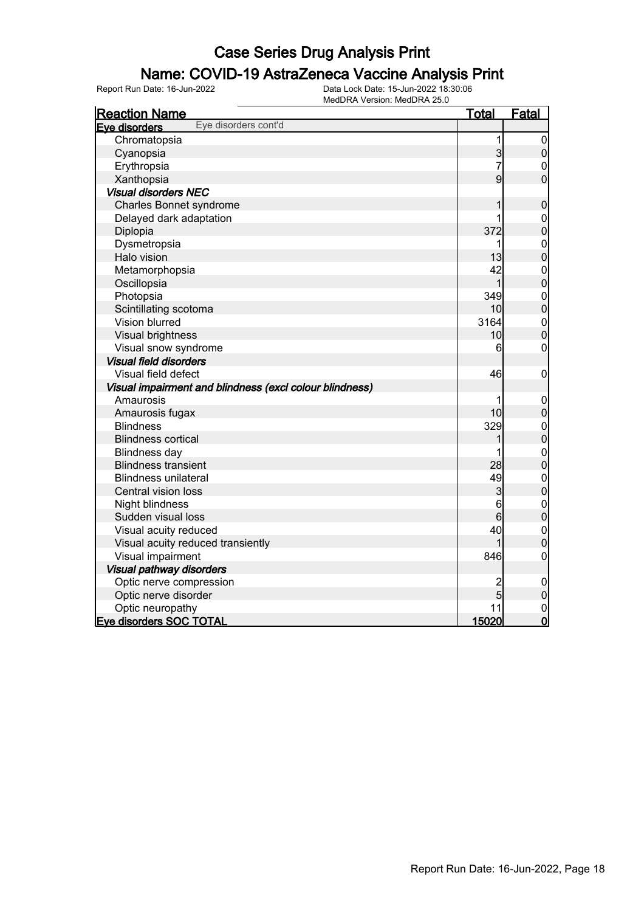# Case Series Drug Analysis Print

## Name: COVID-19 AstraZeneca Vaccine Analysis Print

Report Run Date: 16-Jun-2022

Data Lock Date: 15-Jun-2022 18:30:06
MedDRA Version: MedDRA 25.0

| Reaction Name | Total | Fatal |
|---|---|---|
| **Eye disorders** Eye disorders cont'd | | |
| Chromatopsia | 1 | 0 |
| Cyanopsia | 3 | 0 |
| Erythropsia | 7 | 0 |
| Xanthopsia | 9 | 0 |
| ***Visual disorders NEC*** | | |
| Charles Bonnet syndrome | 1 | 0 |
| Delayed dark adaptation | 1 | 0 |
| Diplopia | 372 | 0 |
| Dysmetropsia | 1 | 0 |
| Halo vision | 13 | 0 |
| Metamorphopsia | 42 | 0 |
| Oscillopsia | 1 | 0 |
| Photopsia | 349 | 0 |
| Scintillating scotoma | 10 | 0 |
| Vision blurred | 3164 | 0 |
| Visual brightness | 10 | 0 |
| Visual snow syndrome | 6 | 0 |
| ***Visual field disorders*** | | |
| Visual field defect | 46 | 0 |
| ***Visual impairment and blindness (excl colour blindness)*** | | |
| Amaurosis | 1 | 0 |
| Amaurosis fugax | 10 | 0 |
| Blindness | 329 | 0 |
| Blindness cortical | 1 | 0 |
| Blindness day | 1 | 0 |
| Blindness transient | 28 | 0 |
| Blindness unilateral | 49 | 0 |
| Central vision loss | 3 | 0 |
| Night blindness | 6 | 0 |
| Sudden visual loss | 6 | 0 |
| Visual acuity reduced | 40 | 0 |
| Visual acuity reduced transiently | 1 | 0 |
| Visual impairment | 846 | 0 |
| ***Visual pathway disorders*** | | |
| Optic nerve compression | 2 | 0 |
| Optic nerve disorder | 5 | 0 |
| Optic neuropathy | 11 | 0 |
| **Eye disorders SOC TOTAL** | **15020** | **0** |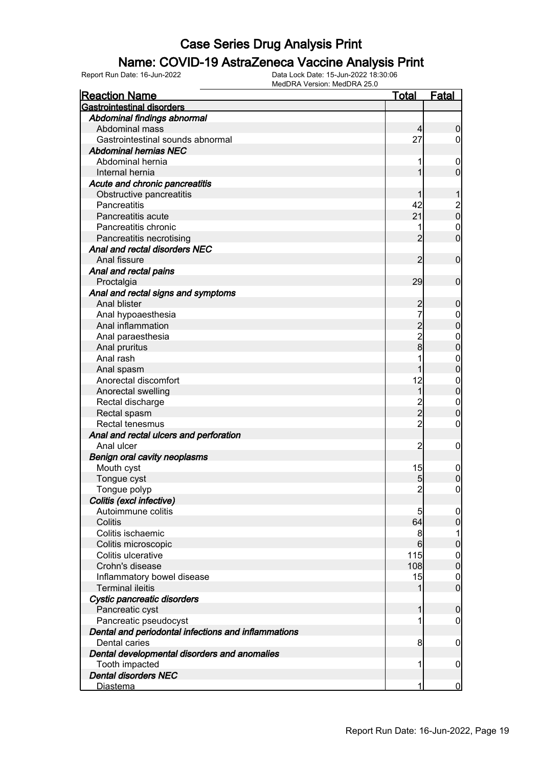# Case Series Drug Analysis Print

## Name: COVID-19 AstraZeneca Vaccine Analysis Print

Report Run Date: 16-Jun-2022

Data Lock Date: 15-Jun-2022 18:30:06

MedDRA Version: MedDRA 25.0

| Reaction Name | Total | Fatal |
|---|---|---|
| **Gastrointestinal disorders** | | |
| *Abdominal findings abnormal* | | |
| Abdominal mass | 4 | 0 |
| Gastrointestinal sounds abnormal | 27 | 0 |
| *Abdominal hernias NEC* | | |
| Abdominal hernia | 1 | 0 |
| Internal hernia | 1 | 0 |
| *Acute and chronic pancreatitis* | | |
| Obstructive pancreatitis | 1 | 1 |
| Pancreatitis | 42 | 2 |
| Pancreatitis acute | 21 | 0 |
| Pancreatitis chronic | 1 | 0 |
| Pancreatitis necrotising | 2 | 0 |
| *Anal and rectal disorders NEC* | | |
| Anal fissure | 2 | 0 |
| *Anal and rectal pains* | | |
| Proctalgia | 29 | 0 |
| *Anal and rectal signs and symptoms* | | |
| Anal blister | 2 | 0 |
| Anal hypoaesthesia | 7 | 0 |
| Anal inflammation | 2 | 0 |
| Anal paraesthesia | 2 | 0 |
| Anal pruritus | 8 | 0 |
| Anal rash | 1 | 0 |
| Anal spasm | 1 | 0 |
| Anorectal discomfort | 12 | 0 |
| Anorectal swelling | 1 | 0 |
| Rectal discharge | 2 | 0 |
| Rectal spasm | 2 | 0 |
| Rectal tenesmus | 2 | 0 |
| *Anal and rectal ulcers and perforation* | | |
| Anal ulcer | 2 | 0 |
| *Benign oral cavity neoplasms* | | |
| Mouth cyst | 15 | 0 |
| Tongue cyst | 5 | 0 |
| Tongue polyp | 2 | 0 |
| *Colitis (excl infective)* | | |
| Autoimmune colitis | 5 | 0 |
| Colitis | 64 | 0 |
| Colitis ischaemic | 8 | 1 |
| Colitis microscopic | 6 | 0 |
| Colitis ulcerative | 115 | 0 |
| Crohn's disease | 108 | 0 |
| Inflammatory bowel disease | 15 | 0 |
| Terminal ileitis | 1 | 0 |
| *Cystic pancreatic disorders* | | |
| Pancreatic cyst | 1 | 0 |
| Pancreatic pseudocyst | 1 | 0 |
| *Dental and periodontal infections and inflammations* | | |
| Dental caries | 8 | 0 |
| *Dental developmental disorders and anomalies* | | |
| Tooth impacted | 1 | 0 |
| *Dental disorders NEC* | | |
| Diastema | 1 | 0 |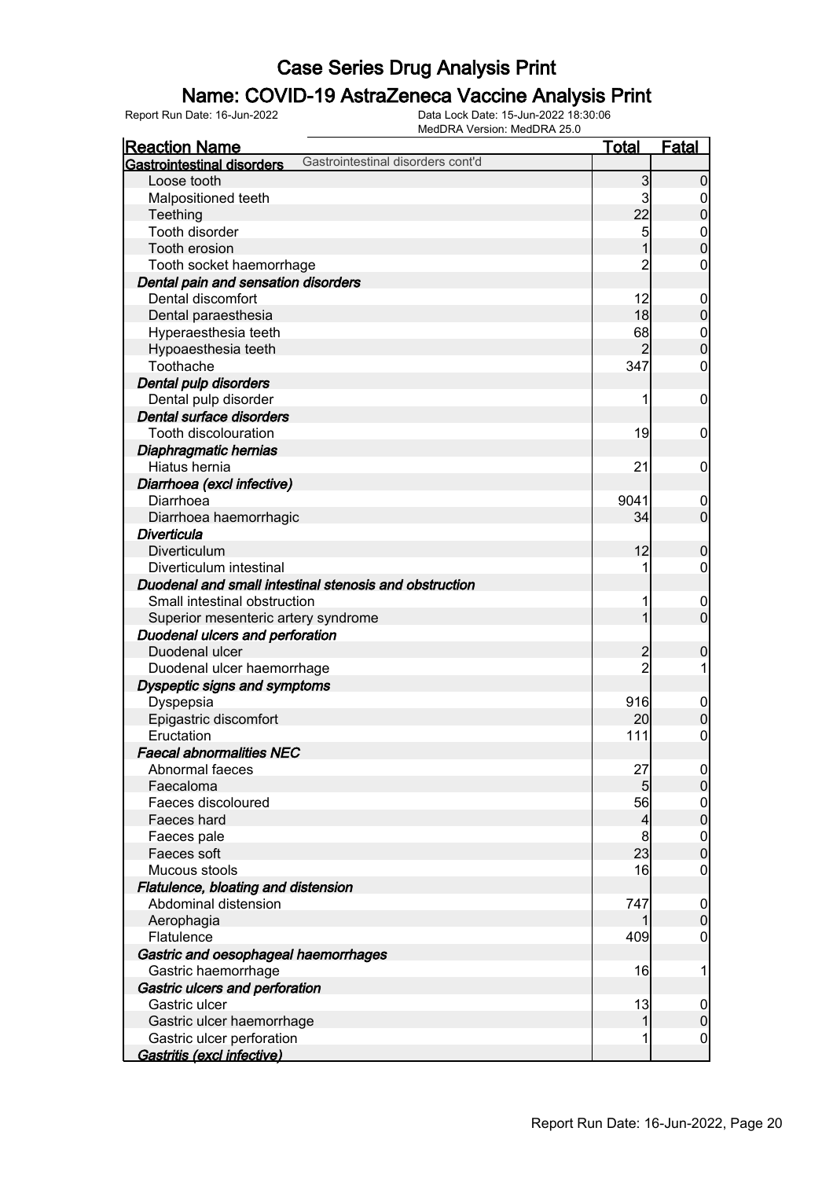# Case Series Drug Analysis Print

## Name: COVID-19 AstraZeneca Vaccine Analysis Print

Report Run Date: 16-Jun-2022

Data Lock Date: 15-Jun-2022 18:30:06
MedDRA Version: MedDRA 25.0

| Reaction Name | Total | Fatal |
|---|---|---|
| **Gastrointestinal disorders** Gastrointestinal disorders cont'd | | |
| Loose tooth | 3 | 0 |
| Malpositioned teeth | 3 | 0 |
| Teething | 22 | 0 |
| Tooth disorder | 5 | 0 |
| Tooth erosion | 1 | 0 |
| Tooth socket haemorrhage | 2 | 0 |
| ***Dental pain and sensation disorders*** | | |
| Dental discomfort | 12 | 0 |
| Dental paraesthesia | 18 | 0 |
| Hyperaesthesia teeth | 68 | 0 |
| Hypoaesthesia teeth | 2 | 0 |
| Toothache | 347 | 0 |
| ***Dental pulp disorders*** | | |
| Dental pulp disorder | 1 | 0 |
| ***Dental surface disorders*** | | |
| Tooth discolouration | 19 | 0 |
| ***Diaphragmatic hernias*** | | |
| Hiatus hernia | 21 | 0 |
| ***Diarrhoea (excl infective)*** | | |
| Diarrhoea | 9041 | 0 |
| Diarrhoea haemorrhagic | 34 | 0 |
| ***Diverticula*** | | |
| Diverticulum | 12 | 0 |
| Diverticulum intestinal | 1 | 0 |
| ***Duodenal and small intestinal stenosis and obstruction*** | | |
| Small intestinal obstruction | 1 | 0 |
| Superior mesenteric artery syndrome | 1 | 0 |
| ***Duodenal ulcers and perforation*** | | |
| Duodenal ulcer | 2 | 0 |
| Duodenal ulcer haemorrhage | 2 | 1 |
| ***Dyspeptic signs and symptoms*** | | |
| Dyspepsia | 916 | 0 |
| Epigastric discomfort | 20 | 0 |
| Eructation | 111 | 0 |
| ***Faecal abnormalities NEC*** | | |
| Abnormal faeces | 27 | 0 |
| Faecaloma | 5 | 0 |
| Faeces discoloured | 56 | 0 |
| Faeces hard | 4 | 0 |
| Faeces pale | 8 | 0 |
| Faeces soft | 23 | 0 |
| Mucous stools | 16 | 0 |
| ***Flatulence, bloating and distension*** | | |
| Abdominal distension | 747 | 0 |
| Aerophagia | 1 | 0 |
| Flatulence | 409 | 0 |
| ***Gastric and oesophageal haemorrhages*** | | |
| Gastric haemorrhage | 16 | 1 |
| ***Gastric ulcers and perforation*** | | |
| Gastric ulcer | 13 | 0 |
| Gastric ulcer haemorrhage | 1 | 0 |
| Gastric ulcer perforation | 1 | 0 |
| ***Gastritis (excl infective)*** | | |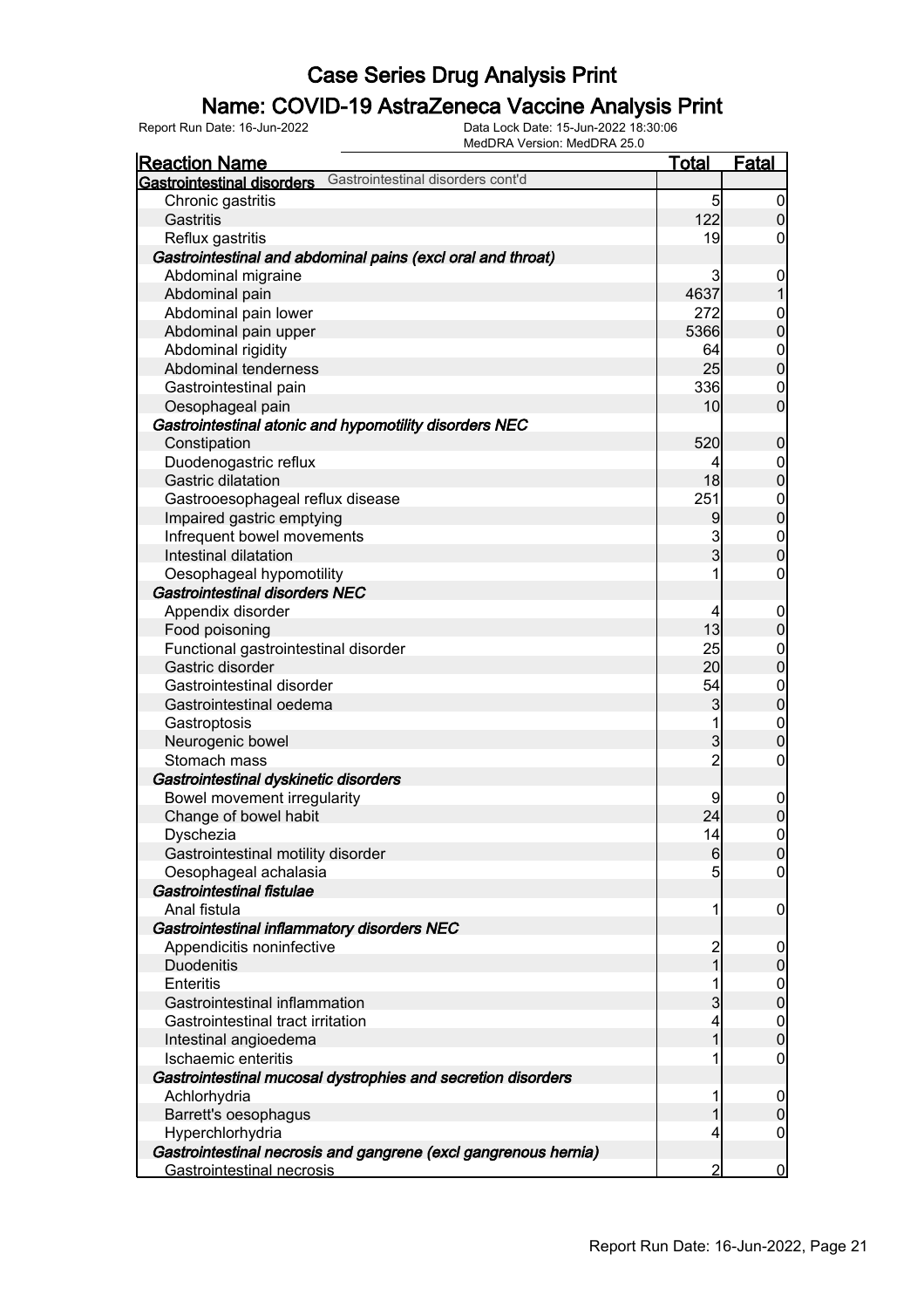# Case Series Drug Analysis Print

## Name: COVID-19 AstraZeneca Vaccine Analysis Print

Report Run Date: 16-Jun-2022

Data Lock Date: 15-Jun-2022 18:30:06
MedDRA Version: MedDRA 25.0

| Reaction Name | Total | Fatal |
|---|---|---|
| **Gastrointestinal disorders** Gastrointestinal disorders cont'd | | |
| Chronic gastritis | 5 | 0 |
| Gastritis | 122 | 0 |
| Reflux gastritis | 19 | 0 |
| ***Gastrointestinal and abdominal pains (excl oral and throat)*** | | |
| Abdominal migraine | 3 | 0 |
| Abdominal pain | 4637 | 1 |
| Abdominal pain lower | 272 | 0 |
| Abdominal pain upper | 5366 | 0 |
| Abdominal rigidity | 64 | 0 |
| Abdominal tenderness | 25 | 0 |
| Gastrointestinal pain | 336 | 0 |
| Oesophageal pain | 10 | 0 |
| ***Gastrointestinal atonic and hypomotility disorders NEC*** | | |
| Constipation | 520 | 0 |
| Duodenogastric reflux | 4 | 0 |
| Gastric dilatation | 18 | 0 |
| Gastrooesophageal reflux disease | 251 | 0 |
| Impaired gastric emptying | 9 | 0 |
| Infrequent bowel movements | 3 | 0 |
| Intestinal dilatation | 3 | 0 |
| Oesophageal hypomotility | 1 | 0 |
| ***Gastrointestinal disorders NEC*** | | |
| Appendix disorder | 4 | 0 |
| Food poisoning | 13 | 0 |
| Functional gastrointestinal disorder | 25 | 0 |
| Gastric disorder | 20 | 0 |
| Gastrointestinal disorder | 54 | 0 |
| Gastrointestinal oedema | 3 | 0 |
| Gastroptosis | 1 | 0 |
| Neurogenic bowel | 3 | 0 |
| Stomach mass | 2 | 0 |
| ***Gastrointestinal dyskinetic disorders*** | | |
| Bowel movement irregularity | 9 | 0 |
| Change of bowel habit | 24 | 0 |
| Dyschezia | 14 | 0 |
| Gastrointestinal motility disorder | 6 | 0 |
| Oesophageal achalasia | 5 | 0 |
| ***Gastrointestinal fistulae*** | | |
| Anal fistula | 1 | 0 |
| ***Gastrointestinal inflammatory disorders NEC*** | | |
| Appendicitis noninfective | 2 | 0 |
| Duodenitis | 1 | 0 |
| Enteritis | 1 | 0 |
| Gastrointestinal inflammation | 3 | 0 |
| Gastrointestinal tract irritation | 4 | 0 |
| Intestinal angioedema | 1 | 0 |
| Ischaemic enteritis | 1 | 0 |
| ***Gastrointestinal mucosal dystrophies and secretion disorders*** | | |
| Achlorhydria | 1 | 0 |
| Barrett's oesophagus | 1 | 0 |
| Hyperchlorhydria | 4 | 0 |
| ***Gastrointestinal necrosis and gangrene (excl gangrenous hernia)*** | | |
| Gastrointestinal necrosis | 2 | 0 |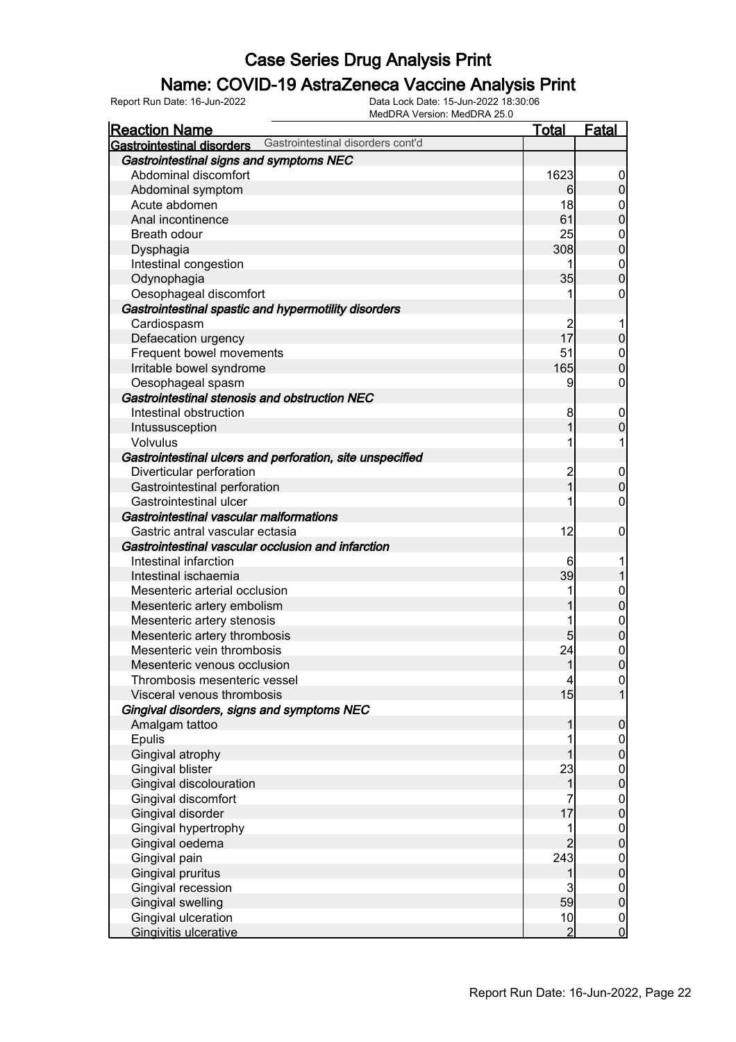# Case Series Drug Analysis Print

## Name: COVID-19 AstraZeneca Vaccine Analysis Print

Report Run Date: 16-Jun-2022    Data Lock Date: 15-Jun-2022 18:30:06
MedDRA Version: MedDRA 25.0

| Reaction Name | Total | Fatal |
|---|---|---|
| **Gastrointestinal disorders** Gastrointestinal disorders cont'd | | |
| ***Gastrointestinal signs and symptoms NEC*** | | |
| Abdominal discomfort | 1623 | 0 |
| Abdominal symptom | 6 | 0 |
| Acute abdomen | 18 | 0 |
| Anal incontinence | 61 | 0 |
| Breath odour | 25 | 0 |
| Dysphagia | 308 | 0 |
| Intestinal congestion | 1 | 0 |
| Odynophagia | 35 | 0 |
| Oesophageal discomfort | 1 | 0 |
| ***Gastrointestinal spastic and hypermotility disorders*** | | |
| Cardiospasm | 2 | 1 |
| Defaecation urgency | 17 | 0 |
| Frequent bowel movements | 51 | 0 |
| Irritable bowel syndrome | 165 | 0 |
| Oesophageal spasm | 9 | 0 |
| ***Gastrointestinal stenosis and obstruction NEC*** | | |
| Intestinal obstruction | 8 | 0 |
| Intussusception | 1 | 0 |
| Volvulus | 1 | 1 |
| ***Gastrointestinal ulcers and perforation, site unspecified*** | | |
| Diverticular perforation | 2 | 0 |
| Gastrointestinal perforation | 1 | 0 |
| Gastrointestinal ulcer | 1 | 0 |
| ***Gastrointestinal vascular malformations*** | | |
| Gastric antral vascular ectasia | 12 | 0 |
| ***Gastrointestinal vascular occlusion and infarction*** | | |
| Intestinal infarction | 6 | 1 |
| Intestinal ischaemia | 39 | 1 |
| Mesenteric arterial occlusion | 1 | 0 |
| Mesenteric artery embolism | 1 | 0 |
| Mesenteric artery stenosis | 1 | 0 |
| Mesenteric artery thrombosis | 5 | 0 |
| Mesenteric vein thrombosis | 24 | 0 |
| Mesenteric venous occlusion | 1 | 0 |
| Thrombosis mesenteric vessel | 4 | 0 |
| Visceral venous thrombosis | 15 | 1 |
| ***Gingival disorders, signs and symptoms NEC*** | | |
| Amalgam tattoo | 1 | 0 |
| Epulis | 1 | 0 |
| Gingival atrophy | 1 | 0 |
| Gingival blister | 23 | 0 |
| Gingival discolouration | 1 | 0 |
| Gingival discomfort | 7 | 0 |
| Gingival disorder | 17 | 0 |
| Gingival hypertrophy | 1 | 0 |
| Gingival oedema | 2 | 0 |
| Gingival pain | 243 | 0 |
| Gingival pruritus | 1 | 0 |
| Gingival recession | 3 | 0 |
| Gingival swelling | 59 | 0 |
| Gingival ulceration | 10 | 0 |
| Gingivitis ulcerative | 2 | 0 |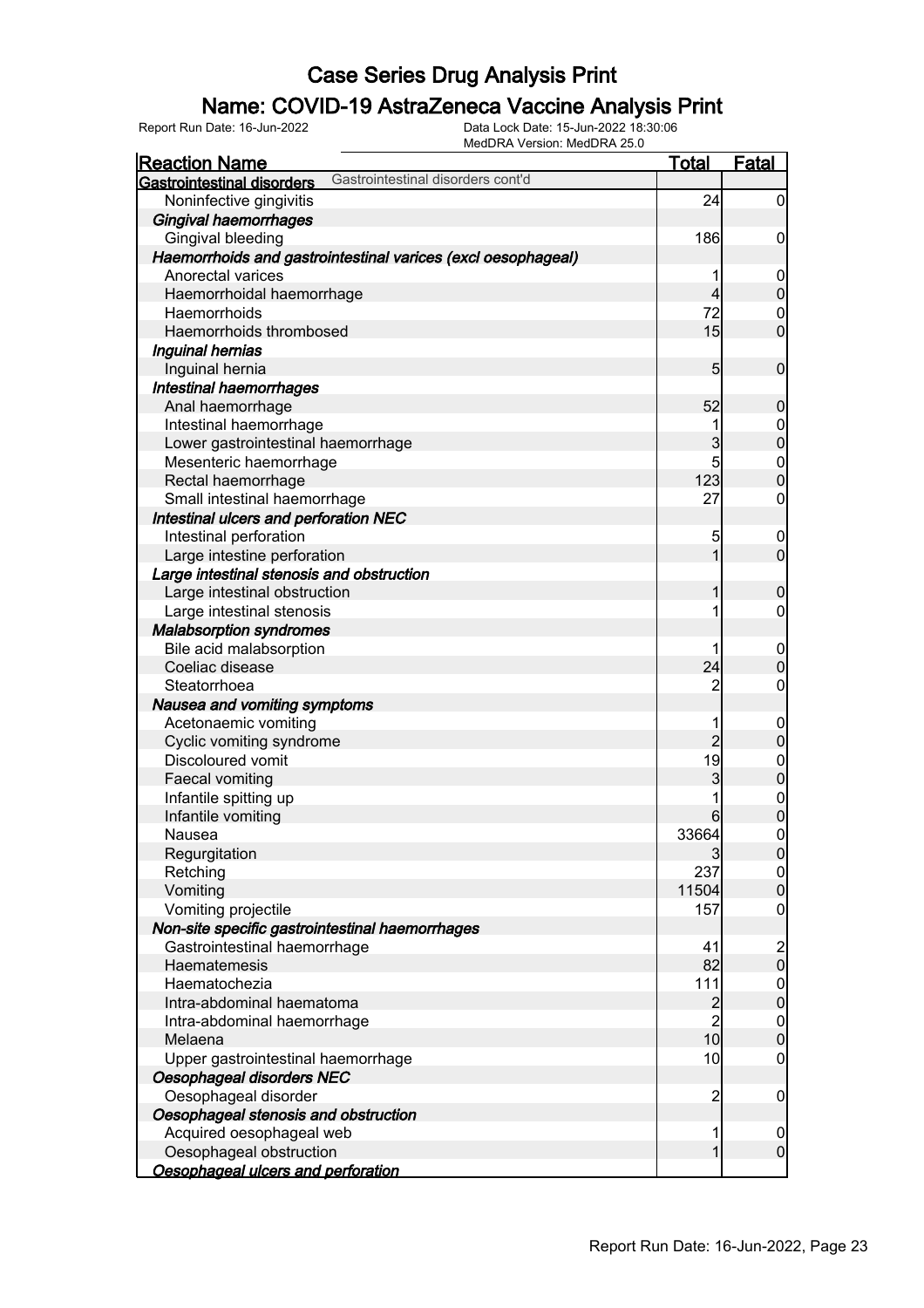# Case Series Drug Analysis Print

## Name: COVID-19 AstraZeneca Vaccine Analysis Print

Report Run Date: 16-Jun-2022

Data Lock Date: 15-Jun-2022 18:30:06
MedDRA Version: MedDRA 25.0

| Reaction Name | Total | Fatal |
|---|---|---|
| **Gastrointestinal disorders** Gastrointestinal disorders cont'd | | |
| Noninfective gingivitis | 24 | 0 |
| ***Gingival haemorrhages*** | | |
| Gingival bleeding | 186 | 0 |
| ***Haemorrhoids and gastrointestinal varices (excl oesophageal)*** | | |
| Anorectal varices | 1 | 0 |
| Haemorrhoidal haemorrhage | 4 | 0 |
| Haemorrhoids | 72 | 0 |
| Haemorrhoids thrombosed | 15 | 0 |
| ***Inguinal hernias*** | | |
| Inguinal hernia | 5 | 0 |
| ***Intestinal haemorrhages*** | | |
| Anal haemorrhage | 52 | 0 |
| Intestinal haemorrhage | 1 | 0 |
| Lower gastrointestinal haemorrhage | 3 | 0 |
| Mesenteric haemorrhage | 5 | 0 |
| Rectal haemorrhage | 123 | 0 |
| Small intestinal haemorrhage | 27 | 0 |
| ***Intestinal ulcers and perforation NEC*** | | |
| Intestinal perforation | 5 | 0 |
| Large intestine perforation | 1 | 0 |
| ***Large intestinal stenosis and obstruction*** | | |
| Large intestinal obstruction | 1 | 0 |
| Large intestinal stenosis | 1 | 0 |
| ***Malabsorption syndromes*** | | |
| Bile acid malabsorption | 1 | 0 |
| Coeliac disease | 24 | 0 |
| Steatorrhoea | 2 | 0 |
| ***Nausea and vomiting symptoms*** | | |
| Acetonaemic vomiting | 1 | 0 |
| Cyclic vomiting syndrome | 2 | 0 |
| Discoloured vomit | 19 | 0 |
| Faecal vomiting | 3 | 0 |
| Infantile spitting up | 1 | 0 |
| Infantile vomiting | 6 | 0 |
| Nausea | 33664 | 0 |
| Regurgitation | 3 | 0 |
| Retching | 237 | 0 |
| Vomiting | 11504 | 0 |
| Vomiting projectile | 157 | 0 |
| ***Non-site specific gastrointestinal haemorrhages*** | | |
| Gastrointestinal haemorrhage | 41 | 2 |
| Haematemesis | 82 | 0 |
| Haematochezia | 111 | 0 |
| Intra-abdominal haematoma | 2 | 0 |
| Intra-abdominal haemorrhage | 2 | 0 |
| Melaena | 10 | 0 |
| Upper gastrointestinal haemorrhage | 10 | 0 |
| ***Oesophageal disorders NEC*** | | |
| Oesophageal disorder | 2 | 0 |
| ***Oesophageal stenosis and obstruction*** | | |
| Acquired oesophageal web | 1 | 0 |
| Oesophageal obstruction | 1 | 0 |
| ***Oesophageal ulcers and perforation*** | | |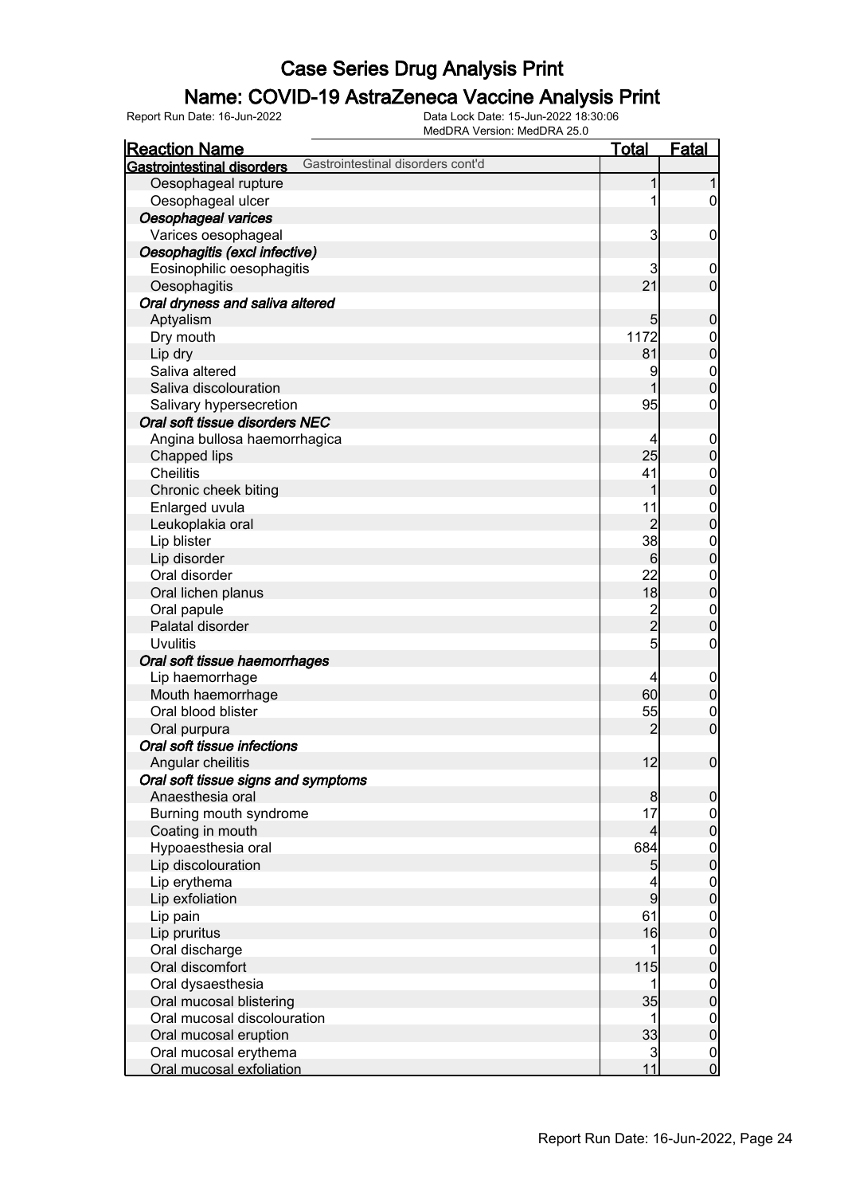# Case Series Drug Analysis Print

## Name: COVID-19 AstraZeneca Vaccine Analysis Print

Report Run Date: 16-Jun-2022

Data Lock Date: 15-Jun-2022 18:30:06
MedDRA Version: MedDRA 25.0

| Reaction Name | Total | Fatal |
|---|---|---|
| **Gastrointestinal disorders** Gastrointestinal disorders cont'd | | |
| Oesophageal rupture | 1 | 1 |
| Oesophageal ulcer | 1 | 0 |
| ***Oesophageal varices*** | | |
| Varices oesophageal | 3 | 0 |
| ***Oesophagitis (excl infective)*** | | |
| Eosinophilic oesophagitis | 3 | 0 |
| Oesophagitis | 21 | 0 |
| ***Oral dryness and saliva altered*** | | |
| Aptyalism | 5 | 0 |
| Dry mouth | 1172 | 0 |
| Lip dry | 81 | 0 |
| Saliva altered | 9 | 0 |
| Saliva discolouration | 1 | 0 |
| Salivary hypersecretion | 95 | 0 |
| ***Oral soft tissue disorders NEC*** | | |
| Angina bullosa haemorrhagica | 4 | 0 |
| Chapped lips | 25 | 0 |
| Cheilitis | 41 | 0 |
| Chronic cheek biting | 1 | 0 |
| Enlarged uvula | 11 | 0 |
| Leukoplakia oral | 2 | 0 |
| Lip blister | 38 | 0 |
| Lip disorder | 6 | 0 |
| Oral disorder | 22 | 0 |
| Oral lichen planus | 18 | 0 |
| Oral papule | 2 | 0 |
| Palatal disorder | 2 | 0 |
| Uvulitis | 5 | 0 |
| ***Oral soft tissue haemorrhages*** | | |
| Lip haemorrhage | 4 | 0 |
| Mouth haemorrhage | 60 | 0 |
| Oral blood blister | 55 | 0 |
| Oral purpura | 2 | 0 |
| ***Oral soft tissue infections*** | | |
| Angular cheilitis | 12 | 0 |
| ***Oral soft tissue signs and symptoms*** | | |
| Anaesthesia oral | 8 | 0 |
| Burning mouth syndrome | 17 | 0 |
| Coating in mouth | 4 | 0 |
| Hypoaesthesia oral | 684 | 0 |
| Lip discolouration | 5 | 0 |
| Lip erythema | 4 | 0 |
| Lip exfoliation | 9 | 0 |
| Lip pain | 61 | 0 |
| Lip pruritus | 16 | 0 |
| Oral discharge | 1 | 0 |
| Oral discomfort | 115 | 0 |
| Oral dysaesthesia | 1 | 0 |
| Oral mucosal blistering | 35 | 0 |
| Oral mucosal discolouration | 1 | 0 |
| Oral mucosal eruption | 33 | 0 |
| Oral mucosal erythema | 3 | 0 |
| Oral mucosal exfoliation | 11 | 0 |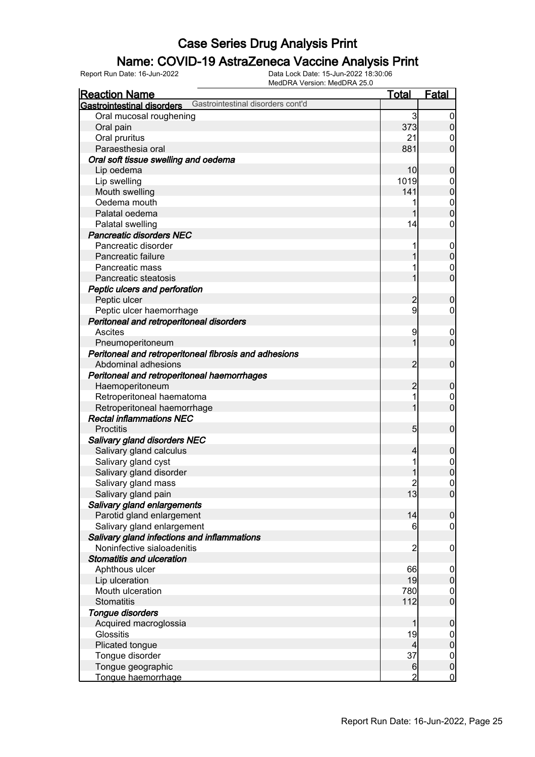# Case Series Drug Analysis Print

## Name: COVID-19 AstraZeneca Vaccine Analysis Print

Report Run Date: 16-Jun-2022

Data Lock Date: 15-Jun-2022 18:30:06
MedDRA Version: MedDRA 25.0

| Reaction Name | Total | Fatal |
| --- | --- | --- |
| **Gastrointestinal disorders** Gastrointestinal disorders cont'd | | |
| Oral mucosal roughening | 3 | 0 |
| Oral pain | 373 | 0 |
| Oral pruritus | 21 | 0 |
| Paraesthesia oral | 881 | 0 |
| ***Oral soft tissue swelling and oedema*** | | |
| Lip oedema | 10 | 0 |
| Lip swelling | 1019 | 0 |
| Mouth swelling | 141 | 0 |
| Oedema mouth | 1 | 0 |
| Palatal oedema | 1 | 0 |
| Palatal swelling | 14 | 0 |
| ***Pancreatic disorders NEC*** | | |
| Pancreatic disorder | 1 | 0 |
| Pancreatic failure | 1 | 0 |
| Pancreatic mass | 1 | 0 |
| Pancreatic steatosis | 1 | 0 |
| ***Peptic ulcers and perforation*** | | |
| Peptic ulcer | 2 | 0 |
| Peptic ulcer haemorrhage | 9 | 0 |
| ***Peritoneal and retroperitoneal disorders*** | | |
| Ascites | 9 | 0 |
| Pneumoperitoneum | 1 | 0 |
| ***Peritoneal and retroperitoneal fibrosis and adhesions*** | | |
| Abdominal adhesions | 2 | 0 |
| ***Peritoneal and retroperitoneal haemorrhages*** | | |
| Haemoperitoneum | 2 | 0 |
| Retroperitoneal haematoma | 1 | 0 |
| Retroperitoneal haemorrhage | 1 | 0 |
| ***Rectal inflammations NEC*** | | |
| Proctitis | 5 | 0 |
| ***Salivary gland disorders NEC*** | | |
| Salivary gland calculus | 4 | 0 |
| Salivary gland cyst | 1 | 0 |
| Salivary gland disorder | 1 | 0 |
| Salivary gland mass | 2 | 0 |
| Salivary gland pain | 13 | 0 |
| ***Salivary gland enlargements*** | | |
| Parotid gland enlargement | 14 | 0 |
| Salivary gland enlargement | 6 | 0 |
| ***Salivary gland infections and inflammations*** | | |
| Noninfective sialoadenitis | 2 | 0 |
| ***Stomatitis and ulceration*** | | |
| Aphthous ulcer | 66 | 0 |
| Lip ulceration | 19 | 0 |
| Mouth ulceration | 780 | 0 |
| Stomatitis | 112 | 0 |
| ***Tongue disorders*** | | |
| Acquired macroglossia | 1 | 0 |
| Glossitis | 19 | 0 |
| Plicated tongue | 4 | 0 |
| Tongue disorder | 37 | 0 |
| Tongue geographic | 6 | 0 |
| Tongue haemorrhage | 2 | 0 |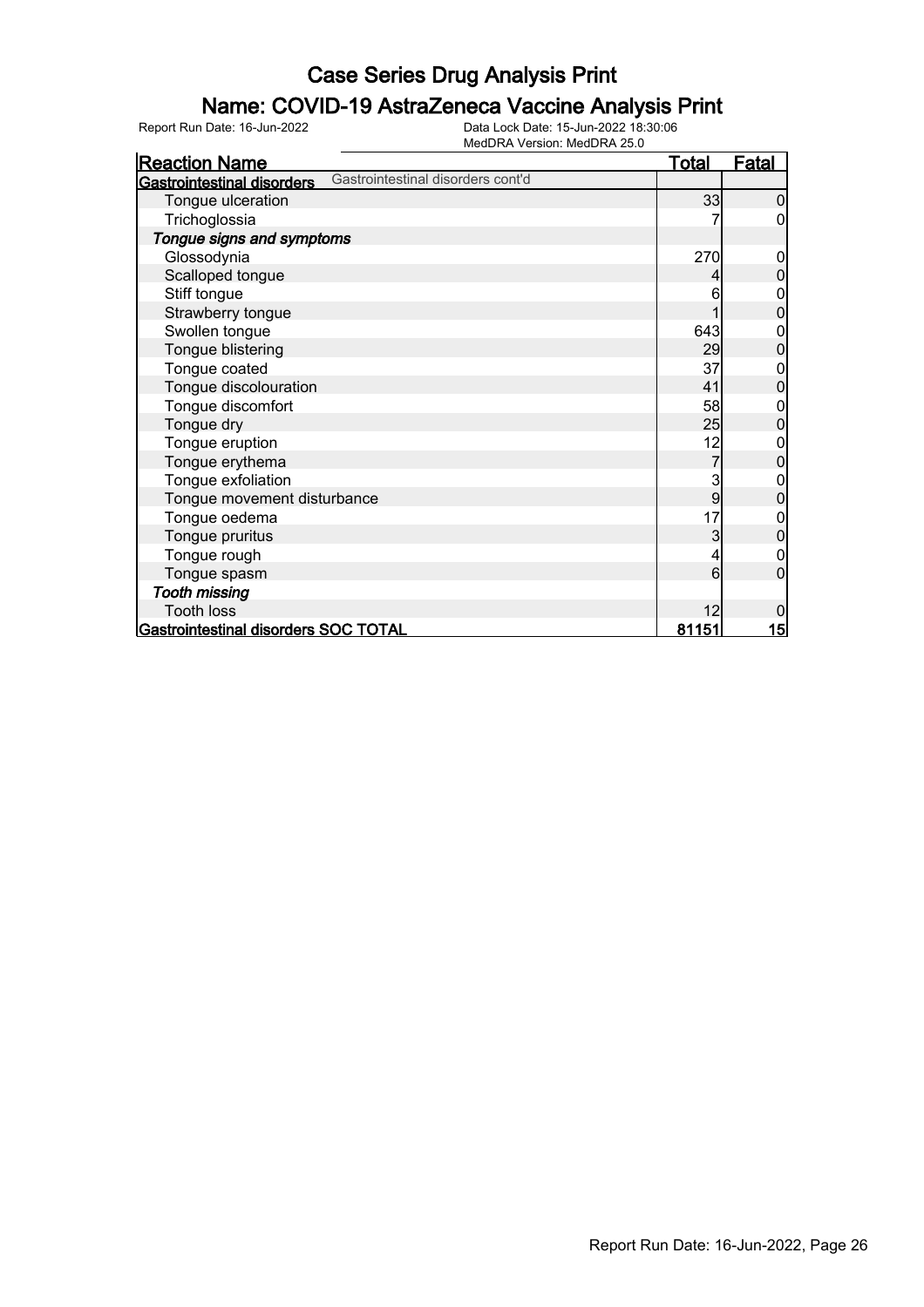# Case Series Drug Analysis Print

## Name: COVID-19 AstraZeneca Vaccine Analysis Print

Report Run Date: 16-Jun-2022 | Data Lock Date: 15-Jun-2022 18:30:06 | MedDRA Version: MedDRA 25.0

| Reaction Name | Total | Fatal |
|---|---|---|
| **Gastrointestinal disorders** Gastrointestinal disorders cont'd | | |
| Tongue ulceration | 33 | 0 |
| Trichoglossia | 7 | 0 |
| ***Tongue signs and symptoms*** | | |
| Glossodynia | 270 | 0 |
| Scalloped tongue | 4 | 0 |
| Stiff tongue | 6 | 0 |
| Strawberry tongue | 1 | 0 |
| Swollen tongue | 643 | 0 |
| Tongue blistering | 29 | 0 |
| Tongue coated | 37 | 0 |
| Tongue discolouration | 41 | 0 |
| Tongue discomfort | 58 | 0 |
| Tongue dry | 25 | 0 |
| Tongue eruption | 12 | 0 |
| Tongue erythema | 7 | 0 |
| Tongue exfoliation | 3 | 0 |
| Tongue movement disturbance | 9 | 0 |
| Tongue oedema | 17 | 0 |
| Tongue pruritus | 3 | 0 |
| Tongue rough | 4 | 0 |
| Tongue spasm | 6 | 0 |
| ***Tooth missing*** | | |
| Tooth loss | 12 | 0 |
| **Gastrointestinal disorders SOC TOTAL** | **81151** | **15** |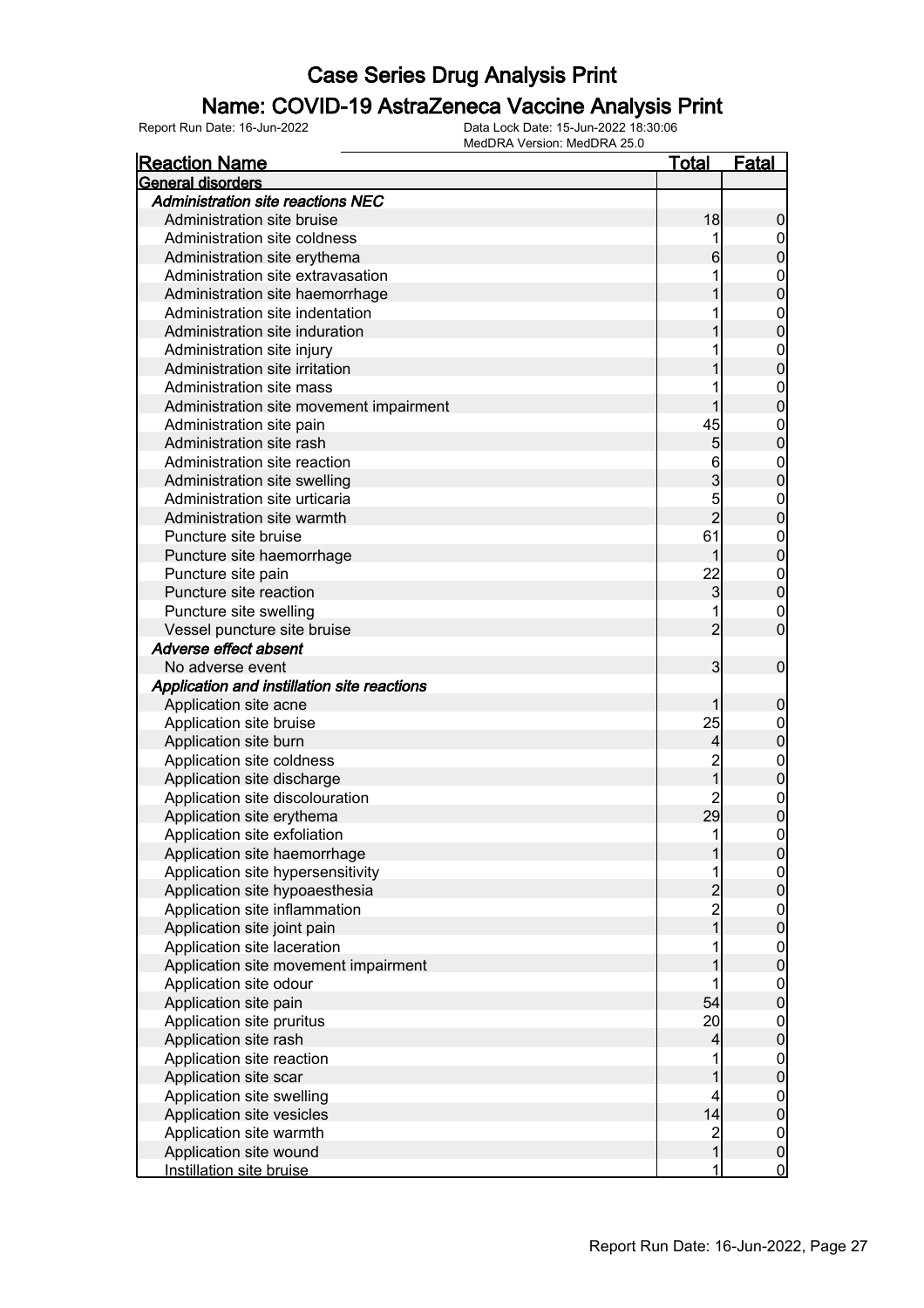# Case Series Drug Analysis Print

## Name: COVID-19 AstraZeneca Vaccine Analysis Print

Report Run Date: 16-Jun-2022
Data Lock Date: 15-Jun-2022 18:30:06
MedDRA Version: MedDRA 25.0

| Reaction Name | Total | Fatal |
|---|---|---|
| **General disorders** | | |
| ***Administration site reactions NEC*** | | |
| Administration site bruise | 18 | 0 |
| Administration site coldness | 1 | 0 |
| Administration site erythema | 6 | 0 |
| Administration site extravasation | 1 | 0 |
| Administration site haemorrhage | 1 | 0 |
| Administration site indentation | 1 | 0 |
| Administration site induration | 1 | 0 |
| Administration site injury | 1 | 0 |
| Administration site irritation | 1 | 0 |
| Administration site mass | 1 | 0 |
| Administration site movement impairment | 1 | 0 |
| Administration site pain | 45 | 0 |
| Administration site rash | 5 | 0 |
| Administration site reaction | 6 | 0 |
| Administration site swelling | 3 | 0 |
| Administration site urticaria | 5 | 0 |
| Administration site warmth | 2 | 0 |
| Puncture site bruise | 61 | 0 |
| Puncture site haemorrhage | 1 | 0 |
| Puncture site pain | 22 | 0 |
| Puncture site reaction | 3 | 0 |
| Puncture site swelling | 1 | 0 |
| Vessel puncture site bruise | 2 | 0 |
| ***Adverse effect absent*** | | |
| No adverse event | 3 | 0 |
| ***Application and instillation site reactions*** | | |
| Application site acne | 1 | 0 |
| Application site bruise | 25 | 0 |
| Application site burn | 4 | 0 |
| Application site coldness | 2 | 0 |
| Application site discharge | 1 | 0 |
| Application site discolouration | 2 | 0 |
| Application site erythema | 29 | 0 |
| Application site exfoliation | 1 | 0 |
| Application site haemorrhage | 1 | 0 |
| Application site hypersensitivity | 1 | 0 |
| Application site hypoaesthesia | 2 | 0 |
| Application site inflammation | 2 | 0 |
| Application site joint pain | 1 | 0 |
| Application site laceration | 1 | 0 |
| Application site movement impairment | 1 | 0 |
| Application site odour | 1 | 0 |
| Application site pain | 54 | 0 |
| Application site pruritus | 20 | 0 |
| Application site rash | 4 | 0 |
| Application site reaction | 1 | 0 |
| Application site scar | 1 | 0 |
| Application site swelling | 4 | 0 |
| Application site vesicles | 14 | 0 |
| Application site warmth | 2 | 0 |
| Application site wound | 1 | 0 |
| Instillation site bruise | 1 | 0 |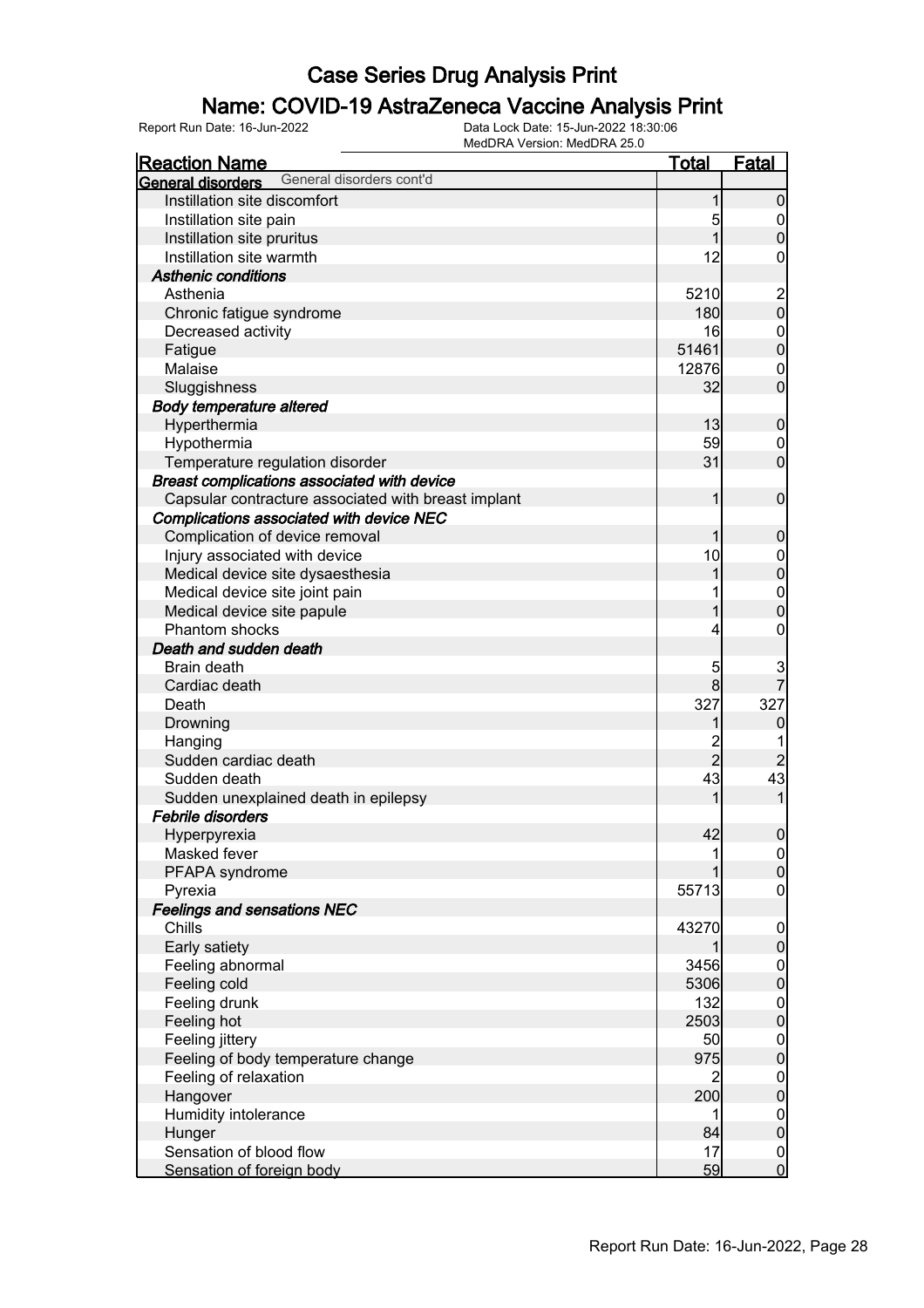# Case Series Drug Analysis Print

## Name: COVID-19 AstraZeneca Vaccine Analysis Print

Report Run Date: 16-Jun-2022

Data Lock Date: 15-Jun-2022 18:30:06

MedDRA Version: MedDRA 25.0

| Reaction Name | Total | Fatal |
|---|---|---|
| **General disorders** General disorders cont'd | | |
| Instillation site discomfort | 1 | 0 |
| Instillation site pain | 5 | 0 |
| Instillation site pruritus | 1 | 0 |
| Instillation site warmth | 12 | 0 |
| ***Asthenic conditions*** | | |
| Asthenia | 5210 | 2 |
| Chronic fatigue syndrome | 180 | 0 |
| Decreased activity | 16 | 0 |
| Fatigue | 51461 | 0 |
| Malaise | 12876 | 0 |
| Sluggishness | 32 | 0 |
| ***Body temperature altered*** | | |
| Hyperthermia | 13 | 0 |
| Hypothermia | 59 | 0 |
| Temperature regulation disorder | 31 | 0 |
| ***Breast complications associated with device*** | | |
| Capsular contracture associated with breast implant | 1 | 0 |
| ***Complications associated with device NEC*** | | |
| Complication of device removal | 1 | 0 |
| Injury associated with device | 10 | 0 |
| Medical device site dysaesthesia | 1 | 0 |
| Medical device site joint pain | 1 | 0 |
| Medical device site papule | 1 | 0 |
| Phantom shocks | 4 | 0 |
| ***Death and sudden death*** | | |
| Brain death | 5 | 3 |
| Cardiac death | 8 | 7 |
| Death | 327 | 327 |
| Drowning | 1 | 0 |
| Hanging | 2 | 1 |
| Sudden cardiac death | 2 | 2 |
| Sudden death | 43 | 43 |
| Sudden unexplained death in epilepsy | 1 | 1 |
| ***Febrile disorders*** | | |
| Hyperpyrexia | 42 | 0 |
| Masked fever | 1 | 0 |
| PFAPA syndrome | 1 | 0 |
| Pyrexia | 55713 | 0 |
| ***Feelings and sensations NEC*** | | |
| Chills | 43270 | 0 |
| Early satiety | 1 | 0 |
| Feeling abnormal | 3456 | 0 |
| Feeling cold | 5306 | 0 |
| Feeling drunk | 132 | 0 |
| Feeling hot | 2503 | 0 |
| Feeling jittery | 50 | 0 |
| Feeling of body temperature change | 975 | 0 |
| Feeling of relaxation | 2 | 0 |
| Hangover | 200 | 0 |
| Humidity intolerance | 1 | 0 |
| Hunger | 84 | 0 |
| Sensation of blood flow | 17 | 0 |
| Sensation of foreign body | 59 | 0 |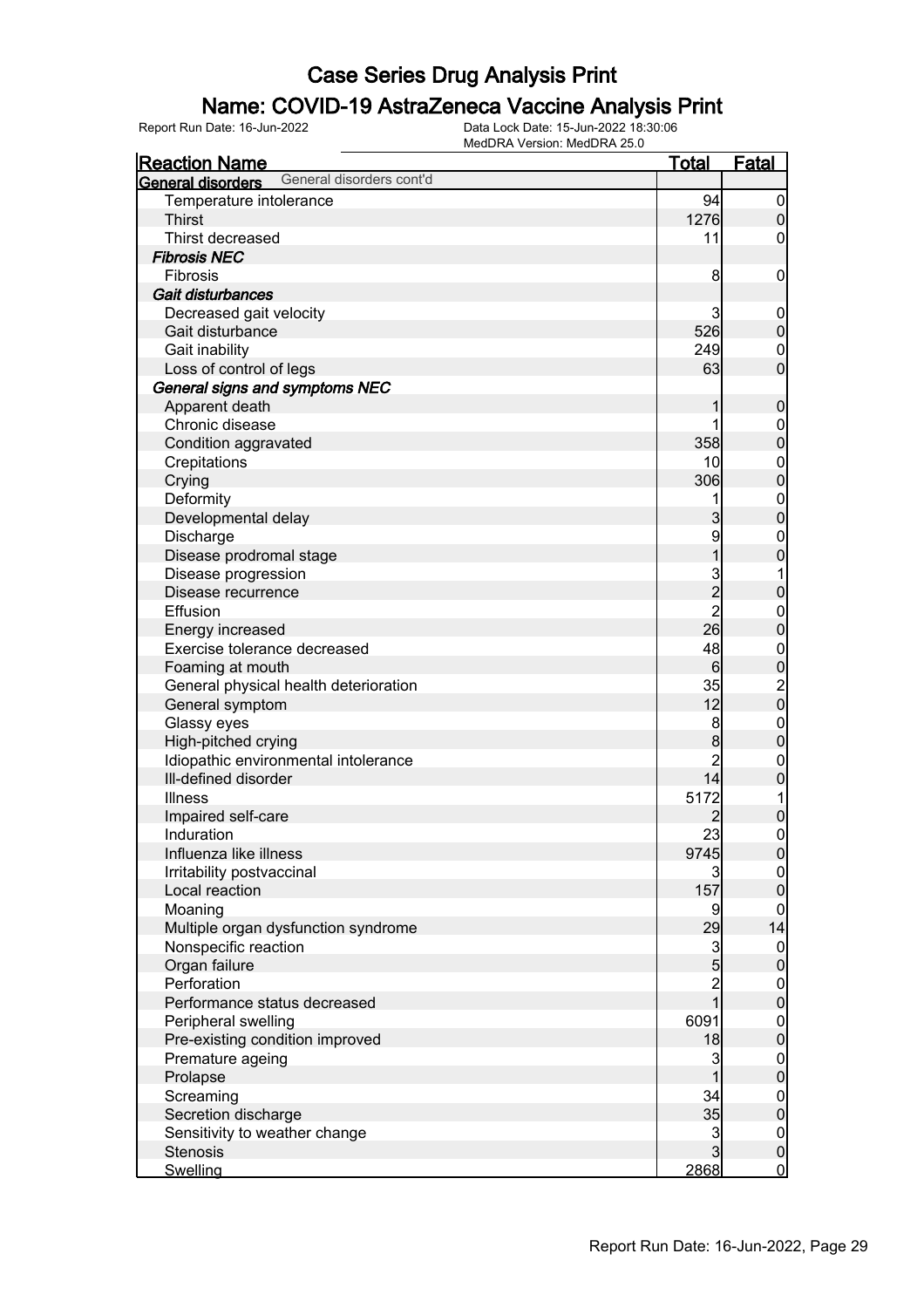# Case Series Drug Analysis Print

## Name: COVID-19 AstraZeneca Vaccine Analysis Print

Report Run Date: 16-Jun-2022

Data Lock Date: 15-Jun-2022 18:30:06

MedDRA Version: MedDRA 25.0

| Reaction Name | Total | Fatal |
|---|---|---|
| **General disorders** General disorders cont'd | | |
| Temperature intolerance | 94 | 0 |
| Thirst | 1276 | 0 |
| Thirst decreased | 11 | 0 |
| ***Fibrosis NEC*** | | |
| Fibrosis | 8 | 0 |
| ***Gait disturbances*** | | |
| Decreased gait velocity | 3 | 0 |
| Gait disturbance | 526 | 0 |
| Gait inability | 249 | 0 |
| Loss of control of legs | 63 | 0 |
| ***General signs and symptoms NEC*** | | |
| Apparent death | 1 | 0 |
| Chronic disease | 1 | 0 |
| Condition aggravated | 358 | 0 |
| Crepitations | 10 | 0 |
| Crying | 306 | 0 |
| Deformity | 1 | 0 |
| Developmental delay | 3 | 0 |
| Discharge | 9 | 0 |
| Disease prodromal stage | 1 | 0 |
| Disease progression | 3 | 1 |
| Disease recurrence | 2 | 0 |
| Effusion | 2 | 0 |
| Energy increased | 26 | 0 |
| Exercise tolerance decreased | 48 | 0 |
| Foaming at mouth | 6 | 0 |
| General physical health deterioration | 35 | 2 |
| General symptom | 12 | 0 |
| Glassy eyes | 8 | 0 |
| High-pitched crying | 8 | 0 |
| Idiopathic environmental intolerance | 2 | 0 |
| Ill-defined disorder | 14 | 0 |
| Illness | 5172 | 1 |
| Impaired self-care | 2 | 0 |
| Induration | 23 | 0 |
| Influenza like illness | 9745 | 0 |
| Irritability postvaccinal | 3 | 0 |
| Local reaction | 157 | 0 |
| Moaning | 9 | 0 |
| Multiple organ dysfunction syndrome | 29 | 14 |
| Nonspecific reaction | 3 | 0 |
| Organ failure | 5 | 0 |
| Perforation | 2 | 0 |
| Performance status decreased | 1 | 0 |
| Peripheral swelling | 6091 | 0 |
| Pre-existing condition improved | 18 | 0 |
| Premature ageing | 3 | 0 |
| Prolapse | 1 | 0 |
| Screaming | 34 | 0 |
| Secretion discharge | 35 | 0 |
| Sensitivity to weather change | 3 | 0 |
| Stenosis | 3 | 0 |
| Swelling | 2868 | 0 |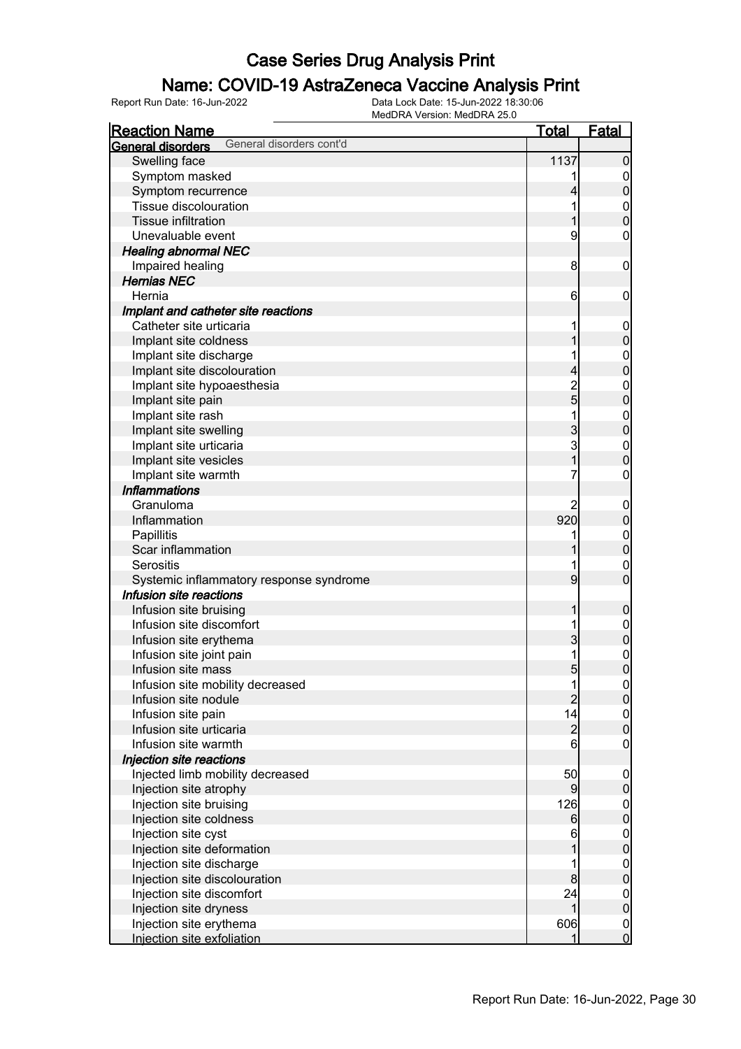# Case Series Drug Analysis Print

## Name: COVID-19 AstraZeneca Vaccine Analysis Print

Report Run Date: 16-Jun-2022

Data Lock Date: 15-Jun-2022 18:30:06

MedDRA Version: MedDRA 25.0

| Reaction Name | Total | Fatal |
|---|---|---|
| **General disorders** General disorders cont'd | | |
| Swelling face | 1137 | 0 |
| Symptom masked | 1 | 0 |
| Symptom recurrence | 4 | 0 |
| Tissue discolouration | 1 | 0 |
| Tissue infiltration | 1 | 0 |
| Unevaluable event | 9 | 0 |
| ***Healing abnormal NEC*** | | |
| Impaired healing | 8 | 0 |
| ***Hernias NEC*** | | |
| Hernia | 6 | 0 |
| ***Implant and catheter site reactions*** | | |
| Catheter site urticaria | 1 | 0 |
| Implant site coldness | 1 | 0 |
| Implant site discharge | 1 | 0 |
| Implant site discolouration | 4 | 0 |
| Implant site hypoaesthesia | 2 | 0 |
| Implant site pain | 5 | 0 |
| Implant site rash | 1 | 0 |
| Implant site swelling | 3 | 0 |
| Implant site urticaria | 3 | 0 |
| Implant site vesicles | 1 | 0 |
| Implant site warmth | 7 | 0 |
| ***Inflammations*** | | |
| Granuloma | 2 | 0 |
| Inflammation | 920 | 0 |
| Papillitis | 1 | 0 |
| Scar inflammation | 1 | 0 |
| Serositis | 1 | 0 |
| Systemic inflammatory response syndrome | 9 | 0 |
| ***Infusion site reactions*** | | |
| Infusion site bruising | 1 | 0 |
| Infusion site discomfort | 1 | 0 |
| Infusion site erythema | 3 | 0 |
| Infusion site joint pain | 1 | 0 |
| Infusion site mass | 5 | 0 |
| Infusion site mobility decreased | 1 | 0 |
| Infusion site nodule | 2 | 0 |
| Infusion site pain | 14 | 0 |
| Infusion site urticaria | 2 | 0 |
| Infusion site warmth | 6 | 0 |
| ***Injection site reactions*** | | |
| Injected limb mobility decreased | 50 | 0 |
| Injection site atrophy | 9 | 0 |
| Injection site bruising | 126 | 0 |
| Injection site coldness | 6 | 0 |
| Injection site cyst | 6 | 0 |
| Injection site deformation | 1 | 0 |
| Injection site discharge | 1 | 0 |
| Injection site discolouration | 8 | 0 |
| Injection site discomfort | 24 | 0 |
| Injection site dryness | 1 | 0 |
| Injection site erythema | 606 | 0 |
| Injection site exfoliation | 1 | 0 |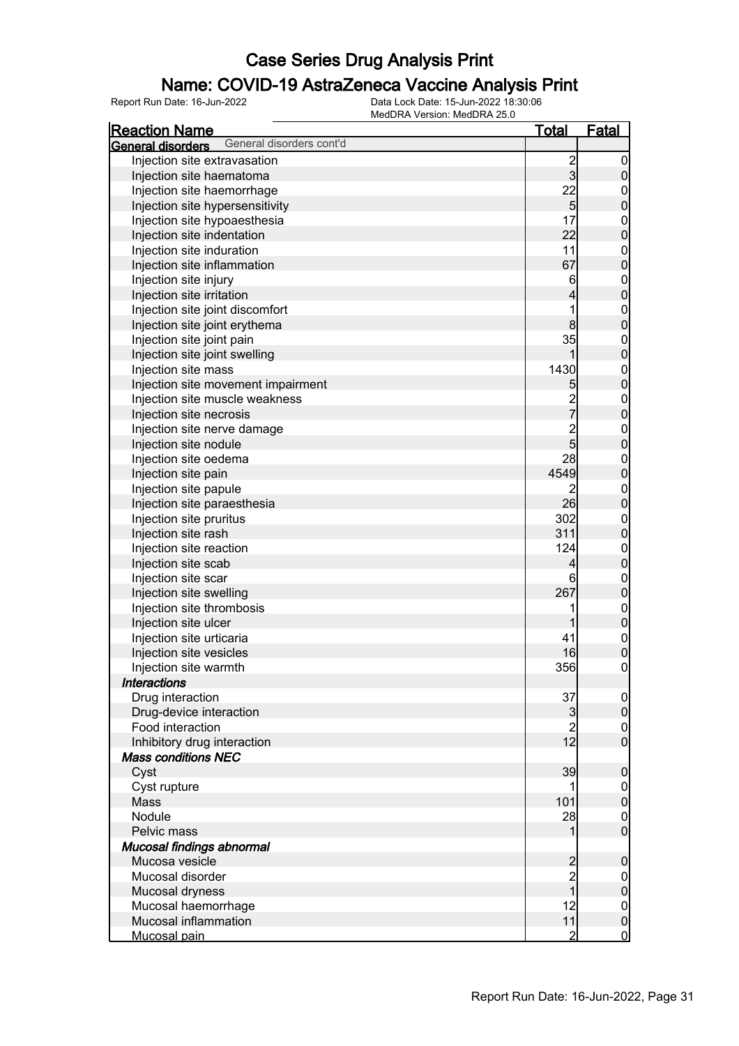# Case Series Drug Analysis Print

## Name: COVID-19 AstraZeneca Vaccine Analysis Print

Report Run Date: 16-Jun-2022

Data Lock Date: 15-Jun-2022 18:30:06

MedDRA Version: MedDRA 25.0

| Reaction Name | Total | Fatal |
|---|---|---|
| **General disorders** General disorders cont'd | | |
| Injection site extravasation | 2 | 0 |
| Injection site haematoma | 3 | 0 |
| Injection site haemorrhage | 22 | 0 |
| Injection site hypersensitivity | 5 | 0 |
| Injection site hypoaesthesia | 17 | 0 |
| Injection site indentation | 22 | 0 |
| Injection site induration | 11 | 0 |
| Injection site inflammation | 67 | 0 |
| Injection site injury | 6 | 0 |
| Injection site irritation | 4 | 0 |
| Injection site joint discomfort | 1 | 0 |
| Injection site joint erythema | 8 | 0 |
| Injection site joint pain | 35 | 0 |
| Injection site joint swelling | 1 | 0 |
| Injection site mass | 1430 | 0 |
| Injection site movement impairment | 5 | 0 |
| Injection site muscle weakness | 2 | 0 |
| Injection site necrosis | 7 | 0 |
| Injection site nerve damage | 2 | 0 |
| Injection site nodule | 5 | 0 |
| Injection site oedema | 28 | 0 |
| Injection site pain | 4549 | 0 |
| Injection site papule | 2 | 0 |
| Injection site paraesthesia | 26 | 0 |
| Injection site pruritus | 302 | 0 |
| Injection site rash | 311 | 0 |
| Injection site reaction | 124 | 0 |
| Injection site scab | 4 | 0 |
| Injection site scar | 6 | 0 |
| Injection site swelling | 267 | 0 |
| Injection site thrombosis | 1 | 0 |
| Injection site ulcer | 1 | 0 |
| Injection site urticaria | 41 | 0 |
| Injection site vesicles | 16 | 0 |
| Injection site warmth | 356 | 0 |
| ***Interactions*** | | |
| Drug interaction | 37 | 0 |
| Drug-device interaction | 3 | 0 |
| Food interaction | 2 | 0 |
| Inhibitory drug interaction | 12 | 0 |
| ***Mass conditions NEC*** | | |
| Cyst | 39 | 0 |
| Cyst rupture | 1 | 0 |
| Mass | 101 | 0 |
| Nodule | 28 | 0 |
| Pelvic mass | 1 | 0 |
| ***Mucosal findings abnormal*** | | |
| Mucosa vesicle | 2 | 0 |
| Mucosal disorder | 2 | 0 |
| Mucosal dryness | 1 | 0 |
| Mucosal haemorrhage | 12 | 0 |
| Mucosal inflammation | 11 | 0 |
| Mucosal pain | 2 | 0 |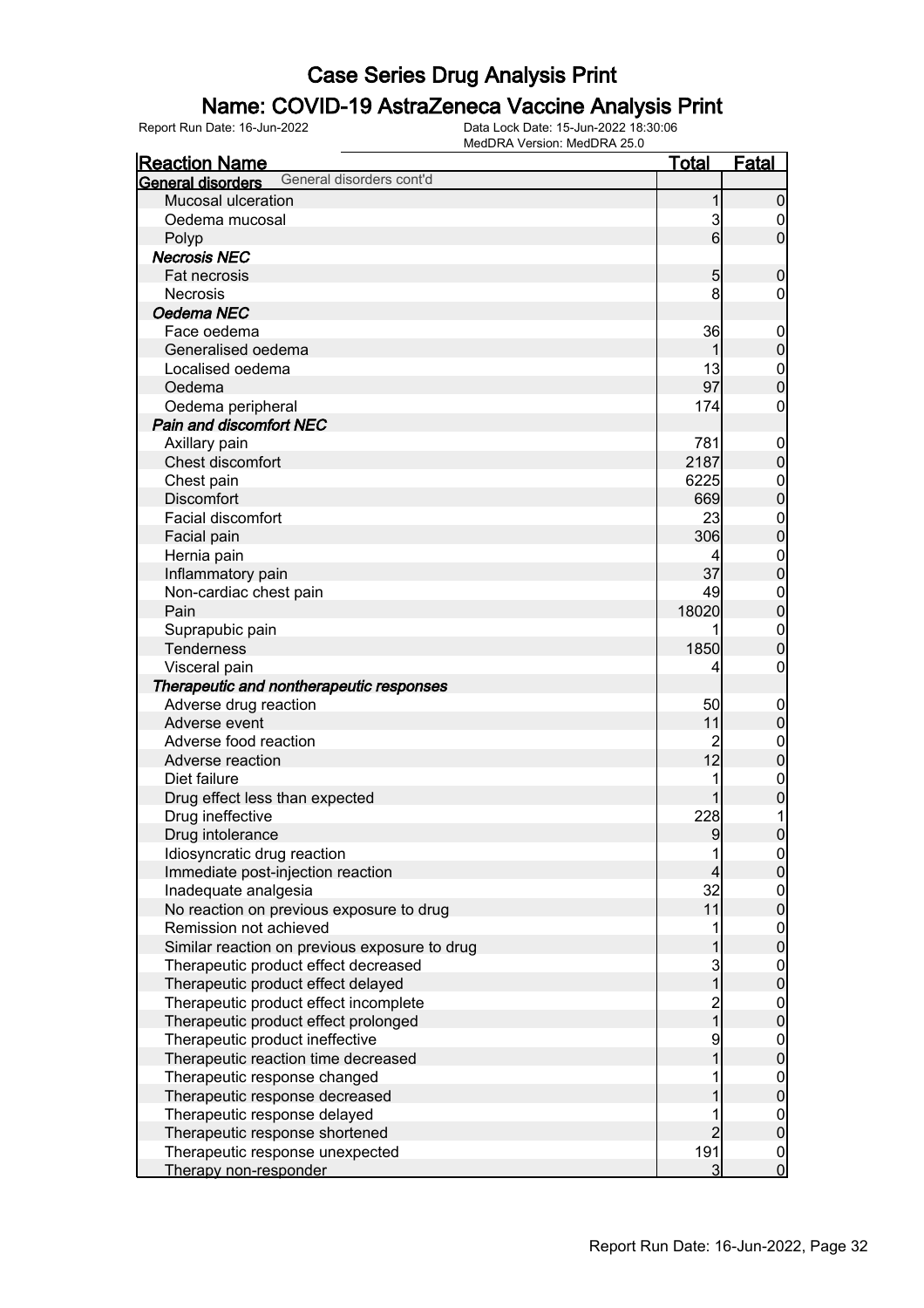# Case Series Drug Analysis Print

## Name: COVID-19 AstraZeneca Vaccine Analysis Print

Report Run Date: 16-Jun-2022 | Data Lock Date: 15-Jun-2022 18:30:06 | MedDRA Version: MedDRA 25.0

| Reaction Name | Total | Fatal |
|---|---|---|
| **General disorders** General disorders cont'd | | |
| Mucosal ulceration | 1 | 0 |
| Oedema mucosal | 3 | 0 |
| Polyp | 6 | 0 |
| ***Necrosis NEC*** | | |
| Fat necrosis | 5 | 0 |
| Necrosis | 8 | 0 |
| ***Oedema NEC*** | | |
| Face oedema | 36 | 0 |
| Generalised oedema | 1 | 0 |
| Localised oedema | 13 | 0 |
| Oedema | 97 | 0 |
| Oedema peripheral | 174 | 0 |
| ***Pain and discomfort NEC*** | | |
| Axillary pain | 781 | 0 |
| Chest discomfort | 2187 | 0 |
| Chest pain | 6225 | 0 |
| Discomfort | 669 | 0 |
| Facial discomfort | 23 | 0 |
| Facial pain | 306 | 0 |
| Hernia pain | 4 | 0 |
| Inflammatory pain | 37 | 0 |
| Non-cardiac chest pain | 49 | 0 |
| Pain | 18020 | 0 |
| Suprapubic pain | 1 | 0 |
| Tenderness | 1850 | 0 |
| Visceral pain | 4 | 0 |
| ***Therapeutic and nontherapeutic responses*** | | |
| Adverse drug reaction | 50 | 0 |
| Adverse event | 11 | 0 |
| Adverse food reaction | 2 | 0 |
| Adverse reaction | 12 | 0 |
| Diet failure | 1 | 0 |
| Drug effect less than expected | 1 | 0 |
| Drug ineffective | 228 | 1 |
| Drug intolerance | 9 | 0 |
| Idiosyncratic drug reaction | 1 | 0 |
| Immediate post-injection reaction | 4 | 0 |
| Inadequate analgesia | 32 | 0 |
| No reaction on previous exposure to drug | 11 | 0 |
| Remission not achieved | 1 | 0 |
| Similar reaction on previous exposure to drug | 1 | 0 |
| Therapeutic product effect decreased | 3 | 0 |
| Therapeutic product effect delayed | 1 | 0 |
| Therapeutic product effect incomplete | 2 | 0 |
| Therapeutic product effect prolonged | 1 | 0 |
| Therapeutic product ineffective | 9 | 0 |
| Therapeutic reaction time decreased | 1 | 0 |
| Therapeutic response changed | 1 | 0 |
| Therapeutic response decreased | 1 | 0 |
| Therapeutic response delayed | 1 | 0 |
| Therapeutic response shortened | 2 | 0 |
| Therapeutic response unexpected | 191 | 0 |
| Therapy non-responder | 3 | 0 |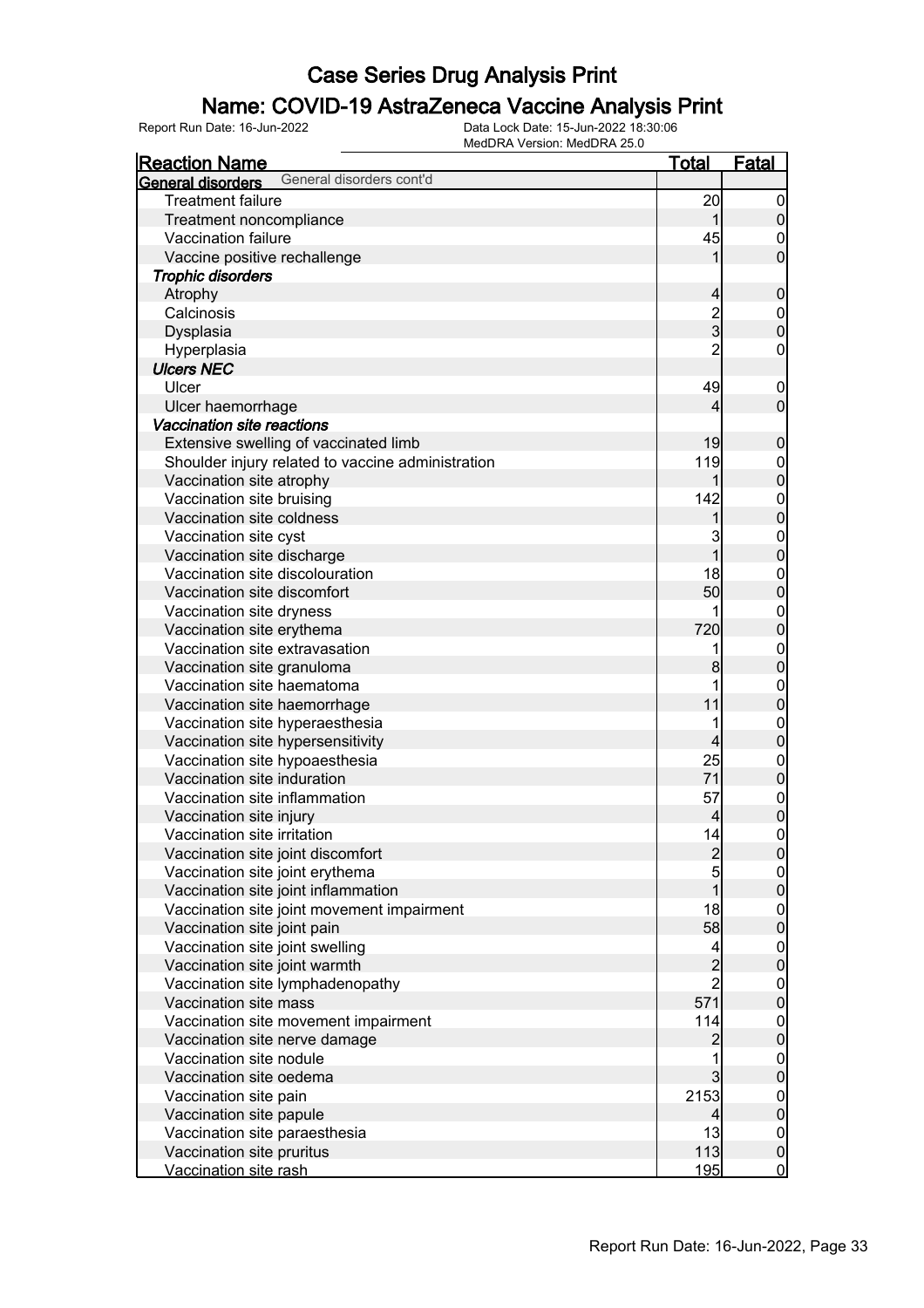# Case Series Drug Analysis Print

## Name: COVID-19 AstraZeneca Vaccine Analysis Print

Report Run Date: 16-Jun-2022

Data Lock Date: 15-Jun-2022 18:30:06
MedDRA Version: MedDRA 25.0

| Reaction Name | Total | Fatal |
|---|---|---|
| **General disorders** General disorders cont'd | | |
| Treatment failure | 20 | 0 |
| Treatment noncompliance | 1 | 0 |
| Vaccination failure | 45 | 0 |
| Vaccine positive rechallenge | 1 | 0 |
| ***Trophic disorders*** | | |
| Atrophy | 4 | 0 |
| Calcinosis | 2 | 0 |
| Dysplasia | 3 | 0 |
| Hyperplasia | 2 | 0 |
| ***Ulcers NEC*** | | |
| Ulcer | 49 | 0 |
| Ulcer haemorrhage | 4 | 0 |
| ***Vaccination site reactions*** | | |
| Extensive swelling of vaccinated limb | 19 | 0 |
| Shoulder injury related to vaccine administration | 119 | 0 |
| Vaccination site atrophy | 1 | 0 |
| Vaccination site bruising | 142 | 0 |
| Vaccination site coldness | 1 | 0 |
| Vaccination site cyst | 3 | 0 |
| Vaccination site discharge | 1 | 0 |
| Vaccination site discolouration | 18 | 0 |
| Vaccination site discomfort | 50 | 0 |
| Vaccination site dryness | 1 | 0 |
| Vaccination site erythema | 720 | 0 |
| Vaccination site extravasation | 1 | 0 |
| Vaccination site granuloma | 8 | 0 |
| Vaccination site haematoma | 1 | 0 |
| Vaccination site haemorrhage | 11 | 0 |
| Vaccination site hyperaesthesia | 1 | 0 |
| Vaccination site hypersensitivity | 4 | 0 |
| Vaccination site hypoaesthesia | 25 | 0 |
| Vaccination site induration | 71 | 0 |
| Vaccination site inflammation | 57 | 0 |
| Vaccination site injury | 4 | 0 |
| Vaccination site irritation | 14 | 0 |
| Vaccination site joint discomfort | 2 | 0 |
| Vaccination site joint erythema | 5 | 0 |
| Vaccination site joint inflammation | 1 | 0 |
| Vaccination site joint movement impairment | 18 | 0 |
| Vaccination site joint pain | 58 | 0 |
| Vaccination site joint swelling | 4 | 0 |
| Vaccination site joint warmth | 2 | 0 |
| Vaccination site lymphadenopathy | 2 | 0 |
| Vaccination site mass | 571 | 0 |
| Vaccination site movement impairment | 114 | 0 |
| Vaccination site nerve damage | 2 | 0 |
| Vaccination site nodule | 1 | 0 |
| Vaccination site oedema | 3 | 0 |
| Vaccination site pain | 2153 | 0 |
| Vaccination site papule | 4 | 0 |
| Vaccination site paraesthesia | 13 | 0 |
| Vaccination site pruritus | 113 | 0 |
| Vaccination site rash | 195 | 0 |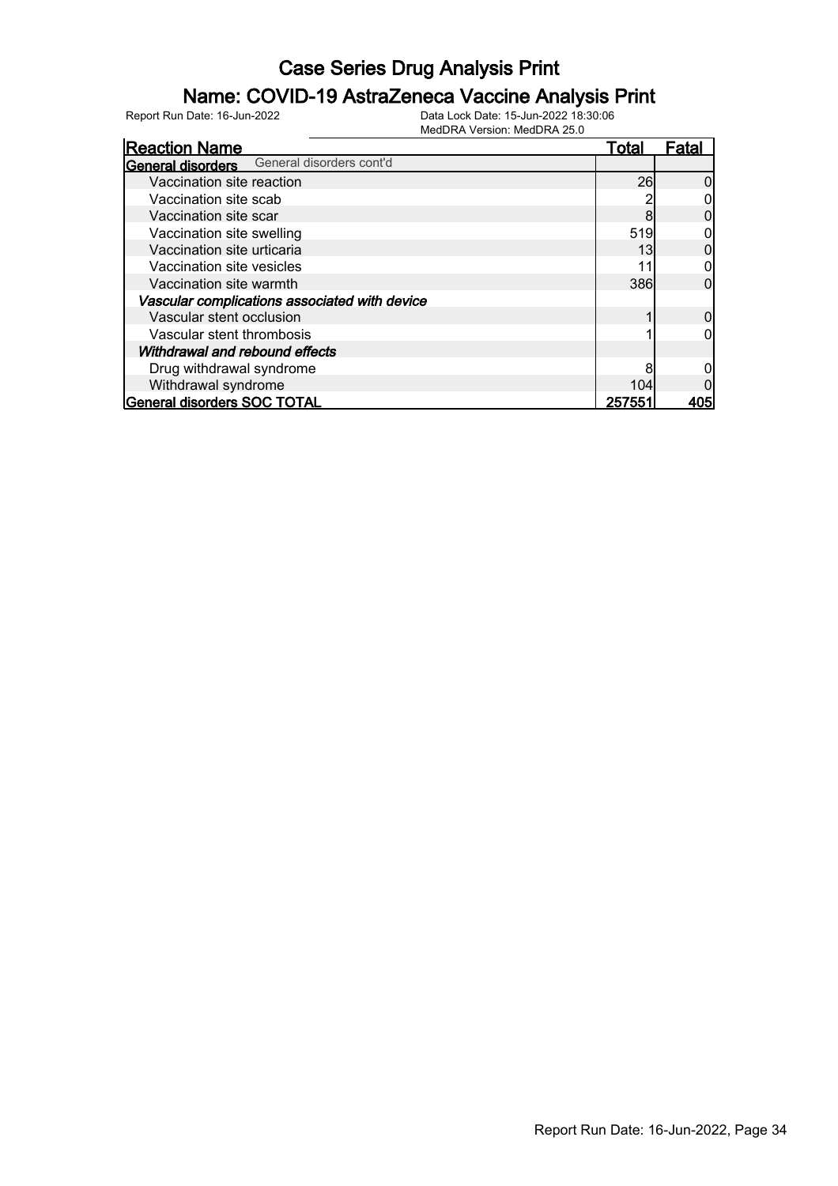# Case Series Drug Analysis Print

## Name: COVID-19 AstraZeneca Vaccine Analysis Print

Report Run Date: 16-Jun-2022 Data Lock Date: 15-Jun-2022 18:30:06
MedDRA Version: MedDRA 25.0

| Reaction Name | Total | Fatal |
|---|---|---|
| **General disorders** General disorders cont'd | | |
| Vaccination site reaction | 26 | 0 |
| Vaccination site scab | 2 | 0 |
| Vaccination site scar | 8 | 0 |
| Vaccination site swelling | 519 | 0 |
| Vaccination site urticaria | 13 | 0 |
| Vaccination site vesicles | 11 | 0 |
| Vaccination site warmth | 386 | 0 |
| ***Vascular complications associated with device*** | | |
| Vascular stent occlusion | 1 | 0 |
| Vascular stent thrombosis | 1 | 0 |
| ***Withdrawal and rebound effects*** | | |
| Drug withdrawal syndrome | 8 | 0 |
| Withdrawal syndrome | 104 | 0 |
| **General disorders SOC TOTAL** | **257551** | **405** |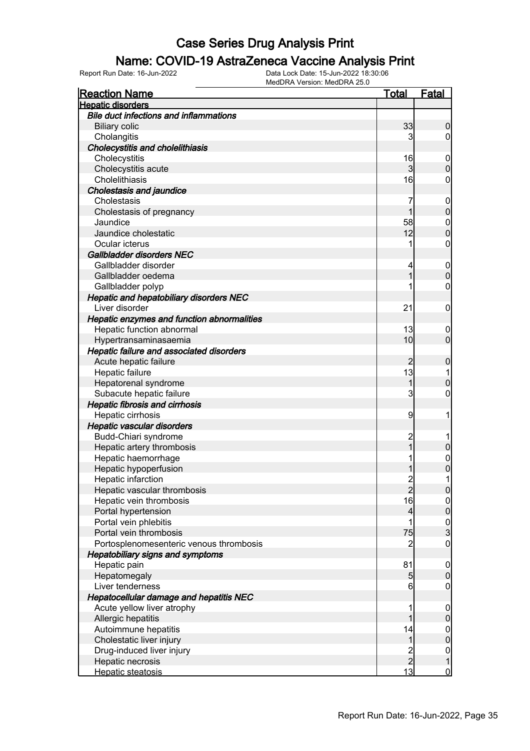# Case Series Drug Analysis Print

## Name: COVID-19 AstraZeneca Vaccine Analysis Print

Report Run Date: 16-Jun-2022

Data Lock Date: 15-Jun-2022 18:30:06

MedDRA Version: MedDRA 25.0

| Reaction Name | Total | Fatal |
|---|---|---|
| **Hepatic disorders** | | |
| *Bile duct infections and inflammations* | | |
| Biliary colic | 33 | 0 |
| Cholangitis | 3 | 0 |
| *Cholecystitis and cholelithiasis* | | |
| Cholecystitis | 16 | 0 |
| Cholecystitis acute | 3 | 0 |
| Cholelithiasis | 16 | 0 |
| *Cholestasis and jaundice* | | |
| Cholestasis | 7 | 0 |
| Cholestasis of pregnancy | 1 | 0 |
| Jaundice | 58 | 0 |
| Jaundice cholestatic | 12 | 0 |
| Ocular icterus | 1 | 0 |
| *Gallbladder disorders NEC* | | |
| Gallbladder disorder | 4 | 0 |
| Gallbladder oedema | 1 | 0 |
| Gallbladder polyp | 1 | 0 |
| *Hepatic and hepatobiliary disorders NEC* | | |
| Liver disorder | 21 | 0 |
| *Hepatic enzymes and function abnormalities* | | |
| Hepatic function abnormal | 13 | 0 |
| Hypertransaminasaemia | 10 | 0 |
| *Hepatic failure and associated disorders* | | |
| Acute hepatic failure | 2 | 0 |
| Hepatic failure | 13 | 1 |
| Hepatorenal syndrome | 1 | 0 |
| Subacute hepatic failure | 3 | 0 |
| *Hepatic fibrosis and cirrhosis* | | |
| Hepatic cirrhosis | 9 | 1 |
| *Hepatic vascular disorders* | | |
| Budd-Chiari syndrome | 2 | 1 |
| Hepatic artery thrombosis | 1 | 0 |
| Hepatic haemorrhage | 1 | 0 |
| Hepatic hypoperfusion | 1 | 0 |
| Hepatic infarction | 2 | 1 |
| Hepatic vascular thrombosis | 2 | 0 |
| Hepatic vein thrombosis | 16 | 0 |
| Portal hypertension | 4 | 0 |
| Portal vein phlebitis | 1 | 0 |
| Portal vein thrombosis | 75 | 3 |
| Portosplenomesenteric venous thrombosis | 2 | 0 |
| *Hepatobiliary signs and symptoms* | | |
| Hepatic pain | 81 | 0 |
| Hepatomegaly | 5 | 0 |
| Liver tenderness | 6 | 0 |
| *Hepatocellular damage and hepatitis NEC* | | |
| Acute yellow liver atrophy | 1 | 0 |
| Allergic hepatitis | 1 | 0 |
| Autoimmune hepatitis | 14 | 0 |
| Cholestatic liver injury | 1 | 0 |
| Drug-induced liver injury | 2 | 0 |
| Hepatic necrosis | 2 | 1 |
| Hepatic steatosis | 13 | 0 |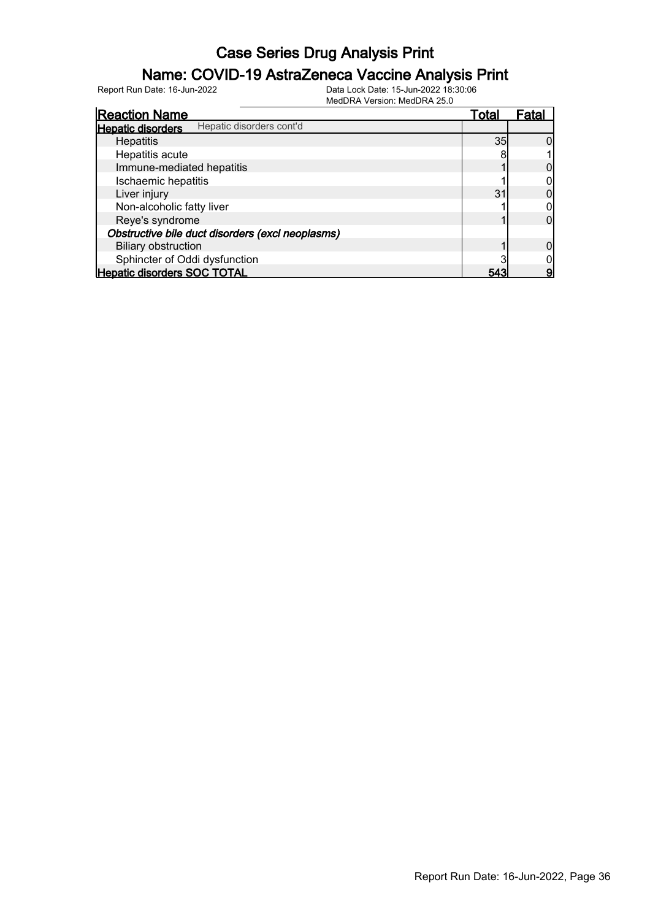# Case Series Drug Analysis Print

## Name: COVID-19 AstraZeneca Vaccine Analysis Print

Report Run Date: 16-Jun-2022

Data Lock Date: 15-Jun-2022 18:30:06
MedDRA Version: MedDRA 25.0

| Reaction Name | Total | Fatal |
| --- | --- | --- |
| **Hepatic disorders** Hepatic disorders cont'd | | |
| Hepatitis | 35 | 0 |
| Hepatitis acute | 8 | 1 |
| Immune-mediated hepatitis | 1 | 0 |
| Ischaemic hepatitis | 1 | 0 |
| Liver injury | 31 | 0 |
| Non-alcoholic fatty liver | 1 | 0 |
| Reye's syndrome | 1 | 0 |
| *Obstructive bile duct disorders (excl neoplasms)* | | |
| Biliary obstruction | 1 | 0 |
| Sphincter of Oddi dysfunction | 3 | 0 |
| **Hepatic disorders SOC TOTAL** | **543** | **9** |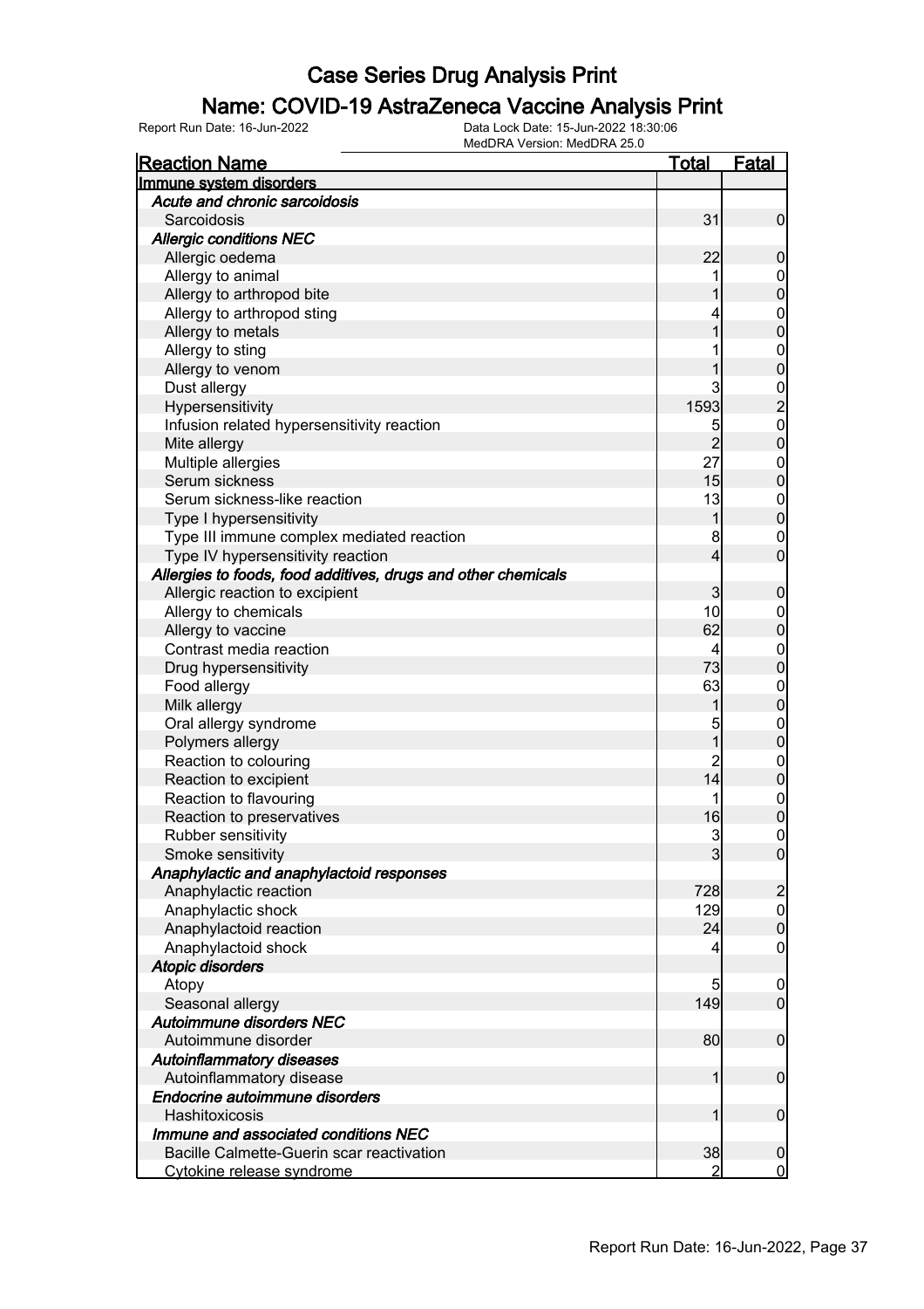# Case Series Drug Analysis Print

## Name: COVID-19 AstraZeneca Vaccine Analysis Print

Report Run Date: 16-Jun-2022 Data Lock Date: 15-Jun-2022 18:30:06
MedDRA Version: MedDRA 25.0

| Reaction Name | Total | Fatal |
|---|---|---|
| **Immune system disorders** | | |
| ***Acute and chronic sarcoidosis*** | | |
| Sarcoidosis | 31 | 0 |
| ***Allergic conditions NEC*** | | |
| Allergic oedema | 22 | 0 |
| Allergy to animal | 1 | 0 |
| Allergy to arthropod bite | 1 | 0 |
| Allergy to arthropod sting | 4 | 0 |
| Allergy to metals | 1 | 0 |
| Allergy to sting | 1 | 0 |
| Allergy to venom | 1 | 0 |
| Dust allergy | 3 | 0 |
| Hypersensitivity | 1593 | 2 |
| Infusion related hypersensitivity reaction | 5 | 0 |
| Mite allergy | 2 | 0 |
| Multiple allergies | 27 | 0 |
| Serum sickness | 15 | 0 |
| Serum sickness-like reaction | 13 | 0 |
| Type I hypersensitivity | 1 | 0 |
| Type III immune complex mediated reaction | 8 | 0 |
| Type IV hypersensitivity reaction | 4 | 0 |
| ***Allergies to foods, food additives, drugs and other chemicals*** | | |
| Allergic reaction to excipient | 3 | 0 |
| Allergy to chemicals | 10 | 0 |
| Allergy to vaccine | 62 | 0 |
| Contrast media reaction | 4 | 0 |
| Drug hypersensitivity | 73 | 0 |
| Food allergy | 63 | 0 |
| Milk allergy | 1 | 0 |
| Oral allergy syndrome | 5 | 0 |
| Polymers allergy | 1 | 0 |
| Reaction to colouring | 2 | 0 |
| Reaction to excipient | 14 | 0 |
| Reaction to flavouring | 1 | 0 |
| Reaction to preservatives | 16 | 0 |
| Rubber sensitivity | 3 | 0 |
| Smoke sensitivity | 3 | 0 |
| ***Anaphylactic and anaphylactoid responses*** | | |
| Anaphylactic reaction | 728 | 2 |
| Anaphylactic shock | 129 | 0 |
| Anaphylactoid reaction | 24 | 0 |
| Anaphylactoid shock | 4 | 0 |
| ***Atopic disorders*** | | |
| Atopy | 5 | 0 |
| Seasonal allergy | 149 | 0 |
| ***Autoimmune disorders NEC*** | | |
| Autoimmune disorder | 80 | 0 |
| ***Autoinflammatory diseases*** | | |
| Autoinflammatory disease | 1 | 0 |
| ***Endocrine autoimmune disorders*** | | |
| Hashitoxicosis | 1 | 0 |
| ***Immune and associated conditions NEC*** | | |
| Bacille Calmette-Guerin scar reactivation | 38 | 0 |
| Cytokine release syndrome | 2 | 0 |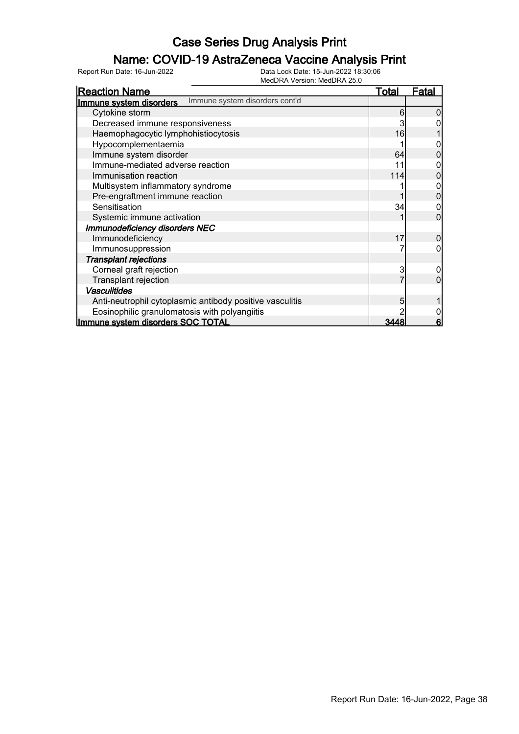# Case Series Drug Analysis Print

## Name: COVID-19 AstraZeneca Vaccine Analysis Print

Report Run Date: 16-Jun-2022

Data Lock Date: 15-Jun-2022 18:30:06
MedDRA Version: MedDRA 25.0

| Reaction Name | Total | Fatal |
|---|---|---|
| **Immune system disorders** Immune system disorders cont'd | | |
| Cytokine storm | 6 | 0 |
| Decreased immune responsiveness | 3 | 0 |
| Haemophagocytic lymphohistiocytosis | 16 | 1 |
| Hypocomplementaemia | 1 | 0 |
| Immune system disorder | 64 | 0 |
| Immune-mediated adverse reaction | 11 | 0 |
| Immunisation reaction | 114 | 0 |
| Multisystem inflammatory syndrome | 1 | 0 |
| Pre-engraftment immune reaction | 1 | 0 |
| Sensitisation | 34 | 0 |
| Systemic immune activation | 1 | 0 |
| ***Immunodeficiency disorders NEC*** | | |
| Immunodeficiency | 17 | 0 |
| Immunosuppression | 7 | 0 |
| ***Transplant rejections*** | | |
| Corneal graft rejection | 3 | 0 |
| Transplant rejection | 7 | 0 |
| ***Vasculitides*** | | |
| Anti-neutrophil cytoplasmic antibody positive vasculitis | 5 | 1 |
| Eosinophilic granulomatosis with polyangiitis | 2 | 0 |
| **Immune system disorders SOC TOTAL** | **3448** | **6** |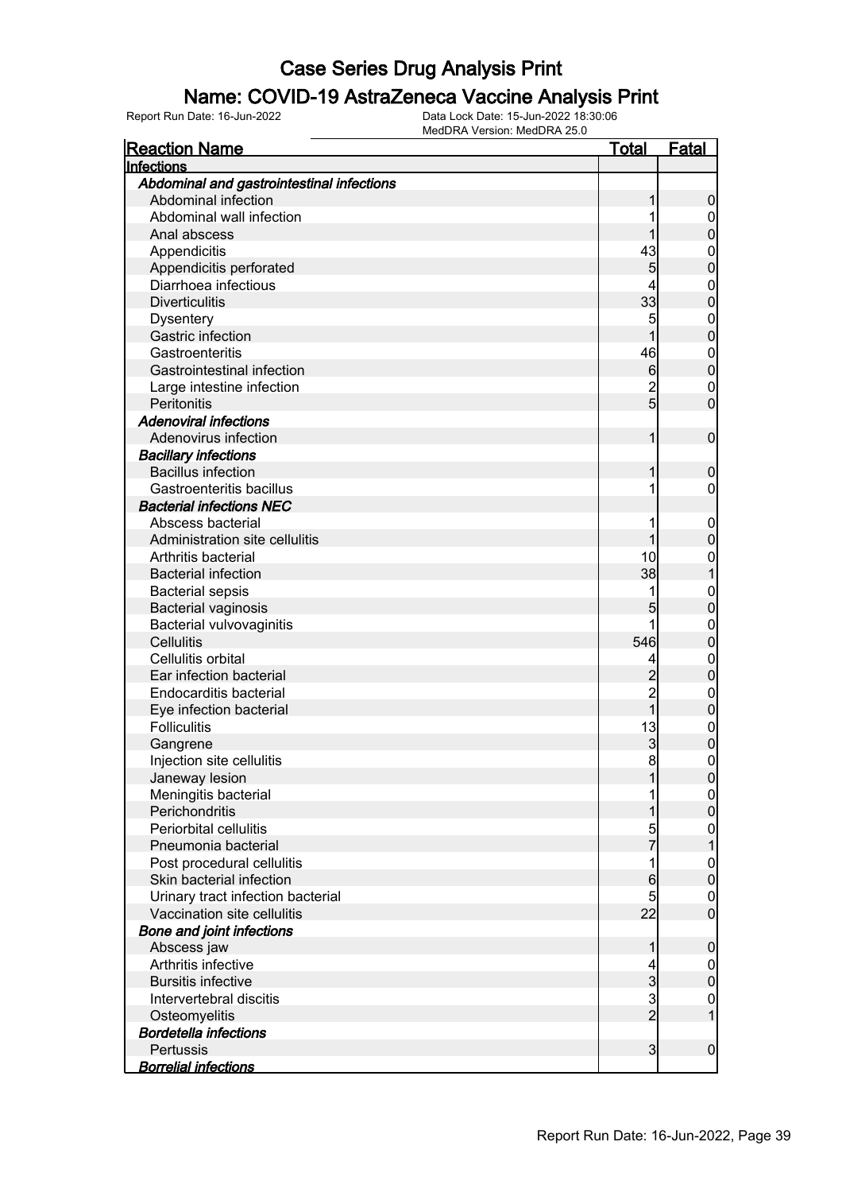# Case Series Drug Analysis Print

## Name: COVID-19 AstraZeneca Vaccine Analysis Print

Report Run Date: 16-Jun-2022
Data Lock Date: 15-Jun-2022 18:30:06
MedDRA Version: MedDRA 25.0

| Reaction Name | Total | Fatal |
|---|---|---|
| **Infections** | | |
| ***Abdominal and gastrointestinal infections*** | | |
| Abdominal infection | 1 | 0 |
| Abdominal wall infection | 1 | 0 |
| Anal abscess | 1 | 0 |
| Appendicitis | 43 | 0 |
| Appendicitis perforated | 5 | 0 |
| Diarrhoea infectious | 4 | 0 |
| Diverticulitis | 33 | 0 |
| Dysentery | 5 | 0 |
| Gastric infection | 1 | 0 |
| Gastroenteritis | 46 | 0 |
| Gastrointestinal infection | 6 | 0 |
| Large intestine infection | 2 | 0 |
| Peritonitis | 5 | 0 |
| ***Adenoviral infections*** | | |
| Adenovirus infection | 1 | 0 |
| ***Bacillary infections*** | | |
| Bacillus infection | 1 | 0 |
| Gastroenteritis bacillus | 1 | 0 |
| ***Bacterial infections NEC*** | | |
| Abscess bacterial | 1 | 0 |
| Administration site cellulitis | 1 | 0 |
| Arthritis bacterial | 10 | 0 |
| Bacterial infection | 38 | 1 |
| Bacterial sepsis | 1 | 0 |
| Bacterial vaginosis | 5 | 0 |
| Bacterial vulvovaginitis | 1 | 0 |
| Cellulitis | 546 | 0 |
| Cellulitis orbital | 4 | 0 |
| Ear infection bacterial | 2 | 0 |
| Endocarditis bacterial | 2 | 0 |
| Eye infection bacterial | 1 | 0 |
| Folliculitis | 13 | 0 |
| Gangrene | 3 | 0 |
| Injection site cellulitis | 8 | 0 |
| Janeway lesion | 1 | 0 |
| Meningitis bacterial | 1 | 0 |
| Perichondritis | 1 | 0 |
| Periorbital cellulitis | 5 | 0 |
| Pneumonia bacterial | 7 | 1 |
| Post procedural cellulitis | 1 | 0 |
| Skin bacterial infection | 6 | 0 |
| Urinary tract infection bacterial | 5 | 0 |
| Vaccination site cellulitis | 22 | 0 |
| ***Bone and joint infections*** | | |
| Abscess jaw | 1 | 0 |
| Arthritis infective | 4 | 0 |
| Bursitis infective | 3 | 0 |
| Intervertebral discitis | 3 | 0 |
| Osteomyelitis | 2 | 1 |
| ***Bordetella infections*** | | |
| Pertussis | 3 | 0 |
| ***Borrelial infections*** | | |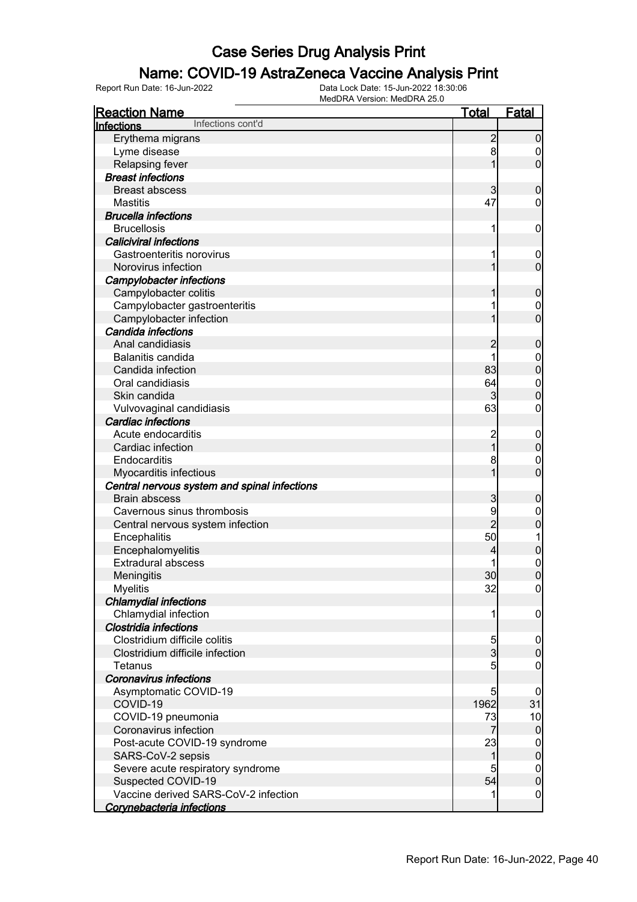# Case Series Drug Analysis Print

## Name: COVID-19 AstraZeneca Vaccine Analysis Print

Report Run Date: 16-Jun-2022

Data Lock Date: 15-Jun-2022 18:30:06
MedDRA Version: MedDRA 25.0

| Reaction Name | Total | Fatal |
|---|---|---|
| **Infections** Infections cont'd | | |
| Erythema migrans | 2 | 0 |
| Lyme disease | 8 | 0 |
| Relapsing fever | 1 | 0 |
| ***Breast infections*** | | |
| Breast abscess | 3 | 0 |
| Mastitis | 47 | 0 |
| ***Brucella infections*** | | |
| Brucellosis | 1 | 0 |
| ***Caliciviral infections*** | | |
| Gastroenteritis norovirus | 1 | 0 |
| Norovirus infection | 1 | 0 |
| ***Campylobacter infections*** | | |
| Campylobacter colitis | 1 | 0 |
| Campylobacter gastroenteritis | 1 | 0 |
| Campylobacter infection | 1 | 0 |
| ***Candida infections*** | | |
| Anal candidiasis | 2 | 0 |
| Balanitis candida | 1 | 0 |
| Candida infection | 83 | 0 |
| Oral candidiasis | 64 | 0 |
| Skin candida | 3 | 0 |
| Vulvovaginal candidiasis | 63 | 0 |
| ***Cardiac infections*** | | |
| Acute endocarditis | 2 | 0 |
| Cardiac infection | 1 | 0 |
| Endocarditis | 8 | 0 |
| Myocarditis infectious | 1 | 0 |
| ***Central nervous system and spinal infections*** | | |
| Brain abscess | 3 | 0 |
| Cavernous sinus thrombosis | 9 | 0 |
| Central nervous system infection | 2 | 0 |
| Encephalitis | 50 | 1 |
| Encephalomyelitis | 4 | 0 |
| Extradural abscess | 1 | 0 |
| Meningitis | 30 | 0 |
| Myelitis | 32 | 0 |
| ***Chlamydial infections*** | | |
| Chlamydial infection | 1 | 0 |
| ***Clostridia infections*** | | |
| Clostridium difficile colitis | 5 | 0 |
| Clostridium difficile infection | 3 | 0 |
| Tetanus | 5 | 0 |
| ***Coronavirus infections*** | | |
| Asymptomatic COVID-19 | 5 | 0 |
| COVID-19 | 1962 | 31 |
| COVID-19 pneumonia | 73 | 10 |
| Coronavirus infection | 7 | 0 |
| Post-acute COVID-19 syndrome | 23 | 0 |
| SARS-CoV-2 sepsis | 1 | 0 |
| Severe acute respiratory syndrome | 5 | 0 |
| Suspected COVID-19 | 54 | 0 |
| Vaccine derived SARS-CoV-2 infection | 1 | 0 |
| ***Corynebacteria infections*** | | |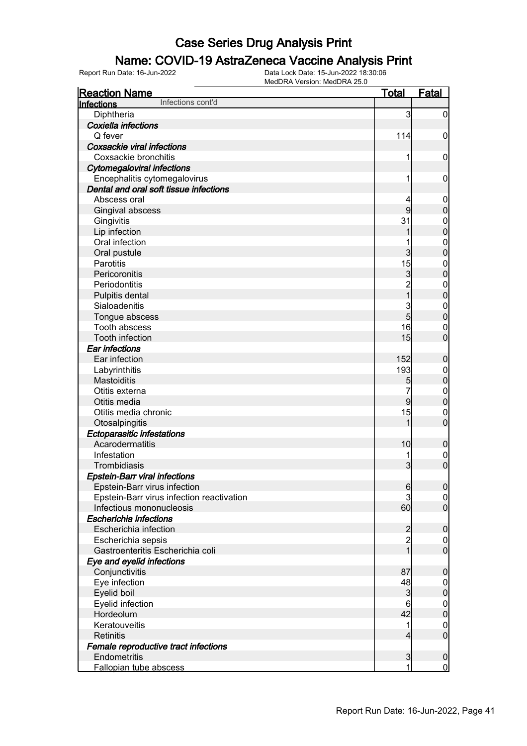# Case Series Drug Analysis Print

## Name: COVID-19 AstraZeneca Vaccine Analysis Print

Report Run Date: 16-Jun-2022

Data Lock Date: 15-Jun-2022 18:30:06
MedDRA Version: MedDRA 25.0

| Reaction Name | Total | Fatal |
|---|---|---|
| **Infections** Infections cont'd | | |
| Diphtheria | 3 | 0 |
| ***Coxiella infections*** | | |
| Q fever | 114 | 0 |
| ***Coxsackie viral infections*** | | |
| Coxsackie bronchitis | 1 | 0 |
| ***Cytomegaloviral infections*** | | |
| Encephalitis cytomegalovirus | 1 | 0 |
| ***Dental and oral soft tissue infections*** | | |
| Abscess oral | 4 | 0 |
| Gingival abscess | 9 | 0 |
| Gingivitis | 31 | 0 |
| Lip infection | 1 | 0 |
| Oral infection | 1 | 0 |
| Oral pustule | 3 | 0 |
| Parotitis | 15 | 0 |
| Pericoronitis | 3 | 0 |
| Periodontitis | 2 | 0 |
| Pulpitis dental | 1 | 0 |
| Sialoadenitis | 3 | 0 |
| Tongue abscess | 5 | 0 |
| Tooth abscess | 16 | 0 |
| Tooth infection | 15 | 0 |
| ***Ear infections*** | | |
| Ear infection | 152 | 0 |
| Labyrinthitis | 193 | 0 |
| Mastoiditis | 5 | 0 |
| Otitis externa | 7 | 0 |
| Otitis media | 9 | 0 |
| Otitis media chronic | 15 | 0 |
| Otosalpingitis | 1 | 0 |
| ***Ectoparasitic infestations*** | | |
| Acarodermatitis | 10 | 0 |
| Infestation | 1 | 0 |
| Trombidiasis | 3 | 0 |
| ***Epstein-Barr viral infections*** | | |
| Epstein-Barr virus infection | 6 | 0 |
| Epstein-Barr virus infection reactivation | 3 | 0 |
| Infectious mononucleosis | 60 | 0 |
| ***Escherichia infections*** | | |
| Escherichia infection | 2 | 0 |
| Escherichia sepsis | 2 | 0 |
| Gastroenteritis Escherichia coli | 1 | 0 |
| ***Eye and eyelid infections*** | | |
| Conjunctivitis | 87 | 0 |
| Eye infection | 48 | 0 |
| Eyelid boil | 3 | 0 |
| Eyelid infection | 6 | 0 |
| Hordeolum | 42 | 0 |
| Keratouveitis | 1 | 0 |
| Retinitis | 4 | 0 |
| ***Female reproductive tract infections*** | | |
| Endometritis | 3 | 0 |
| Fallopian tube abscess | 1 | 0 |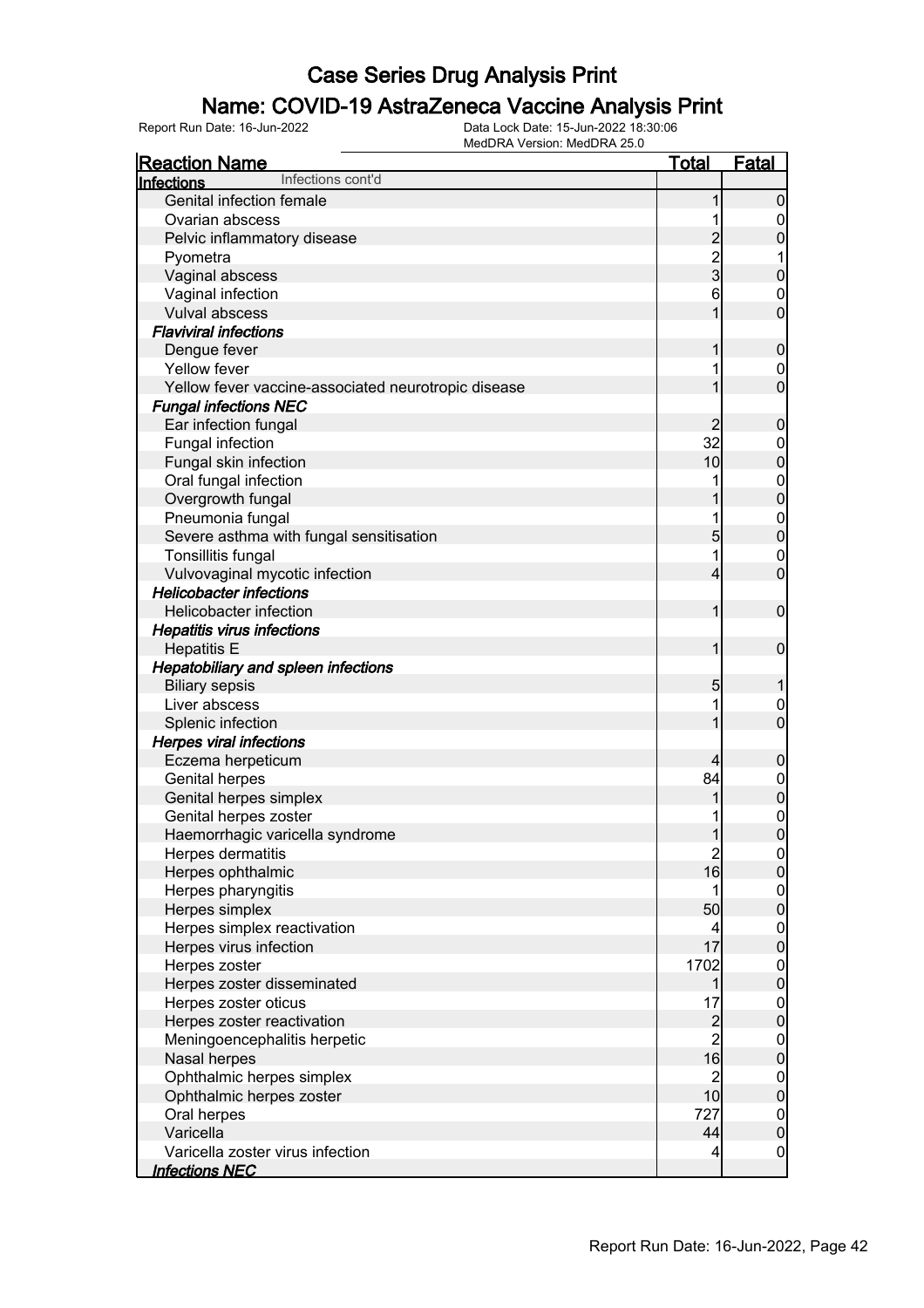# Case Series Drug Analysis Print

## Name: COVID-19 AstraZeneca Vaccine Analysis Print

Report Run Date: 16-Jun-2022 | Data Lock Date: 15-Jun-2022 18:30:06 | MedDRA Version: MedDRA 25.0

| Reaction Name | Total | Fatal |
|---|---|---|
| **Infections** Infections cont'd | | |
| Genital infection female | 1 | 0 |
| Ovarian abscess | 1 | 0 |
| Pelvic inflammatory disease | 2 | 0 |
| Pyometra | 2 | 1 |
| Vaginal abscess | 3 | 0 |
| Vaginal infection | 6 | 0 |
| Vulval abscess | 1 | 0 |
| ***Flaviviral infections*** | | |
| Dengue fever | 1 | 0 |
| Yellow fever | 1 | 0 |
| Yellow fever vaccine-associated neurotropic disease | 1 | 0 |
| ***Fungal infections NEC*** | | |
| Ear infection fungal | 2 | 0 |
| Fungal infection | 32 | 0 |
| Fungal skin infection | 10 | 0 |
| Oral fungal infection | 1 | 0 |
| Overgrowth fungal | 1 | 0 |
| Pneumonia fungal | 1 | 0 |
| Severe asthma with fungal sensitisation | 5 | 0 |
| Tonsillitis fungal | 1 | 0 |
| Vulvovaginal mycotic infection | 4 | 0 |
| ***Helicobacter infections*** | | |
| Helicobacter infection | 1 | 0 |
| ***Hepatitis virus infections*** | | |
| Hepatitis E | 1 | 0 |
| ***Hepatobiliary and spleen infections*** | | |
| Biliary sepsis | 5 | 1 |
| Liver abscess | 1 | 0 |
| Splenic infection | 1 | 0 |
| ***Herpes viral infections*** | | |
| Eczema herpeticum | 4 | 0 |
| Genital herpes | 84 | 0 |
| Genital herpes simplex | 1 | 0 |
| Genital herpes zoster | 1 | 0 |
| Haemorrhagic varicella syndrome | 1 | 0 |
| Herpes dermatitis | 2 | 0 |
| Herpes ophthalmic | 16 | 0 |
| Herpes pharyngitis | 1 | 0 |
| Herpes simplex | 50 | 0 |
| Herpes simplex reactivation | 4 | 0 |
| Herpes virus infection | 17 | 0 |
| Herpes zoster | 1702 | 0 |
| Herpes zoster disseminated | 1 | 0 |
| Herpes zoster oticus | 17 | 0 |
| Herpes zoster reactivation | 2 | 0 |
| Meningoencephalitis herpetic | 2 | 0 |
| Nasal herpes | 16 | 0 |
| Ophthalmic herpes simplex | 2 | 0 |
| Ophthalmic herpes zoster | 10 | 0 |
| Oral herpes | 727 | 0 |
| Varicella | 44 | 0 |
| Varicella zoster virus infection | 4 | 0 |
| ***Infections NEC*** | | |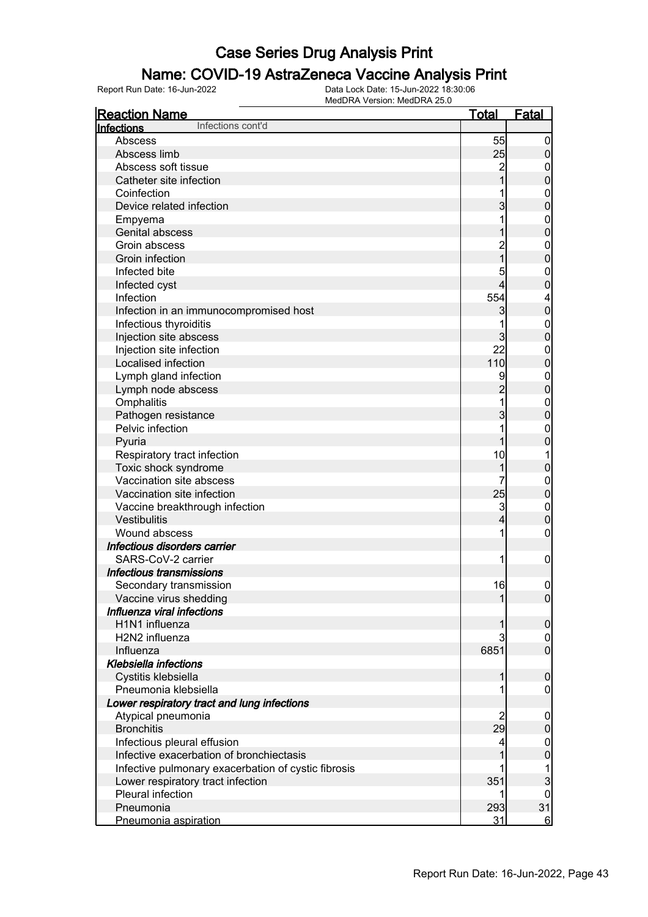# Case Series Drug Analysis Print

## Name: COVID-19 AstraZeneca Vaccine Analysis Print

Report Run Date: 16-Jun-2022

Data Lock Date: 15-Jun-2022 18:30:06
MedDRA Version: MedDRA 25.0

| Reaction Name | Total | Fatal |
|---|---|---|
| **Infections** Infections cont'd | | |
| Abscess | 55 | 0 |
| Abscess limb | 25 | 0 |
| Abscess soft tissue | 2 | 0 |
| Catheter site infection | 1 | 0 |
| Coinfection | 1 | 0 |
| Device related infection | 3 | 0 |
| Empyema | 1 | 0 |
| Genital abscess | 1 | 0 |
| Groin abscess | 2 | 0 |
| Groin infection | 1 | 0 |
| Infected bite | 5 | 0 |
| Infected cyst | 4 | 0 |
| Infection | 554 | 4 |
| Infection in an immunocompromised host | 3 | 0 |
| Infectious thyroiditis | 1 | 0 |
| Injection site abscess | 3 | 0 |
| Injection site infection | 22 | 0 |
| Localised infection | 110 | 0 |
| Lymph gland infection | 9 | 0 |
| Lymph node abscess | 2 | 0 |
| Omphalitis | 1 | 0 |
| Pathogen resistance | 3 | 0 |
| Pelvic infection | 1 | 0 |
| Pyuria | 1 | 0 |
| Respiratory tract infection | 10 | 1 |
| Toxic shock syndrome | 1 | 0 |
| Vaccination site abscess | 7 | 0 |
| Vaccination site infection | 25 | 0 |
| Vaccine breakthrough infection | 3 | 0 |
| Vestibulitis | 4 | 0 |
| Wound abscess | 1 | 0 |
| ***Infectious disorders carrier*** | | |
| SARS-CoV-2 carrier | 1 | 0 |
| ***Infectious transmissions*** | | |
| Secondary transmission | 16 | 0 |
| Vaccine virus shedding | 1 | 0 |
| ***Influenza viral infections*** | | |
| H1N1 influenza | 1 | 0 |
| H2N2 influenza | 3 | 0 |
| Influenza | 6851 | 0 |
| ***Klebsiella infections*** | | |
| Cystitis klebsiella | 1 | 0 |
| Pneumonia klebsiella | 1 | 0 |
| ***Lower respiratory tract and lung infections*** | | |
| Atypical pneumonia | 2 | 0 |
| Bronchitis | 29 | 0 |
| Infectious pleural effusion | 4 | 0 |
| Infective exacerbation of bronchiectasis | 1 | 0 |
| Infective pulmonary exacerbation of cystic fibrosis | 1 | 1 |
| Lower respiratory tract infection | 351 | 3 |
| Pleural infection | 1 | 0 |
| Pneumonia | 293 | 31 |
| Pneumonia aspiration | 31 | 6 |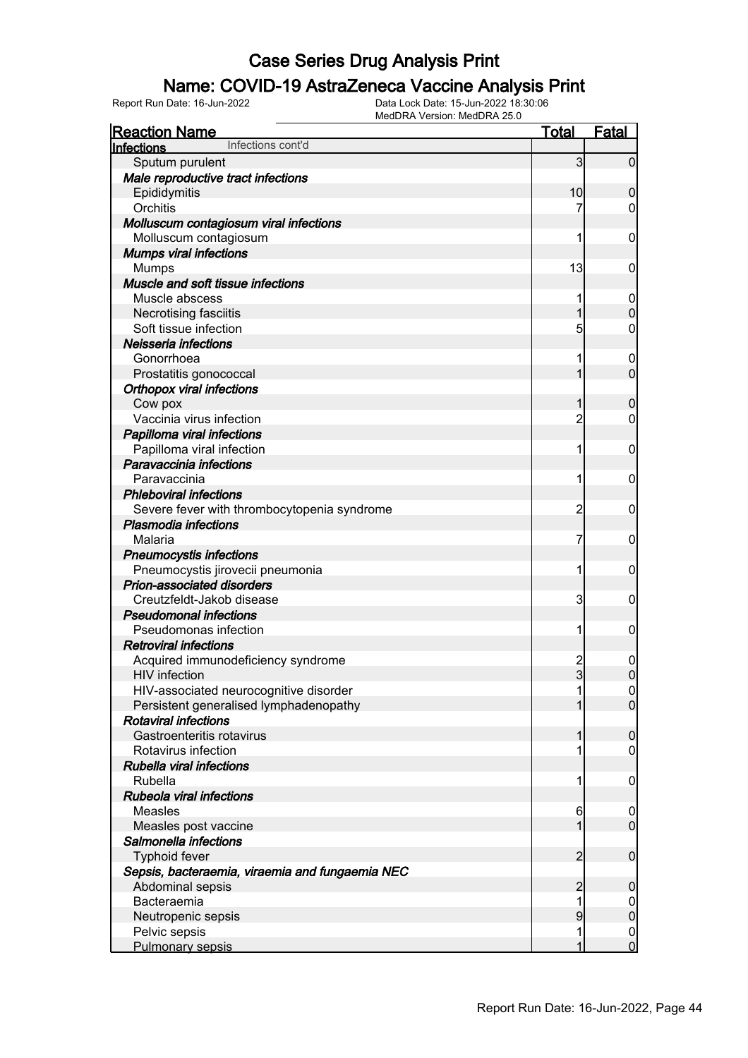# Case Series Drug Analysis Print

## Name: COVID-19 AstraZeneca Vaccine Analysis Print

Report Run Date: 16-Jun-2022

Data Lock Date: 15-Jun-2022 18:30:06
MedDRA Version: MedDRA 25.0

| Reaction Name | Total | Fatal |
|---|---|---|
| **Infections** Infections cont'd | | |
| Sputum purulent | 3 | 0 |
| ***Male reproductive tract infections*** | | |
| Epididymitis | 10 | 0 |
| Orchitis | 7 | 0 |
| ***Molluscum contagiosum viral infections*** | | |
| Molluscum contagiosum | 1 | 0 |
| ***Mumps viral infections*** | | |
| Mumps | 13 | 0 |
| ***Muscle and soft tissue infections*** | | |
| Muscle abscess | 1 | 0 |
| Necrotising fasciitis | 1 | 0 |
| Soft tissue infection | 5 | 0 |
| ***Neisseria infections*** | | |
| Gonorrhoea | 1 | 0 |
| Prostatitis gonococcal | 1 | 0 |
| ***Orthopox viral infections*** | | |
| Cow pox | 1 | 0 |
| Vaccinia virus infection | 2 | 0 |
| ***Papilloma viral infections*** | | |
| Papilloma viral infection | 1 | 0 |
| ***Paravaccinia infections*** | | |
| Paravaccinia | 1 | 0 |
| ***Phleboviral infections*** | | |
| Severe fever with thrombocytopenia syndrome | 2 | 0 |
| ***Plasmodia infections*** | | |
| Malaria | 7 | 0 |
| ***Pneumocystis infections*** | | |
| Pneumocystis jirovecii pneumonia | 1 | 0 |
| ***Prion-associated disorders*** | | |
| Creutzfeldt-Jakob disease | 3 | 0 |
| ***Pseudomonal infections*** | | |
| Pseudomonas infection | 1 | 0 |
| ***Retroviral infections*** | | |
| Acquired immunodeficiency syndrome | 2 | 0 |
| HIV infection | 3 | 0 |
| HIV-associated neurocognitive disorder | 1 | 0 |
| Persistent generalised lymphadenopathy | 1 | 0 |
| ***Rotaviral infections*** | | |
| Gastroenteritis rotavirus | 1 | 0 |
| Rotavirus infection | 1 | 0 |
| ***Rubella viral infections*** | | |
| Rubella | 1 | 0 |
| ***Rubeola viral infections*** | | |
| Measles | 6 | 0 |
| Measles post vaccine | 1 | 0 |
| ***Salmonella infections*** | | |
| Typhoid fever | 2 | 0 |
| ***Sepsis, bacteraemia, viraemia and fungaemia NEC*** | | |
| Abdominal sepsis | 2 | 0 |
| Bacteraemia | 1 | 0 |
| Neutropenic sepsis | 9 | 0 |
| Pelvic sepsis | 1 | 0 |
| Pulmonary sepsis | 1 | 0 |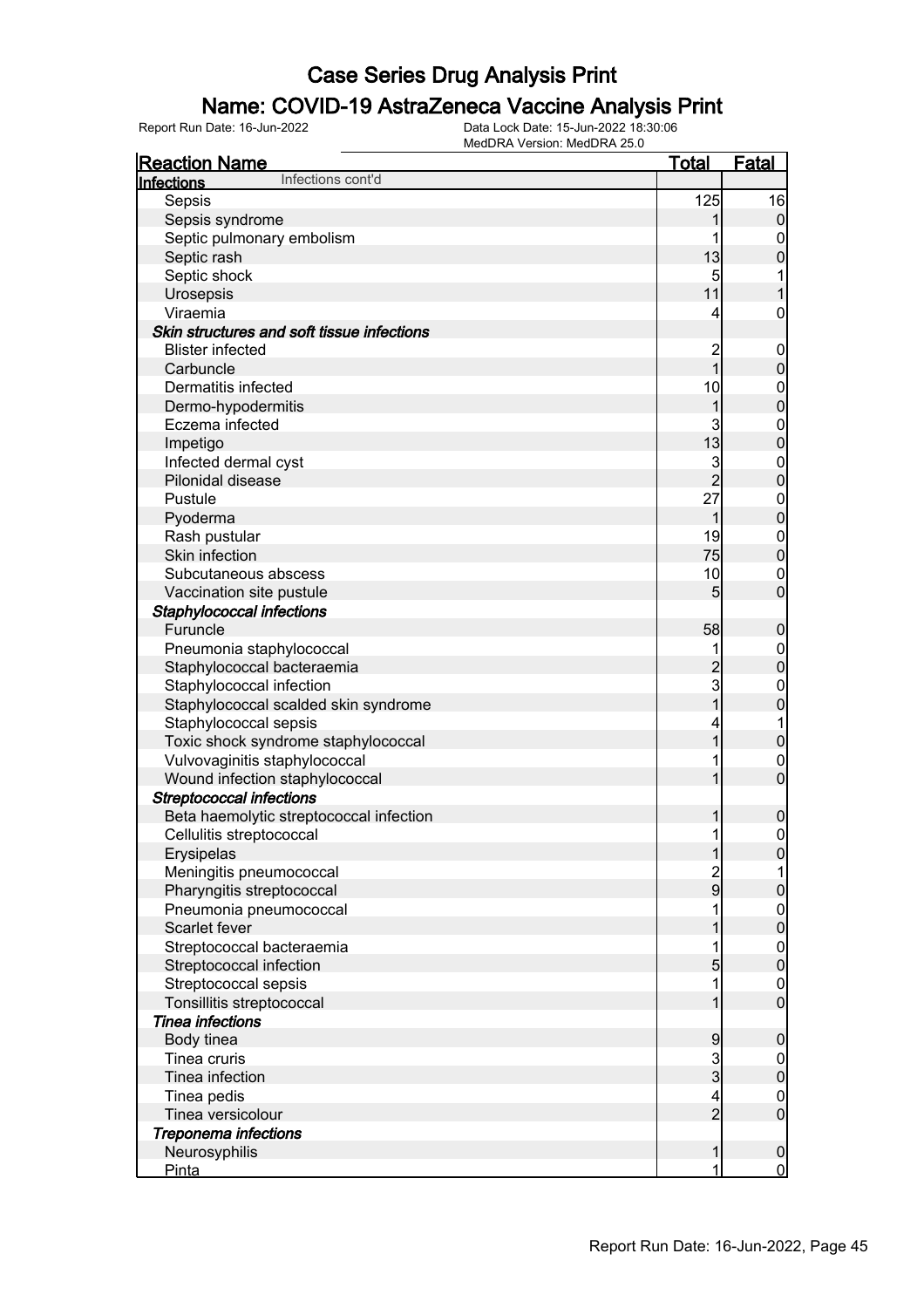# Case Series Drug Analysis Print

## Name: COVID-19 AstraZeneca Vaccine Analysis Print

Report Run Date: 16-Jun-2022    Data Lock Date: 15-Jun-2022 18:30:06
MedDRA Version: MedDRA 25.0

| Reaction Name | Total | Fatal |
|---|---|---|
| **Infections** Infections cont'd | | |
| Sepsis | 125 | 16 |
| Sepsis syndrome | 1 | 0 |
| Septic pulmonary embolism | 1 | 0 |
| Septic rash | 13 | 0 |
| Septic shock | 5 | 1 |
| Urosepsis | 11 | 1 |
| Viraemia | 4 | 0 |
| ***Skin structures and soft tissue infections*** | | |
| Blister infected | 2 | 0 |
| Carbuncle | 1 | 0 |
| Dermatitis infected | 10 | 0 |
| Dermo-hypodermitis | 1 | 0 |
| Eczema infected | 3 | 0 |
| Impetigo | 13 | 0 |
| Infected dermal cyst | 3 | 0 |
| Pilonidal disease | 2 | 0 |
| Pustule | 27 | 0 |
| Pyoderma | 1 | 0 |
| Rash pustular | 19 | 0 |
| Skin infection | 75 | 0 |
| Subcutaneous abscess | 10 | 0 |
| Vaccination site pustule | 5 | 0 |
| ***Staphylococcal infections*** | | |
| Furuncle | 58 | 0 |
| Pneumonia staphylococcal | 1 | 0 |
| Staphylococcal bacteraemia | 2 | 0 |
| Staphylococcal infection | 3 | 0 |
| Staphylococcal scalded skin syndrome | 1 | 0 |
| Staphylococcal sepsis | 4 | 1 |
| Toxic shock syndrome staphylococcal | 1 | 0 |
| Vulvovaginitis staphylococcal | 1 | 0 |
| Wound infection staphylococcal | 1 | 0 |
| ***Streptococcal infections*** | | |
| Beta haemolytic streptococcal infection | 1 | 0 |
| Cellulitis streptococcal | 1 | 0 |
| Erysipelas | 1 | 0 |
| Meningitis pneumococcal | 2 | 1 |
| Pharyngitis streptococcal | 9 | 0 |
| Pneumonia pneumococcal | 1 | 0 |
| Scarlet fever | 1 | 0 |
| Streptococcal bacteraemia | 1 | 0 |
| Streptococcal infection | 5 | 0 |
| Streptococcal sepsis | 1 | 0 |
| Tonsillitis streptococcal | 1 | 0 |
| ***Tinea infections*** | | |
| Body tinea | 9 | 0 |
| Tinea cruris | 3 | 0 |
| Tinea infection | 3 | 0 |
| Tinea pedis | 4 | 0 |
| Tinea versicolour | 2 | 0 |
| ***Treponema infections*** | | |
| Neurosyphilis | 1 | 0 |
| Pinta | 1 | 0 |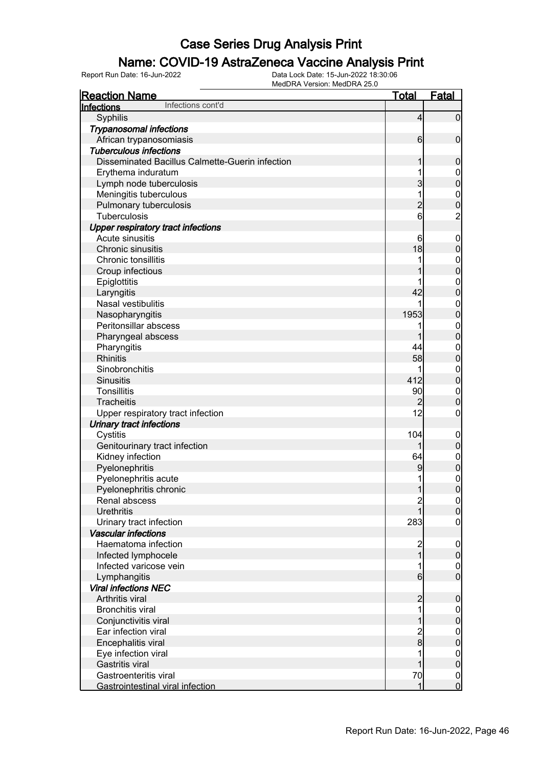# Case Series Drug Analysis Print

## Name: COVID-19 AstraZeneca Vaccine Analysis Print

Report Run Date: 16-Jun-2022

Data Lock Date: 15-Jun-2022 18:30:06
MedDRA Version: MedDRA 25.0

| Reaction Name | Total | Fatal |
|---|---|---|
| **Infections** Infections cont'd | | |
| Syphilis | 4 | 0 |
| ***Trypanosomal infections*** | | |
| African trypanosomiasis | 6 | 0 |
| ***Tuberculous infections*** | | |
| Disseminated Bacillus Calmette-Guerin infection | 1 | 0 |
| Erythema induratum | 1 | 0 |
| Lymph node tuberculosis | 3 | 0 |
| Meningitis tuberculous | 1 | 0 |
| Pulmonary tuberculosis | 2 | 0 |
| Tuberculosis | 6 | 2 |
| ***Upper respiratory tract infections*** | | |
| Acute sinusitis | 6 | 0 |
| Chronic sinusitis | 18 | 0 |
| Chronic tonsillitis | 1 | 0 |
| Croup infectious | 1 | 0 |
| Epiglottitis | 1 | 0 |
| Laryngitis | 42 | 0 |
| Nasal vestibulitis | 1 | 0 |
| Nasopharyngitis | 1953 | 0 |
| Peritonsillar abscess | 1 | 0 |
| Pharyngeal abscess | 1 | 0 |
| Pharyngitis | 44 | 0 |
| Rhinitis | 58 | 0 |
| Sinobronchitis | 1 | 0 |
| Sinusitis | 412 | 0 |
| Tonsillitis | 90 | 0 |
| Tracheitis | 2 | 0 |
| Upper respiratory tract infection | 12 | 0 |
| ***Urinary tract infections*** | | |
| Cystitis | 104 | 0 |
| Genitourinary tract infection | 1 | 0 |
| Kidney infection | 64 | 0 |
| Pyelonephritis | 9 | 0 |
| Pyelonephritis acute | 1 | 0 |
| Pyelonephritis chronic | 1 | 0 |
| Renal abscess | 2 | 0 |
| Urethritis | 1 | 0 |
| Urinary tract infection | 283 | 0 |
| ***Vascular infections*** | | |
| Haematoma infection | 2 | 0 |
| Infected lymphocele | 1 | 0 |
| Infected varicose vein | 1 | 0 |
| Lymphangitis | 6 | 0 |
| ***Viral infections NEC*** | | |
| Arthritis viral | 2 | 0 |
| Bronchitis viral | 1 | 0 |
| Conjunctivitis viral | 1 | 0 |
| Ear infection viral | 2 | 0 |
| Encephalitis viral | 8 | 0 |
| Eye infection viral | 1 | 0 |
| Gastritis viral | 1 | 0 |
| Gastroenteritis viral | 70 | 0 |
| Gastrointestinal viral infection | 1 | 0 |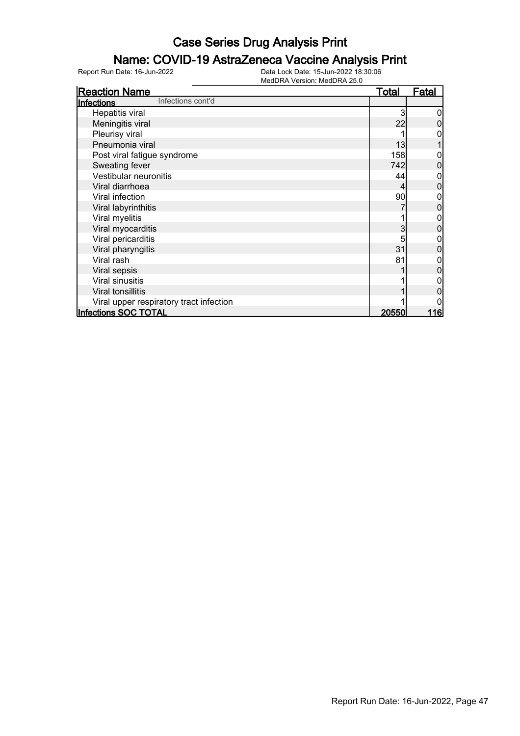# Case Series Drug Analysis Print

## Name: COVID-19 AstraZeneca Vaccine Analysis Print

Report Run Date: 16-Jun-2022

Data Lock Date: 15-Jun-2022 18:30:06
MedDRA Version: MedDRA 25.0

| Reaction Name | Total | Fatal |
|---|---|---|
| **Infections** Infections cont'd | | |
| Hepatitis viral | 3 | 0 |
| Meningitis viral | 22 | 0 |
| Pleurisy viral | 1 | 0 |
| Pneumonia viral | 13 | 1 |
| Post viral fatigue syndrome | 158 | 0 |
| Sweating fever | 742 | 0 |
| Vestibular neuronitis | 44 | 0 |
| Viral diarrhoea | 4 | 0 |
| Viral infection | 90 | 0 |
| Viral labyrinthitis | 7 | 0 |
| Viral myelitis | 1 | 0 |
| Viral myocarditis | 3 | 0 |
| Viral pericarditis | 5 | 0 |
| Viral pharyngitis | 31 | 0 |
| Viral rash | 81 | 0 |
| Viral sepsis | 1 | 0 |
| Viral sinusitis | 1 | 0 |
| Viral tonsillitis | 1 | 0 |
| Viral upper respiratory tract infection | 1 | 0 |
| **Infections SOC TOTAL** | **20550** | **116** |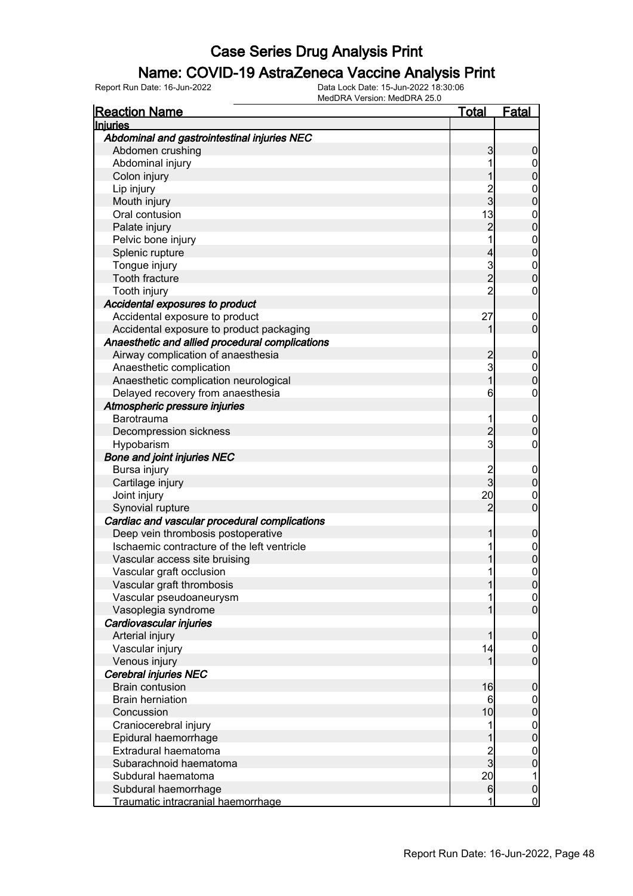# Case Series Drug Analysis Print

## Name: COVID-19 AstraZeneca Vaccine Analysis Print

Report Run Date: 16-Jun-2022 | Data Lock Date: 15-Jun-2022 18:30:06 | MedDRA Version: MedDRA 25.0

| Reaction Name | Total | Fatal |
|---|---|---|
| **Injuries** | | |
| ***Abdominal and gastrointestinal injuries NEC*** | | |
| Abdomen crushing | 3 | 0 |
| Abdominal injury | 1 | 0 |
| Colon injury | 1 | 0 |
| Lip injury | 2 | 0 |
| Mouth injury | 3 | 0 |
| Oral contusion | 13 | 0 |
| Palate injury | 2 | 0 |
| Pelvic bone injury | 1 | 0 |
| Splenic rupture | 4 | 0 |
| Tongue injury | 3 | 0 |
| Tooth fracture | 2 | 0 |
| Tooth injury | 2 | 0 |
| ***Accidental exposures to product*** | | |
| Accidental exposure to product | 27 | 0 |
| Accidental exposure to product packaging | 1 | 0 |
| ***Anaesthetic and allied procedural complications*** | | |
| Airway complication of anaesthesia | 2 | 0 |
| Anaesthetic complication | 3 | 0 |
| Anaesthetic complication neurological | 1 | 0 |
| Delayed recovery from anaesthesia | 6 | 0 |
| ***Atmospheric pressure injuries*** | | |
| Barotrauma | 1 | 0 |
| Decompression sickness | 2 | 0 |
| Hypobarism | 3 | 0 |
| ***Bone and joint injuries NEC*** | | |
| Bursa injury | 2 | 0 |
| Cartilage injury | 3 | 0 |
| Joint injury | 20 | 0 |
| Synovial rupture | 2 | 0 |
| ***Cardiac and vascular procedural complications*** | | |
| Deep vein thrombosis postoperative | 1 | 0 |
| Ischaemic contracture of the left ventricle | 1 | 0 |
| Vascular access site bruising | 1 | 0 |
| Vascular graft occlusion | 1 | 0 |
| Vascular graft thrombosis | 1 | 0 |
| Vascular pseudoaneurysm | 1 | 0 |
| Vasoplegia syndrome | 1 | 0 |
| ***Cardiovascular injuries*** | | |
| Arterial injury | 1 | 0 |
| Vascular injury | 14 | 0 |
| Venous injury | 1 | 0 |
| ***Cerebral injuries NEC*** | | |
| Brain contusion | 16 | 0 |
| Brain herniation | 6 | 0 |
| Concussion | 10 | 0 |
| Craniocerebral injury | 1 | 0 |
| Epidural haemorrhage | 1 | 0 |
| Extradural haematoma | 2 | 0 |
| Subarachnoid haematoma | 3 | 0 |
| Subdural haematoma | 20 | 1 |
| Subdural haemorrhage | 6 | 0 |
| Traumatic intracranial haemorrhage | 1 | 0 |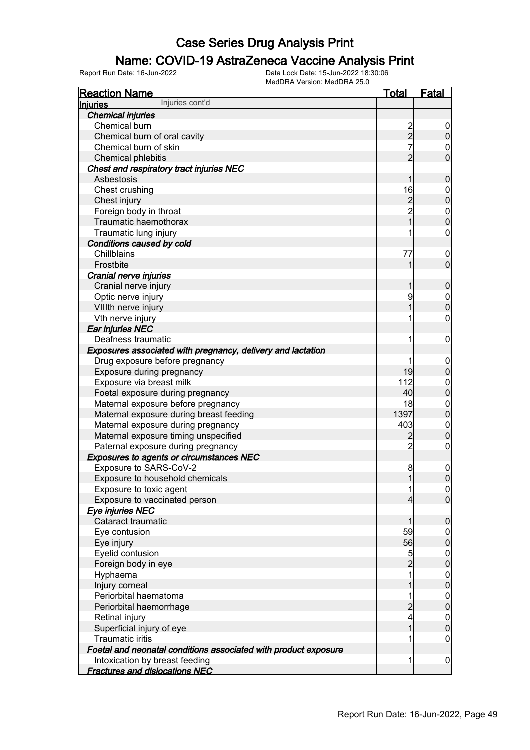# Case Series Drug Analysis Print

## Name: COVID-19 AstraZeneca Vaccine Analysis Print

Report Run Date: 16-Jun-2022

Data Lock Date: 15-Jun-2022 18:30:06

MedDRA Version: MedDRA 25.0

| Reaction Name | Total | Fatal |
|---|---|---|
| **Injuries** Injuries cont'd | | |
| ***Chemical injuries*** | | |
| Chemical burn | 2 | 0 |
| Chemical burn of oral cavity | 2 | 0 |
| Chemical burn of skin | 7 | 0 |
| Chemical phlebitis | 2 | 0 |
| ***Chest and respiratory tract injuries NEC*** | | |
| Asbestosis | 1 | 0 |
| Chest crushing | 16 | 0 |
| Chest injury | 2 | 0 |
| Foreign body in throat | 2 | 0 |
| Traumatic haemothorax | 1 | 0 |
| Traumatic lung injury | 1 | 0 |
| ***Conditions caused by cold*** | | |
| Chillblains | 77 | 0 |
| Frostbite | 1 | 0 |
| ***Cranial nerve injuries*** | | |
| Cranial nerve injury | 1 | 0 |
| Optic nerve injury | 9 | 0 |
| VIIIth nerve injury | 1 | 0 |
| Vth nerve injury | 1 | 0 |
| ***Ear injuries NEC*** | | |
| Deafness traumatic | 1 | 0 |
| ***Exposures associated with pregnancy, delivery and lactation*** | | |
| Drug exposure before pregnancy | 1 | 0 |
| Exposure during pregnancy | 19 | 0 |
| Exposure via breast milk | 112 | 0 |
| Foetal exposure during pregnancy | 40 | 0 |
| Maternal exposure before pregnancy | 18 | 0 |
| Maternal exposure during breast feeding | 1397 | 0 |
| Maternal exposure during pregnancy | 403 | 0 |
| Maternal exposure timing unspecified | 2 | 0 |
| Paternal exposure during pregnancy | 2 | 0 |
| ***Exposures to agents or circumstances NEC*** | | |
| Exposure to SARS-CoV-2 | 8 | 0 |
| Exposure to household chemicals | 1 | 0 |
| Exposure to toxic agent | 1 | 0 |
| Exposure to vaccinated person | 4 | 0 |
| ***Eye injuries NEC*** | | |
| Cataract traumatic | 1 | 0 |
| Eye contusion | 59 | 0 |
| Eye injury | 56 | 0 |
| Eyelid contusion | 5 | 0 |
| Foreign body in eye | 2 | 0 |
| Hyphaema | 1 | 0 |
| Injury corneal | 1 | 0 |
| Periorbital haematoma | 1 | 0 |
| Periorbital haemorrhage | 2 | 0 |
| Retinal injury | 4 | 0 |
| Superficial injury of eye | 1 | 0 |
| Traumatic iritis | 1 | 0 |
| ***Foetal and neonatal conditions associated with product exposure*** | | |
| Intoxication by breast feeding | 1 | 0 |
| ***Fractures and dislocations NEC*** | | |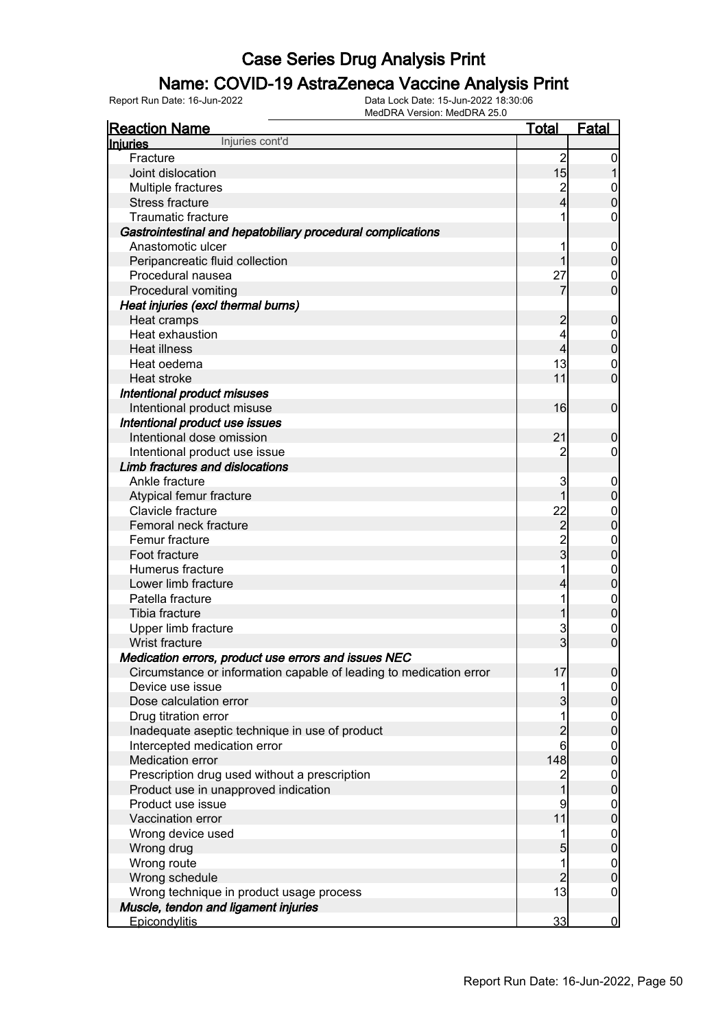# Case Series Drug Analysis Print

## Name: COVID-19 AstraZeneca Vaccine Analysis Print

Report Run Date: 16-Jun-2022    Data Lock Date: 15-Jun-2022 18:30:06
MedDRA Version: MedDRA 25.0

| Reaction Name | Total | Fatal |
|---|---|---|
| **Injuries** Injuries cont'd | | |
| Fracture | 2 | 0 |
| Joint dislocation | 15 | 1 |
| Multiple fractures | 2 | 0 |
| Stress fracture | 4 | 0 |
| Traumatic fracture | 1 | 0 |
| ***Gastrointestinal and hepatobiliary procedural complications*** | | |
| Anastomotic ulcer | 1 | 0 |
| Peripancreatic fluid collection | 1 | 0 |
| Procedural nausea | 27 | 0 |
| Procedural vomiting | 7 | 0 |
| ***Heat injuries (excl thermal burns)*** | | |
| Heat cramps | 2 | 0 |
| Heat exhaustion | 4 | 0 |
| Heat illness | 4 | 0 |
| Heat oedema | 13 | 0 |
| Heat stroke | 11 | 0 |
| ***Intentional product misuses*** | | |
| Intentional product misuse | 16 | 0 |
| ***Intentional product use issues*** | | |
| Intentional dose omission | 21 | 0 |
| Intentional product use issue | 2 | 0 |
| ***Limb fractures and dislocations*** | | |
| Ankle fracture | 3 | 0 |
| Atypical femur fracture | 1 | 0 |
| Clavicle fracture | 22 | 0 |
| Femoral neck fracture | 2 | 0 |
| Femur fracture | 2 | 0 |
| Foot fracture | 3 | 0 |
| Humerus fracture | 1 | 0 |
| Lower limb fracture | 4 | 0 |
| Patella fracture | 1 | 0 |
| Tibia fracture | 1 | 0 |
| Upper limb fracture | 3 | 0 |
| Wrist fracture | 3 | 0 |
| ***Medication errors, product use errors and issues NEC*** | | |
| Circumstance or information capable of leading to medication error | 17 | 0 |
| Device use issue | 1 | 0 |
| Dose calculation error | 3 | 0 |
| Drug titration error | 1 | 0 |
| Inadequate aseptic technique in use of product | 2 | 0 |
| Intercepted medication error | 6 | 0 |
| Medication error | 148 | 0 |
| Prescription drug used without a prescription | 2 | 0 |
| Product use in unapproved indication | 1 | 0 |
| Product use issue | 9 | 0 |
| Vaccination error | 11 | 0 |
| Wrong device used | 1 | 0 |
| Wrong drug | 5 | 0 |
| Wrong route | 1 | 0 |
| Wrong schedule | 2 | 0 |
| Wrong technique in product usage process | 13 | 0 |
| ***Muscle, tendon and ligament injuries*** | | |
| Epicondylitis | 33 | 0 |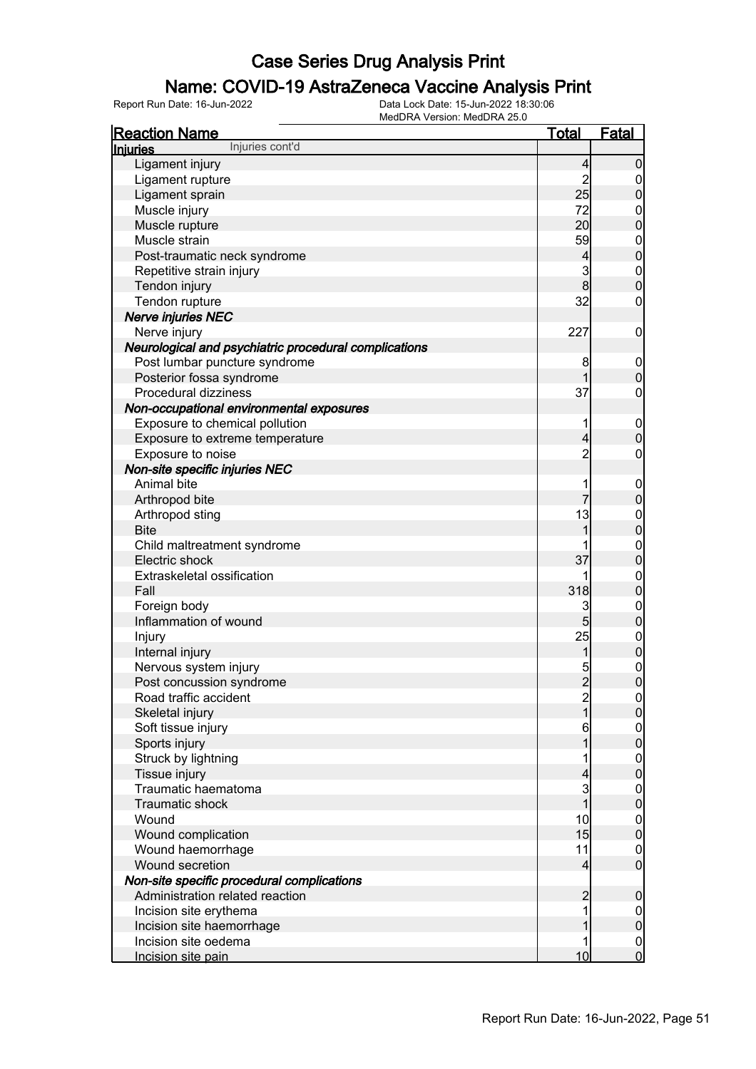# Case Series Drug Analysis Print

## Name: COVID-19 AstraZeneca Vaccine Analysis Print

Report Run Date: 16-Jun-2022    Data Lock Date: 15-Jun-2022 18:30:06
MedDRA Version: MedDRA 25.0

| Reaction Name | Total | Fatal |
|---|---|---|
| **Injuries** Injuries cont'd | | |
| Ligament injury | 4 | 0 |
| Ligament rupture | 2 | 0 |
| Ligament sprain | 25 | 0 |
| Muscle injury | 72 | 0 |
| Muscle rupture | 20 | 0 |
| Muscle strain | 59 | 0 |
| Post-traumatic neck syndrome | 4 | 0 |
| Repetitive strain injury | 3 | 0 |
| Tendon injury | 8 | 0 |
| Tendon rupture | 32 | 0 |
| ***Nerve injuries NEC*** | | |
| Nerve injury | 227 | 0 |
| ***Neurological and psychiatric procedural complications*** | | |
| Post lumbar puncture syndrome | 8 | 0 |
| Posterior fossa syndrome | 1 | 0 |
| Procedural dizziness | 37 | 0 |
| ***Non-occupational environmental exposures*** | | |
| Exposure to chemical pollution | 1 | 0 |
| Exposure to extreme temperature | 4 | 0 |
| Exposure to noise | 2 | 0 |
| ***Non-site specific injuries NEC*** | | |
| Animal bite | 1 | 0 |
| Arthropod bite | 7 | 0 |
| Arthropod sting | 13 | 0 |
| Bite | 1 | 0 |
| Child maltreatment syndrome | 1 | 0 |
| Electric shock | 37 | 0 |
| Extraskeletal ossification | 1 | 0 |
| Fall | 318 | 0 |
| Foreign body | 3 | 0 |
| Inflammation of wound | 5 | 0 |
| Injury | 25 | 0 |
| Internal injury | 1 | 0 |
| Nervous system injury | 5 | 0 |
| Post concussion syndrome | 2 | 0 |
| Road traffic accident | 2 | 0 |
| Skeletal injury | 1 | 0 |
| Soft tissue injury | 6 | 0 |
| Sports injury | 1 | 0 |
| Struck by lightning | 1 | 0 |
| Tissue injury | 4 | 0 |
| Traumatic haematoma | 3 | 0 |
| Traumatic shock | 1 | 0 |
| Wound | 10 | 0 |
| Wound complication | 15 | 0 |
| Wound haemorrhage | 11 | 0 |
| Wound secretion | 4 | 0 |
| ***Non-site specific procedural complications*** | | |
| Administration related reaction | 2 | 0 |
| Incision site erythema | 1 | 0 |
| Incision site haemorrhage | 1 | 0 |
| Incision site oedema | 1 | 0 |
| Incision site pain | 10 | 0 |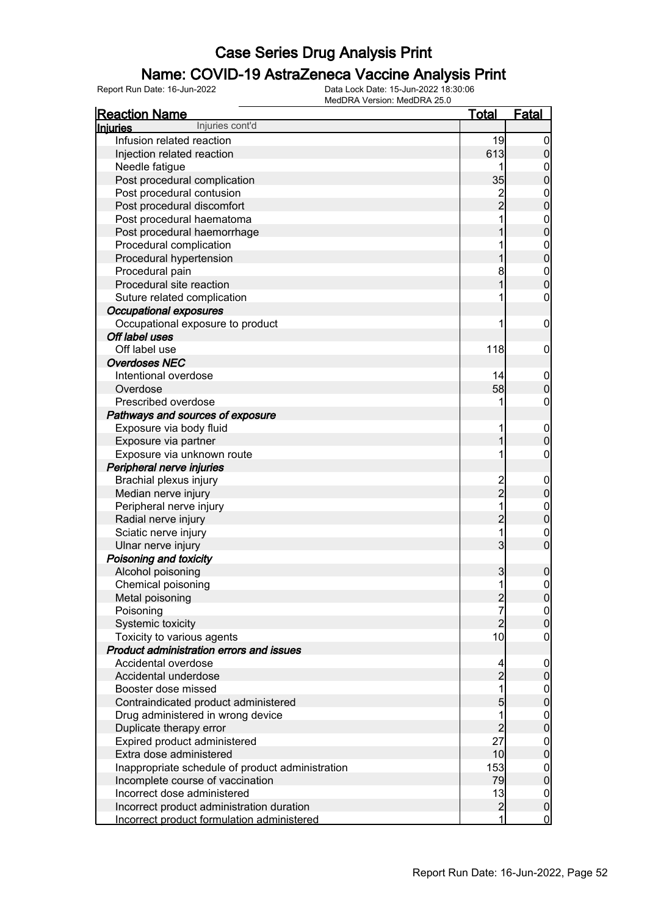# Case Series Drug Analysis Print

## Name: COVID-19 AstraZeneca Vaccine Analysis Print

Report Run Date: 16-Jun-2022    Data Lock Date: 15-Jun-2022 18:30:06
MedDRA Version: MedDRA 25.0

| Reaction Name | Total | Fatal |
|---|---|---|
| **Injuries** Injuries cont'd | | |
| Infusion related reaction | 19 | 0 |
| Injection related reaction | 613 | 0 |
| Needle fatigue | 1 | 0 |
| Post procedural complication | 35 | 0 |
| Post procedural contusion | 2 | 0 |
| Post procedural discomfort | 2 | 0 |
| Post procedural haematoma | 1 | 0 |
| Post procedural haemorrhage | 1 | 0 |
| Procedural complication | 1 | 0 |
| Procedural hypertension | 1 | 0 |
| Procedural pain | 8 | 0 |
| Procedural site reaction | 1 | 0 |
| Suture related complication | 1 | 0 |
| ***Occupational exposures*** | | |
| Occupational exposure to product | 1 | 0 |
| ***Off label uses*** | | |
| Off label use | 118 | 0 |
| ***Overdoses NEC*** | | |
| Intentional overdose | 14 | 0 |
| Overdose | 58 | 0 |
| Prescribed overdose | 1 | 0 |
| ***Pathways and sources of exposure*** | | |
| Exposure via body fluid | 1 | 0 |
| Exposure via partner | 1 | 0 |
| Exposure via unknown route | 1 | 0 |
| ***Peripheral nerve injuries*** | | |
| Brachial plexus injury | 2 | 0 |
| Median nerve injury | 2 | 0 |
| Peripheral nerve injury | 1 | 0 |
| Radial nerve injury | 2 | 0 |
| Sciatic nerve injury | 1 | 0 |
| Ulnar nerve injury | 3 | 0 |
| ***Poisoning and toxicity*** | | |
| Alcohol poisoning | 3 | 0 |
| Chemical poisoning | 1 | 0 |
| Metal poisoning | 2 | 0 |
| Poisoning | 7 | 0 |
| Systemic toxicity | 2 | 0 |
| Toxicity to various agents | 10 | 0 |
| ***Product administration errors and issues*** | | |
| Accidental overdose | 4 | 0 |
| Accidental underdose | 2 | 0 |
| Booster dose missed | 1 | 0 |
| Contraindicated product administered | 5 | 0 |
| Drug administered in wrong device | 1 | 0 |
| Duplicate therapy error | 2 | 0 |
| Expired product administered | 27 | 0 |
| Extra dose administered | 10 | 0 |
| Inappropriate schedule of product administration | 153 | 0 |
| Incomplete course of vaccination | 79 | 0 |
| Incorrect dose administered | 13 | 0 |
| Incorrect product administration duration | 2 | 0 |
| Incorrect product formulation administered | 1 | 0 |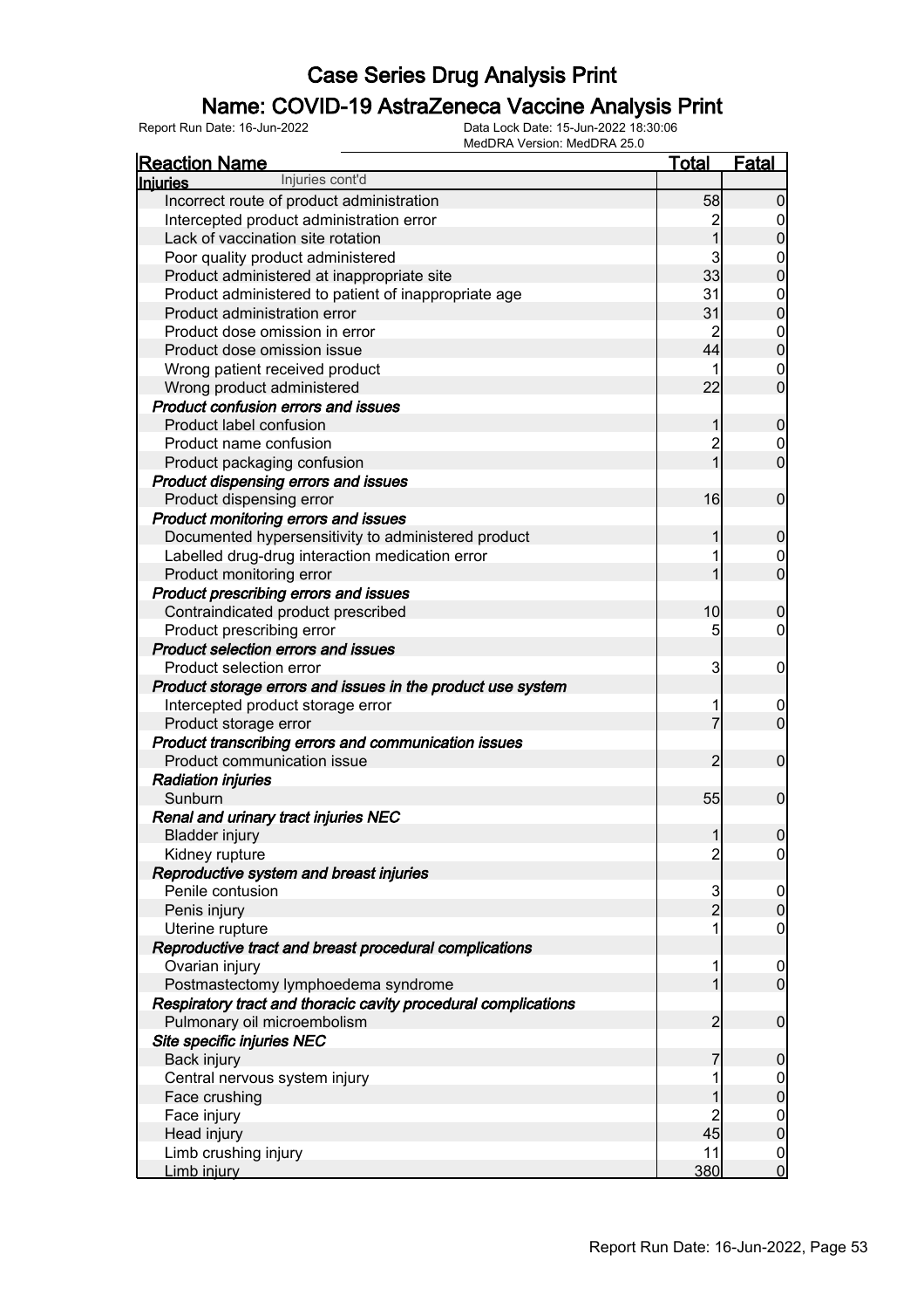# Case Series Drug Analysis Print

## Name: COVID-19 AstraZeneca Vaccine Analysis Print

Report Run Date: 16-Jun-2022    Data Lock Date: 15-Jun-2022 18:30:06
MedDRA Version: MedDRA 25.0

| Reaction Name | Total | Fatal |
|---|---|---|
| **Injuries** Injuries cont'd | | |
| Incorrect route of product administration | 58 | 0 |
| Intercepted product administration error | 2 | 0 |
| Lack of vaccination site rotation | 1 | 0 |
| Poor quality product administered | 3 | 0 |
| Product administered at inappropriate site | 33 | 0 |
| Product administered to patient of inappropriate age | 31 | 0 |
| Product administration error | 31 | 0 |
| Product dose omission in error | 2 | 0 |
| Product dose omission issue | 44 | 0 |
| Wrong patient received product | 1 | 0 |
| Wrong product administered | 22 | 0 |
| ***Product confusion errors and issues*** | | |
| Product label confusion | 1 | 0 |
| Product name confusion | 2 | 0 |
| Product packaging confusion | 1 | 0 |
| ***Product dispensing errors and issues*** | | |
| Product dispensing error | 16 | 0 |
| ***Product monitoring errors and issues*** | | |
| Documented hypersensitivity to administered product | 1 | 0 |
| Labelled drug-drug interaction medication error | 1 | 0 |
| Product monitoring error | 1 | 0 |
| ***Product prescribing errors and issues*** | | |
| Contraindicated product prescribed | 10 | 0 |
| Product prescribing error | 5 | 0 |
| ***Product selection errors and issues*** | | |
| Product selection error | 3 | 0 |
| ***Product storage errors and issues in the product use system*** | | |
| Intercepted product storage error | 1 | 0 |
| Product storage error | 7 | 0 |
| ***Product transcribing errors and communication issues*** | | |
| Product communication issue | 2 | 0 |
| ***Radiation injuries*** | | |
| Sunburn | 55 | 0 |
| ***Renal and urinary tract injuries NEC*** | | |
| Bladder injury | 1 | 0 |
| Kidney rupture | 2 | 0 |
| ***Reproductive system and breast injuries*** | | |
| Penile contusion | 3 | 0 |
| Penis injury | 2 | 0 |
| Uterine rupture | 1 | 0 |
| ***Reproductive tract and breast procedural complications*** | | |
| Ovarian injury | 1 | 0 |
| Postmastectomy lymphoedema syndrome | 1 | 0 |
| ***Respiratory tract and thoracic cavity procedural complications*** | | |
| Pulmonary oil microembolism | 2 | 0 |
| ***Site specific injuries NEC*** | | |
| Back injury | 7 | 0 |
| Central nervous system injury | 1 | 0 |
| Face crushing | 1 | 0 |
| Face injury | 2 | 0 |
| Head injury | 45 | 0 |
| Limb crushing injury | 11 | 0 |
| Limb injury | 380 | 0 |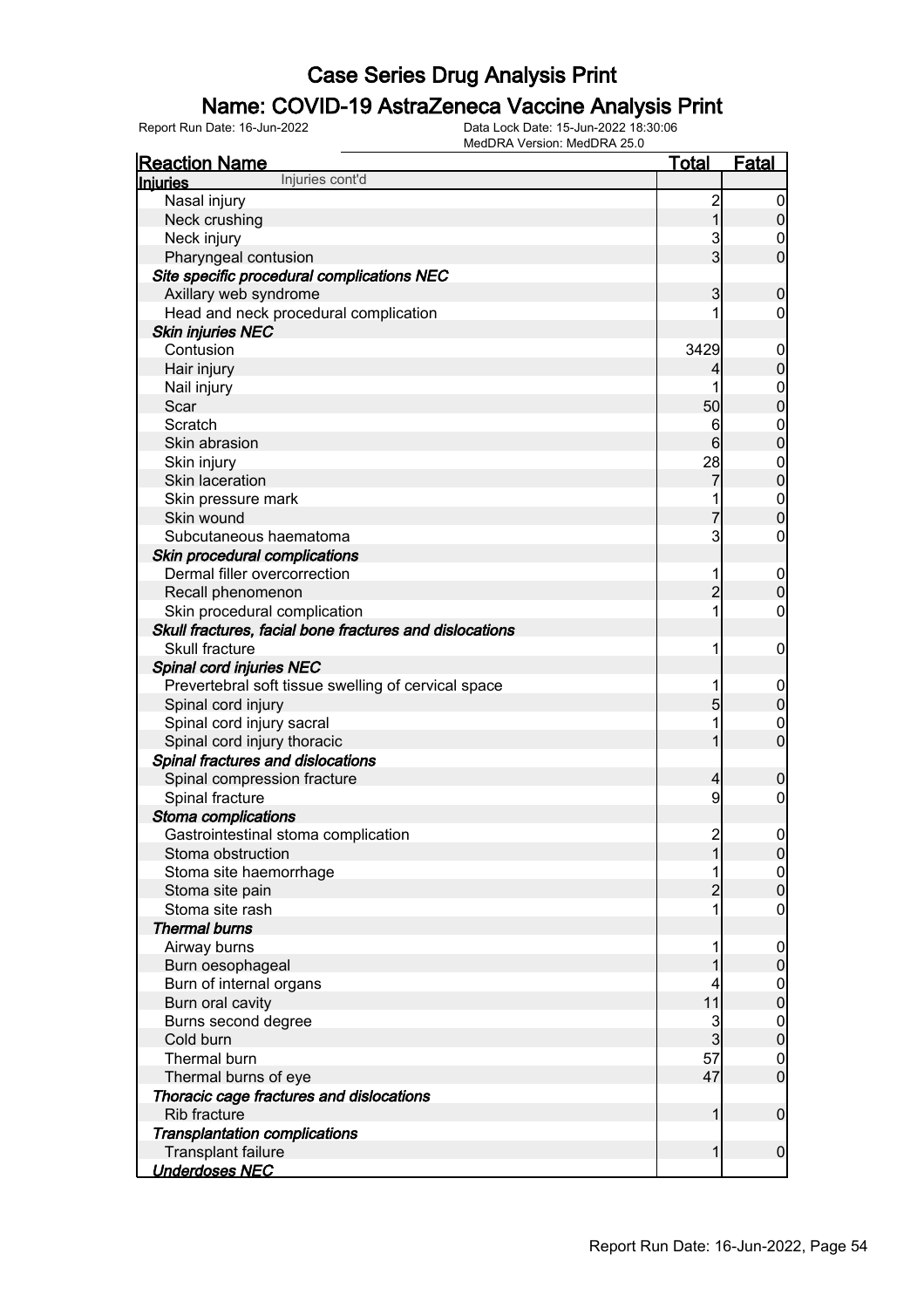# Case Series Drug Analysis Print

## Name: COVID-19 AstraZeneca Vaccine Analysis Print

Report Run Date: 16-Jun-2022
Data Lock Date: 15-Jun-2022 18:30:06
MedDRA Version: MedDRA 25.0

| Reaction Name | Total | Fatal |
|---|---|---|
| **Injuries** Injuries cont'd | | |
| Nasal injury | 2 | 0 |
| Neck crushing | 1 | 0 |
| Neck injury | 3 | 0 |
| Pharyngeal contusion | 3 | 0 |
| ***Site specific procedural complications NEC*** | | |
| Axillary web syndrome | 3 | 0 |
| Head and neck procedural complication | 1 | 0 |
| ***Skin injuries NEC*** | | |
| Contusion | 3429 | 0 |
| Hair injury | 4 | 0 |
| Nail injury | 1 | 0 |
| Scar | 50 | 0 |
| Scratch | 6 | 0 |
| Skin abrasion | 6 | 0 |
| Skin injury | 28 | 0 |
| Skin laceration | 7 | 0 |
| Skin pressure mark | 1 | 0 |
| Skin wound | 7 | 0 |
| Subcutaneous haematoma | 3 | 0 |
| ***Skin procedural complications*** | | |
| Dermal filler overcorrection | 1 | 0 |
| Recall phenomenon | 2 | 0 |
| Skin procedural complication | 1 | 0 |
| ***Skull fractures, facial bone fractures and dislocations*** | | |
| Skull fracture | 1 | 0 |
| ***Spinal cord injuries NEC*** | | |
| Prevertebral soft tissue swelling of cervical space | 1 | 0 |
| Spinal cord injury | 5 | 0 |
| Spinal cord injury sacral | 1 | 0 |
| Spinal cord injury thoracic | 1 | 0 |
| ***Spinal fractures and dislocations*** | | |
| Spinal compression fracture | 4 | 0 |
| Spinal fracture | 9 | 0 |
| ***Stoma complications*** | | |
| Gastrointestinal stoma complication | 2 | 0 |
| Stoma obstruction | 1 | 0 |
| Stoma site haemorrhage | 1 | 0 |
| Stoma site pain | 2 | 0 |
| Stoma site rash | 1 | 0 |
| ***Thermal burns*** | | |
| Airway burns | 1 | 0 |
| Burn oesophageal | 1 | 0 |
| Burn of internal organs | 4 | 0 |
| Burn oral cavity | 11 | 0 |
| Burns second degree | 3 | 0 |
| Cold burn | 3 | 0 |
| Thermal burn | 57 | 0 |
| Thermal burns of eye | 47 | 0 |
| ***Thoracic cage fractures and dislocations*** | | |
| Rib fracture | 1 | 0 |
| ***Transplantation complications*** | | |
| Transplant failure | 1 | 0 |
| ***Underdoses NEC*** | | |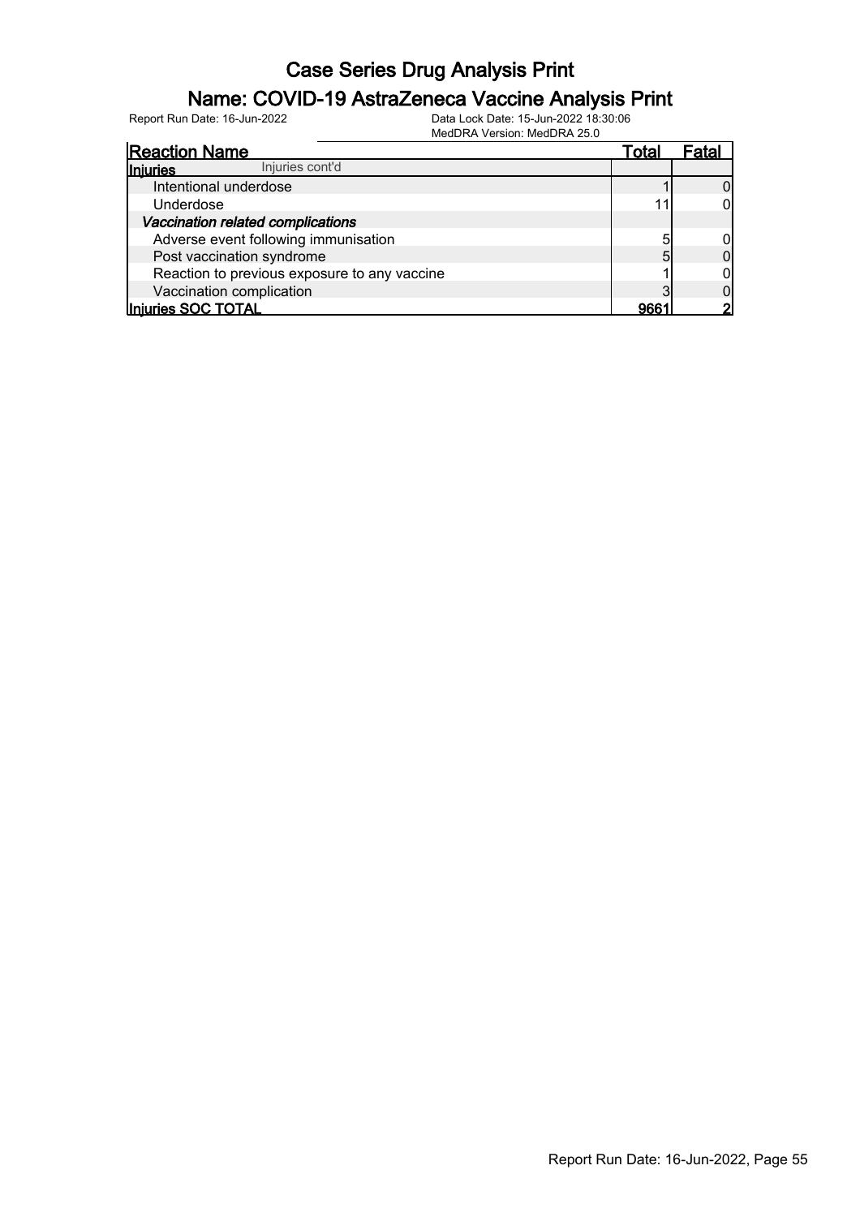# Case Series Drug Analysis Print

## Name: COVID-19 AstraZeneca Vaccine Analysis Print

Report Run Date: 16-Jun-2022

Data Lock Date: 15-Jun-2022 18:30:06
MedDRA Version: MedDRA 25.0

| Reaction Name | Total | Fatal |
|---|---|---|
| **Injuries** Injuries cont'd | | |
| Intentional underdose | 1 | 0 |
| Underdose | 11 | 0 |
| ***Vaccination related complications*** | | |
| Adverse event following immunisation | 5 | 0 |
| Post vaccination syndrome | 5 | 0 |
| Reaction to previous exposure to any vaccine | 1 | 0 |
| Vaccination complication | 3 | 0 |
| **Injuries SOC TOTAL** | **9661** | **2** |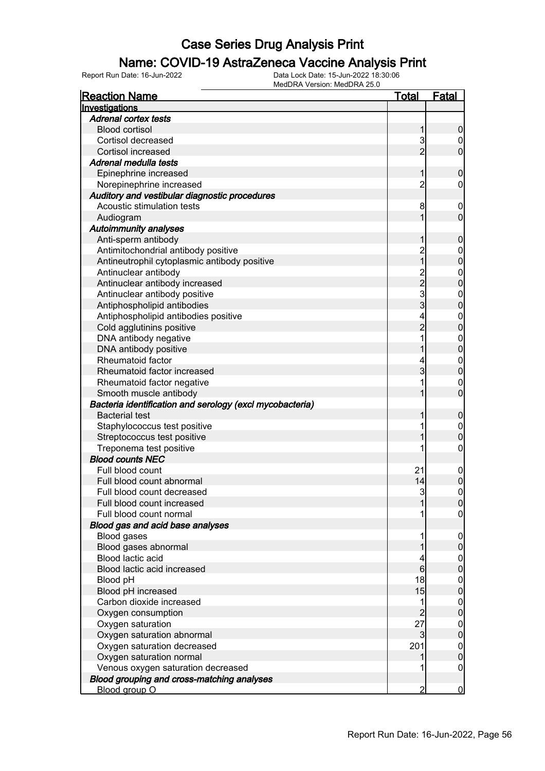# Case Series Drug Analysis Print

## Name: COVID-19 AstraZeneca Vaccine Analysis Print

Report Run Date: 16-Jun-2022
Data Lock Date: 15-Jun-2022 18:30:06
MedDRA Version: MedDRA 25.0

| Reaction Name | Total | Fatal |
|---|---|---|
| **Investigations** | | |
| ***Adrenal cortex tests*** | | |
| Blood cortisol | 1 | 0 |
| Cortisol decreased | 3 | 0 |
| Cortisol increased | 2 | 0 |
| ***Adrenal medulla tests*** | | |
| Epinephrine increased | 1 | 0 |
| Norepinephrine increased | 2 | 0 |
| ***Auditory and vestibular diagnostic procedures*** | | |
| Acoustic stimulation tests | 8 | 0 |
| Audiogram | 1 | 0 |
| ***Autoimmunity analyses*** | | |
| Anti-sperm antibody | 1 | 0 |
| Antimitochondrial antibody positive | 2 | 0 |
| Antineutrophil cytoplasmic antibody positive | 1 | 0 |
| Antinuclear antibody | 2 | 0 |
| Antinuclear antibody increased | 2 | 0 |
| Antinuclear antibody positive | 3 | 0 |
| Antiphospholipid antibodies | 3 | 0 |
| Antiphospholipid antibodies positive | 4 | 0 |
| Cold agglutinins positive | 2 | 0 |
| DNA antibody negative | 1 | 0 |
| DNA antibody positive | 1 | 0 |
| Rheumatoid factor | 4 | 0 |
| Rheumatoid factor increased | 3 | 0 |
| Rheumatoid factor negative | 1 | 0 |
| Smooth muscle antibody | 1 | 0 |
| ***Bacteria identification and serology (excl mycobacteria)*** | | |
| Bacterial test | 1 | 0 |
| Staphylococcus test positive | 1 | 0 |
| Streptococcus test positive | 1 | 0 |
| Treponema test positive | 1 | 0 |
| ***Blood counts NEC*** | | |
| Full blood count | 21 | 0 |
| Full blood count abnormal | 14 | 0 |
| Full blood count decreased | 3 | 0 |
| Full blood count increased | 1 | 0 |
| Full blood count normal | 1 | 0 |
| ***Blood gas and acid base analyses*** | | |
| Blood gases | 1 | 0 |
| Blood gases abnormal | 1 | 0 |
| Blood lactic acid | 4 | 0 |
| Blood lactic acid increased | 6 | 0 |
| Blood pH | 18 | 0 |
| Blood pH increased | 15 | 0 |
| Carbon dioxide increased | 1 | 0 |
| Oxygen consumption | 2 | 0 |
| Oxygen saturation | 27 | 0 |
| Oxygen saturation abnormal | 3 | 0 |
| Oxygen saturation decreased | 201 | 0 |
| Oxygen saturation normal | 1 | 0 |
| Venous oxygen saturation decreased | 1 | 0 |
| ***Blood grouping and cross-matching analyses*** | | |
| Blood group O | 2 | 0 |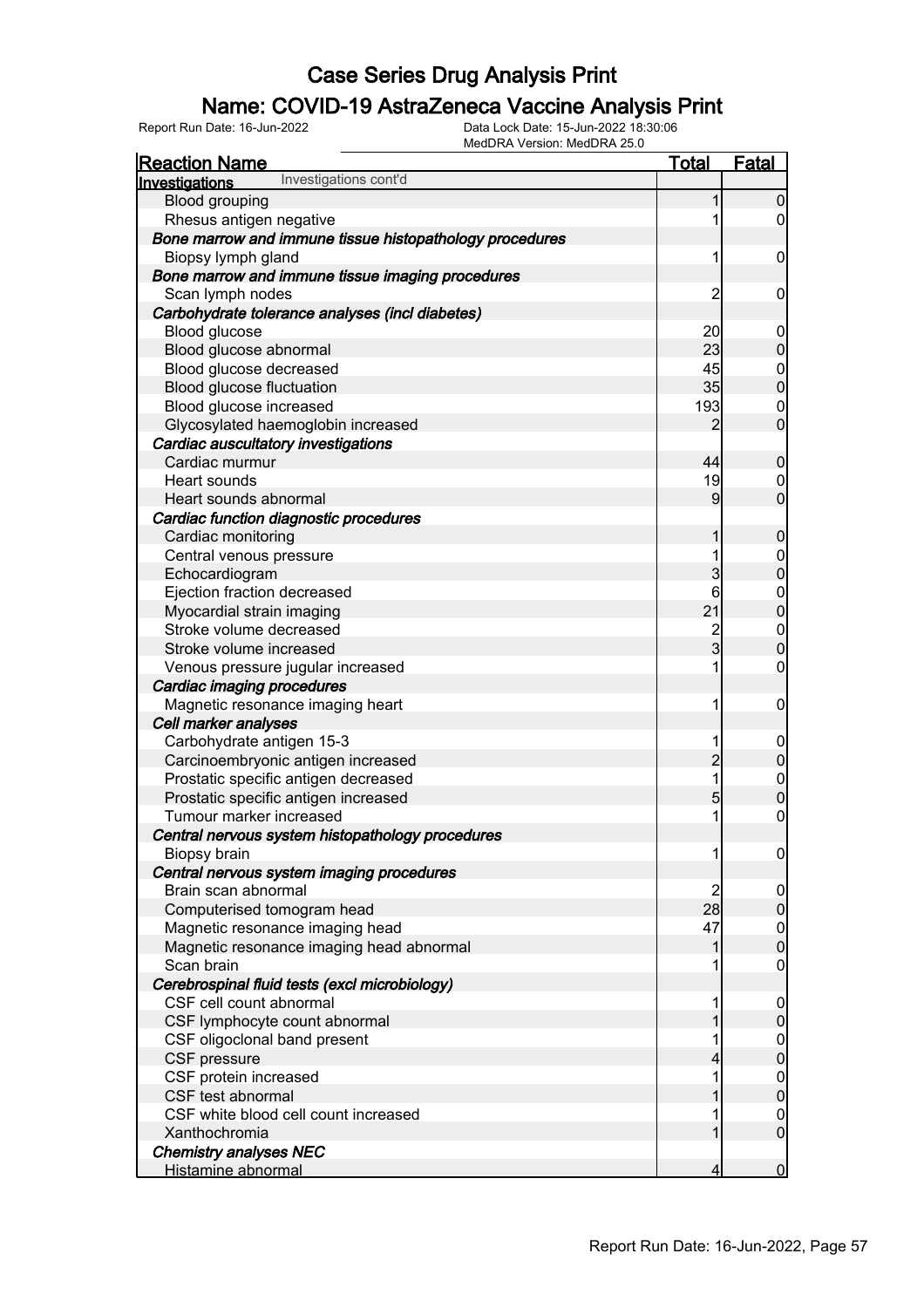# Case Series Drug Analysis Print

## Name: COVID-19 AstraZeneca Vaccine Analysis Print

Report Run Date: 16-Jun-2022

Data Lock Date: 15-Jun-2022 18:30:06
MedDRA Version: MedDRA 25.0

| Reaction Name | Total | Fatal |
|---|---|---|
| **Investigations** Investigations cont'd | | |
| Blood grouping | 1 | 0 |
| Rhesus antigen negative | 1 | 0 |
| ***Bone marrow and immune tissue histopathology procedures*** | | |
| Biopsy lymph gland | 1 | 0 |
| ***Bone marrow and immune tissue imaging procedures*** | | |
| Scan lymph nodes | 2 | 0 |
| ***Carbohydrate tolerance analyses (incl diabetes)*** | | |
| Blood glucose | 20 | 0 |
| Blood glucose abnormal | 23 | 0 |
| Blood glucose decreased | 45 | 0 |
| Blood glucose fluctuation | 35 | 0 |
| Blood glucose increased | 193 | 0 |
| Glycosylated haemoglobin increased | 2 | 0 |
| ***Cardiac auscultatory investigations*** | | |
| Cardiac murmur | 44 | 0 |
| Heart sounds | 19 | 0 |
| Heart sounds abnormal | 9 | 0 |
| ***Cardiac function diagnostic procedures*** | | |
| Cardiac monitoring | 1 | 0 |
| Central venous pressure | 1 | 0 |
| Echocardiogram | 3 | 0 |
| Ejection fraction decreased | 6 | 0 |
| Myocardial strain imaging | 21 | 0 |
| Stroke volume decreased | 2 | 0 |
| Stroke volume increased | 3 | 0 |
| Venous pressure jugular increased | 1 | 0 |
| ***Cardiac imaging procedures*** | | |
| Magnetic resonance imaging heart | 1 | 0 |
| ***Cell marker analyses*** | | |
| Carbohydrate antigen 15-3 | 1 | 0 |
| Carcinoembryonic antigen increased | 2 | 0 |
| Prostatic specific antigen decreased | 1 | 0 |
| Prostatic specific antigen increased | 5 | 0 |
| Tumour marker increased | 1 | 0 |
| ***Central nervous system histopathology procedures*** | | |
| Biopsy brain | 1 | 0 |
| ***Central nervous system imaging procedures*** | | |
| Brain scan abnormal | 2 | 0 |
| Computerised tomogram head | 28 | 0 |
| Magnetic resonance imaging head | 47 | 0 |
| Magnetic resonance imaging head abnormal | 1 | 0 |
| Scan brain | 1 | 0 |
| ***Cerebrospinal fluid tests (excl microbiology)*** | | |
| CSF cell count abnormal | 1 | 0 |
| CSF lymphocyte count abnormal | 1 | 0 |
| CSF oligoclonal band present | 1 | 0 |
| CSF pressure | 4 | 0 |
| CSF protein increased | 1 | 0 |
| CSF test abnormal | 1 | 0 |
| CSF white blood cell count increased | 1 | 0 |
| Xanthochromia | 1 | 0 |
| ***Chemistry analyses NEC*** | | |
| Histamine abnormal | 4 | 0 |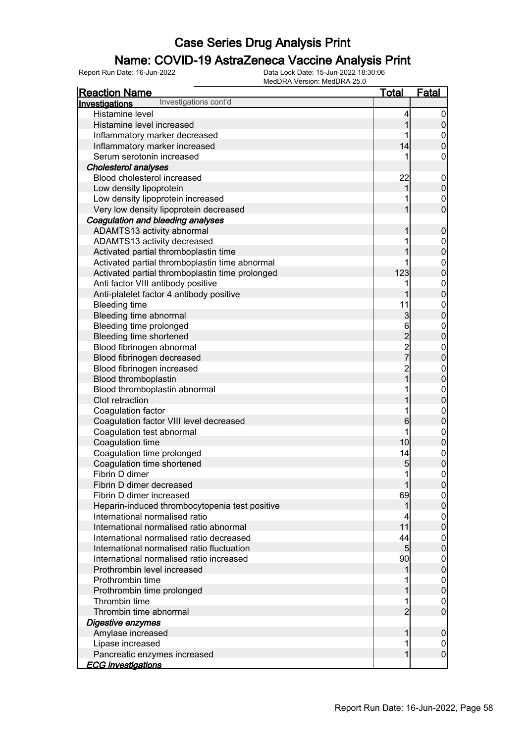# Case Series Drug Analysis Print

## Name: COVID-19 AstraZeneca Vaccine Analysis Print

Report Run Date: 16-Jun-2022  Data Lock Date: 15-Jun-2022 18:30:06
MedDRA Version: MedDRA 25.0

| Reaction Name | Total | Fatal |
|---|---|---|
| **Investigations** Investigations cont'd | | |
| Histamine level | 4 | 0 |
| Histamine level increased | 1 | 0 |
| Inflammatory marker decreased | 1 | 0 |
| Inflammatory marker increased | 14 | 0 |
| Serum serotonin increased | 1 | 0 |
| ***Cholesterol analyses*** | | |
| Blood cholesterol increased | 22 | 0 |
| Low density lipoprotein | 1 | 0 |
| Low density lipoprotein increased | 1 | 0 |
| Very low density lipoprotein decreased | 1 | 0 |
| ***Coagulation and bleeding analyses*** | | |
| ADAMTS13 activity abnormal | 1 | 0 |
| ADAMTS13 activity decreased | 1 | 0 |
| Activated partial thromboplastin time | 1 | 0 |
| Activated partial thromboplastin time abnormal | 1 | 0 |
| Activated partial thromboplastin time prolonged | 123 | 0 |
| Anti factor VIII antibody positive | 1 | 0 |
| Anti-platelet factor 4 antibody positive | 1 | 0 |
| Bleeding time | 11 | 0 |
| Bleeding time abnormal | 3 | 0 |
| Bleeding time prolonged | 6 | 0 |
| Bleeding time shortened | 2 | 0 |
| Blood fibrinogen abnormal | 2 | 0 |
| Blood fibrinogen decreased | 7 | 0 |
| Blood fibrinogen increased | 2 | 0 |
| Blood thromboplastin | 1 | 0 |
| Blood thromboplastin abnormal | 1 | 0 |
| Clot retraction | 1 | 0 |
| Coagulation factor | 1 | 0 |
| Coagulation factor VIII level decreased | 6 | 0 |
| Coagulation test abnormal | 1 | 0 |
| Coagulation time | 10 | 0 |
| Coagulation time prolonged | 14 | 0 |
| Coagulation time shortened | 5 | 0 |
| Fibrin D dimer | 1 | 0 |
| Fibrin D dimer decreased | 1 | 0 |
| Fibrin D dimer increased | 69 | 0 |
| Heparin-induced thrombocytopenia test positive | 1 | 0 |
| International normalised ratio | 4 | 0 |
| International normalised ratio abnormal | 11 | 0 |
| International normalised ratio decreased | 44 | 0 |
| International normalised ratio fluctuation | 5 | 0 |
| International normalised ratio increased | 90 | 0 |
| Prothrombin level increased | 1 | 0 |
| Prothrombin time | 1 | 0 |
| Prothrombin time prolonged | 1 | 0 |
| Thrombin time | 1 | 0 |
| Thrombin time abnormal | 2 | 0 |
| ***Digestive enzymes*** | | |
| Amylase increased | 1 | 0 |
| Lipase increased | 1 | 0 |
| Pancreatic enzymes increased | 1 | 0 |
| ***ECG investigations*** | | |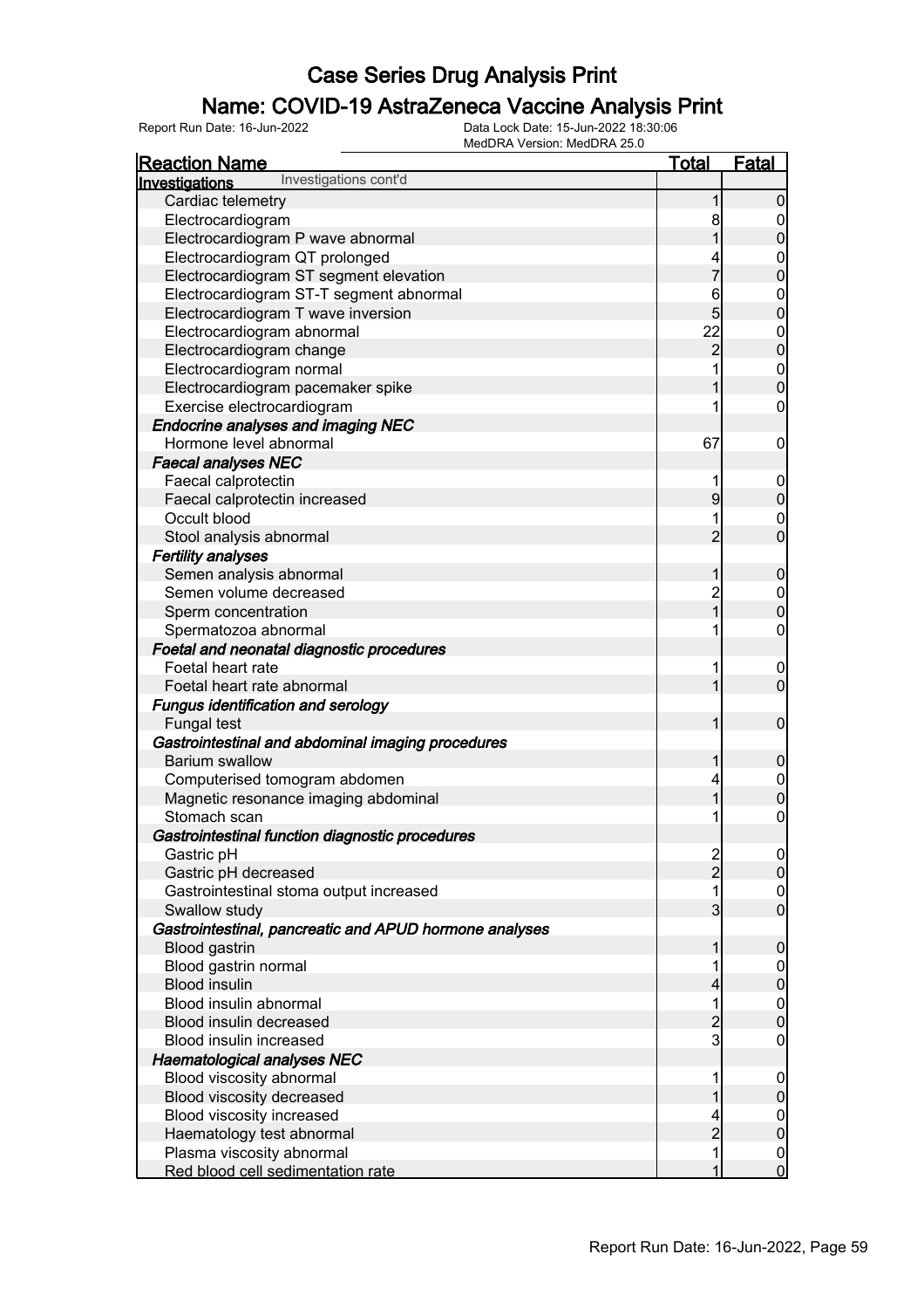# Case Series Drug Analysis Print

## Name: COVID-19 AstraZeneca Vaccine Analysis Print

Report Run Date: 16-Jun-2022    Data Lock Date: 15-Jun-2022 18:30:06
MedDRA Version: MedDRA 25.0

| Reaction Name | Total | Fatal |
|---|---|---|
| **Investigations** Investigations cont'd | | |
| Cardiac telemetry | 1 | 0 |
| Electrocardiogram | 8 | 0 |
| Electrocardiogram P wave abnormal | 1 | 0 |
| Electrocardiogram QT prolonged | 4 | 0 |
| Electrocardiogram ST segment elevation | 7 | 0 |
| Electrocardiogram ST-T segment abnormal | 6 | 0 |
| Electrocardiogram T wave inversion | 5 | 0 |
| Electrocardiogram abnormal | 22 | 0 |
| Electrocardiogram change | 2 | 0 |
| Electrocardiogram normal | 1 | 0 |
| Electrocardiogram pacemaker spike | 1 | 0 |
| Exercise electrocardiogram | 1 | 0 |
| ***Endocrine analyses and imaging NEC*** | | |
| Hormone level abnormal | 67 | 0 |
| ***Faecal analyses NEC*** | | |
| Faecal calprotectin | 1 | 0 |
| Faecal calprotectin increased | 9 | 0 |
| Occult blood | 1 | 0 |
| Stool analysis abnormal | 2 | 0 |
| ***Fertility analyses*** | | |
| Semen analysis abnormal | 1 | 0 |
| Semen volume decreased | 2 | 0 |
| Sperm concentration | 1 | 0 |
| Spermatozoa abnormal | 1 | 0 |
| ***Foetal and neonatal diagnostic procedures*** | | |
| Foetal heart rate | 1 | 0 |
| Foetal heart rate abnormal | 1 | 0 |
| ***Fungus identification and serology*** | | |
| Fungal test | 1 | 0 |
| ***Gastrointestinal and abdominal imaging procedures*** | | |
| Barium swallow | 1 | 0 |
| Computerised tomogram abdomen | 4 | 0 |
| Magnetic resonance imaging abdominal | 1 | 0 |
| Stomach scan | 1 | 0 |
| ***Gastrointestinal function diagnostic procedures*** | | |
| Gastric pH | 2 | 0 |
| Gastric pH decreased | 2 | 0 |
| Gastrointestinal stoma output increased | 1 | 0 |
| Swallow study | 3 | 0 |
| ***Gastrointestinal, pancreatic and APUD hormone analyses*** | | |
| Blood gastrin | 1 | 0 |
| Blood gastrin normal | 1 | 0 |
| Blood insulin | 4 | 0 |
| Blood insulin abnormal | 1 | 0 |
| Blood insulin decreased | 2 | 0 |
| Blood insulin increased | 3 | 0 |
| ***Haematological analyses NEC*** | | |
| Blood viscosity abnormal | 1 | 0 |
| Blood viscosity decreased | 1 | 0 |
| Blood viscosity increased | 4 | 0 |
| Haematology test abnormal | 2 | 0 |
| Plasma viscosity abnormal | 1 | 0 |
| Red blood cell sedimentation rate | 1 | 0 |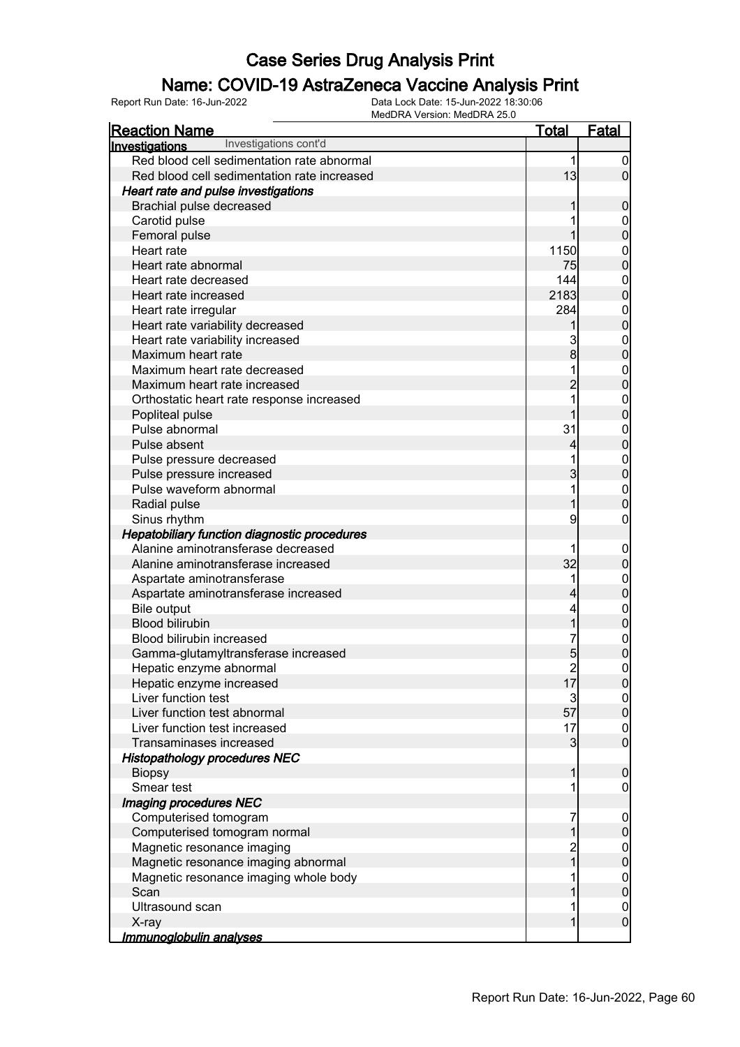# Case Series Drug Analysis Print

## Name: COVID-19 AstraZeneca Vaccine Analysis Print

Report Run Date: 16-Jun-2022

Data Lock Date: 15-Jun-2022 18:30:06

MedDRA Version: MedDRA 25.0

| Reaction Name | Total | Fatal |
|---|---|---|
| **Investigations** Investigations cont'd | | |
| Red blood cell sedimentation rate abnormal | 1 | 0 |
| Red blood cell sedimentation rate increased | 13 | 0 |
| ***Heart rate and pulse investigations*** | | |
| Brachial pulse decreased | 1 | 0 |
| Carotid pulse | 1 | 0 |
| Femoral pulse | 1 | 0 |
| Heart rate | 1150 | 0 |
| Heart rate abnormal | 75 | 0 |
| Heart rate decreased | 144 | 0 |
| Heart rate increased | 2183 | 0 |
| Heart rate irregular | 284 | 0 |
| Heart rate variability decreased | 1 | 0 |
| Heart rate variability increased | 3 | 0 |
| Maximum heart rate | 8 | 0 |
| Maximum heart rate decreased | 1 | 0 |
| Maximum heart rate increased | 2 | 0 |
| Orthostatic heart rate response increased | 1 | 0 |
| Popliteal pulse | 1 | 0 |
| Pulse abnormal | 31 | 0 |
| Pulse absent | 4 | 0 |
| Pulse pressure decreased | 1 | 0 |
| Pulse pressure increased | 3 | 0 |
| Pulse waveform abnormal | 1 | 0 |
| Radial pulse | 1 | 0 |
| Sinus rhythm | 9 | 0 |
| ***Hepatobiliary function diagnostic procedures*** | | |
| Alanine aminotransferase decreased | 1 | 0 |
| Alanine aminotransferase increased | 32 | 0 |
| Aspartate aminotransferase | 1 | 0 |
| Aspartate aminotransferase increased | 4 | 0 |
| Bile output | 4 | 0 |
| Blood bilirubin | 1 | 0 |
| Blood bilirubin increased | 7 | 0 |
| Gamma-glutamyltransferase increased | 5 | 0 |
| Hepatic enzyme abnormal | 2 | 0 |
| Hepatic enzyme increased | 17 | 0 |
| Liver function test | 3 | 0 |
| Liver function test abnormal | 57 | 0 |
| Liver function test increased | 17 | 0 |
| Transaminases increased | 3 | 0 |
| ***Histopathology procedures NEC*** | | |
| Biopsy | 1 | 0 |
| Smear test | 1 | 0 |
| ***Imaging procedures NEC*** | | |
| Computerised tomogram | 7 | 0 |
| Computerised tomogram normal | 1 | 0 |
| Magnetic resonance imaging | 2 | 0 |
| Magnetic resonance imaging abnormal | 1 | 0 |
| Magnetic resonance imaging whole body | 1 | 0 |
| Scan | 1 | 0 |
| Ultrasound scan | 1 | 0 |
| X-ray | 1 | 0 |
| ***Immunoglobulin analyses*** | | |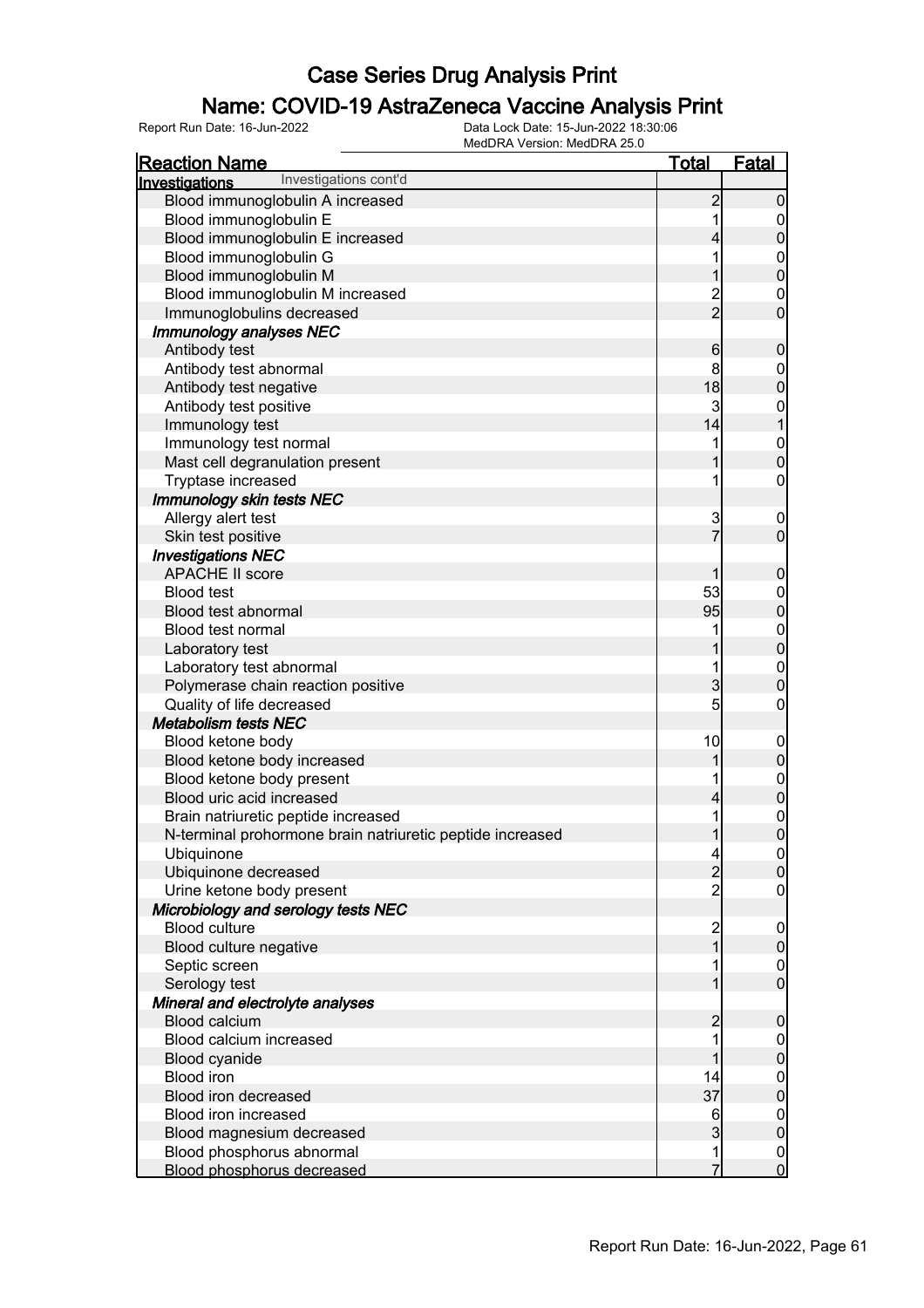# Case Series Drug Analysis Print

## Name: COVID-19 AstraZeneca Vaccine Analysis Print

Report Run Date: 16-Jun-2022    Data Lock Date: 15-Jun-2022 18:30:06
MedDRA Version: MedDRA 25.0

| Reaction Name | Total | Fatal |
| --- | --- | --- |
| **Investigations** Investigations cont'd | | |
| Blood immunoglobulin A increased | 2 | 0 |
| Blood immunoglobulin E | 1 | 0 |
| Blood immunoglobulin E increased | 4 | 0 |
| Blood immunoglobulin G | 1 | 0 |
| Blood immunoglobulin M | 1 | 0 |
| Blood immunoglobulin M increased | 2 | 0 |
| Immunoglobulins decreased | 2 | 0 |
| ***Immunology analyses NEC*** | | |
| Antibody test | 6 | 0 |
| Antibody test abnormal | 8 | 0 |
| Antibody test negative | 18 | 0 |
| Antibody test positive | 3 | 0 |
| Immunology test | 14 | 1 |
| Immunology test normal | 1 | 0 |
| Mast cell degranulation present | 1 | 0 |
| Tryptase increased | 1 | 0 |
| ***Immunology skin tests NEC*** | | |
| Allergy alert test | 3 | 0 |
| Skin test positive | 7 | 0 |
| ***Investigations NEC*** | | |
| APACHE II score | 1 | 0 |
| Blood test | 53 | 0 |
| Blood test abnormal | 95 | 0 |
| Blood test normal | 1 | 0 |
| Laboratory test | 1 | 0 |
| Laboratory test abnormal | 1 | 0 |
| Polymerase chain reaction positive | 3 | 0 |
| Quality of life decreased | 5 | 0 |
| ***Metabolism tests NEC*** | | |
| Blood ketone body | 10 | 0 |
| Blood ketone body increased | 1 | 0 |
| Blood ketone body present | 1 | 0 |
| Blood uric acid increased | 4 | 0 |
| Brain natriuretic peptide increased | 1 | 0 |
| N-terminal prohormone brain natriuretic peptide increased | 1 | 0 |
| Ubiquinone | 4 | 0 |
| Ubiquinone decreased | 2 | 0 |
| Urine ketone body present | 2 | 0 |
| ***Microbiology and serology tests NEC*** | | |
| Blood culture | 2 | 0 |
| Blood culture negative | 1 | 0 |
| Septic screen | 1 | 0 |
| Serology test | 1 | 0 |
| ***Mineral and electrolyte analyses*** | | |
| Blood calcium | 2 | 0 |
| Blood calcium increased | 1 | 0 |
| Blood cyanide | 1 | 0 |
| Blood iron | 14 | 0 |
| Blood iron decreased | 37 | 0 |
| Blood iron increased | 6 | 0 |
| Blood magnesium decreased | 3 | 0 |
| Blood phosphorus abnormal | 1 | 0 |
| Blood phosphorus decreased | 7 | 0 |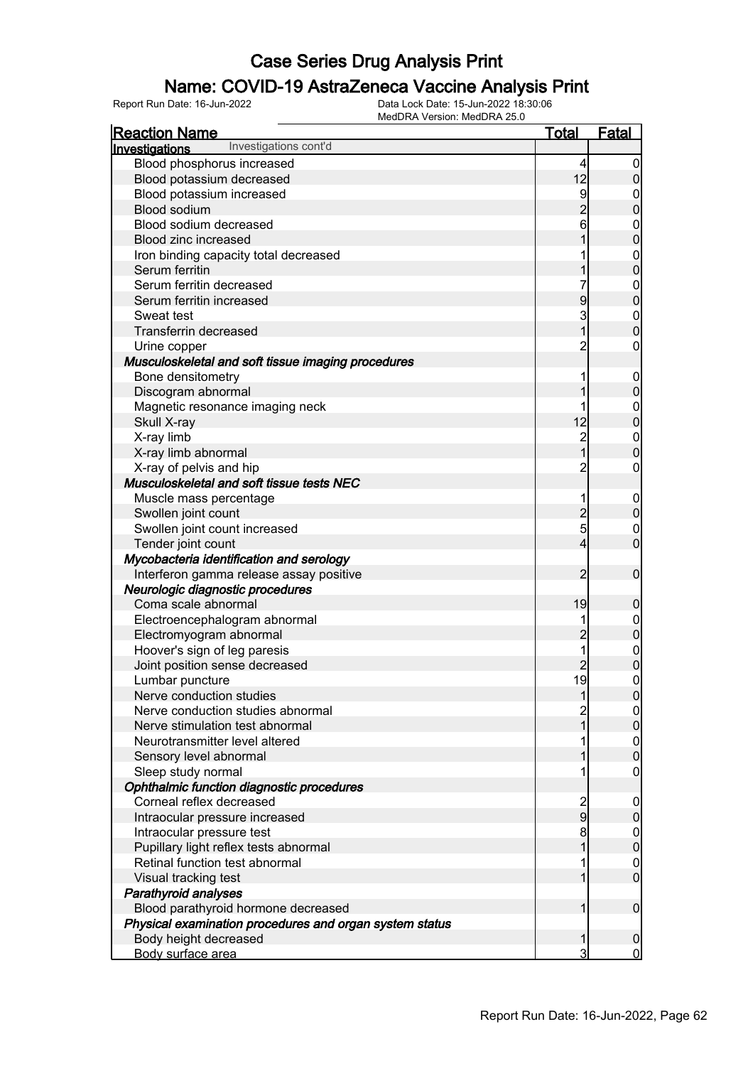# Case Series Drug Analysis Print

## Name: COVID-19 AstraZeneca Vaccine Analysis Print

Report Run Date: 16-Jun-2022
Data Lock Date: 15-Jun-2022 18:30:06
MedDRA Version: MedDRA 25.0

| Reaction Name | Total | Fatal |
| --- | --- | --- |
| **Investigations** Investigations cont'd | | |
| Blood phosphorus increased | 4 | 0 |
| Blood potassium decreased | 12 | 0 |
| Blood potassium increased | 9 | 0 |
| Blood sodium | 2 | 0 |
| Blood sodium decreased | 6 | 0 |
| Blood zinc increased | 1 | 0 |
| Iron binding capacity total decreased | 1 | 0 |
| Serum ferritin | 1 | 0 |
| Serum ferritin decreased | 7 | 0 |
| Serum ferritin increased | 9 | 0 |
| Sweat test | 3 | 0 |
| Transferrin decreased | 1 | 0 |
| Urine copper | 2 | 0 |
| ***Musculoskeletal and soft tissue imaging procedures*** | | |
| Bone densitometry | 1 | 0 |
| Discogram abnormal | 1 | 0 |
| Magnetic resonance imaging neck | 1 | 0 |
| Skull X-ray | 12 | 0 |
| X-ray limb | 2 | 0 |
| X-ray limb abnormal | 1 | 0 |
| X-ray of pelvis and hip | 2 | 0 |
| ***Musculoskeletal and soft tissue tests NEC*** | | |
| Muscle mass percentage | 1 | 0 |
| Swollen joint count | 2 | 0 |
| Swollen joint count increased | 5 | 0 |
| Tender joint count | 4 | 0 |
| ***Mycobacteria identification and serology*** | | |
| Interferon gamma release assay positive | 2 | 0 |
| ***Neurologic diagnostic procedures*** | | |
| Coma scale abnormal | 19 | 0 |
| Electroencephalogram abnormal | 1 | 0 |
| Electromyogram abnormal | 2 | 0 |
| Hoover's sign of leg paresis | 1 | 0 |
| Joint position sense decreased | 2 | 0 |
| Lumbar puncture | 19 | 0 |
| Nerve conduction studies | 1 | 0 |
| Nerve conduction studies abnormal | 2 | 0 |
| Nerve stimulation test abnormal | 1 | 0 |
| Neurotransmitter level altered | 1 | 0 |
| Sensory level abnormal | 1 | 0 |
| Sleep study normal | 1 | 0 |
| ***Ophthalmic function diagnostic procedures*** | | |
| Corneal reflex decreased | 2 | 0 |
| Intraocular pressure increased | 9 | 0 |
| Intraocular pressure test | 8 | 0 |
| Pupillary light reflex tests abnormal | 1 | 0 |
| Retinal function test abnormal | 1 | 0 |
| Visual tracking test | 1 | 0 |
| ***Parathyroid analyses*** | | |
| Blood parathyroid hormone decreased | 1 | 0 |
| ***Physical examination procedures and organ system status*** | | |
| Body height decreased | 1 | 0 |
| Body surface area | 3 | 0 |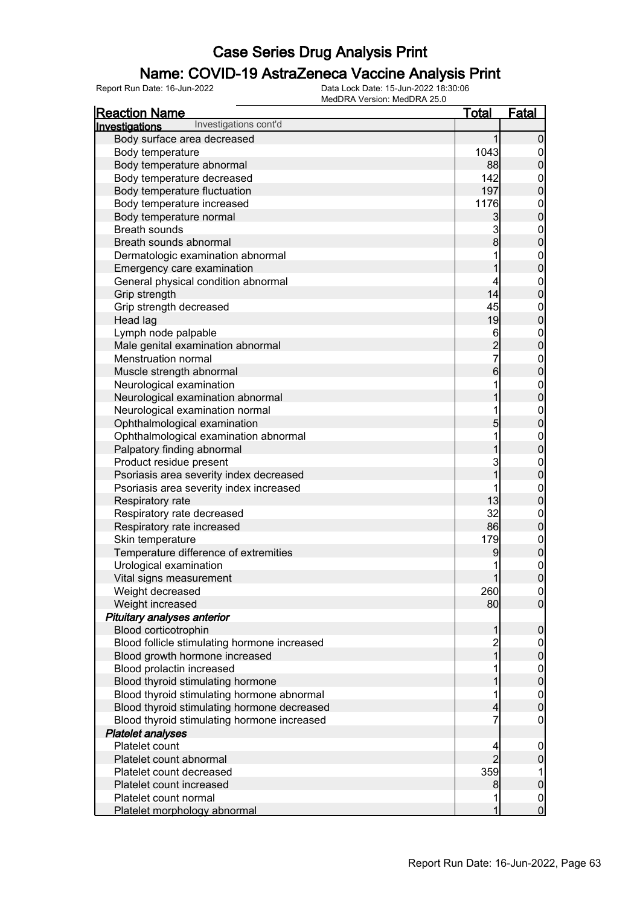# Case Series Drug Analysis Print

## Name: COVID-19 AstraZeneca Vaccine Analysis Print

Report Run Date: 16-Jun-2022    Data Lock Date: 15-Jun-2022 18:30:06
MedDRA Version: MedDRA 25.0

| Reaction Name | Total | Fatal |
|---|---|---|
| **Investigations** Investigations cont'd | | |
| Body surface area decreased | 1 | 0 |
| Body temperature | 1043 | 0 |
| Body temperature abnormal | 88 | 0 |
| Body temperature decreased | 142 | 0 |
| Body temperature fluctuation | 197 | 0 |
| Body temperature increased | 1176 | 0 |
| Body temperature normal | 3 | 0 |
| Breath sounds | 3 | 0 |
| Breath sounds abnormal | 8 | 0 |
| Dermatologic examination abnormal | 1 | 0 |
| Emergency care examination | 1 | 0 |
| General physical condition abnormal | 4 | 0 |
| Grip strength | 14 | 0 |
| Grip strength decreased | 45 | 0 |
| Head lag | 19 | 0 |
| Lymph node palpable | 6 | 0 |
| Male genital examination abnormal | 2 | 0 |
| Menstruation normal | 7 | 0 |
| Muscle strength abnormal | 6 | 0 |
| Neurological examination | 1 | 0 |
| Neurological examination abnormal | 1 | 0 |
| Neurological examination normal | 1 | 0 |
| Ophthalmological examination | 5 | 0 |
| Ophthalmological examination abnormal | 1 | 0 |
| Palpatory finding abnormal | 1 | 0 |
| Product residue present | 3 | 0 |
| Psoriasis area severity index decreased | 1 | 0 |
| Psoriasis area severity index increased | 1 | 0 |
| Respiratory rate | 13 | 0 |
| Respiratory rate decreased | 32 | 0 |
| Respiratory rate increased | 86 | 0 |
| Skin temperature | 179 | 0 |
| Temperature difference of extremities | 9 | 0 |
| Urological examination | 1 | 0 |
| Vital signs measurement | 1 | 0 |
| Weight decreased | 260 | 0 |
| Weight increased | 80 | 0 |
| ***Pituitary analyses anterior*** | | |
| Blood corticotrophin | 1 | 0 |
| Blood follicle stimulating hormone increased | 2 | 0 |
| Blood growth hormone increased | 1 | 0 |
| Blood prolactin increased | 1 | 0 |
| Blood thyroid stimulating hormone | 1 | 0 |
| Blood thyroid stimulating hormone abnormal | 1 | 0 |
| Blood thyroid stimulating hormone decreased | 4 | 0 |
| Blood thyroid stimulating hormone increased | 7 | 0 |
| ***Platelet analyses*** | | |
| Platelet count | 4 | 0 |
| Platelet count abnormal | 2 | 0 |
| Platelet count decreased | 359 | 1 |
| Platelet count increased | 8 | 0 |
| Platelet count normal | 1 | 0 |
| Platelet morphology abnormal | 1 | 0 |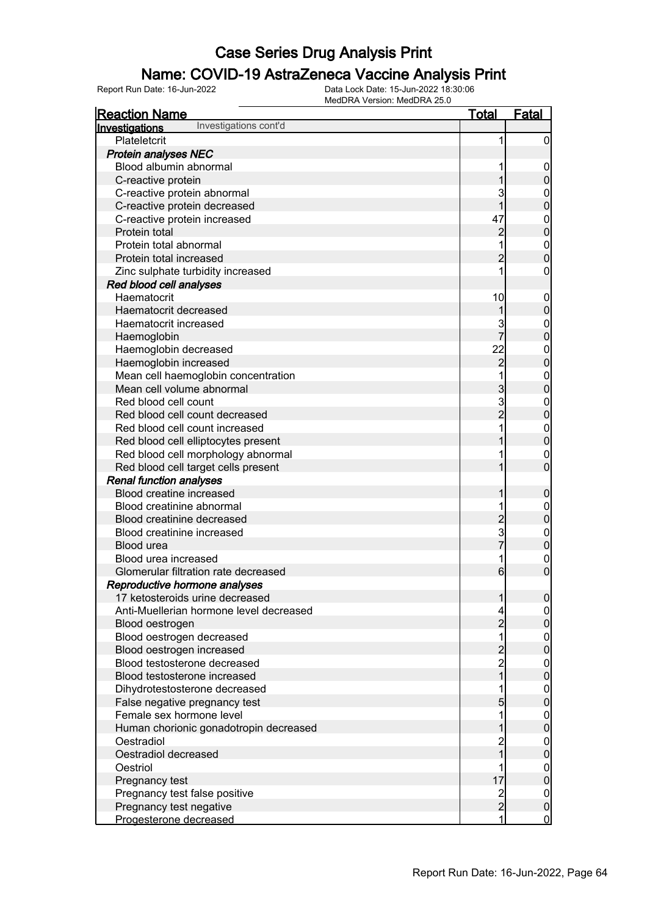# Case Series Drug Analysis Print

## Name: COVID-19 AstraZeneca Vaccine Analysis Print

Report Run Date: 16-Jun-2022

Data Lock Date: 15-Jun-2022 18:30:06
MedDRA Version: MedDRA 25.0

| Reaction Name | Total | Fatal |
|---|---|---|
| **Investigations** Investigations cont'd | | |
| Plateletcrit | 1 | 0 |
| ***Protein analyses NEC*** | | |
| Blood albumin abnormal | 1 | 0 |
| C-reactive protein | 1 | 0 |
| C-reactive protein abnormal | 3 | 0 |
| C-reactive protein decreased | 1 | 0 |
| C-reactive protein increased | 47 | 0 |
| Protein total | 2 | 0 |
| Protein total abnormal | 1 | 0 |
| Protein total increased | 2 | 0 |
| Zinc sulphate turbidity increased | 1 | 0 |
| ***Red blood cell analyses*** | | |
| Haematocrit | 10 | 0 |
| Haematocrit decreased | 1 | 0 |
| Haematocrit increased | 3 | 0 |
| Haemoglobin | 7 | 0 |
| Haemoglobin decreased | 22 | 0 |
| Haemoglobin increased | 2 | 0 |
| Mean cell haemoglobin concentration | 1 | 0 |
| Mean cell volume abnormal | 3 | 0 |
| Red blood cell count | 3 | 0 |
| Red blood cell count decreased | 2 | 0 |
| Red blood cell count increased | 1 | 0 |
| Red blood cell elliptocytes present | 1 | 0 |
| Red blood cell morphology abnormal | 1 | 0 |
| Red blood cell target cells present | 1 | 0 |
| ***Renal function analyses*** | | |
| Blood creatine increased | 1 | 0 |
| Blood creatinine abnormal | 1 | 0 |
| Blood creatinine decreased | 2 | 0 |
| Blood creatinine increased | 3 | 0 |
| Blood urea | 7 | 0 |
| Blood urea increased | 1 | 0 |
| Glomerular filtration rate decreased | 6 | 0 |
| ***Reproductive hormone analyses*** | | |
| 17 ketosteroids urine decreased | 1 | 0 |
| Anti-Muellerian hormone level decreased | 4 | 0 |
| Blood oestrogen | 2 | 0 |
| Blood oestrogen decreased | 1 | 0 |
| Blood oestrogen increased | 2 | 0 |
| Blood testosterone decreased | 2 | 0 |
| Blood testosterone increased | 1 | 0 |
| Dihydrotestosterone decreased | 1 | 0 |
| False negative pregnancy test | 5 | 0 |
| Female sex hormone level | 1 | 0 |
| Human chorionic gonadotropin decreased | 1 | 0 |
| Oestradiol | 2 | 0 |
| Oestradiol decreased | 1 | 0 |
| Oestriol | 1 | 0 |
| Pregnancy test | 17 | 0 |
| Pregnancy test false positive | 2 | 0 |
| Pregnancy test negative | 2 | 0 |
| Progesterone decreased | 1 | 0 |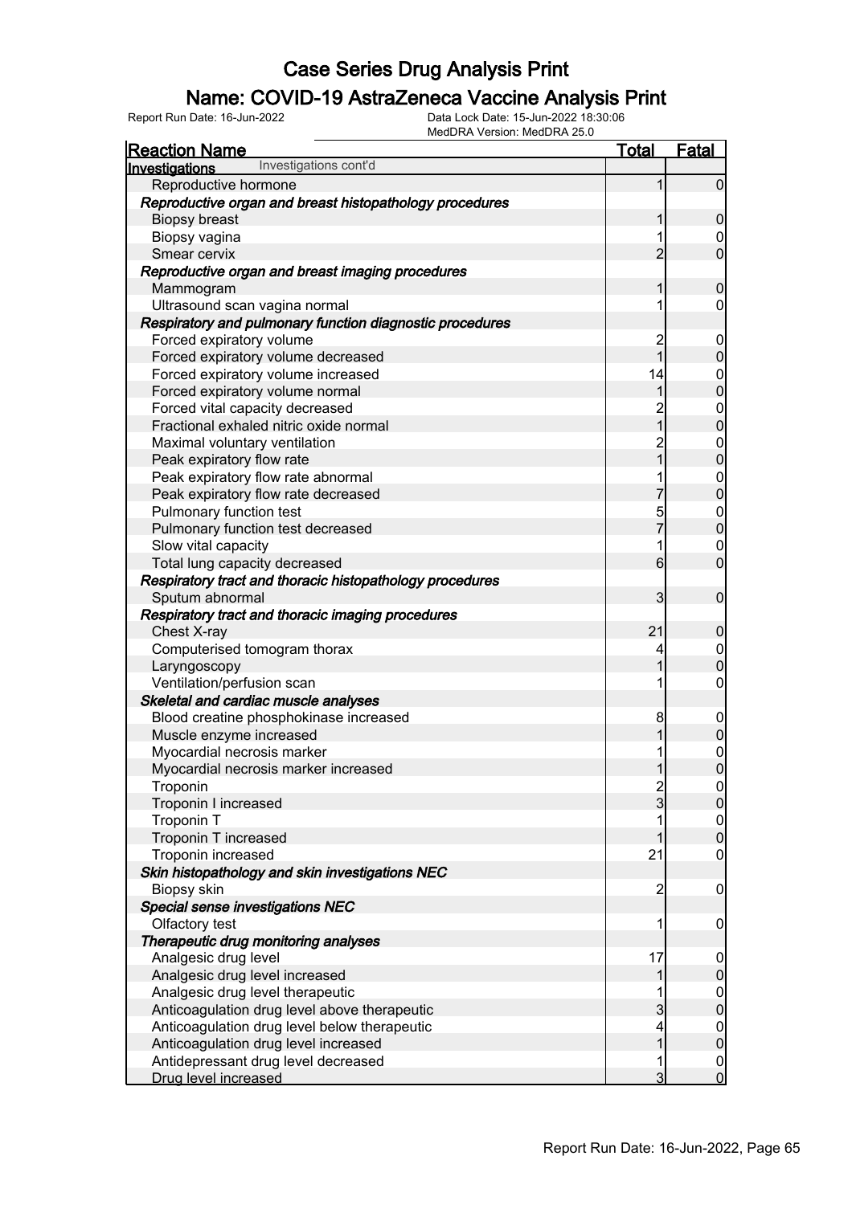# Case Series Drug Analysis Print

## Name: COVID-19 AstraZeneca Vaccine Analysis Print

Report Run Date: 16-Jun-2022 | Data Lock Date: 15-Jun-2022 18:30:06 | MedDRA Version: MedDRA 25.0

| Reaction Name | Total | Fatal |
|---|---|---|
| **Investigations** Investigations cont'd | | |
| Reproductive hormone | 1 | 0 |
| ***Reproductive organ and breast histopathology procedures*** | | |
| Biopsy breast | 1 | 0 |
| Biopsy vagina | 1 | 0 |
| Smear cervix | 2 | 0 |
| ***Reproductive organ and breast imaging procedures*** | | |
| Mammogram | 1 | 0 |
| Ultrasound scan vagina normal | 1 | 0 |
| ***Respiratory and pulmonary function diagnostic procedures*** | | |
| Forced expiratory volume | 2 | 0 |
| Forced expiratory volume decreased | 1 | 0 |
| Forced expiratory volume increased | 14 | 0 |
| Forced expiratory volume normal | 1 | 0 |
| Forced vital capacity decreased | 2 | 0 |
| Fractional exhaled nitric oxide normal | 1 | 0 |
| Maximal voluntary ventilation | 2 | 0 |
| Peak expiratory flow rate | 1 | 0 |
| Peak expiratory flow rate abnormal | 1 | 0 |
| Peak expiratory flow rate decreased | 7 | 0 |
| Pulmonary function test | 5 | 0 |
| Pulmonary function test decreased | 7 | 0 |
| Slow vital capacity | 1 | 0 |
| Total lung capacity decreased | 6 | 0 |
| ***Respiratory tract and thoracic histopathology procedures*** | | |
| Sputum abnormal | 3 | 0 |
| ***Respiratory tract and thoracic imaging procedures*** | | |
| Chest X-ray | 21 | 0 |
| Computerised tomogram thorax | 4 | 0 |
| Laryngoscopy | 1 | 0 |
| Ventilation/perfusion scan | 1 | 0 |
| ***Skeletal and cardiac muscle analyses*** | | |
| Blood creatine phosphokinase increased | 8 | 0 |
| Muscle enzyme increased | 1 | 0 |
| Myocardial necrosis marker | 1 | 0 |
| Myocardial necrosis marker increased | 1 | 0 |
| Troponin | 2 | 0 |
| Troponin I increased | 3 | 0 |
| Troponin T | 1 | 0 |
| Troponin T increased | 1 | 0 |
| Troponin increased | 21 | 0 |
| ***Skin histopathology and skin investigations NEC*** | | |
| Biopsy skin | 2 | 0 |
| ***Special sense investigations NEC*** | | |
| Olfactory test | 1 | 0 |
| ***Therapeutic drug monitoring analyses*** | | |
| Analgesic drug level | 17 | 0 |
| Analgesic drug level increased | 1 | 0 |
| Analgesic drug level therapeutic | 1 | 0 |
| Anticoagulation drug level above therapeutic | 3 | 0 |
| Anticoagulation drug level below therapeutic | 4 | 0 |
| Anticoagulation drug level increased | 1 | 0 |
| Antidepressant drug level decreased | 1 | 0 |
| Drug level increased | 3 | 0 |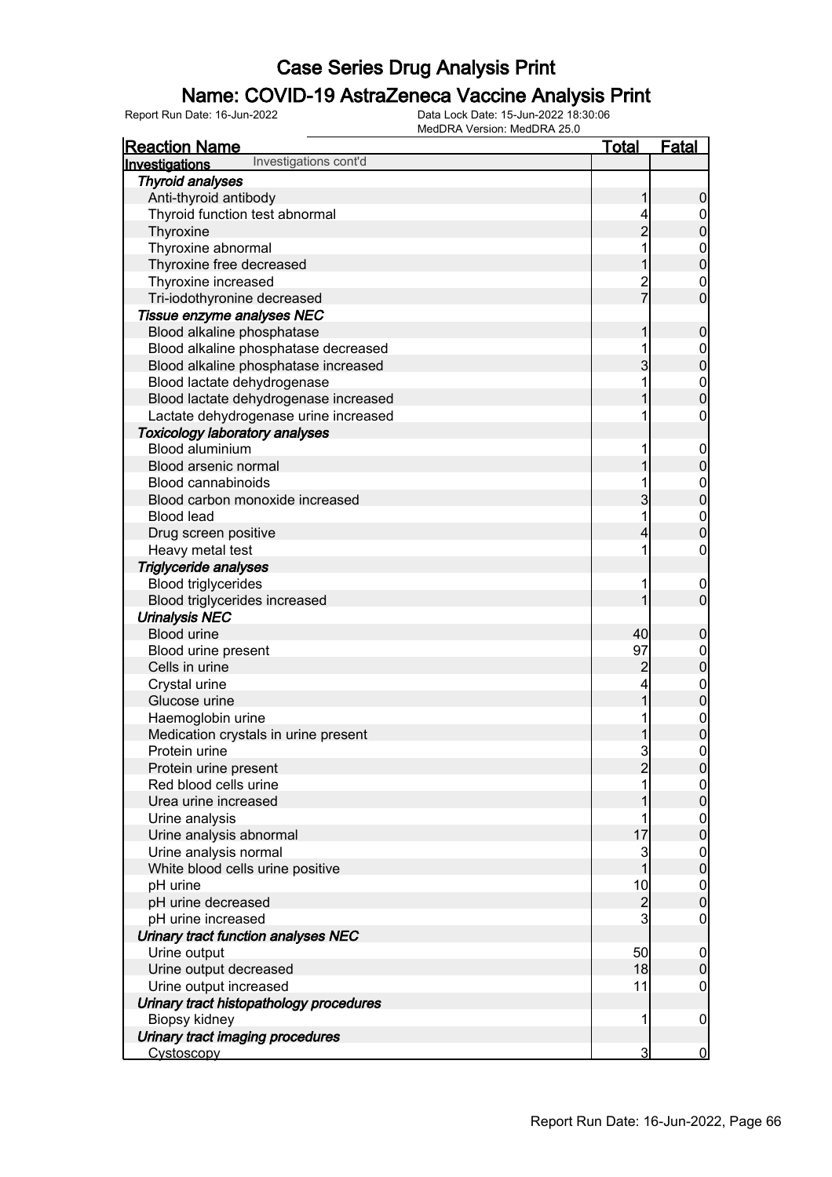# Case Series Drug Analysis Print

## Name: COVID-19 AstraZeneca Vaccine Analysis Print

Report Run Date: 16-Jun-2022

Data Lock Date: 15-Jun-2022 18:30:06

MedDRA Version: MedDRA 25.0

| Reaction Name | Total | Fatal |
|---|---|---|
| **Investigations** Investigations cont'd | | |
| ***Thyroid analyses*** | | |
| Anti-thyroid antibody | 1 | 0 |
| Thyroid function test abnormal | 4 | 0 |
| Thyroxine | 2 | 0 |
| Thyroxine abnormal | 1 | 0 |
| Thyroxine free decreased | 1 | 0 |
| Thyroxine increased | 2 | 0 |
| Tri-iodothyronine decreased | 7 | 0 |
| ***Tissue enzyme analyses NEC*** | | |
| Blood alkaline phosphatase | 1 | 0 |
| Blood alkaline phosphatase decreased | 1 | 0 |
| Blood alkaline phosphatase increased | 3 | 0 |
| Blood lactate dehydrogenase | 1 | 0 |
| Blood lactate dehydrogenase increased | 1 | 0 |
| Lactate dehydrogenase urine increased | 1 | 0 |
| ***Toxicology laboratory analyses*** | | |
| Blood aluminium | 1 | 0 |
| Blood arsenic normal | 1 | 0 |
| Blood cannabinoids | 1 | 0 |
| Blood carbon monoxide increased | 3 | 0 |
| Blood lead | 1 | 0 |
| Drug screen positive | 4 | 0 |
| Heavy metal test | 1 | 0 |
| ***Triglyceride analyses*** | | |
| Blood triglycerides | 1 | 0 |
| Blood triglycerides increased | 1 | 0 |
| ***Urinalysis NEC*** | | |
| Blood urine | 40 | 0 |
| Blood urine present | 97 | 0 |
| Cells in urine | 2 | 0 |
| Crystal urine | 4 | 0 |
| Glucose urine | 1 | 0 |
| Haemoglobin urine | 1 | 0 |
| Medication crystals in urine present | 1 | 0 |
| Protein urine | 3 | 0 |
| Protein urine present | 2 | 0 |
| Red blood cells urine | 1 | 0 |
| Urea urine increased | 1 | 0 |
| Urine analysis | 1 | 0 |
| Urine analysis abnormal | 17 | 0 |
| Urine analysis normal | 3 | 0 |
| White blood cells urine positive | 1 | 0 |
| pH urine | 10 | 0 |
| pH urine decreased | 2 | 0 |
| pH urine increased | 3 | 0 |
| ***Urinary tract function analyses NEC*** | | |
| Urine output | 50 | 0 |
| Urine output decreased | 18 | 0 |
| Urine output increased | 11 | 0 |
| ***Urinary tract histopathology procedures*** | | |
| Biopsy kidney | 1 | 0 |
| ***Urinary tract imaging procedures*** | | |
| Cystoscopy | 3 | 0 |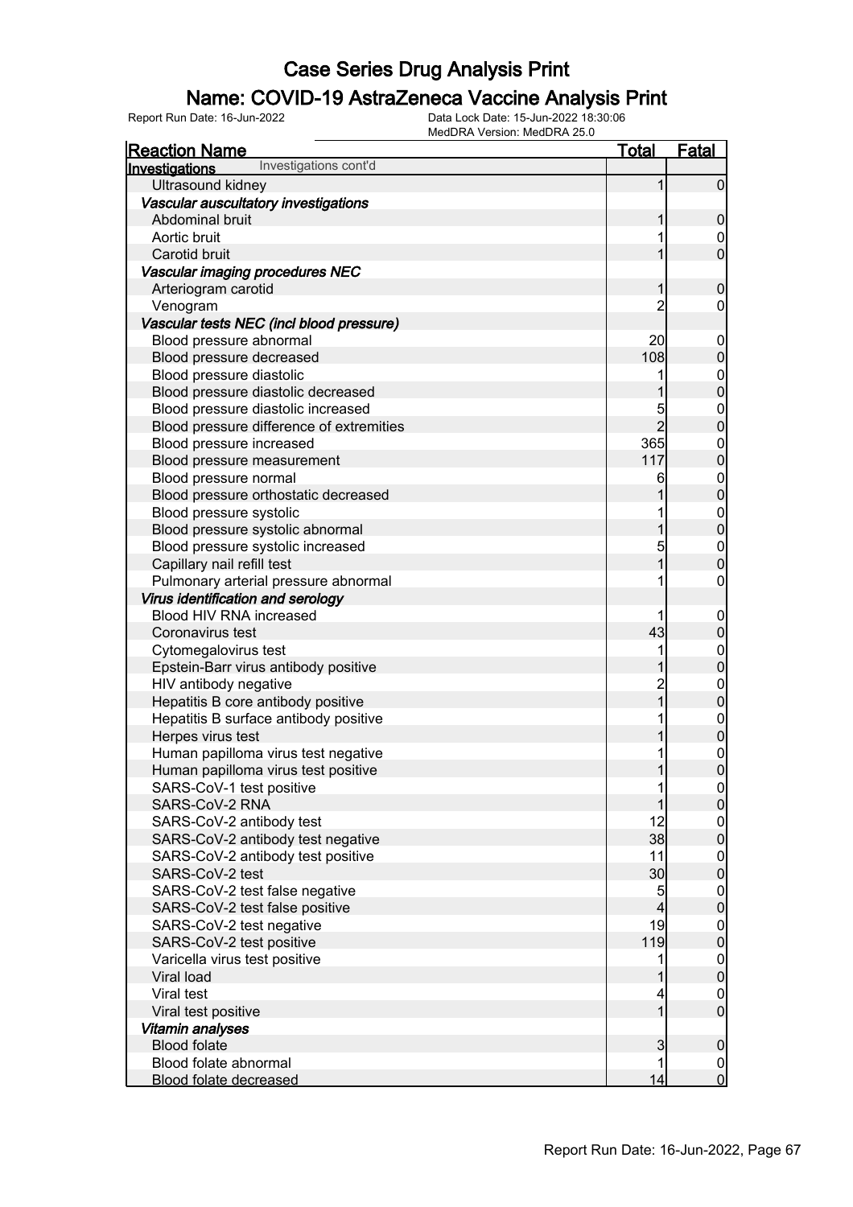# Case Series Drug Analysis Print

## Name: COVID-19 AstraZeneca Vaccine Analysis Print

Report Run Date: 16-Jun-2022
Data Lock Date: 15-Jun-2022 18:30:06
MedDRA Version: MedDRA 25.0

| Reaction Name | Total | Fatal |
|---|---|---|
| **Investigations** Investigations cont'd | | |
| Ultrasound kidney | 1 | 0 |
| *Vascular auscultatory investigations* | | |
| Abdominal bruit | 1 | 0 |
| Aortic bruit | 1 | 0 |
| Carotid bruit | 1 | 0 |
| *Vascular imaging procedures NEC* | | |
| Arteriogram carotid | 1 | 0 |
| Venogram | 2 | 0 |
| *Vascular tests NEC (incl blood pressure)* | | |
| Blood pressure abnormal | 20 | 0 |
| Blood pressure decreased | 108 | 0 |
| Blood pressure diastolic | 1 | 0 |
| Blood pressure diastolic decreased | 1 | 0 |
| Blood pressure diastolic increased | 5 | 0 |
| Blood pressure difference of extremities | 2 | 0 |
| Blood pressure increased | 365 | 0 |
| Blood pressure measurement | 117 | 0 |
| Blood pressure normal | 6 | 0 |
| Blood pressure orthostatic decreased | 1 | 0 |
| Blood pressure systolic | 1 | 0 |
| Blood pressure systolic abnormal | 1 | 0 |
| Blood pressure systolic increased | 5 | 0 |
| Capillary nail refill test | 1 | 0 |
| Pulmonary arterial pressure abnormal | 1 | 0 |
| *Virus identification and serology* | | |
| Blood HIV RNA increased | 1 | 0 |
| Coronavirus test | 43 | 0 |
| Cytomegalovirus test | 1 | 0 |
| Epstein-Barr virus antibody positive | 1 | 0 |
| HIV antibody negative | 2 | 0 |
| Hepatitis B core antibody positive | 1 | 0 |
| Hepatitis B surface antibody positive | 1 | 0 |
| Herpes virus test | 1 | 0 |
| Human papilloma virus test negative | 1 | 0 |
| Human papilloma virus test positive | 1 | 0 |
| SARS-CoV-1 test positive | 1 | 0 |
| SARS-CoV-2 RNA | 1 | 0 |
| SARS-CoV-2 antibody test | 12 | 0 |
| SARS-CoV-2 antibody test negative | 38 | 0 |
| SARS-CoV-2 antibody test positive | 11 | 0 |
| SARS-CoV-2 test | 30 | 0 |
| SARS-CoV-2 test false negative | 5 | 0 |
| SARS-CoV-2 test false positive | 4 | 0 |
| SARS-CoV-2 test negative | 19 | 0 |
| SARS-CoV-2 test positive | 119 | 0 |
| Varicella virus test positive | 1 | 0 |
| Viral load | 1 | 0 |
| Viral test | 4 | 0 |
| Viral test positive | 1 | 0 |
| *Vitamin analyses* | | |
| Blood folate | 3 | 0 |
| Blood folate abnormal | 1 | 0 |
| Blood folate decreased | 14 | 0 |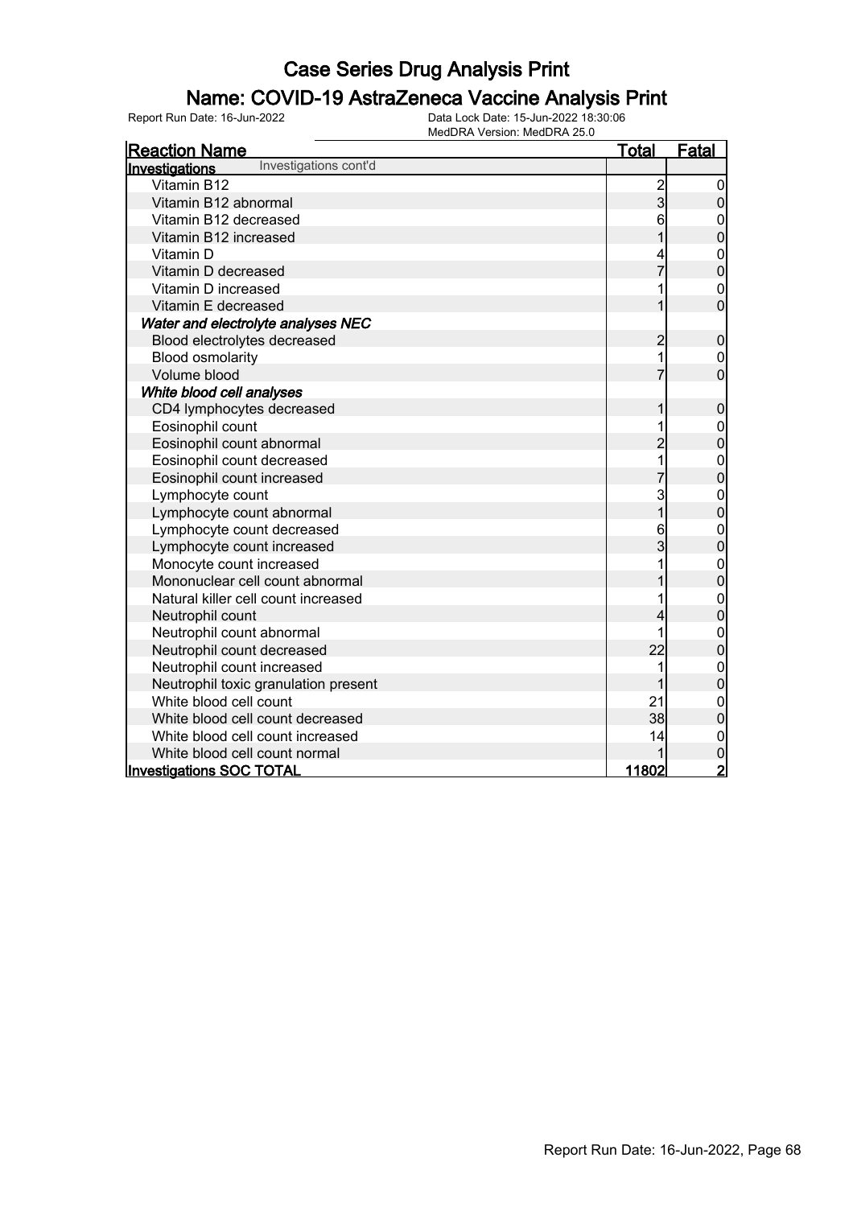# Case Series Drug Analysis Print

## Name: COVID-19 AstraZeneca Vaccine Analysis Print

Report Run Date: 16-Jun-2022

Data Lock Date: 15-Jun-2022 18:30:06

MedDRA Version: MedDRA 25.0

| Reaction Name | Total | Fatal |
|---|---|---|
| **Investigations** Investigations cont'd | | |
| Vitamin B12 | 2 | 0 |
| Vitamin B12 abnormal | 3 | 0 |
| Vitamin B12 decreased | 6 | 0 |
| Vitamin B12 increased | 1 | 0 |
| Vitamin D | 4 | 0 |
| Vitamin D decreased | 7 | 0 |
| Vitamin D increased | 1 | 0 |
| Vitamin E decreased | 1 | 0 |
| ***Water and electrolyte analyses NEC*** | | |
| Blood electrolytes decreased | 2 | 0 |
| Blood osmolarity | 1 | 0 |
| Volume blood | 7 | 0 |
| ***White blood cell analyses*** | | |
| CD4 lymphocytes decreased | 1 | 0 |
| Eosinophil count | 1 | 0 |
| Eosinophil count abnormal | 2 | 0 |
| Eosinophil count decreased | 1 | 0 |
| Eosinophil count increased | 7 | 0 |
| Lymphocyte count | 3 | 0 |
| Lymphocyte count abnormal | 1 | 0 |
| Lymphocyte count decreased | 6 | 0 |
| Lymphocyte count increased | 3 | 0 |
| Monocyte count increased | 1 | 0 |
| Mononuclear cell count abnormal | 1 | 0 |
| Natural killer cell count increased | 1 | 0 |
| Neutrophil count | 4 | 0 |
| Neutrophil count abnormal | 1 | 0 |
| Neutrophil count decreased | 22 | 0 |
| Neutrophil count increased | 1 | 0 |
| Neutrophil toxic granulation present | 1 | 0 |
| White blood cell count | 21 | 0 |
| White blood cell count decreased | 38 | 0 |
| White blood cell count increased | 14 | 0 |
| White blood cell count normal | 1 | 0 |
| **Investigations SOC TOTAL** | **11802** | **2** |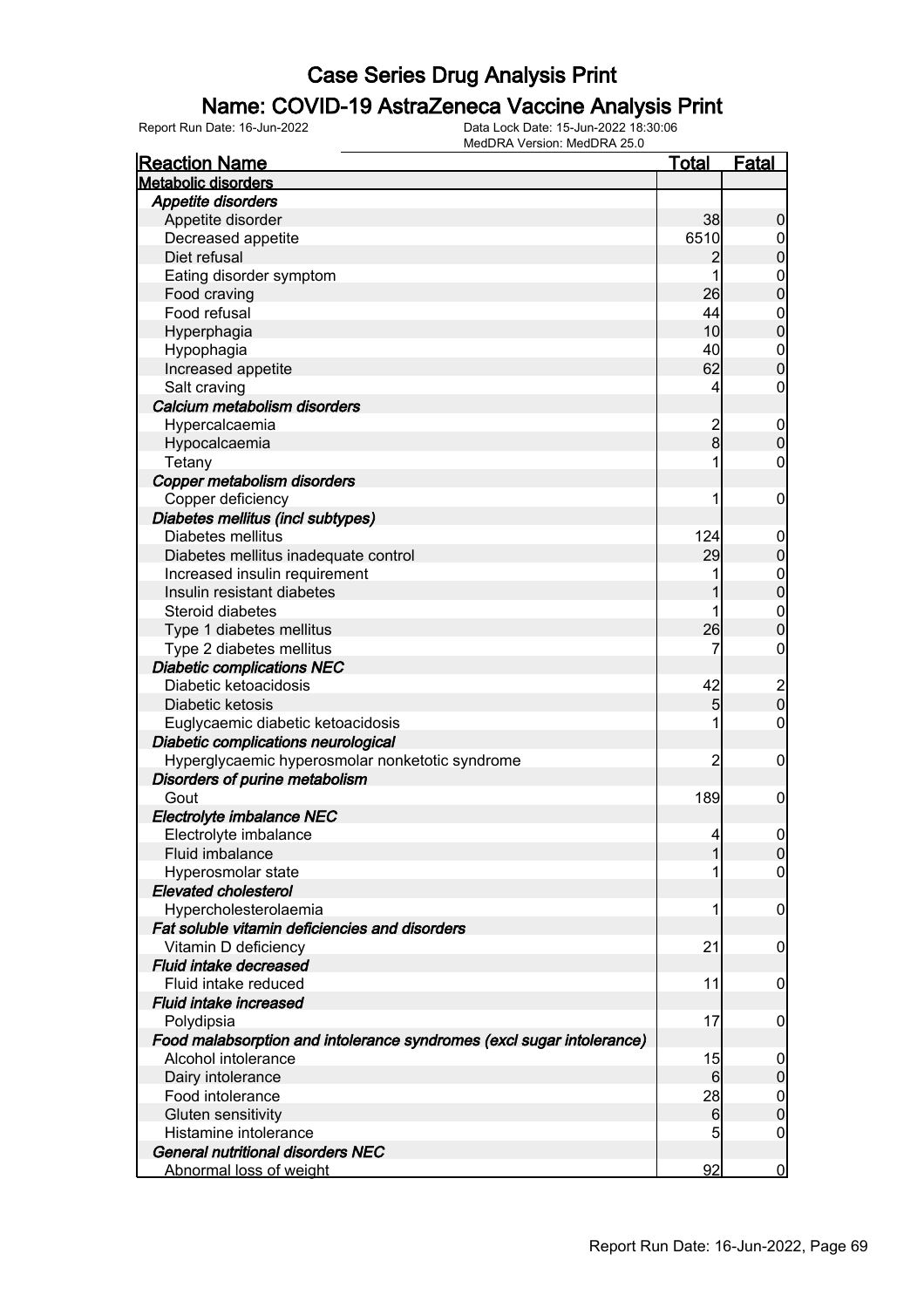# Case Series Drug Analysis Print

## Name: COVID-19 AstraZeneca Vaccine Analysis Print

Report Run Date: 16-Jun-2022

Data Lock Date: 15-Jun-2022 18:30:06

MedDRA Version: MedDRA 25.0

| Reaction Name | Total | Fatal |
|---|---|---|
| **Metabolic disorders** | | |
| ***Appetite disorders*** | | |
| Appetite disorder | 38 | 0 |
| Decreased appetite | 6510 | 0 |
| Diet refusal | 2 | 0 |
| Eating disorder symptom | 1 | 0 |
| Food craving | 26 | 0 |
| Food refusal | 44 | 0 |
| Hyperphagia | 10 | 0 |
| Hypophagia | 40 | 0 |
| Increased appetite | 62 | 0 |
| Salt craving | 4 | 0 |
| ***Calcium metabolism disorders*** | | |
| Hypercalcaemia | 2 | 0 |
| Hypocalcaemia | 8 | 0 |
| Tetany | 1 | 0 |
| ***Copper metabolism disorders*** | | |
| Copper deficiency | 1 | 0 |
| ***Diabetes mellitus (incl subtypes)*** | | |
| Diabetes mellitus | 124 | 0 |
| Diabetes mellitus inadequate control | 29 | 0 |
| Increased insulin requirement | 1 | 0 |
| Insulin resistant diabetes | 1 | 0 |
| Steroid diabetes | 1 | 0 |
| Type 1 diabetes mellitus | 26 | 0 |
| Type 2 diabetes mellitus | 7 | 0 |
| ***Diabetic complications NEC*** | | |
| Diabetic ketoacidosis | 42 | 2 |
| Diabetic ketosis | 5 | 0 |
| Euglycaemic diabetic ketoacidosis | 1 | 0 |
| ***Diabetic complications neurological*** | | |
| Hyperglycaemic hyperosmolar nonketotic syndrome | 2 | 0 |
| ***Disorders of purine metabolism*** | | |
| Gout | 189 | 0 |
| ***Electrolyte imbalance NEC*** | | |
| Electrolyte imbalance | 4 | 0 |
| Fluid imbalance | 1 | 0 |
| Hyperosmolar state | 1 | 0 |
| ***Elevated cholesterol*** | | |
| Hypercholesterolaemia | 1 | 0 |
| ***Fat soluble vitamin deficiencies and disorders*** | | |
| Vitamin D deficiency | 21 | 0 |
| ***Fluid intake decreased*** | | |
| Fluid intake reduced | 11 | 0 |
| ***Fluid intake increased*** | | |
| Polydipsia | 17 | 0 |
| ***Food malabsorption and intolerance syndromes (excl sugar intolerance)*** | | |
| Alcohol intolerance | 15 | 0 |
| Dairy intolerance | 6 | 0 |
| Food intolerance | 28 | 0 |
| Gluten sensitivity | 6 | 0 |
| Histamine intolerance | 5 | 0 |
| ***General nutritional disorders NEC*** | | |
| Abnormal loss of weight | 92 | 0 |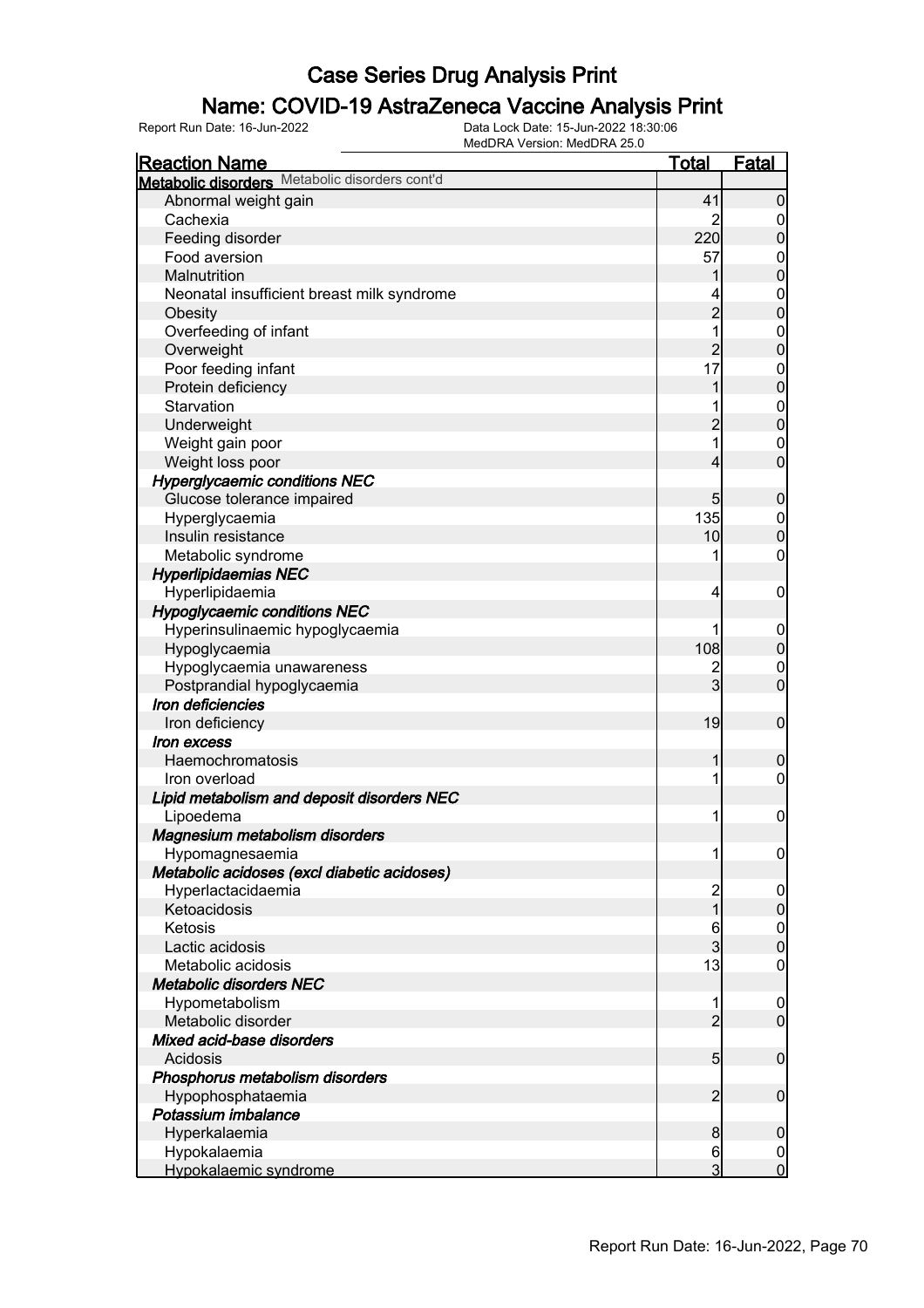# Case Series Drug Analysis Print

## Name: COVID-19 AstraZeneca Vaccine Analysis Print

Report Run Date: 16-Jun-2022

Data Lock Date: 15-Jun-2022 18:30:06

MedDRA Version: MedDRA 25.0

| Reaction Name | Total | Fatal |
|---|---|---|
| **Metabolic disorders** Metabolic disorders cont'd | | |
| Abnormal weight gain | 41 | 0 |
| Cachexia | 2 | 0 |
| Feeding disorder | 220 | 0 |
| Food aversion | 57 | 0 |
| Malnutrition | 1 | 0 |
| Neonatal insufficient breast milk syndrome | 4 | 0 |
| Obesity | 2 | 0 |
| Overfeeding of infant | 1 | 0 |
| Overweight | 2 | 0 |
| Poor feeding infant | 17 | 0 |
| Protein deficiency | 1 | 0 |
| Starvation | 1 | 0 |
| Underweight | 2 | 0 |
| Weight gain poor | 1 | 0 |
| Weight loss poor | 4 | 0 |
| ***Hyperglycaemic conditions NEC*** | | |
| Glucose tolerance impaired | 5 | 0 |
| Hyperglycaemia | 135 | 0 |
| Insulin resistance | 10 | 0 |
| Metabolic syndrome | 1 | 0 |
| ***Hyperlipidaemias NEC*** | | |
| Hyperlipidaemia | 4 | 0 |
| ***Hypoglycaemic conditions NEC*** | | |
| Hyperinsulinaemic hypoglycaemia | 1 | 0 |
| Hypoglycaemia | 108 | 0 |
| Hypoglycaemia unawareness | 2 | 0 |
| Postprandial hypoglycaemia | 3 | 0 |
| ***Iron deficiencies*** | | |
| Iron deficiency | 19 | 0 |
| ***Iron excess*** | | |
| Haemochromatosis | 1 | 0 |
| Iron overload | 1 | 0 |
| ***Lipid metabolism and deposit disorders NEC*** | | |
| Lipoedema | 1 | 0 |
| ***Magnesium metabolism disorders*** | | |
| Hypomagnesaemia | 1 | 0 |
| ***Metabolic acidoses (excl diabetic acidoses)*** | | |
| Hyperlactacidaemia | 2 | 0 |
| Ketoacidosis | 1 | 0 |
| Ketosis | 6 | 0 |
| Lactic acidosis | 3 | 0 |
| Metabolic acidosis | 13 | 0 |
| ***Metabolic disorders NEC*** | | |
| Hypometabolism | 1 | 0 |
| Metabolic disorder | 2 | 0 |
| ***Mixed acid-base disorders*** | | |
| Acidosis | 5 | 0 |
| ***Phosphorus metabolism disorders*** | | |
| Hypophosphataemia | 2 | 0 |
| ***Potassium imbalance*** | | |
| Hyperkalaemia | 8 | 0 |
| Hypokalaemia | 6 | 0 |
| Hypokalaemic syndrome | 3 | 0 |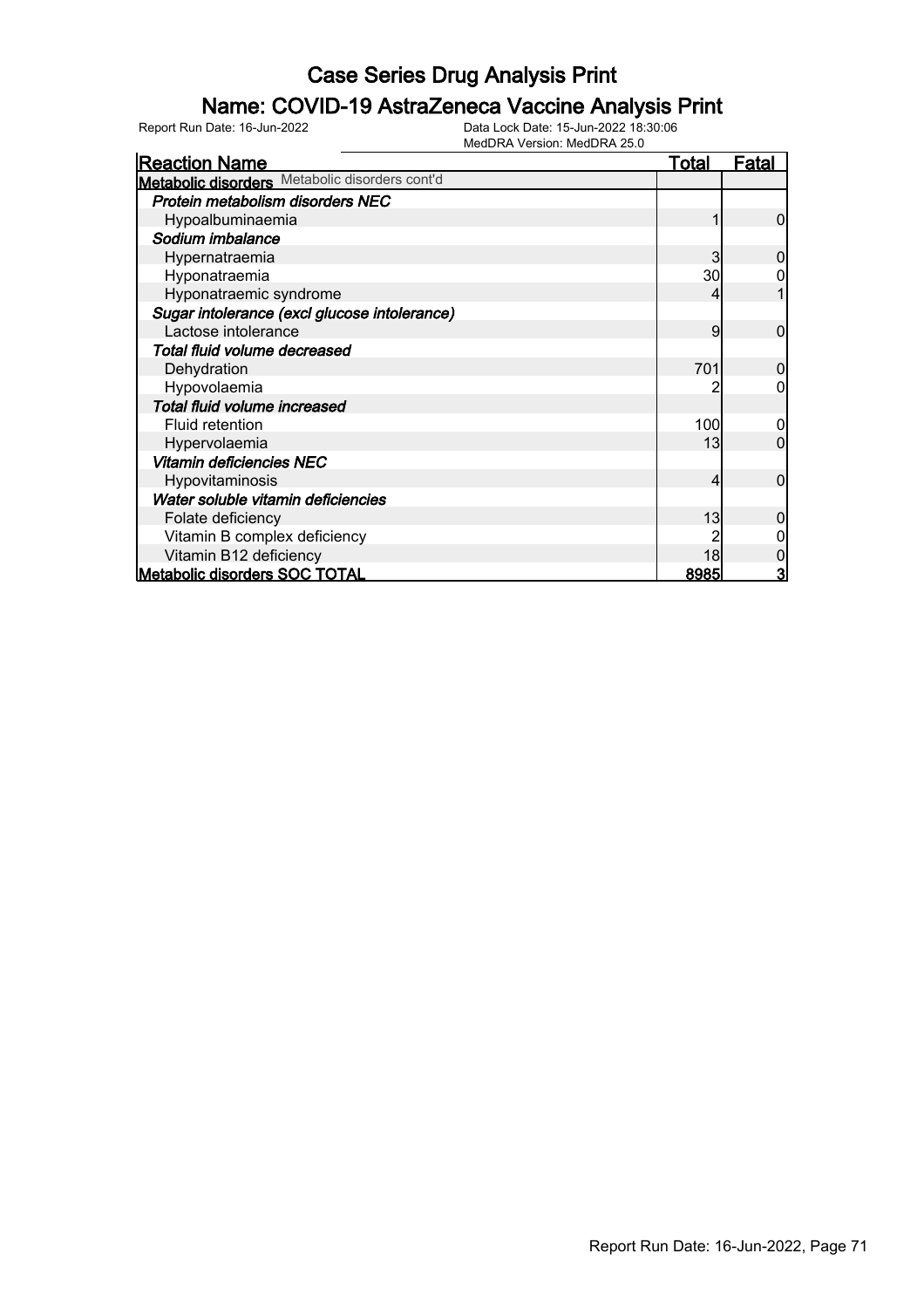# Case Series Drug Analysis Print

## Name: COVID-19 AstraZeneca Vaccine Analysis Print

Report Run Date: 16-Jun-2022
Data Lock Date: 15-Jun-2022 18:30:06
MedDRA Version: MedDRA 25.0

| Reaction Name | Total | Fatal |
|---|---|---|
| **Metabolic disorders** Metabolic disorders cont'd | | |
| ***Protein metabolism disorders NEC*** | | |
| Hypoalbuminaemia | 1 | 0 |
| ***Sodium imbalance*** | | |
| Hypernatraemia | 3 | 0 |
| Hyponatraemia | 30 | 0 |
| Hyponatraemic syndrome | 4 | 1 |
| ***Sugar intolerance (excl glucose intolerance)*** | | |
| Lactose intolerance | 9 | 0 |
| ***Total fluid volume decreased*** | | |
| Dehydration | 701 | 0 |
| Hypovolaemia | 2 | 0 |
| ***Total fluid volume increased*** | | |
| Fluid retention | 100 | 0 |
| Hypervolaemia | 13 | 0 |
| ***Vitamin deficiencies NEC*** | | |
| Hypovitaminosis | 4 | 0 |
| ***Water soluble vitamin deficiencies*** | | |
| Folate deficiency | 13 | 0 |
| Vitamin B complex deficiency | 2 | 0 |
| Vitamin B12 deficiency | 18 | 0 |
| **Metabolic disorders SOC TOTAL** | **8985** | **3** |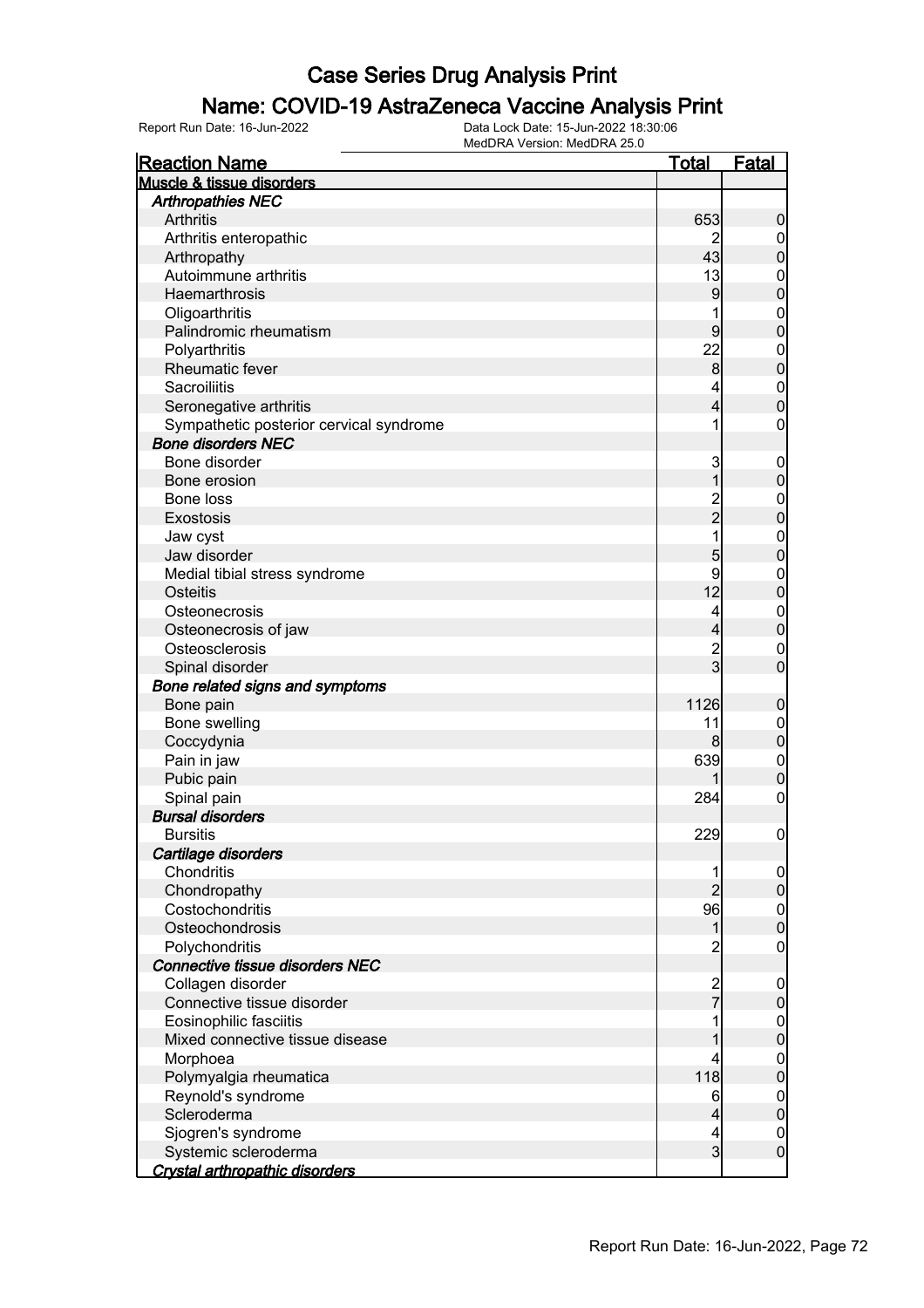# Case Series Drug Analysis Print

## Name: COVID-19 AstraZeneca Vaccine Analysis Print

Report Run Date: 16-Jun-2022
Data Lock Date: 15-Jun-2022 18:30:06
MedDRA Version: MedDRA 25.0

| Reaction Name | Total | Fatal |
|---|---|---|
| **Muscle & tissue disorders** | | |
| ***Arthropathies NEC*** | | |
| Arthritis | 653 | 0 |
| Arthritis enteropathic | 2 | 0 |
| Arthropathy | 43 | 0 |
| Autoimmune arthritis | 13 | 0 |
| Haemarthrosis | 9 | 0 |
| Oligoarthritis | 1 | 0 |
| Palindromic rheumatism | 9 | 0 |
| Polyarthritis | 22 | 0 |
| Rheumatic fever | 8 | 0 |
| Sacroiliitis | 4 | 0 |
| Seronegative arthritis | 4 | 0 |
| Sympathetic posterior cervical syndrome | 1 | 0 |
| ***Bone disorders NEC*** | | |
| Bone disorder | 3 | 0 |
| Bone erosion | 1 | 0 |
| Bone loss | 2 | 0 |
| Exostosis | 2 | 0 |
| Jaw cyst | 1 | 0 |
| Jaw disorder | 5 | 0 |
| Medial tibial stress syndrome | 9 | 0 |
| Osteitis | 12 | 0 |
| Osteonecrosis | 4 | 0 |
| Osteonecrosis of jaw | 4 | 0 |
| Osteosclerosis | 2 | 0 |
| Spinal disorder | 3 | 0 |
| ***Bone related signs and symptoms*** | | |
| Bone pain | 1126 | 0 |
| Bone swelling | 11 | 0 |
| Coccydynia | 8 | 0 |
| Pain in jaw | 639 | 0 |
| Pubic pain | 1 | 0 |
| Spinal pain | 284 | 0 |
| ***Bursal disorders*** | | |
| Bursitis | 229 | 0 |
| ***Cartilage disorders*** | | |
| Chondritis | 1 | 0 |
| Chondropathy | 2 | 0 |
| Costochondritis | 96 | 0 |
| Osteochondrosis | 1 | 0 |
| Polychondritis | 2 | 0 |
| ***Connective tissue disorders NEC*** | | |
| Collagen disorder | 2 | 0 |
| Connective tissue disorder | 7 | 0 |
| Eosinophilic fasciitis | 1 | 0 |
| Mixed connective tissue disease | 1 | 0 |
| Morphoea | 4 | 0 |
| Polymyalgia rheumatica | 118 | 0 |
| Reynold's syndrome | 6 | 0 |
| Scleroderma | 4 | 0 |
| Sjogren's syndrome | 4 | 0 |
| Systemic scleroderma | 3 | 0 |
| ***Crystal arthropathic disorders*** | | |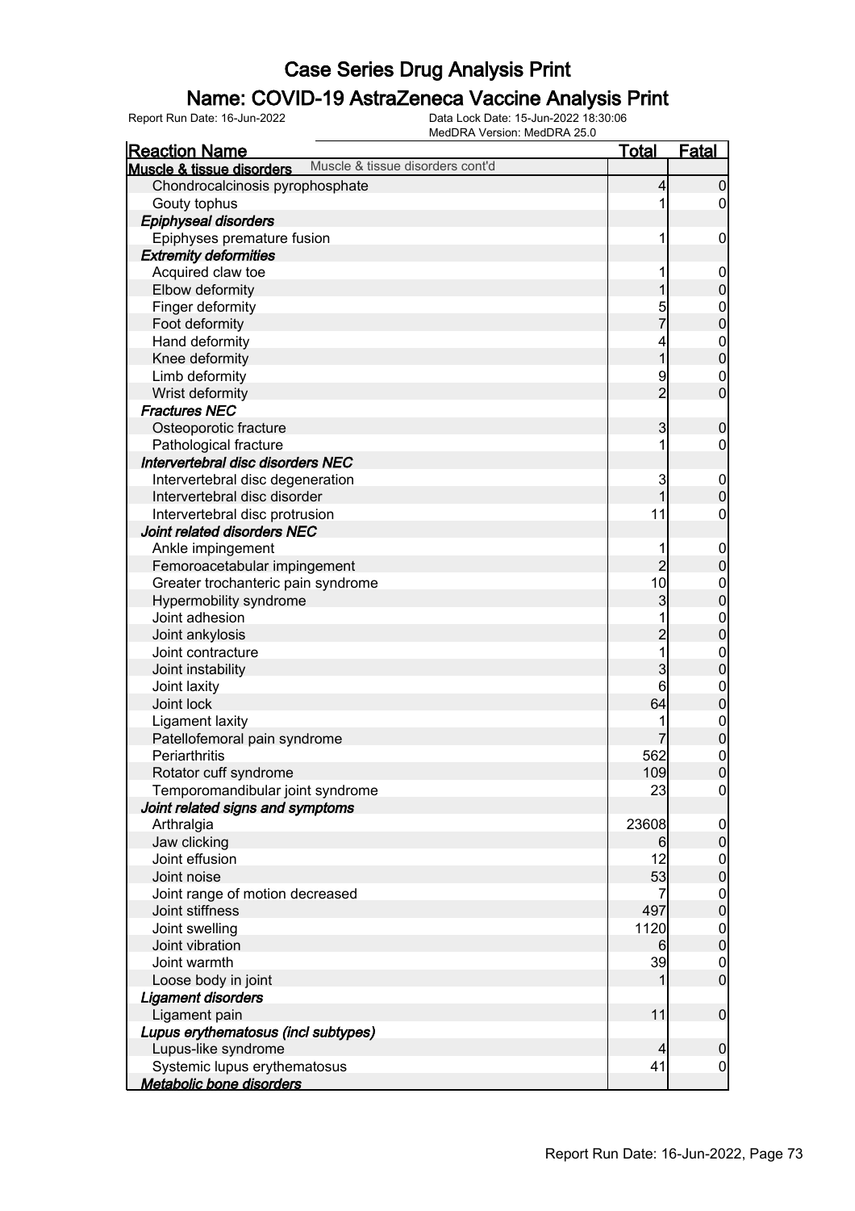# Case Series Drug Analysis Print

## Name: COVID-19 AstraZeneca Vaccine Analysis Print

Report Run Date: 16-Jun-2022

Data Lock Date: 15-Jun-2022 18:30:06

MedDRA Version: MedDRA 25.0

| Reaction Name | Total | Fatal |
|---|---|---|
| **Muscle & tissue disorders** Muscle & tissue disorders cont'd | | |
| Chondrocalcinosis pyrophosphate | 4 | 0 |
| Gouty tophus | 1 | 0 |
| ***Epiphyseal disorders*** | | |
| Epiphyses premature fusion | 1 | 0 |
| ***Extremity deformities*** | | |
| Acquired claw toe | 1 | 0 |
| Elbow deformity | 1 | 0 |
| Finger deformity | 5 | 0 |
| Foot deformity | 7 | 0 |
| Hand deformity | 4 | 0 |
| Knee deformity | 1 | 0 |
| Limb deformity | 9 | 0 |
| Wrist deformity | 2 | 0 |
| ***Fractures NEC*** | | |
| Osteoporotic fracture | 3 | 0 |
| Pathological fracture | 1 | 0 |
| ***Intervertebral disc disorders NEC*** | | |
| Intervertebral disc degeneration | 3 | 0 |
| Intervertebral disc disorder | 1 | 0 |
| Intervertebral disc protrusion | 11 | 0 |
| ***Joint related disorders NEC*** | | |
| Ankle impingement | 1 | 0 |
| Femoroacetabular impingement | 2 | 0 |
| Greater trochanteric pain syndrome | 10 | 0 |
| Hypermobility syndrome | 3 | 0 |
| Joint adhesion | 1 | 0 |
| Joint ankylosis | 2 | 0 |
| Joint contracture | 1 | 0 |
| Joint instability | 3 | 0 |
| Joint laxity | 6 | 0 |
| Joint lock | 64 | 0 |
| Ligament laxity | 1 | 0 |
| Patellofemoral pain syndrome | 7 | 0 |
| Periarthritis | 562 | 0 |
| Rotator cuff syndrome | 109 | 0 |
| Temporomandibular joint syndrome | 23 | 0 |
| ***Joint related signs and symptoms*** | | |
| Arthralgia | 23608 | 0 |
| Jaw clicking | 6 | 0 |
| Joint effusion | 12 | 0 |
| Joint noise | 53 | 0 |
| Joint range of motion decreased | 7 | 0 |
| Joint stiffness | 497 | 0 |
| Joint swelling | 1120 | 0 |
| Joint vibration | 6 | 0 |
| Joint warmth | 39 | 0 |
| Loose body in joint | 1 | 0 |
| ***Ligament disorders*** | | |
| Ligament pain | 11 | 0 |
| ***Lupus erythematosus (incl subtypes)*** | | |
| Lupus-like syndrome | 4 | 0 |
| Systemic lupus erythematosus | 41 | 0 |
| ***Metabolic bone disorders*** | | |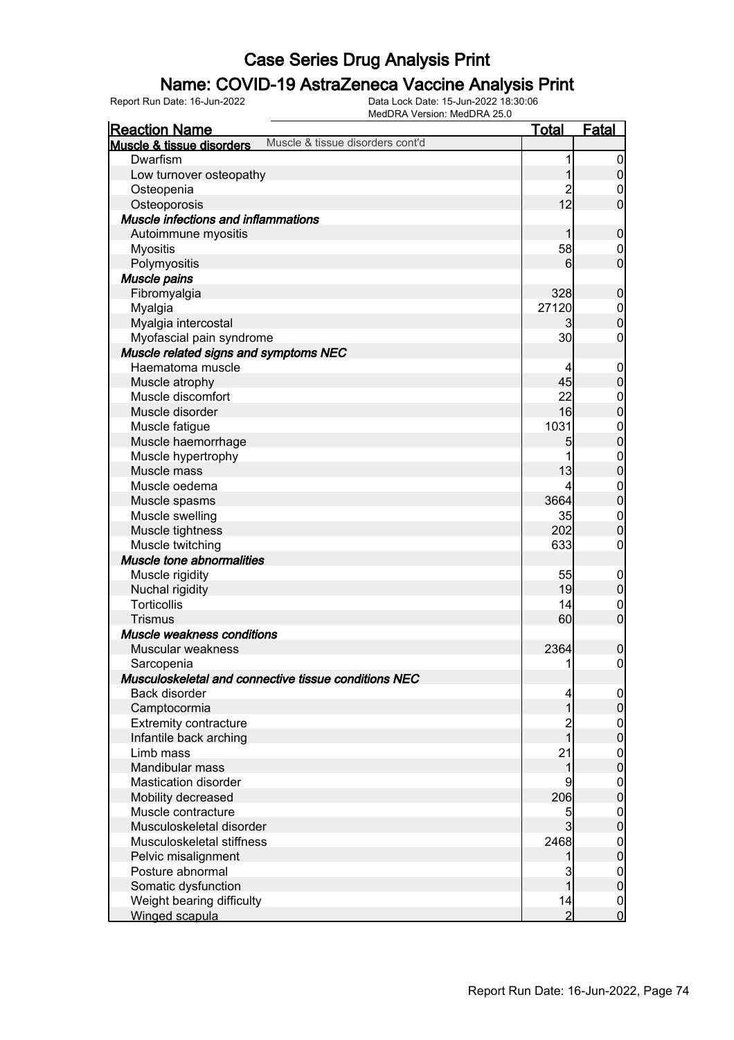# Case Series Drug Analysis Print

## Name: COVID-19 AstraZeneca Vaccine Analysis Print

Report Run Date: 16-Jun-2022 | Data Lock Date: 15-Jun-2022 18:30:06 | MedDRA Version: MedDRA 25.0

| Reaction Name | Total | Fatal |
|---|---|---|
| **Muscle & tissue disorders** Muscle & tissue disorders cont'd | | |
| Dwarfism | 1 | 0 |
| Low turnover osteopathy | 1 | 0 |
| Osteopenia | 2 | 0 |
| Osteoporosis | 12 | 0 |
| ***Muscle infections and inflammations*** | | |
| Autoimmune myositis | 1 | 0 |
| Myositis | 58 | 0 |
| Polymyositis | 6 | 0 |
| ***Muscle pains*** | | |
| Fibromyalgia | 328 | 0 |
| Myalgia | 27120 | 0 |
| Myalgia intercostal | 3 | 0 |
| Myofascial pain syndrome | 30 | 0 |
| ***Muscle related signs and symptoms NEC*** | | |
| Haematoma muscle | 4 | 0 |
| Muscle atrophy | 45 | 0 |
| Muscle discomfort | 22 | 0 |
| Muscle disorder | 16 | 0 |
| Muscle fatigue | 1031 | 0 |
| Muscle haemorrhage | 5 | 0 |
| Muscle hypertrophy | 1 | 0 |
| Muscle mass | 13 | 0 |
| Muscle oedema | 4 | 0 |
| Muscle spasms | 3664 | 0 |
| Muscle swelling | 35 | 0 |
| Muscle tightness | 202 | 0 |
| Muscle twitching | 633 | 0 |
| ***Muscle tone abnormalities*** | | |
| Muscle rigidity | 55 | 0 |
| Nuchal rigidity | 19 | 0 |
| Torticollis | 14 | 0 |
| Trismus | 60 | 0 |
| ***Muscle weakness conditions*** | | |
| Muscular weakness | 2364 | 0 |
| Sarcopenia | 1 | 0 |
| ***Musculoskeletal and connective tissue conditions NEC*** | | |
| Back disorder | 4 | 0 |
| Camptocormia | 1 | 0 |
| Extremity contracture | 2 | 0 |
| Infantile back arching | 1 | 0 |
| Limb mass | 21 | 0 |
| Mandibular mass | 1 | 0 |
| Mastication disorder | 9 | 0 |
| Mobility decreased | 206 | 0 |
| Muscle contracture | 5 | 0 |
| Musculoskeletal disorder | 3 | 0 |
| Musculoskeletal stiffness | 2468 | 0 |
| Pelvic misalignment | 1 | 0 |
| Posture abnormal | 3 | 0 |
| Somatic dysfunction | 1 | 0 |
| Weight bearing difficulty | 14 | 0 |
| Winged scapula | 2 | 0 |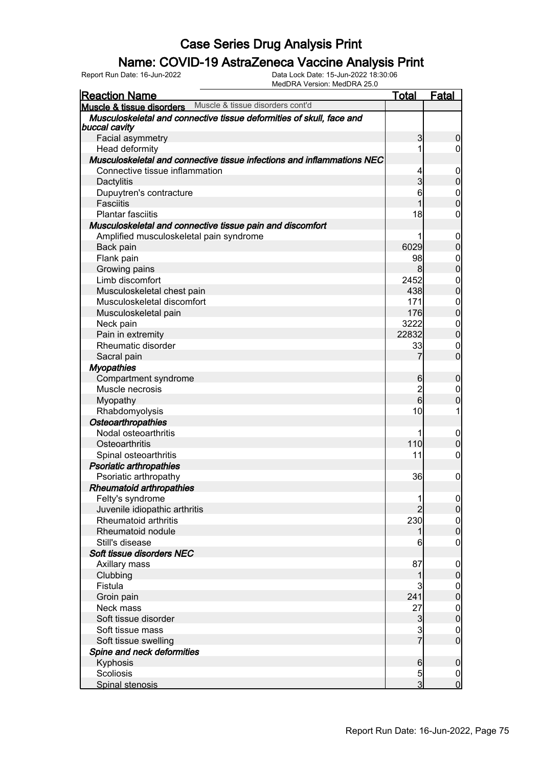# Case Series Drug Analysis Print

## Name: COVID-19 AstraZeneca Vaccine Analysis Print

Report Run Date: 16-Jun-2022
Data Lock Date: 15-Jun-2022 18:30:06
MedDRA Version: MedDRA 25.0

| Reaction Name | Total | Fatal |
|---|---|---|
| **Muscle & tissue disorders** Muscle & tissue disorders cont'd | | |
| ***Musculoskeletal and connective tissue deformities of skull, face and buccal cavity*** | | |
| Facial asymmetry | 3 | 0 |
| Head deformity | 1 | 0 |
| ***Musculoskeletal and connective tissue infections and inflammations NEC*** | | |
| Connective tissue inflammation | 4 | 0 |
| Dactylitis | 3 | 0 |
| Dupuytren's contracture | 6 | 0 |
| Fasciitis | 1 | 0 |
| Plantar fasciitis | 18 | 0 |
| ***Musculoskeletal and connective tissue pain and discomfort*** | | |
| Amplified musculoskeletal pain syndrome | 1 | 0 |
| Back pain | 6029 | 0 |
| Flank pain | 98 | 0 |
| Growing pains | 8 | 0 |
| Limb discomfort | 2452 | 0 |
| Musculoskeletal chest pain | 438 | 0 |
| Musculoskeletal discomfort | 171 | 0 |
| Musculoskeletal pain | 176 | 0 |
| Neck pain | 3222 | 0 |
| Pain in extremity | 22832 | 0 |
| Rheumatic disorder | 33 | 0 |
| Sacral pain | 7 | 0 |
| ***Myopathies*** | | |
| Compartment syndrome | 6 | 0 |
| Muscle necrosis | 2 | 0 |
| Myopathy | 6 | 0 |
| Rhabdomyolysis | 10 | 1 |
| ***Osteoarthropathies*** | | |
| Nodal osteoarthritis | 1 | 0 |
| Osteoarthritis | 110 | 0 |
| Spinal osteoarthritis | 11 | 0 |
| ***Psoriatic arthropathies*** | | |
| Psoriatic arthropathy | 36 | 0 |
| ***Rheumatoid arthropathies*** | | |
| Felty's syndrome | 1 | 0 |
| Juvenile idiopathic arthritis | 2 | 0 |
| Rheumatoid arthritis | 230 | 0 |
| Rheumatoid nodule | 1 | 0 |
| Still's disease | 6 | 0 |
| ***Soft tissue disorders NEC*** | | |
| Axillary mass | 87 | 0 |
| Clubbing | 1 | 0 |
| Fistula | 3 | 0 |
| Groin pain | 241 | 0 |
| Neck mass | 27 | 0 |
| Soft tissue disorder | 3 | 0 |
| Soft tissue mass | 3 | 0 |
| Soft tissue swelling | 7 | 0 |
| ***Spine and neck deformities*** | | |
| Kyphosis | 6 | 0 |
| Scoliosis | 5 | 0 |
| Spinal stenosis | 3 | 0 |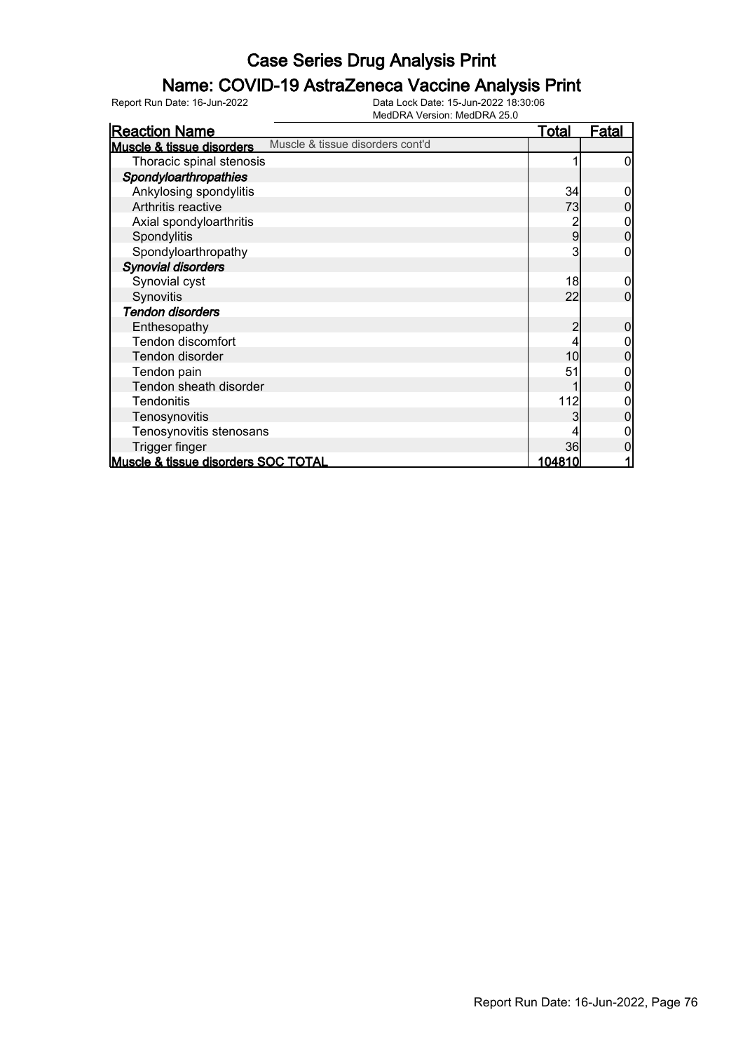# Case Series Drug Analysis Print

## Name: COVID-19 AstraZeneca Vaccine Analysis Print

Report Run Date: 16-Jun-2022

Data Lock Date: 15-Jun-2022 18:30:06
MedDRA Version: MedDRA 25.0

| Reaction Name | Total | Fatal |
|---|---|---|
| **Muscle & tissue disorders** Muscle & tissue disorders cont'd | | |
| Thoracic spinal stenosis | 1 | 0 |
| ***Spondyloarthropathies*** | | |
| Ankylosing spondylitis | 34 | 0 |
| Arthritis reactive | 73 | 0 |
| Axial spondyloarthritis | 2 | 0 |
| Spondylitis | 9 | 0 |
| Spondyloarthropathy | 3 | 0 |
| ***Synovial disorders*** | | |
| Synovial cyst | 18 | 0 |
| Synovitis | 22 | 0 |
| ***Tendon disorders*** | | |
| Enthesopathy | 2 | 0 |
| Tendon discomfort | 4 | 0 |
| Tendon disorder | 10 | 0 |
| Tendon pain | 51 | 0 |
| Tendon sheath disorder | 1 | 0 |
| Tendonitis | 112 | 0 |
| Tenosynovitis | 3 | 0 |
| Tenosynovitis stenosans | 4 | 0 |
| Trigger finger | 36 | 0 |
| **Muscle & tissue disorders SOC TOTAL** | **104810** | **1** |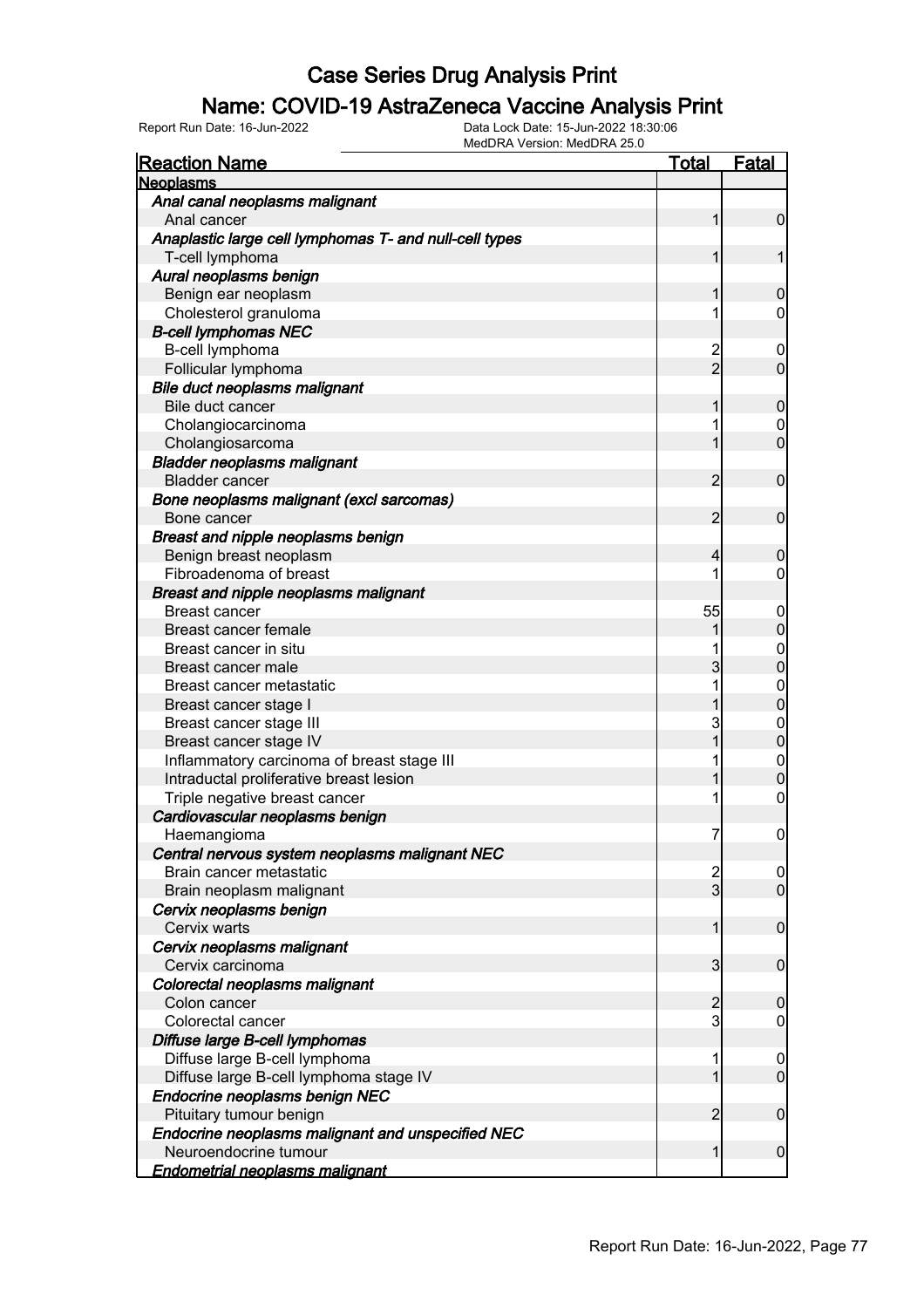# Case Series Drug Analysis Print

## Name: COVID-19 AstraZeneca Vaccine Analysis Print

Report Run Date: 16-Jun-2022 | Data Lock Date: 15-Jun-2022 18:30:06 | MedDRA Version: MedDRA 25.0

| Reaction Name | Total | Fatal |
|---|---|---|
| **Neoplasms** | | |
| *Anal canal neoplasms malignant* | | |
| Anal cancer | 1 | 0 |
| *Anaplastic large cell lymphomas T- and null-cell types* | | |
| T-cell lymphoma | 1 | 1 |
| *Aural neoplasms benign* | | |
| Benign ear neoplasm | 1 | 0 |
| Cholesterol granuloma | 1 | 0 |
| *B-cell lymphomas NEC* | | |
| B-cell lymphoma | 2 | 0 |
| Follicular lymphoma | 2 | 0 |
| *Bile duct neoplasms malignant* | | |
| Bile duct cancer | 1 | 0 |
| Cholangiocarcinoma | 1 | 0 |
| Cholangiosarcoma | 1 | 0 |
| *Bladder neoplasms malignant* | | |
| Bladder cancer | 2 | 0 |
| *Bone neoplasms malignant (excl sarcomas)* | | |
| Bone cancer | 2 | 0 |
| *Breast and nipple neoplasms benign* | | |
| Benign breast neoplasm | 4 | 0 |
| Fibroadenoma of breast | 1 | 0 |
| *Breast and nipple neoplasms malignant* | | |
| Breast cancer | 55 | 0 |
| Breast cancer female | 1 | 0 |
| Breast cancer in situ | 1 | 0 |
| Breast cancer male | 3 | 0 |
| Breast cancer metastatic | 1 | 0 |
| Breast cancer stage I | 1 | 0 |
| Breast cancer stage III | 3 | 0 |
| Breast cancer stage IV | 1 | 0 |
| Inflammatory carcinoma of breast stage III | 1 | 0 |
| Intraductal proliferative breast lesion | 1 | 0 |
| Triple negative breast cancer | 1 | 0 |
| *Cardiovascular neoplasms benign* | | |
| Haemangioma | 7 | 0 |
| *Central nervous system neoplasms malignant NEC* | | |
| Brain cancer metastatic | 2 | 0 |
| Brain neoplasm malignant | 3 | 0 |
| *Cervix neoplasms benign* | | |
| Cervix warts | 1 | 0 |
| *Cervix neoplasms malignant* | | |
| Cervix carcinoma | 3 | 0 |
| *Colorectal neoplasms malignant* | | |
| Colon cancer | 2 | 0 |
| Colorectal cancer | 3 | 0 |
| *Diffuse large B-cell lymphomas* | | |
| Diffuse large B-cell lymphoma | 1 | 0 |
| Diffuse large B-cell lymphoma stage IV | 1 | 0 |
| *Endocrine neoplasms benign NEC* | | |
| Pituitary tumour benign | 2 | 0 |
| *Endocrine neoplasms malignant and unspecified NEC* | | |
| Neuroendocrine tumour | 1 | 0 |
| *Endometrial neoplasms malignant* | | |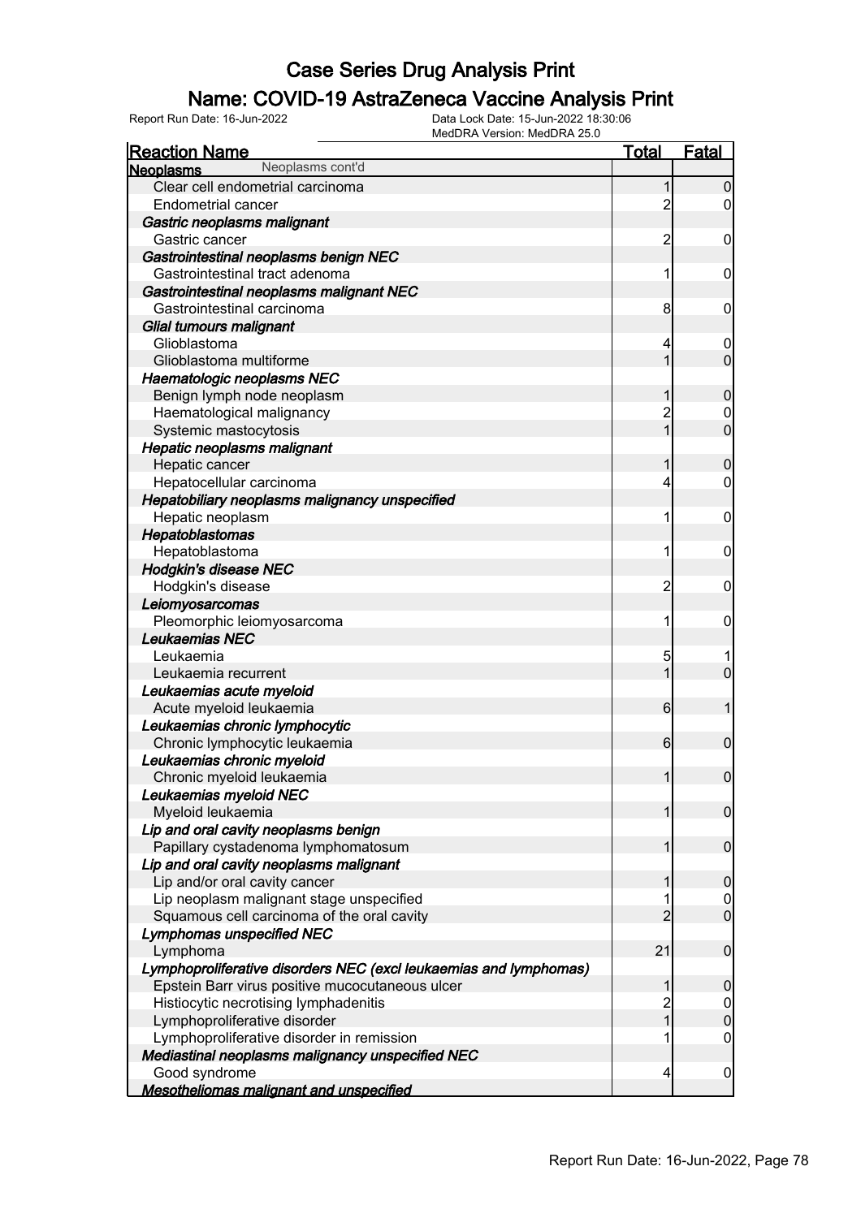# Case Series Drug Analysis Print

## Name: COVID-19 AstraZeneca Vaccine Analysis Print

Report Run Date: 16-Jun-2022
Data Lock Date: 15-Jun-2022 18:30:06
MedDRA Version: MedDRA 25.0

| Reaction Name | Total | Fatal |
|---|---|---|
| **Neoplasms** Neoplasms cont'd | | |
| Clear cell endometrial carcinoma | 1 | 0 |
| Endometrial cancer | 2 | 0 |
| ***Gastric neoplasms malignant*** | | |
| Gastric cancer | 2 | 0 |
| ***Gastrointestinal neoplasms benign NEC*** | | |
| Gastrointestinal tract adenoma | 1 | 0 |
| ***Gastrointestinal neoplasms malignant NEC*** | | |
| Gastrointestinal carcinoma | 8 | 0 |
| ***Glial tumours malignant*** | | |
| Glioblastoma | 4 | 0 |
| Glioblastoma multiforme | 1 | 0 |
| ***Haematologic neoplasms NEC*** | | |
| Benign lymph node neoplasm | 1 | 0 |
| Haematological malignancy | 2 | 0 |
| Systemic mastocytosis | 1 | 0 |
| ***Hepatic neoplasms malignant*** | | |
| Hepatic cancer | 1 | 0 |
| Hepatocellular carcinoma | 4 | 0 |
| ***Hepatobiliary neoplasms malignancy unspecified*** | | |
| Hepatic neoplasm | 1 | 0 |
| ***Hepatoblastomas*** | | |
| Hepatoblastoma | 1 | 0 |
| ***Hodgkin's disease NEC*** | | |
| Hodgkin's disease | 2 | 0 |
| ***Leiomyosarcomas*** | | |
| Pleomorphic leiomyosarcoma | 1 | 0 |
| ***Leukaemias NEC*** | | |
| Leukaemia | 5 | 1 |
| Leukaemia recurrent | 1 | 0 |
| ***Leukaemias acute myeloid*** | | |
| Acute myeloid leukaemia | 6 | 1 |
| ***Leukaemias chronic lymphocytic*** | | |
| Chronic lymphocytic leukaemia | 6 | 0 |
| ***Leukaemias chronic myeloid*** | | |
| Chronic myeloid leukaemia | 1 | 0 |
| ***Leukaemias myeloid NEC*** | | |
| Myeloid leukaemia | 1 | 0 |
| ***Lip and oral cavity neoplasms benign*** | | |
| Papillary cystadenoma lymphomatosum | 1 | 0 |
| ***Lip and oral cavity neoplasms malignant*** | | |
| Lip and/or oral cavity cancer | 1 | 0 |
| Lip neoplasm malignant stage unspecified | 1 | 0 |
| Squamous cell carcinoma of the oral cavity | 2 | 0 |
| ***Lymphomas unspecified NEC*** | | |
| Lymphoma | 21 | 0 |
| ***Lymphoproliferative disorders NEC (excl leukaemias and lymphomas)*** | | |
| Epstein Barr virus positive mucocutaneous ulcer | 1 | 0 |
| Histiocytic necrotising lymphadenitis | 2 | 0 |
| Lymphoproliferative disorder | 1 | 0 |
| Lymphoproliferative disorder in remission | 1 | 0 |
| ***Mediastinal neoplasms malignancy unspecified NEC*** | | |
| Good syndrome | 4 | 0 |
| ***Mesotheliomas malignant and unspecified*** | | |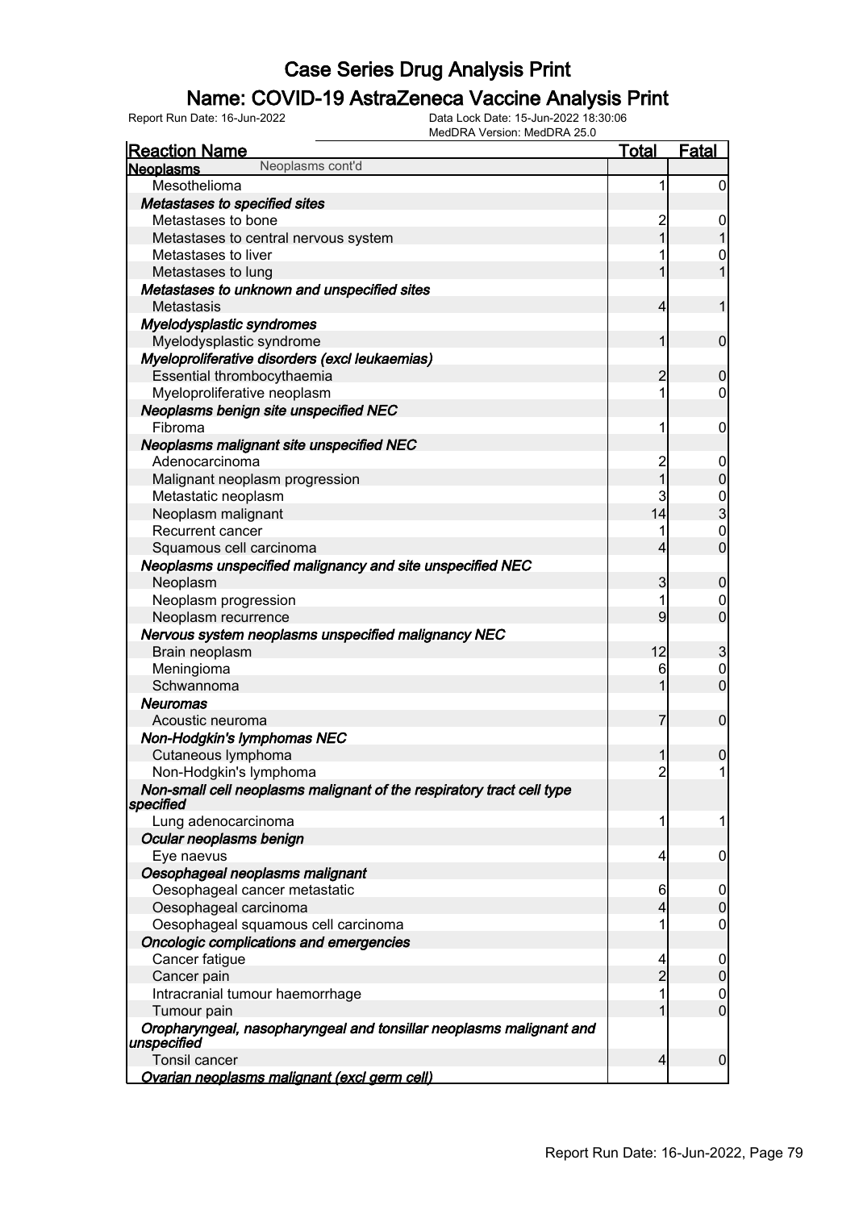# Case Series Drug Analysis Print

## Name: COVID-19 AstraZeneca Vaccine Analysis Print

Report Run Date: 16-Jun-2022

Data Lock Date: 15-Jun-2022 18:30:06
MedDRA Version: MedDRA 25.0

| Reaction Name | Total | Fatal |
|---|---|---|
| **Neoplasms** Neoplasms cont'd | | |
| Mesothelioma | 1 | 0 |
| ***Metastases to specified sites*** | | |
| Metastases to bone | 2 | 0 |
| Metastases to central nervous system | 1 | 1 |
| Metastases to liver | 1 | 0 |
| Metastases to lung | 1 | 1 |
| ***Metastases to unknown and unspecified sites*** | | |
| Metastasis | 4 | 1 |
| ***Myelodysplastic syndromes*** | | |
| Myelodysplastic syndrome | 1 | 0 |
| ***Myeloproliferative disorders (excl leukaemias)*** | | |
| Essential thrombocythaemia | 2 | 0 |
| Myeloproliferative neoplasm | 1 | 0 |
| ***Neoplasms benign site unspecified NEC*** | | |
| Fibroma | 1 | 0 |
| ***Neoplasms malignant site unspecified NEC*** | | |
| Adenocarcinoma | 2 | 0 |
| Malignant neoplasm progression | 1 | 0 |
| Metastatic neoplasm | 3 | 0 |
| Neoplasm malignant | 14 | 3 |
| Recurrent cancer | 1 | 0 |
| Squamous cell carcinoma | 4 | 0 |
| ***Neoplasms unspecified malignancy and site unspecified NEC*** | | |
| Neoplasm | 3 | 0 |
| Neoplasm progression | 1 | 0 |
| Neoplasm recurrence | 9 | 0 |
| ***Nervous system neoplasms unspecified malignancy NEC*** | | |
| Brain neoplasm | 12 | 3 |
| Meningioma | 6 | 0 |
| Schwannoma | 1 | 0 |
| ***Neuromas*** | | |
| Acoustic neuroma | 7 | 0 |
| ***Non-Hodgkin's lymphomas NEC*** | | |
| Cutaneous lymphoma | 1 | 0 |
| Non-Hodgkin's lymphoma | 2 | 1 |
| ***Non-small cell neoplasms malignant of the respiratory tract cell type specified*** | | |
| Lung adenocarcinoma | 1 | 1 |
| ***Ocular neoplasms benign*** | | |
| Eye naevus | 4 | 0 |
| ***Oesophageal neoplasms malignant*** | | |
| Oesophageal cancer metastatic | 6 | 0 |
| Oesophageal carcinoma | 4 | 0 |
| Oesophageal squamous cell carcinoma | 1 | 0 |
| ***Oncologic complications and emergencies*** | | |
| Cancer fatigue | 4 | 0 |
| Cancer pain | 2 | 0 |
| Intracranial tumour haemorrhage | 1 | 0 |
| Tumour pain | 1 | 0 |
| ***Oropharyngeal, nasopharyngeal and tonsillar neoplasms malignant and unspecified*** | | |
| Tonsil cancer | 4 | 0 |
| ***Ovarian neoplasms malignant (excl germ cell)*** | | |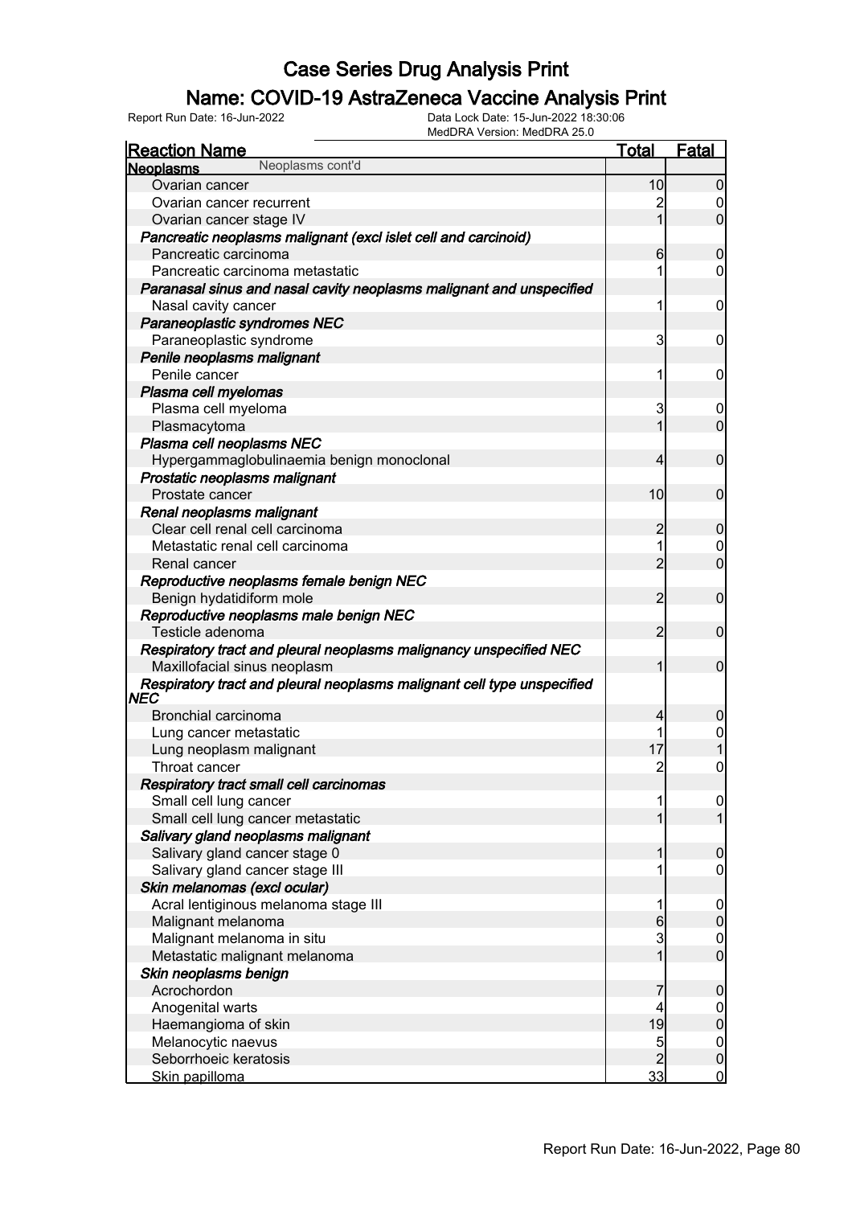# Case Series Drug Analysis Print

## Name: COVID-19 AstraZeneca Vaccine Analysis Print

Report Run Date: 16-Jun-2022

Data Lock Date: 15-Jun-2022 18:30:06
MedDRA Version: MedDRA 25.0

| Reaction Name | Total | Fatal |
|---|---|---|
| **Neoplasms** Neoplasms cont'd | | |
| Ovarian cancer | 10 | 0 |
| Ovarian cancer recurrent | 2 | 0 |
| Ovarian cancer stage IV | 1 | 0 |
| ***Pancreatic neoplasms malignant (excl islet cell and carcinoid)*** | | |
| Pancreatic carcinoma | 6 | 0 |
| Pancreatic carcinoma metastatic | 1 | 0 |
| ***Paranasal sinus and nasal cavity neoplasms malignant and unspecified*** | | |
| Nasal cavity cancer | 1 | 0 |
| ***Paraneoplastic syndromes NEC*** | | |
| Paraneoplastic syndrome | 3 | 0 |
| ***Penile neoplasms malignant*** | | |
| Penile cancer | 1 | 0 |
| ***Plasma cell myelomas*** | | |
| Plasma cell myeloma | 3 | 0 |
| Plasmacytoma | 1 | 0 |
| ***Plasma cell neoplasms NEC*** | | |
| Hypergammaglobulinaemia benign monoclonal | 4 | 0 |
| ***Prostatic neoplasms malignant*** | | |
| Prostate cancer | 10 | 0 |
| ***Renal neoplasms malignant*** | | |
| Clear cell renal cell carcinoma | 2 | 0 |
| Metastatic renal cell carcinoma | 1 | 0 |
| Renal cancer | 2 | 0 |
| ***Reproductive neoplasms female benign NEC*** | | |
| Benign hydatidiform mole | 2 | 0 |
| ***Reproductive neoplasms male benign NEC*** | | |
| Testicle adenoma | 2 | 0 |
| ***Respiratory tract and pleural neoplasms malignancy unspecified NEC*** | | |
| Maxillofacial sinus neoplasm | 1 | 0 |
| ***Respiratory tract and pleural neoplasms malignant cell type unspecified NEC*** | | |
| Bronchial carcinoma | 4 | 0 |
| Lung cancer metastatic | 1 | 0 |
| Lung neoplasm malignant | 17 | 1 |
| Throat cancer | 2 | 0 |
| ***Respiratory tract small cell carcinomas*** | | |
| Small cell lung cancer | 1 | 0 |
| Small cell lung cancer metastatic | 1 | 1 |
| ***Salivary gland neoplasms malignant*** | | |
| Salivary gland cancer stage 0 | 1 | 0 |
| Salivary gland cancer stage III | 1 | 0 |
| ***Skin melanomas (excl ocular)*** | | |
| Acral lentiginous melanoma stage III | 1 | 0 |
| Malignant melanoma | 6 | 0 |
| Malignant melanoma in situ | 3 | 0 |
| Metastatic malignant melanoma | 1 | 0 |
| ***Skin neoplasms benign*** | | |
| Acrochordon | 7 | 0 |
| Anogenital warts | 4 | 0 |
| Haemangioma of skin | 19 | 0 |
| Melanocytic naevus | 5 | 0 |
| Seborrhoeic keratosis | 2 | 0 |
| Skin papilloma | 33 | 0 |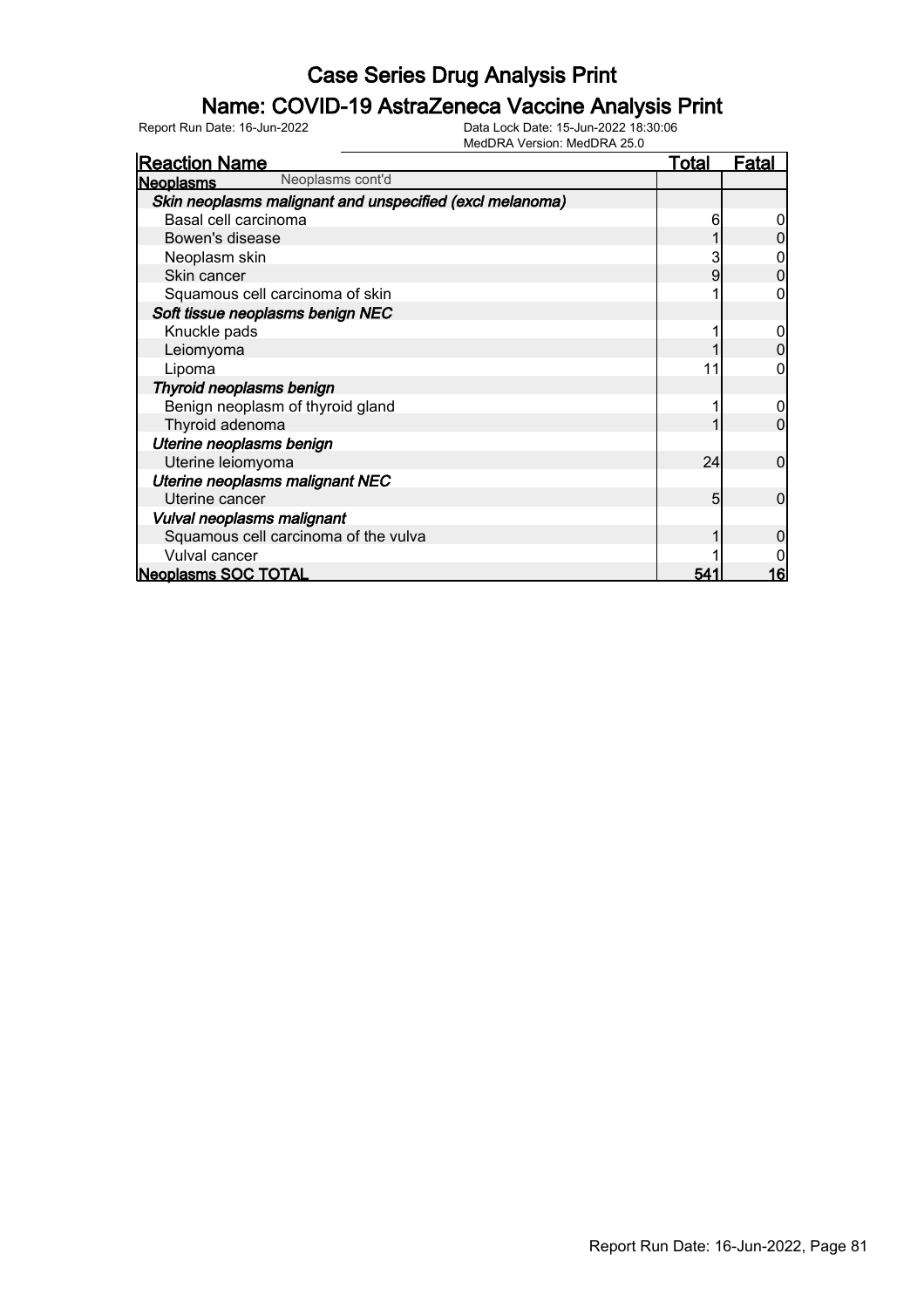# Case Series Drug Analysis Print

## Name: COVID-19 AstraZeneca Vaccine Analysis Print

Report Run Date: 16-Jun-2022 | Data Lock Date: 15-Jun-2022 18:30:06 | MedDRA Version: MedDRA 25.0

| Reaction Name | Total | Fatal |
| --- | --- | --- |
| **Neoplasms** Neoplasms cont'd | | |
| ***Skin neoplasms malignant and unspecified (excl melanoma)*** | | |
| Basal cell carcinoma | 6 | 0 |
| Bowen's disease | 1 | 0 |
| Neoplasm skin | 3 | 0 |
| Skin cancer | 9 | 0 |
| Squamous cell carcinoma of skin | 1 | 0 |
| ***Soft tissue neoplasms benign NEC*** | | |
| Knuckle pads | 1 | 0 |
| Leiomyoma | 1 | 0 |
| Lipoma | 11 | 0 |
| ***Thyroid neoplasms benign*** | | |
| Benign neoplasm of thyroid gland | 1 | 0 |
| Thyroid adenoma | 1 | 0 |
| ***Uterine neoplasms benign*** | | |
| Uterine leiomyoma | 24 | 0 |
| ***Uterine neoplasms malignant NEC*** | | |
| Uterine cancer | 5 | 0 |
| ***Vulval neoplasms malignant*** | | |
| Squamous cell carcinoma of the vulva | 1 | 0 |
| Vulval cancer | 1 | 0 |
| **Neoplasms SOC TOTAL** | **541** | **16** |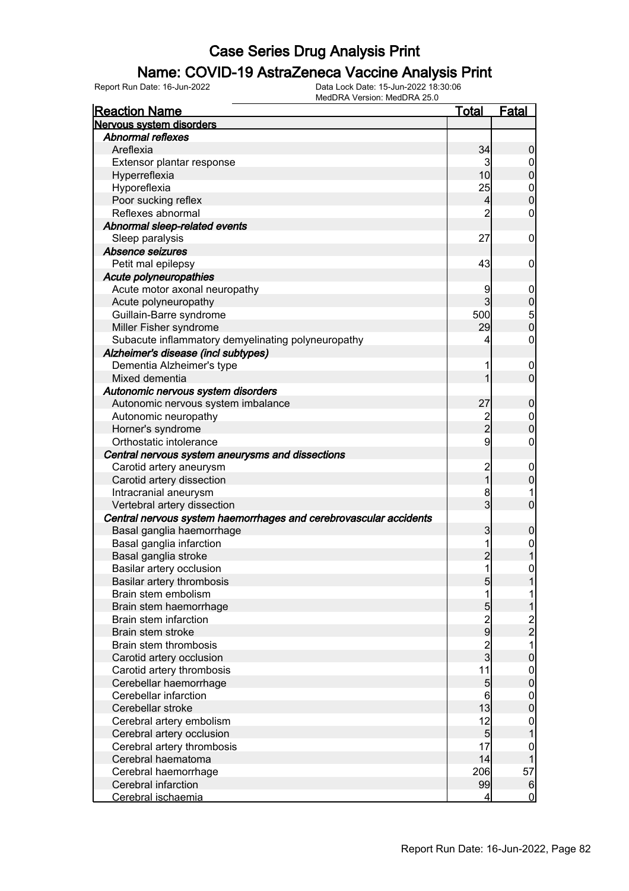# Case Series Drug Analysis Print

## Name: COVID-19 AstraZeneca Vaccine Analysis Print

Report Run Date: 16-Jun-2022 Data Lock Date: 15-Jun-2022 18:30:06 MedDRA Version: MedDRA 25.0

| Reaction Name | Total | Fatal |
|---|---|---|
| **Nervous system disorders** | | |
| *Abnormal reflexes* | | |
| Areflexia | 34 | 0 |
| Extensor plantar response | 3 | 0 |
| Hyperreflexia | 10 | 0 |
| Hyporeflexia | 25 | 0 |
| Poor sucking reflex | 4 | 0 |
| Reflexes abnormal | 2 | 0 |
| *Abnormal sleep-related events* | | |
| Sleep paralysis | 27 | 0 |
| *Absence seizures* | | |
| Petit mal epilepsy | 43 | 0 |
| *Acute polyneuropathies* | | |
| Acute motor axonal neuropathy | 9 | 0 |
| Acute polyneuropathy | 3 | 0 |
| Guillain-Barre syndrome | 500 | 5 |
| Miller Fisher syndrome | 29 | 0 |
| Subacute inflammatory demyelinating polyneuropathy | 4 | 0 |
| *Alzheimer's disease (incl subtypes)* | | |
| Dementia Alzheimer's type | 1 | 0 |
| Mixed dementia | 1 | 0 |
| *Autonomic nervous system disorders* | | |
| Autonomic nervous system imbalance | 27 | 0 |
| Autonomic neuropathy | 2 | 0 |
| Horner's syndrome | 2 | 0 |
| Orthostatic intolerance | 9 | 0 |
| *Central nervous system aneurysms and dissections* | | |
| Carotid artery aneurysm | 2 | 0 |
| Carotid artery dissection | 1 | 0 |
| Intracranial aneurysm | 8 | 1 |
| Vertebral artery dissection | 3 | 0 |
| *Central nervous system haemorrhages and cerebrovascular accidents* | | |
| Basal ganglia haemorrhage | 3 | 0 |
| Basal ganglia infarction | 1 | 0 |
| Basal ganglia stroke | 2 | 1 |
| Basilar artery occlusion | 1 | 0 |
| Basilar artery thrombosis | 5 | 1 |
| Brain stem embolism | 1 | 1 |
| Brain stem haemorrhage | 5 | 1 |
| Brain stem infarction | 2 | 2 |
| Brain stem stroke | 9 | 2 |
| Brain stem thrombosis | 2 | 1 |
| Carotid artery occlusion | 3 | 0 |
| Carotid artery thrombosis | 11 | 0 |
| Cerebellar haemorrhage | 5 | 0 |
| Cerebellar infarction | 6 | 0 |
| Cerebellar stroke | 13 | 0 |
| Cerebral artery embolism | 12 | 0 |
| Cerebral artery occlusion | 5 | 1 |
| Cerebral artery thrombosis | 17 | 0 |
| Cerebral haematoma | 14 | 1 |
| Cerebral haemorrhage | 206 | 57 |
| Cerebral infarction | 99 | 6 |
| Cerebral ischaemia | 4 | 0 |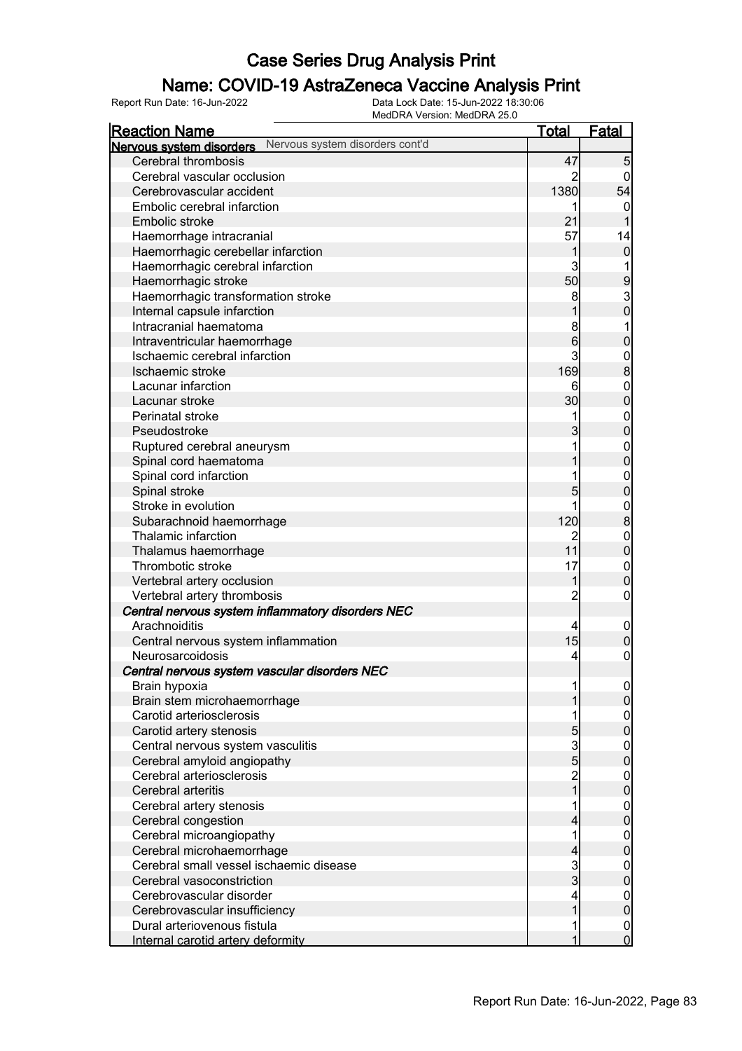# Case Series Drug Analysis Print

## Name: COVID-19 AstraZeneca Vaccine Analysis Print

Report Run Date: 16-Jun-2022
Data Lock Date: 15-Jun-2022 18:30:06
MedDRA Version: MedDRA 25.0

| Reaction Name | Total | Fatal |
|---|---|---|
| **Nervous system disorders** Nervous system disorders cont'd | | |
| Cerebral thrombosis | 47 | 5 |
| Cerebral vascular occlusion | 2 | 0 |
| Cerebrovascular accident | 1380 | 54 |
| Embolic cerebral infarction | 1 | 0 |
| Embolic stroke | 21 | 1 |
| Haemorrhage intracranial | 57 | 14 |
| Haemorrhagic cerebellar infarction | 1 | 0 |
| Haemorrhagic cerebral infarction | 3 | 1 |
| Haemorrhagic stroke | 50 | 9 |
| Haemorrhagic transformation stroke | 8 | 3 |
| Internal capsule infarction | 1 | 0 |
| Intracranial haematoma | 8 | 1 |
| Intraventricular haemorrhage | 6 | 0 |
| Ischaemic cerebral infarction | 3 | 0 |
| Ischaemic stroke | 169 | 8 |
| Lacunar infarction | 6 | 0 |
| Lacunar stroke | 30 | 0 |
| Perinatal stroke | 1 | 0 |
| Pseudostroke | 3 | 0 |
| Ruptured cerebral aneurysm | 1 | 0 |
| Spinal cord haematoma | 1 | 0 |
| Spinal cord infarction | 1 | 0 |
| Spinal stroke | 5 | 0 |
| Stroke in evolution | 1 | 0 |
| Subarachnoid haemorrhage | 120 | 8 |
| Thalamic infarction | 2 | 0 |
| Thalamus haemorrhage | 11 | 0 |
| Thrombotic stroke | 17 | 0 |
| Vertebral artery occlusion | 1 | 0 |
| Vertebral artery thrombosis | 2 | 0 |
| ***Central nervous system inflammatory disorders NEC*** | | |
| Arachnoiditis | 4 | 0 |
| Central nervous system inflammation | 15 | 0 |
| Neurosarcoidosis | 4 | 0 |
| ***Central nervous system vascular disorders NEC*** | | |
| Brain hypoxia | 1 | 0 |
| Brain stem microhaemorrhage | 1 | 0 |
| Carotid arteriosclerosis | 1 | 0 |
| Carotid artery stenosis | 5 | 0 |
| Central nervous system vasculitis | 3 | 0 |
| Cerebral amyloid angiopathy | 5 | 0 |
| Cerebral arteriosclerosis | 2 | 0 |
| Cerebral arteritis | 1 | 0 |
| Cerebral artery stenosis | 1 | 0 |
| Cerebral congestion | 4 | 0 |
| Cerebral microangiopathy | 1 | 0 |
| Cerebral microhaemorrhage | 4 | 0 |
| Cerebral small vessel ischaemic disease | 3 | 0 |
| Cerebral vasoconstriction | 3 | 0 |
| Cerebrovascular disorder | 4 | 0 |
| Cerebrovascular insufficiency | 1 | 0 |
| Dural arteriovenous fistula | 1 | 0 |
| Internal carotid artery deformity | 1 | 0 |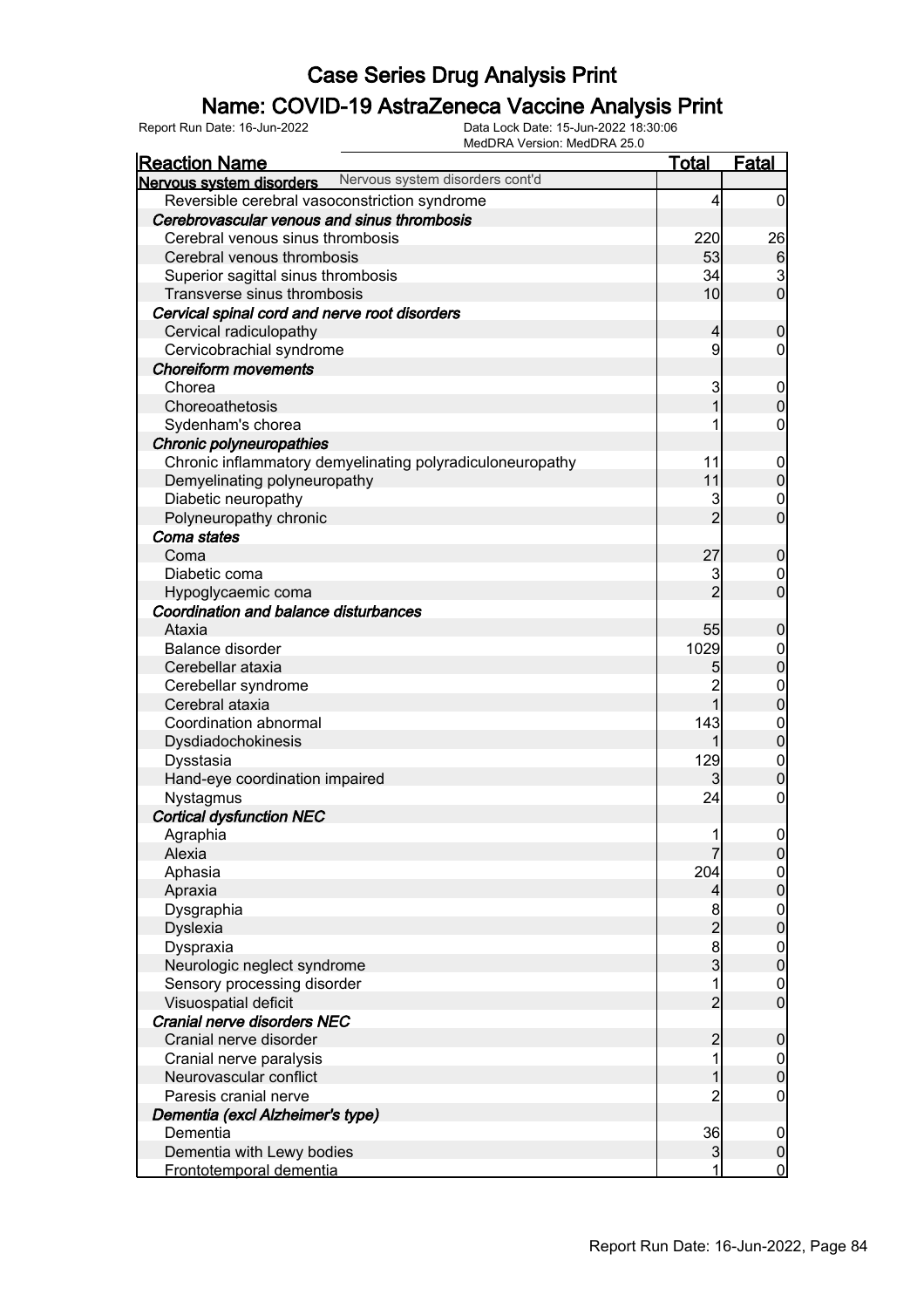# Case Series Drug Analysis Print

## Name: COVID-19 AstraZeneca Vaccine Analysis Print

Report Run Date: 16-Jun-2022

Data Lock Date: 15-Jun-2022 18:30:06
MedDRA Version: MedDRA 25.0

| Reaction Name | Total | Fatal |
|---|---|---|
| **Nervous system disorders** Nervous system disorders cont'd | | |
| Reversible cerebral vasoconstriction syndrome | 4 | 0 |
| *Cerebrovascular venous and sinus thrombosis* | | |
| Cerebral venous sinus thrombosis | 220 | 26 |
| Cerebral venous thrombosis | 53 | 6 |
| Superior sagittal sinus thrombosis | 34 | 3 |
| Transverse sinus thrombosis | 10 | 0 |
| *Cervical spinal cord and nerve root disorders* | | |
| Cervical radiculopathy | 4 | 0 |
| Cervicobrachial syndrome | 9 | 0 |
| *Choreiform movements* | | |
| Chorea | 3 | 0 |
| Choreoathetosis | 1 | 0 |
| Sydenham's chorea | 1 | 0 |
| *Chronic polyneuropathies* | | |
| Chronic inflammatory demyelinating polyradiculoneuropathy | 11 | 0 |
| Demyelinating polyneuropathy | 11 | 0 |
| Diabetic neuropathy | 3 | 0 |
| Polyneuropathy chronic | 2 | 0 |
| *Coma states* | | |
| Coma | 27 | 0 |
| Diabetic coma | 3 | 0 |
| Hypoglycaemic coma | 2 | 0 |
| *Coordination and balance disturbances* | | |
| Ataxia | 55 | 0 |
| Balance disorder | 1029 | 0 |
| Cerebellar ataxia | 5 | 0 |
| Cerebellar syndrome | 2 | 0 |
| Cerebral ataxia | 1 | 0 |
| Coordination abnormal | 143 | 0 |
| Dysdiadochokinesis | 1 | 0 |
| Dysstasia | 129 | 0 |
| Hand-eye coordination impaired | 3 | 0 |
| Nystagmus | 24 | 0 |
| *Cortical dysfunction NEC* | | |
| Agraphia | 1 | 0 |
| Alexia | 7 | 0 |
| Aphasia | 204 | 0 |
| Apraxia | 4 | 0 |
| Dysgraphia | 8 | 0 |
| Dyslexia | 2 | 0 |
| Dyspraxia | 8 | 0 |
| Neurologic neglect syndrome | 3 | 0 |
| Sensory processing disorder | 1 | 0 |
| Visuospatial deficit | 2 | 0 |
| *Cranial nerve disorders NEC* | | |
| Cranial nerve disorder | 2 | 0 |
| Cranial nerve paralysis | 1 | 0 |
| Neurovascular conflict | 1 | 0 |
| Paresis cranial nerve | 2 | 0 |
| *Dementia (excl Alzheimer's type)* | | |
| Dementia | 36 | 0 |
| Dementia with Lewy bodies | 3 | 0 |
| Frontotemporal dementia | 1 | 0 |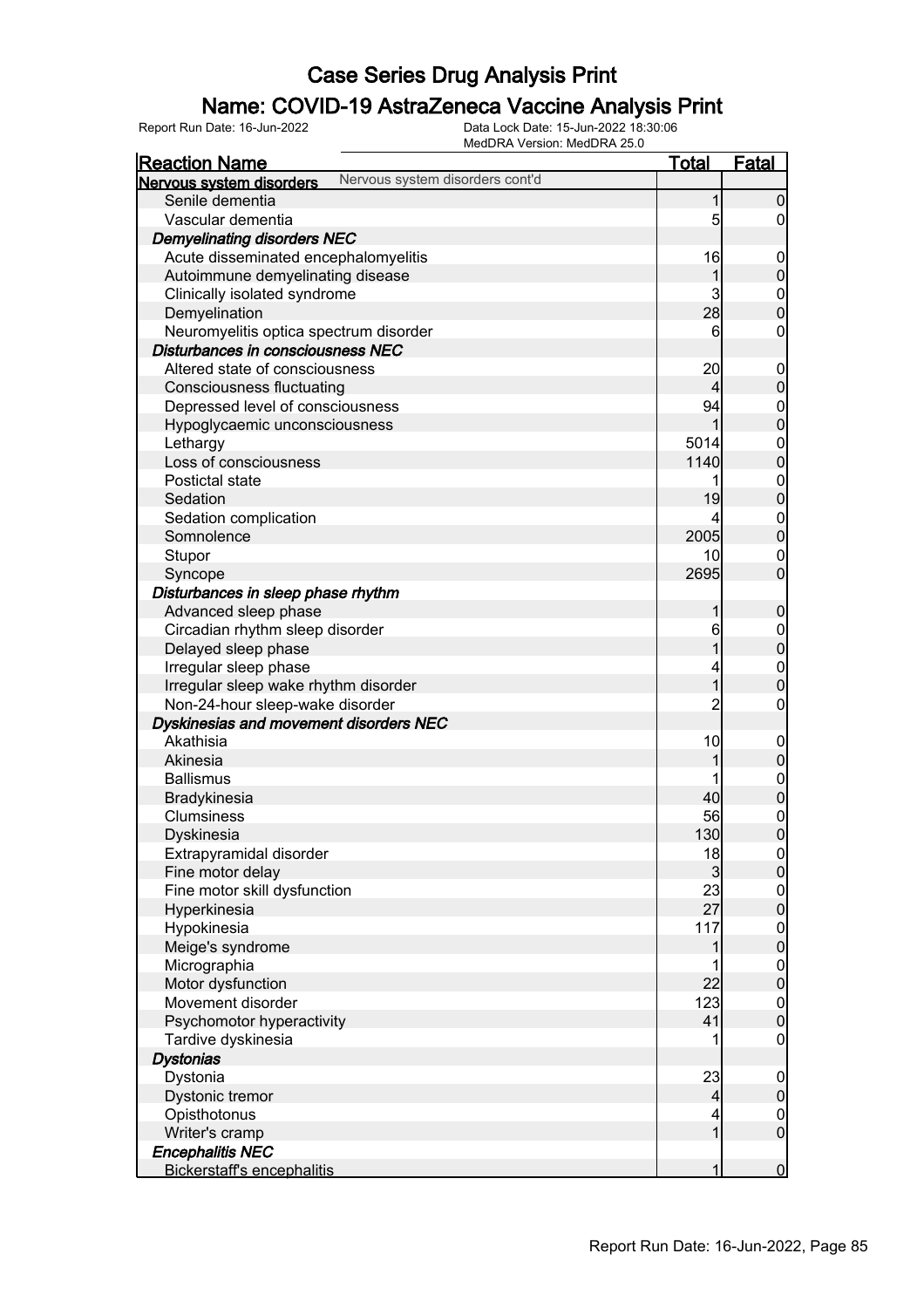# Case Series Drug Analysis Print

## Name: COVID-19 AstraZeneca Vaccine Analysis Print

Report Run Date: 16-Jun-2022　　Data Lock Date: 15-Jun-2022 18:30:06　　MedDRA Version: MedDRA 25.0

| Reaction Name | Total | Fatal |
|---|---|---|
| **Nervous system disorders** Nervous system disorders cont'd | | |
| Senile dementia | 1 | 0 |
| Vascular dementia | 5 | 0 |
| ***Demyelinating disorders NEC*** | | |
| Acute disseminated encephalomyelitis | 16 | 0 |
| Autoimmune demyelinating disease | 1 | 0 |
| Clinically isolated syndrome | 3 | 0 |
| Demyelination | 28 | 0 |
| Neuromyelitis optica spectrum disorder | 6 | 0 |
| ***Disturbances in consciousness NEC*** | | |
| Altered state of consciousness | 20 | 0 |
| Consciousness fluctuating | 4 | 0 |
| Depressed level of consciousness | 94 | 0 |
| Hypoglycaemic unconsciousness | 1 | 0 |
| Lethargy | 5014 | 0 |
| Loss of consciousness | 1140 | 0 |
| Postictal state | 1 | 0 |
| Sedation | 19 | 0 |
| Sedation complication | 4 | 0 |
| Somnolence | 2005 | 0 |
| Stupor | 10 | 0 |
| Syncope | 2695 | 0 |
| ***Disturbances in sleep phase rhythm*** | | |
| Advanced sleep phase | 1 | 0 |
| Circadian rhythm sleep disorder | 6 | 0 |
| Delayed sleep phase | 1 | 0 |
| Irregular sleep phase | 4 | 0 |
| Irregular sleep wake rhythm disorder | 1 | 0 |
| Non-24-hour sleep-wake disorder | 2 | 0 |
| ***Dyskinesias and movement disorders NEC*** | | |
| Akathisia | 10 | 0 |
| Akinesia | 1 | 0 |
| Ballismus | 1 | 0 |
| Bradykinesia | 40 | 0 |
| Clumsiness | 56 | 0 |
| Dyskinesia | 130 | 0 |
| Extrapyramidal disorder | 18 | 0 |
| Fine motor delay | 3 | 0 |
| Fine motor skill dysfunction | 23 | 0 |
| Hyperkinesia | 27 | 0 |
| Hypokinesia | 117 | 0 |
| Meige's syndrome | 1 | 0 |
| Micrographia | 1 | 0 |
| Motor dysfunction | 22 | 0 |
| Movement disorder | 123 | 0 |
| Psychomotor hyperactivity | 41 | 0 |
| Tardive dyskinesia | 1 | 0 |
| ***Dystonias*** | | |
| Dystonia | 23 | 0 |
| Dystonic tremor | 4 | 0 |
| Opisthotonus | 4 | 0 |
| Writer's cramp | 1 | 0 |
| ***Encephalitis NEC*** | | |
| Bickerstaff's encephalitis | 1 | 0 |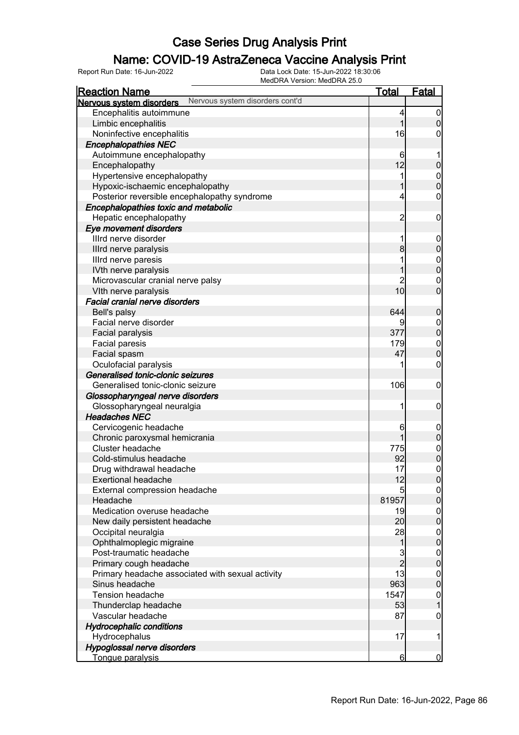# Case Series Drug Analysis Print

## Name: COVID-19 AstraZeneca Vaccine Analysis Print

Report Run Date: 16-Jun-2022    Data Lock Date: 15-Jun-2022 18:30:06    MedDRA Version: MedDRA 25.0

| Reaction Name | Total | Fatal |
|---|---|---|
| **Nervous system disorders** Nervous system disorders cont'd | | |
| Encephalitis autoimmune | 4 | 0 |
| Limbic encephalitis | 1 | 0 |
| Noninfective encephalitis | 16 | 0 |
| ***Encephalopathies NEC*** | | |
| Autoimmune encephalopathy | 6 | 1 |
| Encephalopathy | 12 | 0 |
| Hypertensive encephalopathy | 1 | 0 |
| Hypoxic-ischaemic encephalopathy | 1 | 0 |
| Posterior reversible encephalopathy syndrome | 4 | 0 |
| ***Encephalopathies toxic and metabolic*** | | |
| Hepatic encephalopathy | 2 | 0 |
| ***Eye movement disorders*** | | |
| IIIrd nerve disorder | 1 | 0 |
| IIIrd nerve paralysis | 8 | 0 |
| IIIrd nerve paresis | 1 | 0 |
| IVth nerve paralysis | 1 | 0 |
| Microvascular cranial nerve palsy | 2 | 0 |
| VIth nerve paralysis | 10 | 0 |
| ***Facial cranial nerve disorders*** | | |
| Bell's palsy | 644 | 0 |
| Facial nerve disorder | 9 | 0 |
| Facial paralysis | 377 | 0 |
| Facial paresis | 179 | 0 |
| Facial spasm | 47 | 0 |
| Oculofacial paralysis | 1 | 0 |
| ***Generalised tonic-clonic seizures*** | | |
| Generalised tonic-clonic seizure | 106 | 0 |
| ***Glossopharyngeal nerve disorders*** | | |
| Glossopharyngeal neuralgia | 1 | 0 |
| ***Headaches NEC*** | | |
| Cervicogenic headache | 6 | 0 |
| Chronic paroxysmal hemicrania | 1 | 0 |
| Cluster headache | 775 | 0 |
| Cold-stimulus headache | 92 | 0 |
| Drug withdrawal headache | 17 | 0 |
| Exertional headache | 12 | 0 |
| External compression headache | 5 | 0 |
| Headache | 81957 | 0 |
| Medication overuse headache | 19 | 0 |
| New daily persistent headache | 20 | 0 |
| Occipital neuralgia | 28 | 0 |
| Ophthalmoplegic migraine | 1 | 0 |
| Post-traumatic headache | 3 | 0 |
| Primary cough headache | 2 | 0 |
| Primary headache associated with sexual activity | 13 | 0 |
| Sinus headache | 963 | 0 |
| Tension headache | 1547 | 0 |
| Thunderclap headache | 53 | 1 |
| Vascular headache | 87 | 0 |
| ***Hydrocephalic conditions*** | | |
| Hydrocephalus | 17 | 1 |
| ***Hypoglossal nerve disorders*** | | |
| Tongue paralysis | 6 | 0 |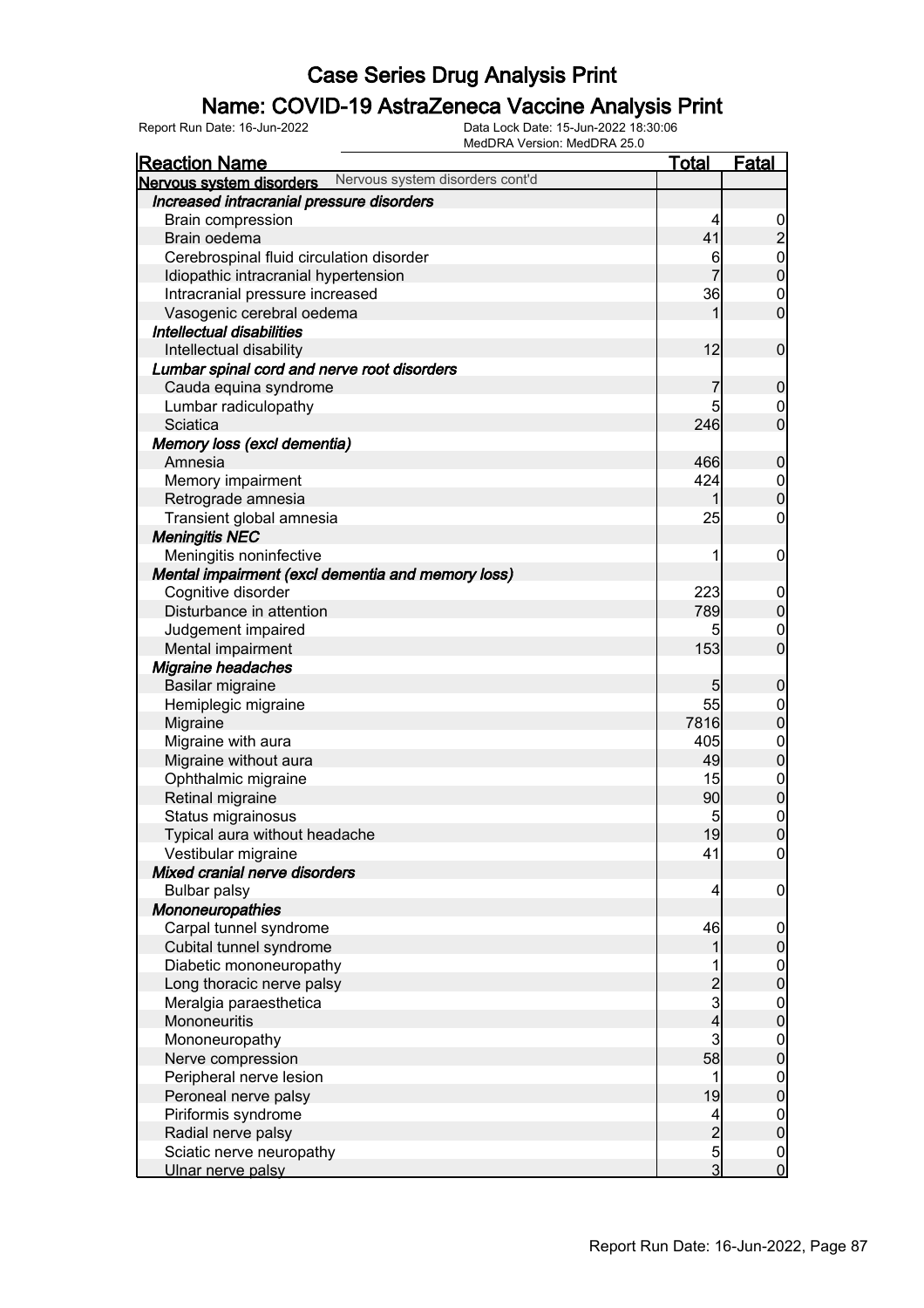# Case Series Drug Analysis Print

## Name: COVID-19 AstraZeneca Vaccine Analysis Print

Report Run Date: 16-Jun-2022 Data Lock Date: 15-Jun-2022 18:30:06
MedDRA Version: MedDRA 25.0

| Reaction Name | Total | Fatal |
|---|---|---|
| **Nervous system disorders** Nervous system disorders cont'd | | |
| ***Increased intracranial pressure disorders*** | | |
| Brain compression | 4 | 0 |
| Brain oedema | 41 | 2 |
| Cerebrospinal fluid circulation disorder | 6 | 0 |
| Idiopathic intracranial hypertension | 7 | 0 |
| Intracranial pressure increased | 36 | 0 |
| Vasogenic cerebral oedema | 1 | 0 |
| ***Intellectual disabilities*** | | |
| Intellectual disability | 12 | 0 |
| ***Lumbar spinal cord and nerve root disorders*** | | |
| Cauda equina syndrome | 7 | 0 |
| Lumbar radiculopathy | 5 | 0 |
| Sciatica | 246 | 0 |
| ***Memory loss (excl dementia)*** | | |
| Amnesia | 466 | 0 |
| Memory impairment | 424 | 0 |
| Retrograde amnesia | 1 | 0 |
| Transient global amnesia | 25 | 0 |
| ***Meningitis NEC*** | | |
| Meningitis noninfective | 1 | 0 |
| ***Mental impairment (excl dementia and memory loss)*** | | |
| Cognitive disorder | 223 | 0 |
| Disturbance in attention | 789 | 0 |
| Judgement impaired | 5 | 0 |
| Mental impairment | 153 | 0 |
| ***Migraine headaches*** | | |
| Basilar migraine | 5 | 0 |
| Hemiplegic migraine | 55 | 0 |
| Migraine | 7816 | 0 |
| Migraine with aura | 405 | 0 |
| Migraine without aura | 49 | 0 |
| Ophthalmic migraine | 15 | 0 |
| Retinal migraine | 90 | 0 |
| Status migrainosus | 5 | 0 |
| Typical aura without headache | 19 | 0 |
| Vestibular migraine | 41 | 0 |
| ***Mixed cranial nerve disorders*** | | |
| Bulbar palsy | 4 | 0 |
| ***Mononeuropathies*** | | |
| Carpal tunnel syndrome | 46 | 0 |
| Cubital tunnel syndrome | 1 | 0 |
| Diabetic mononeuropathy | 1 | 0 |
| Long thoracic nerve palsy | 2 | 0 |
| Meralgia paraesthetica | 3 | 0 |
| Mononeuritis | 4 | 0 |
| Mononeuropathy | 3 | 0 |
| Nerve compression | 58 | 0 |
| Peripheral nerve lesion | 1 | 0 |
| Peroneal nerve palsy | 19 | 0 |
| Piriformis syndrome | 4 | 0 |
| Radial nerve palsy | 2 | 0 |
| Sciatic nerve neuropathy | 5 | 0 |
| Ulnar nerve palsy | 3 | 0 |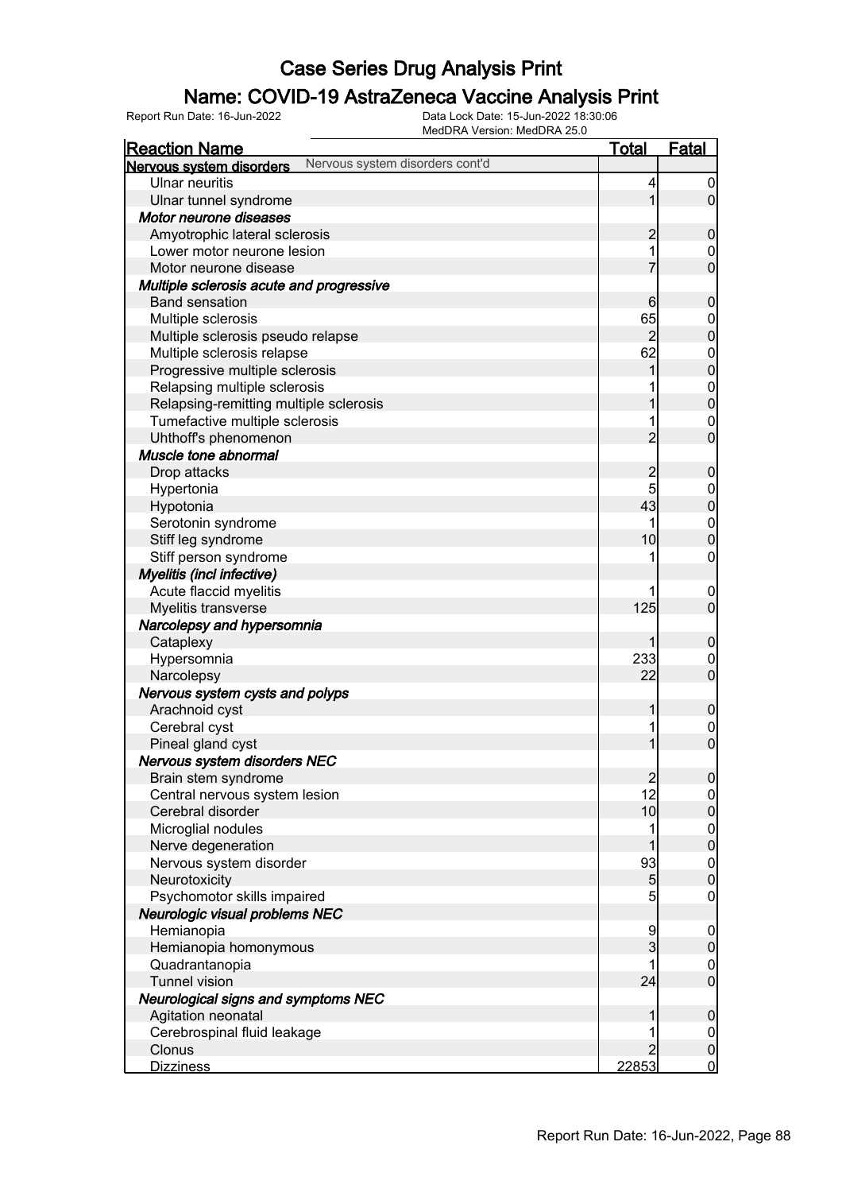# Case Series Drug Analysis Print

## Name: COVID-19 AstraZeneca Vaccine Analysis Print

Report Run Date: 16-Jun-2022

Data Lock Date: 15-Jun-2022 18:30:06

MedDRA Version: MedDRA 25.0

| Reaction Name | Total | Fatal |
|---|---|---|
| **Nervous system disorders** Nervous system disorders cont'd | | |
| Ulnar neuritis | 4 | 0 |
| Ulnar tunnel syndrome | 1 | 0 |
| ***Motor neurone diseases*** | | |
| Amyotrophic lateral sclerosis | 2 | 0 |
| Lower motor neurone lesion | 1 | 0 |
| Motor neurone disease | 7 | 0 |
| ***Multiple sclerosis acute and progressive*** | | |
| Band sensation | 6 | 0 |
| Multiple sclerosis | 65 | 0 |
| Multiple sclerosis pseudo relapse | 2 | 0 |
| Multiple sclerosis relapse | 62 | 0 |
| Progressive multiple sclerosis | 1 | 0 |
| Relapsing multiple sclerosis | 1 | 0 |
| Relapsing-remitting multiple sclerosis | 1 | 0 |
| Tumefactive multiple sclerosis | 1 | 0 |
| Uhthoff's phenomenon | 2 | 0 |
| ***Muscle tone abnormal*** | | |
| Drop attacks | 2 | 0 |
| Hypertonia | 5 | 0 |
| Hypotonia | 43 | 0 |
| Serotonin syndrome | 1 | 0 |
| Stiff leg syndrome | 10 | 0 |
| Stiff person syndrome | 1 | 0 |
| ***Myelitis (incl infective)*** | | |
| Acute flaccid myelitis | 1 | 0 |
| Myelitis transverse | 125 | 0 |
| ***Narcolepsy and hypersomnia*** | | |
| Cataplexy | 1 | 0 |
| Hypersomnia | 233 | 0 |
| Narcolepsy | 22 | 0 |
| ***Nervous system cysts and polyps*** | | |
| Arachnoid cyst | 1 | 0 |
| Cerebral cyst | 1 | 0 |
| Pineal gland cyst | 1 | 0 |
| ***Nervous system disorders NEC*** | | |
| Brain stem syndrome | 2 | 0 |
| Central nervous system lesion | 12 | 0 |
| Cerebral disorder | 10 | 0 |
| Microglial nodules | 1 | 0 |
| Nerve degeneration | 1 | 0 |
| Nervous system disorder | 93 | 0 |
| Neurotoxicity | 5 | 0 |
| Psychomotor skills impaired | 5 | 0 |
| ***Neurologic visual problems NEC*** | | |
| Hemianopia | 9 | 0 |
| Hemianopia homonymous | 3 | 0 |
| Quadrantanopia | 1 | 0 |
| Tunnel vision | 24 | 0 |
| ***Neurological signs and symptoms NEC*** | | |
| Agitation neonatal | 1 | 0 |
| Cerebrospinal fluid leakage | 1 | 0 |
| Clonus | 2 | 0 |
| Dizziness | 22853 | 0 |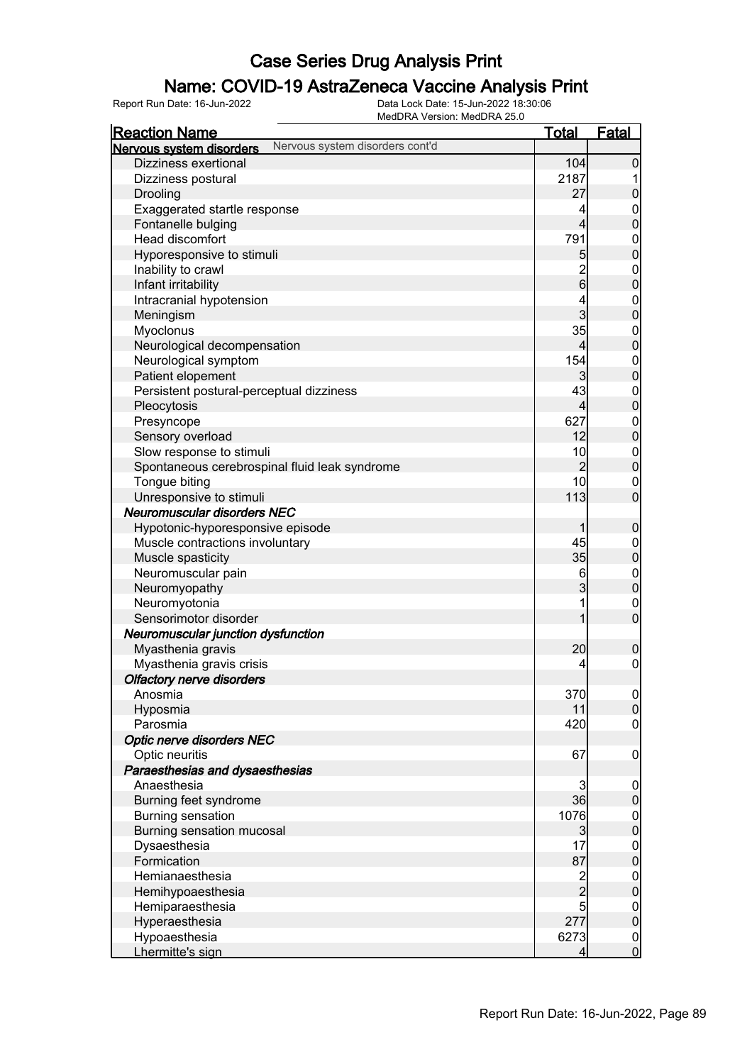# Case Series Drug Analysis Print

## Name: COVID-19 AstraZeneca Vaccine Analysis Print

Report Run Date: 16-Jun-2022    Data Lock Date: 15-Jun-2022 18:30:06
MedDRA Version: MedDRA 25.0

| Reaction Name | Total | Fatal |
|---|---|---|
| **Nervous system disorders** Nervous system disorders cont'd | | |
| Dizziness exertional | 104 | 0 |
| Dizziness postural | 2187 | 1 |
| Drooling | 27 | 0 |
| Exaggerated startle response | 4 | 0 |
| Fontanelle bulging | 4 | 0 |
| Head discomfort | 791 | 0 |
| Hyporesponsive to stimuli | 5 | 0 |
| Inability to crawl | 2 | 0 |
| Infant irritability | 6 | 0 |
| Intracranial hypotension | 4 | 0 |
| Meningism | 3 | 0 |
| Myoclonus | 35 | 0 |
| Neurological decompensation | 4 | 0 |
| Neurological symptom | 154 | 0 |
| Patient elopement | 3 | 0 |
| Persistent postural-perceptual dizziness | 43 | 0 |
| Pleocytosis | 4 | 0 |
| Presyncope | 627 | 0 |
| Sensory overload | 12 | 0 |
| Slow response to stimuli | 10 | 0 |
| Spontaneous cerebrospinal fluid leak syndrome | 2 | 0 |
| Tongue biting | 10 | 0 |
| Unresponsive to stimuli | 113 | 0 |
| ***Neuromuscular disorders NEC*** | | |
| Hypotonic-hyporesponsive episode | 1 | 0 |
| Muscle contractions involuntary | 45 | 0 |
| Muscle spasticity | 35 | 0 |
| Neuromuscular pain | 6 | 0 |
| Neuromyopathy | 3 | 0 |
| Neuromyotonia | 1 | 0 |
| Sensorimotor disorder | 1 | 0 |
| ***Neuromuscular junction dysfunction*** | | |
| Myasthenia gravis | 20 | 0 |
| Myasthenia gravis crisis | 4 | 0 |
| ***Olfactory nerve disorders*** | | |
| Anosmia | 370 | 0 |
| Hyposmia | 11 | 0 |
| Parosmia | 420 | 0 |
| ***Optic nerve disorders NEC*** | | |
| Optic neuritis | 67 | 0 |
| ***Paraesthesias and dysaesthesias*** | | |
| Anaesthesia | 3 | 0 |
| Burning feet syndrome | 36 | 0 |
| Burning sensation | 1076 | 0 |
| Burning sensation mucosal | 3 | 0 |
| Dysaesthesia | 17 | 0 |
| Formication | 87 | 0 |
| Hemianaesthesia | 2 | 0 |
| Hemihypoaesthesia | 2 | 0 |
| Hemiparaesthesia | 5 | 0 |
| Hyperaesthesia | 277 | 0 |
| Hypoaesthesia | 6273 | 0 |
| Lhermitte's sign | 4 | 0 |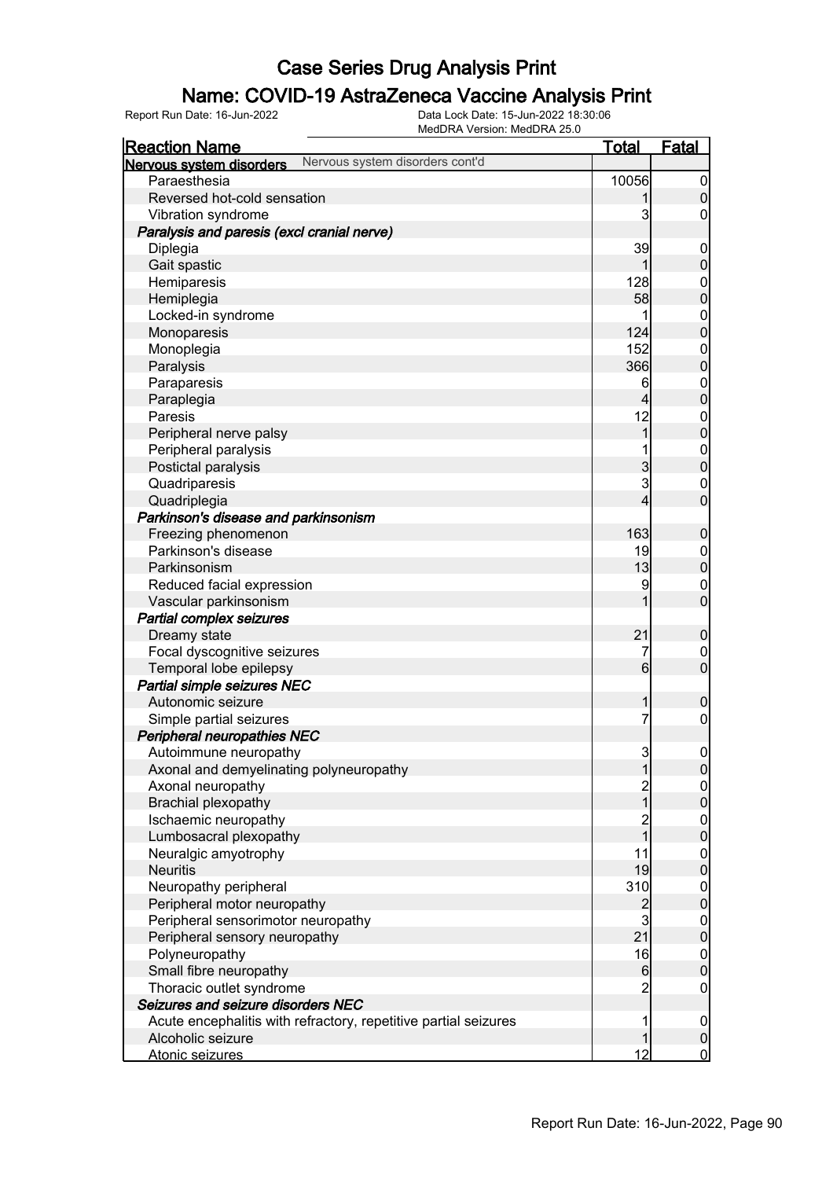# Case Series Drug Analysis Print

## Name: COVID-19 AstraZeneca Vaccine Analysis Print

Report Run Date: 16-Jun-2022
Data Lock Date: 15-Jun-2022 18:30:06
MedDRA Version: MedDRA 25.0

| Reaction Name | Total | Fatal |
|---|---|---|
| **Nervous system disorders** Nervous system disorders cont'd | | |
| Paraesthesia | 10056 | 0 |
| Reversed hot-cold sensation | 1 | 0 |
| Vibration syndrome | 3 | 0 |
| ***Paralysis and paresis (excl cranial nerve)*** | | |
| Diplegia | 39 | 0 |
| Gait spastic | 1 | 0 |
| Hemiparesis | 128 | 0 |
| Hemiplegia | 58 | 0 |
| Locked-in syndrome | 1 | 0 |
| Monoparesis | 124 | 0 |
| Monoplegia | 152 | 0 |
| Paralysis | 366 | 0 |
| Paraparesis | 6 | 0 |
| Paraplegia | 4 | 0 |
| Paresis | 12 | 0 |
| Peripheral nerve palsy | 1 | 0 |
| Peripheral paralysis | 1 | 0 |
| Postictal paralysis | 3 | 0 |
| Quadriparesis | 3 | 0 |
| Quadriplegia | 4 | 0 |
| ***Parkinson's disease and parkinsonism*** | | |
| Freezing phenomenon | 163 | 0 |
| Parkinson's disease | 19 | 0 |
| Parkinsonism | 13 | 0 |
| Reduced facial expression | 9 | 0 |
| Vascular parkinsonism | 1 | 0 |
| ***Partial complex seizures*** | | |
| Dreamy state | 21 | 0 |
| Focal dyscognitive seizures | 7 | 0 |
| Temporal lobe epilepsy | 6 | 0 |
| ***Partial simple seizures NEC*** | | |
| Autonomic seizure | 1 | 0 |
| Simple partial seizures | 7 | 0 |
| ***Peripheral neuropathies NEC*** | | |
| Autoimmune neuropathy | 3 | 0 |
| Axonal and demyelinating polyneuropathy | 1 | 0 |
| Axonal neuropathy | 2 | 0 |
| Brachial plexopathy | 1 | 0 |
| Ischaemic neuropathy | 2 | 0 |
| Lumbosacral plexopathy | 1 | 0 |
| Neuralgic amyotrophy | 11 | 0 |
| Neuritis | 19 | 0 |
| Neuropathy peripheral | 310 | 0 |
| Peripheral motor neuropathy | 2 | 0 |
| Peripheral sensorimotor neuropathy | 3 | 0 |
| Peripheral sensory neuropathy | 21 | 0 |
| Polyneuropathy | 16 | 0 |
| Small fibre neuropathy | 6 | 0 |
| Thoracic outlet syndrome | 2 | 0 |
| ***Seizures and seizure disorders NEC*** | | |
| Acute encephalitis with refractory, repetitive partial seizures | 1 | 0 |
| Alcoholic seizure | 1 | 0 |
| Atonic seizures | 12 | 0 |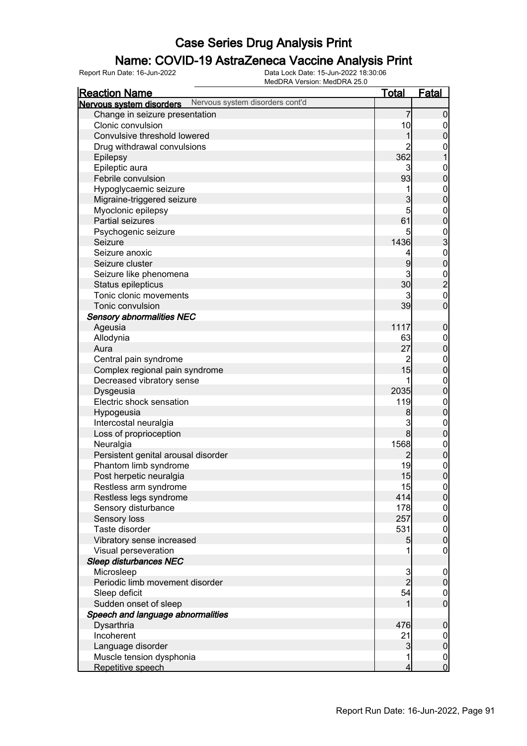# Case Series Drug Analysis Print

## Name: COVID-19 AstraZeneca Vaccine Analysis Print

Report Run Date: 16-Jun-2022

Data Lock Date: 15-Jun-2022 18:30:06

MedDRA Version: MedDRA 25.0

| Reaction Name | Total | Fatal |
|---|---|---|
| **Nervous system disorders** Nervous system disorders cont'd | | |
| Change in seizure presentation | 7 | 0 |
| Clonic convulsion | 10 | 0 |
| Convulsive threshold lowered | 1 | 0 |
| Drug withdrawal convulsions | 2 | 0 |
| Epilepsy | 362 | 1 |
| Epileptic aura | 3 | 0 |
| Febrile convulsion | 93 | 0 |
| Hypoglycaemic seizure | 1 | 0 |
| Migraine-triggered seizure | 3 | 0 |
| Myoclonic epilepsy | 5 | 0 |
| Partial seizures | 61 | 0 |
| Psychogenic seizure | 5 | 0 |
| Seizure | 1436 | 3 |
| Seizure anoxic | 4 | 0 |
| Seizure cluster | 9 | 0 |
| Seizure like phenomena | 3 | 0 |
| Status epilepticus | 30 | 2 |
| Tonic clonic movements | 3 | 0 |
| Tonic convulsion | 39 | 0 |
| ***Sensory abnormalities NEC*** | | |
| Ageusia | 1117 | 0 |
| Allodynia | 63 | 0 |
| Aura | 27 | 0 |
| Central pain syndrome | 2 | 0 |
| Complex regional pain syndrome | 15 | 0 |
| Decreased vibratory sense | 1 | 0 |
| Dysgeusia | 2035 | 0 |
| Electric shock sensation | 119 | 0 |
| Hypogeusia | 8 | 0 |
| Intercostal neuralgia | 3 | 0 |
| Loss of proprioception | 8 | 0 |
| Neuralgia | 1568 | 0 |
| Persistent genital arousal disorder | 2 | 0 |
| Phantom limb syndrome | 19 | 0 |
| Post herpetic neuralgia | 15 | 0 |
| Restless arm syndrome | 15 | 0 |
| Restless legs syndrome | 414 | 0 |
| Sensory disturbance | 178 | 0 |
| Sensory loss | 257 | 0 |
| Taste disorder | 531 | 0 |
| Vibratory sense increased | 5 | 0 |
| Visual perseveration | 1 | 0 |
| ***Sleep disturbances NEC*** | | |
| Microsleep | 3 | 0 |
| Periodic limb movement disorder | 2 | 0 |
| Sleep deficit | 54 | 0 |
| Sudden onset of sleep | 1 | 0 |
| ***Speech and language abnormalities*** | | |
| Dysarthria | 476 | 0 |
| Incoherent | 21 | 0 |
| Language disorder | 3 | 0 |
| Muscle tension dysphonia | 1 | 0 |
| Repetitive speech | 4 | 0 |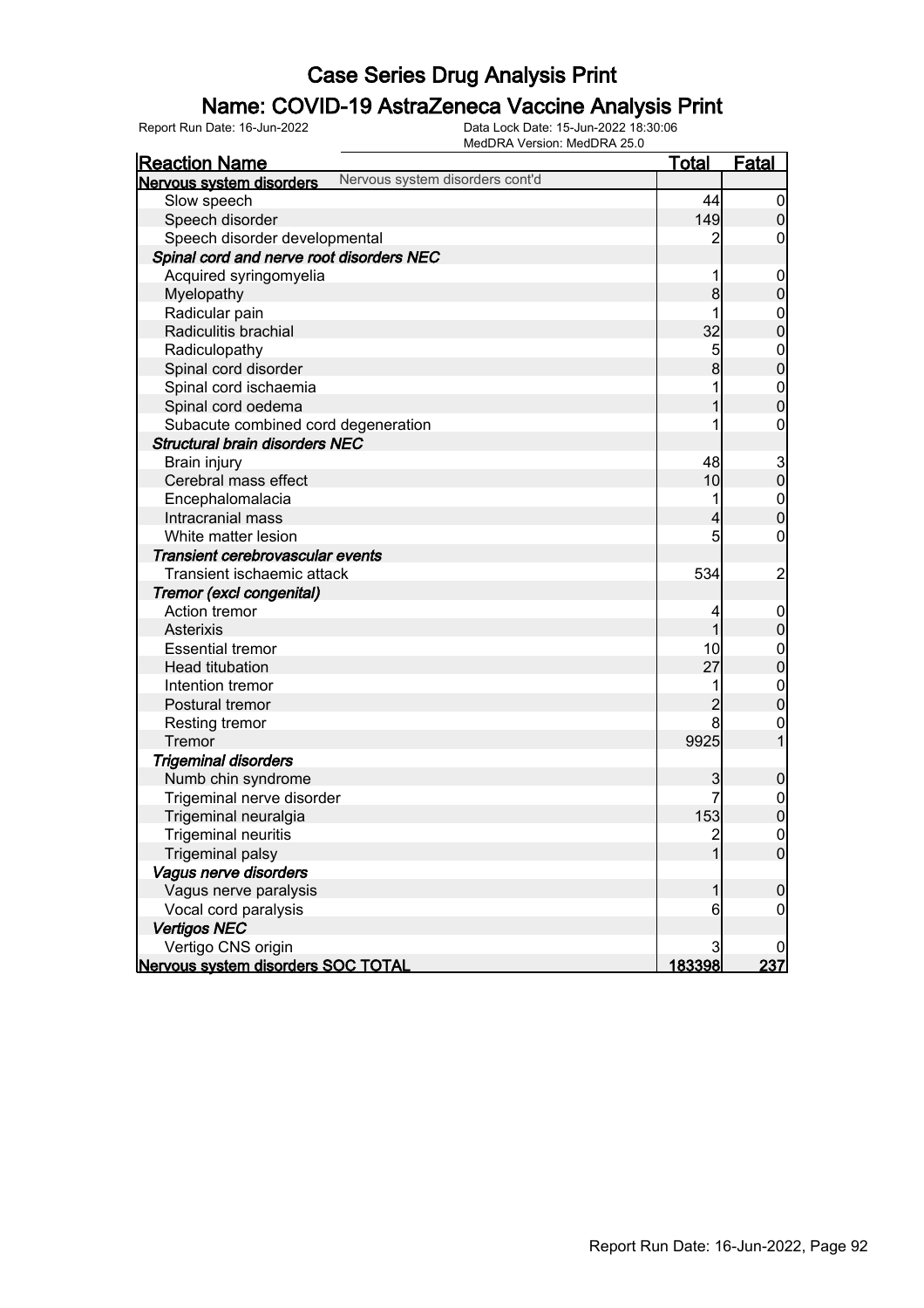# Case Series Drug Analysis Print

## Name: COVID-19 AstraZeneca Vaccine Analysis Print

Report Run Date: 16-Jun-2022

Data Lock Date: 15-Jun-2022 18:30:06

MedDRA Version: MedDRA 25.0

| Reaction Name | Total | Fatal |
|---|---|---|
| **Nervous system disorders** Nervous system disorders cont'd | | |
| Slow speech | 44 | 0 |
| Speech disorder | 149 | 0 |
| Speech disorder developmental | 2 | 0 |
| ***Spinal cord and nerve root disorders NEC*** | | |
| Acquired syringomyelia | 1 | 0 |
| Myelopathy | 8 | 0 |
| Radicular pain | 1 | 0 |
| Radiculitis brachial | 32 | 0 |
| Radiculopathy | 5 | 0 |
| Spinal cord disorder | 8 | 0 |
| Spinal cord ischaemia | 1 | 0 |
| Spinal cord oedema | 1 | 0 |
| Subacute combined cord degeneration | 1 | 0 |
| ***Structural brain disorders NEC*** | | |
| Brain injury | 48 | 3 |
| Cerebral mass effect | 10 | 0 |
| Encephalomalacia | 1 | 0 |
| Intracranial mass | 4 | 0 |
| White matter lesion | 5 | 0 |
| ***Transient cerebrovascular events*** | | |
| Transient ischaemic attack | 534 | 2 |
| ***Tremor (excl congenital)*** | | |
| Action tremor | 4 | 0 |
| Asterixis | 1 | 0 |
| Essential tremor | 10 | 0 |
| Head titubation | 27 | 0 |
| Intention tremor | 1 | 0 |
| Postural tremor | 2 | 0 |
| Resting tremor | 8 | 0 |
| Tremor | 9925 | 1 |
| ***Trigeminal disorders*** | | |
| Numb chin syndrome | 3 | 0 |
| Trigeminal nerve disorder | 7 | 0 |
| Trigeminal neuralgia | 153 | 0 |
| Trigeminal neuritis | 2 | 0 |
| Trigeminal palsy | 1 | 0 |
| ***Vagus nerve disorders*** | | |
| Vagus nerve paralysis | 1 | 0 |
| Vocal cord paralysis | 6 | 0 |
| ***Vertigos NEC*** | | |
| Vertigo CNS origin | 3 | 0 |
| **Nervous system disorders SOC TOTAL** | **183398** | **237** |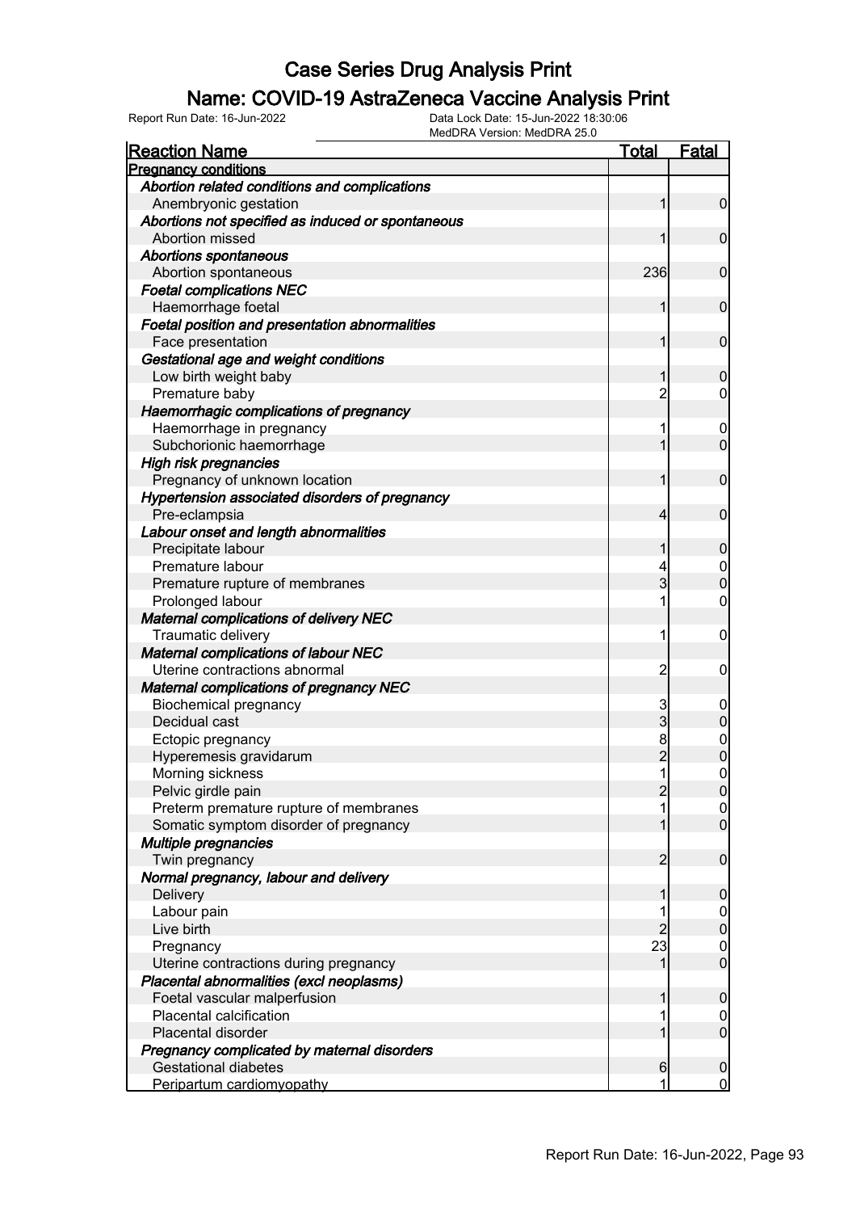# Case Series Drug Analysis Print

## Name: COVID-19 AstraZeneca Vaccine Analysis Print

Report Run Date: 16-Jun-2022

Data Lock Date: 15-Jun-2022 18:30:06
MedDRA Version: MedDRA 25.0

| Reaction Name | Total | Fatal |
|---|---|---|
| **Pregnancy conditions** | | |
| ***Abortion related conditions and complications*** | | |
| Anembryonic gestation | 1 | 0 |
| ***Abortions not specified as induced or spontaneous*** | | |
| Abortion missed | 1 | 0 |
| ***Abortions spontaneous*** | | |
| Abortion spontaneous | 236 | 0 |
| ***Foetal complications NEC*** | | |
| Haemorrhage foetal | 1 | 0 |
| ***Foetal position and presentation abnormalities*** | | |
| Face presentation | 1 | 0 |
| ***Gestational age and weight conditions*** | | |
| Low birth weight baby | 1 | 0 |
| Premature baby | 2 | 0 |
| ***Haemorrhagic complications of pregnancy*** | | |
| Haemorrhage in pregnancy | 1 | 0 |
| Subchorionic haemorrhage | 1 | 0 |
| ***High risk pregnancies*** | | |
| Pregnancy of unknown location | 1 | 0 |
| ***Hypertension associated disorders of pregnancy*** | | |
| Pre-eclampsia | 4 | 0 |
| ***Labour onset and length abnormalities*** | | |
| Precipitate labour | 1 | 0 |
| Premature labour | 4 | 0 |
| Premature rupture of membranes | 3 | 0 |
| Prolonged labour | 1 | 0 |
| ***Maternal complications of delivery NEC*** | | |
| Traumatic delivery | 1 | 0 |
| ***Maternal complications of labour NEC*** | | |
| Uterine contractions abnormal | 2 | 0 |
| ***Maternal complications of pregnancy NEC*** | | |
| Biochemical pregnancy | 3 | 0 |
| Decidual cast | 3 | 0 |
| Ectopic pregnancy | 8 | 0 |
| Hyperemesis gravidarum | 2 | 0 |
| Morning sickness | 1 | 0 |
| Pelvic girdle pain | 2 | 0 |
| Preterm premature rupture of membranes | 1 | 0 |
| Somatic symptom disorder of pregnancy | 1 | 0 |
| ***Multiple pregnancies*** | | |
| Twin pregnancy | 2 | 0 |
| ***Normal pregnancy, labour and delivery*** | | |
| Delivery | 1 | 0 |
| Labour pain | 1 | 0 |
| Live birth | 2 | 0 |
| Pregnancy | 23 | 0 |
| Uterine contractions during pregnancy | 1 | 0 |
| ***Placental abnormalities (excl neoplasms)*** | | |
| Foetal vascular malperfusion | 1 | 0 |
| Placental calcification | 1 | 0 |
| Placental disorder | 1 | 0 |
| ***Pregnancy complicated by maternal disorders*** | | |
| Gestational diabetes | 6 | 0 |
| Peripartum cardiomyopathy | 1 | 0 |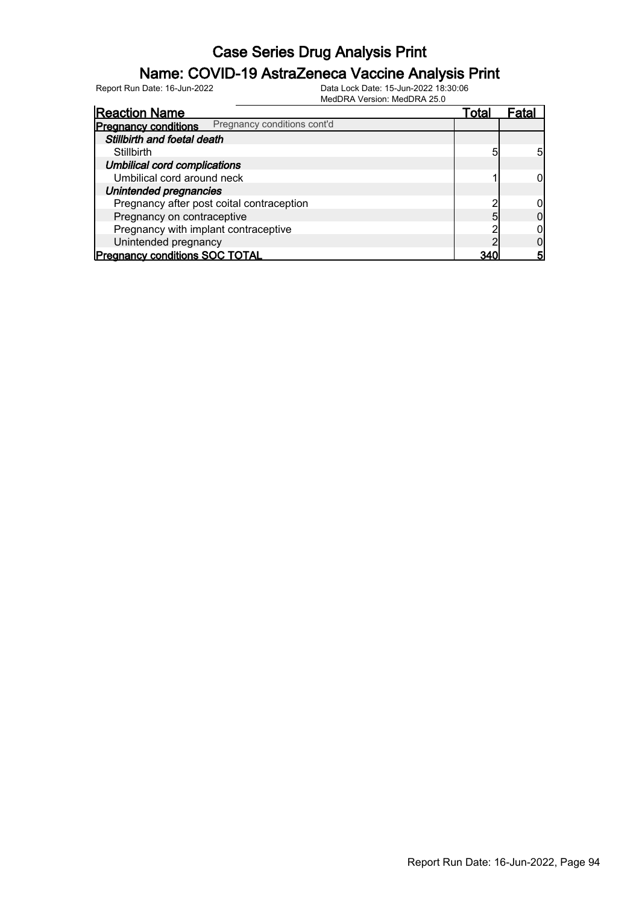# Case Series Drug Analysis Print

## Name: COVID-19 AstraZeneca Vaccine Analysis Print

Report Run Date: 16-Jun-2022    Data Lock Date: 15-Jun-2022 18:30:06
MedDRA Version: MedDRA 25.0

| Reaction Name | Total | Fatal |
|---|---|---|
| **Pregnancy conditions** Pregnancy conditions cont'd | | |
| ***Stillbirth and foetal death*** | | |
| Stillbirth | 5 | 5 |
| ***Umbilical cord complications*** | | |
| Umbilical cord around neck | 1 | 0 |
| ***Unintended pregnancies*** | | |
| Pregnancy after post coital contraception | 2 | 0 |
| Pregnancy on contraceptive | 5 | 0 |
| Pregnancy with implant contraceptive | 2 | 0 |
| Unintended pregnancy | 2 | 0 |
| **Pregnancy conditions SOC TOTAL** | **340** | **5** |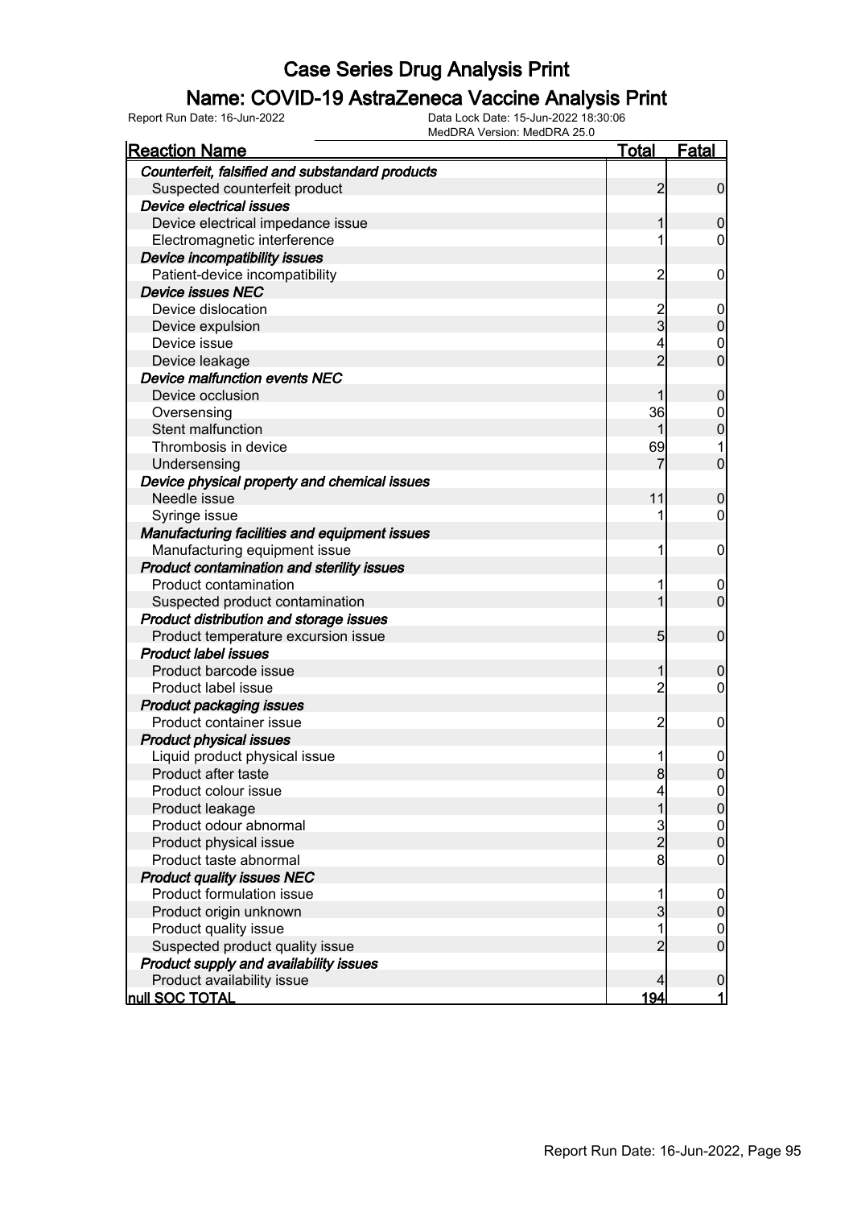# Case Series Drug Analysis Print

## Name: COVID-19 AstraZeneca Vaccine Analysis Print

Report Run Date: 16-Jun-2022    Data Lock Date: 15-Jun-2022 18:30:06
MedDRA Version: MedDRA 25.0

| Reaction Name | Total | Fatal |
|---|---|---|
| ***Counterfeit, falsified and substandard products*** | | |
| Suspected counterfeit product | 2 | 0 |
| ***Device electrical issues*** | | |
| Device electrical impedance issue | 1 | 0 |
| Electromagnetic interference | 1 | 0 |
| ***Device incompatibility issues*** | | |
| Patient-device incompatibility | 2 | 0 |
| ***Device issues NEC*** | | |
| Device dislocation | 2 | 0 |
| Device expulsion | 3 | 0 |
| Device issue | 4 | 0 |
| Device leakage | 2 | 0 |
| ***Device malfunction events NEC*** | | |
| Device occlusion | 1 | 0 |
| Oversensing | 36 | 0 |
| Stent malfunction | 1 | 0 |
| Thrombosis in device | 69 | 1 |
| Undersensing | 7 | 0 |
| ***Device physical property and chemical issues*** | | |
| Needle issue | 11 | 0 |
| Syringe issue | 1 | 0 |
| ***Manufacturing facilities and equipment issues*** | | |
| Manufacturing equipment issue | 1 | 0 |
| ***Product contamination and sterility issues*** | | |
| Product contamination | 1 | 0 |
| Suspected product contamination | 1 | 0 |
| ***Product distribution and storage issues*** | | |
| Product temperature excursion issue | 5 | 0 |
| ***Product label issues*** | | |
| Product barcode issue | 1 | 0 |
| Product label issue | 2 | 0 |
| ***Product packaging issues*** | | |
| Product container issue | 2 | 0 |
| ***Product physical issues*** | | |
| Liquid product physical issue | 1 | 0 |
| Product after taste | 8 | 0 |
| Product colour issue | 4 | 0 |
| Product leakage | 1 | 0 |
| Product odour abnormal | 3 | 0 |
| Product physical issue | 2 | 0 |
| Product taste abnormal | 8 | 0 |
| ***Product quality issues NEC*** | | |
| Product formulation issue | 1 | 0 |
| Product origin unknown | 3 | 0 |
| Product quality issue | 1 | 0 |
| Suspected product quality issue | 2 | 0 |
| ***Product supply and availability issues*** | | |
| Product availability issue | 4 | 0 |
| **null SOC TOTAL** | **194** | **1** |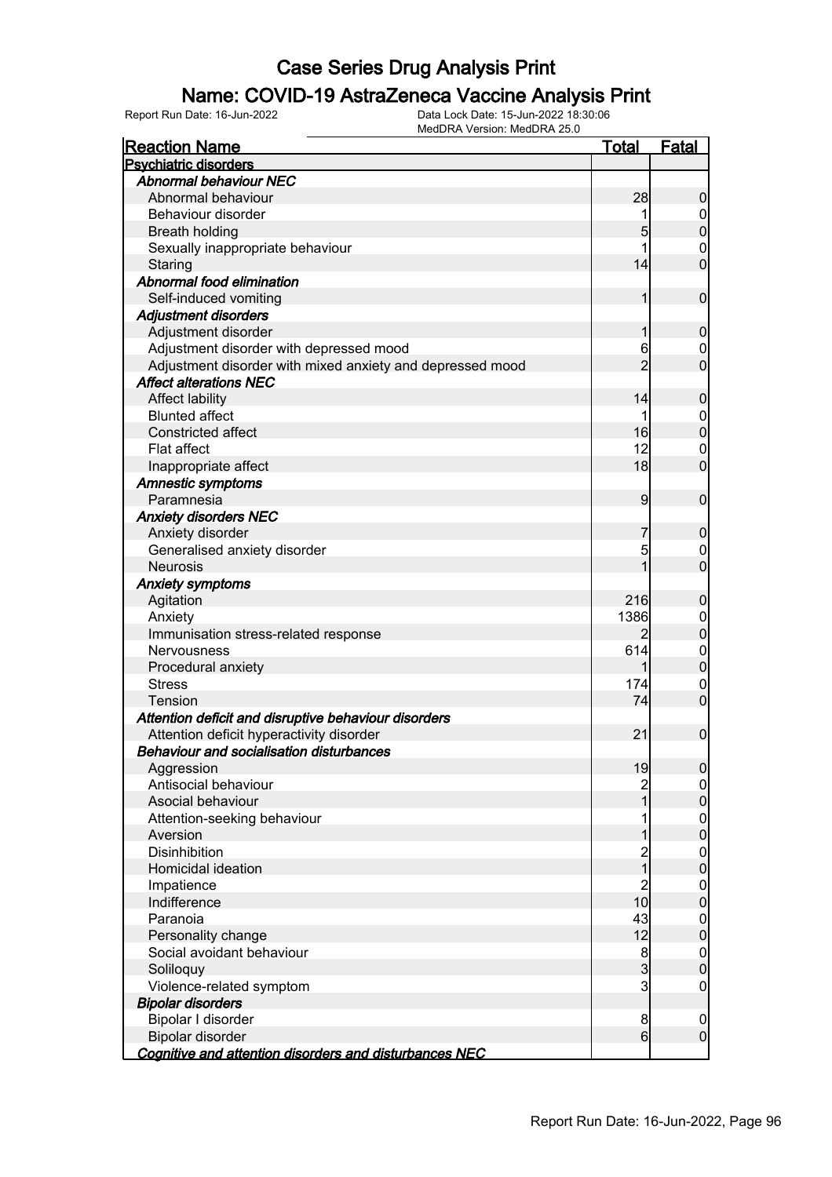# Case Series Drug Analysis Print

## Name: COVID-19 AstraZeneca Vaccine Analysis Print

Report Run Date: 16-Jun-2022 | Data Lock Date: 15-Jun-2022 18:30:06 | MedDRA Version: MedDRA 25.0

| Reaction Name | Total | Fatal |
|---|---|---|
| **Psychiatric disorders** | | |
| ***Abnormal behaviour NEC*** | | |
| Abnormal behaviour | 28 | 0 |
| Behaviour disorder | 1 | 0 |
| Breath holding | 5 | 0 |
| Sexually inappropriate behaviour | 1 | 0 |
| Staring | 14 | 0 |
| ***Abnormal food elimination*** | | |
| Self-induced vomiting | 1 | 0 |
| ***Adjustment disorders*** | | |
| Adjustment disorder | 1 | 0 |
| Adjustment disorder with depressed mood | 6 | 0 |
| Adjustment disorder with mixed anxiety and depressed mood | 2 | 0 |
| ***Affect alterations NEC*** | | |
| Affect lability | 14 | 0 |
| Blunted affect | 1 | 0 |
| Constricted affect | 16 | 0 |
| Flat affect | 12 | 0 |
| Inappropriate affect | 18 | 0 |
| ***Amnestic symptoms*** | | |
| Paramnesia | 9 | 0 |
| ***Anxiety disorders NEC*** | | |
| Anxiety disorder | 7 | 0 |
| Generalised anxiety disorder | 5 | 0 |
| Neurosis | 1 | 0 |
| ***Anxiety symptoms*** | | |
| Agitation | 216 | 0 |
| Anxiety | 1386 | 0 |
| Immunisation stress-related response | 2 | 0 |
| Nervousness | 614 | 0 |
| Procedural anxiety | 1 | 0 |
| Stress | 174 | 0 |
| Tension | 74 | 0 |
| ***Attention deficit and disruptive behaviour disorders*** | | |
| Attention deficit hyperactivity disorder | 21 | 0 |
| ***Behaviour and socialisation disturbances*** | | |
| Aggression | 19 | 0 |
| Antisocial behaviour | 2 | 0 |
| Asocial behaviour | 1 | 0 |
| Attention-seeking behaviour | 1 | 0 |
| Aversion | 1 | 0 |
| Disinhibition | 2 | 0 |
| Homicidal ideation | 1 | 0 |
| Impatience | 2 | 0 |
| Indifference | 10 | 0 |
| Paranoia | 43 | 0 |
| Personality change | 12 | 0 |
| Social avoidant behaviour | 8 | 0 |
| Soliloquy | 3 | 0 |
| Violence-related symptom | 3 | 0 |
| ***Bipolar disorders*** | | |
| Bipolar I disorder | 8 | 0 |
| Bipolar disorder | 6 | 0 |
| ***Cognitive and attention disorders and disturbances NEC*** | | |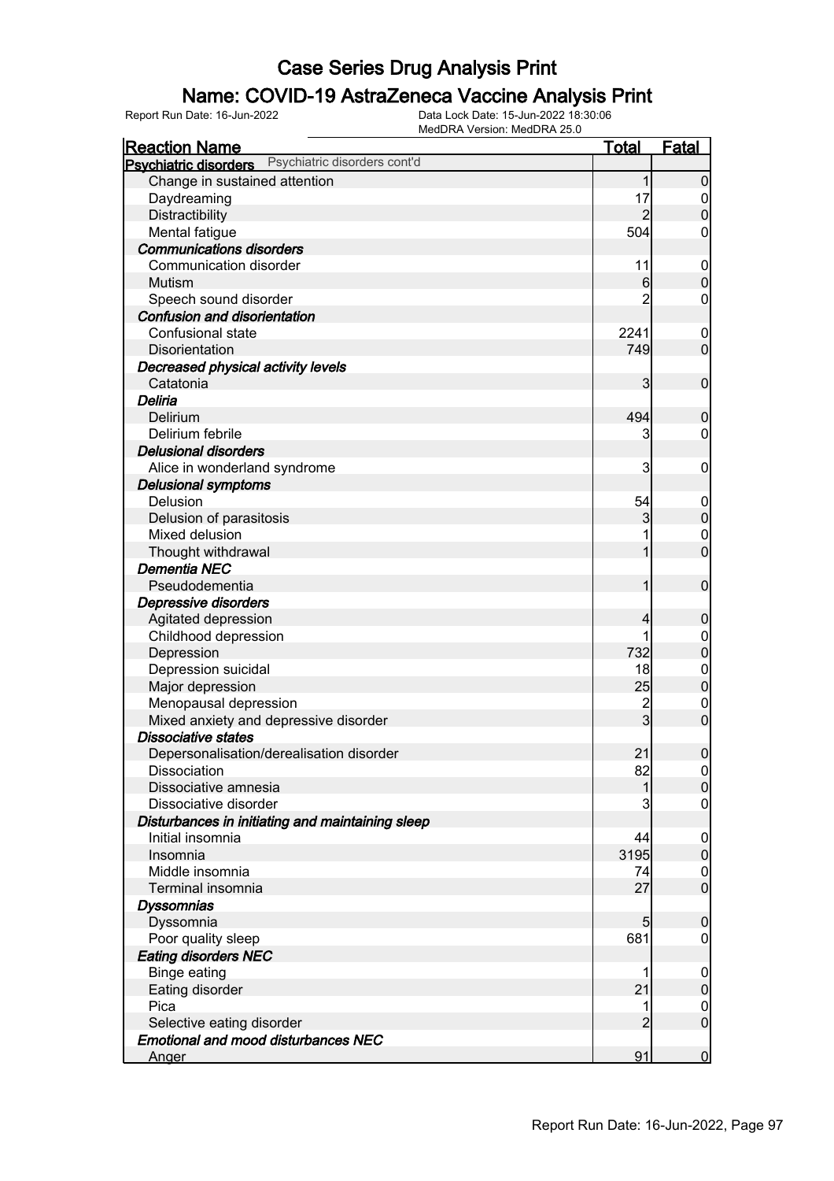# Case Series Drug Analysis Print

## Name: COVID-19 AstraZeneca Vaccine Analysis Print

Report Run Date: 16-Jun-2022
Data Lock Date: 15-Jun-2022 18:30:06
MedDRA Version: MedDRA 25.0

| Reaction Name | Total | Fatal |
|---|---|---|
| **Psychiatric disorders** Psychiatric disorders cont'd | | |
| Change in sustained attention | 1 | 0 |
| Daydreaming | 17 | 0 |
| Distractibility | 2 | 0 |
| Mental fatigue | 504 | 0 |
| ***Communications disorders*** | | |
| Communication disorder | 11 | 0 |
| Mutism | 6 | 0 |
| Speech sound disorder | 2 | 0 |
| ***Confusion and disorientation*** | | |
| Confusional state | 2241 | 0 |
| Disorientation | 749 | 0 |
| ***Decreased physical activity levels*** | | |
| Catatonia | 3 | 0 |
| ***Deliria*** | | |
| Delirium | 494 | 0 |
| Delirium febrile | 3 | 0 |
| ***Delusional disorders*** | | |
| Alice in wonderland syndrome | 3 | 0 |
| ***Delusional symptoms*** | | |
| Delusion | 54 | 0 |
| Delusion of parasitosis | 3 | 0 |
| Mixed delusion | 1 | 0 |
| Thought withdrawal | 1 | 0 |
| ***Dementia NEC*** | | |
| Pseudodementia | 1 | 0 |
| ***Depressive disorders*** | | |
| Agitated depression | 4 | 0 |
| Childhood depression | 1 | 0 |
| Depression | 732 | 0 |
| Depression suicidal | 18 | 0 |
| Major depression | 25 | 0 |
| Menopausal depression | 2 | 0 |
| Mixed anxiety and depressive disorder | 3 | 0 |
| ***Dissociative states*** | | |
| Depersonalisation/derealisation disorder | 21 | 0 |
| Dissociation | 82 | 0 |
| Dissociative amnesia | 1 | 0 |
| Dissociative disorder | 3 | 0 |
| ***Disturbances in initiating and maintaining sleep*** | | |
| Initial insomnia | 44 | 0 |
| Insomnia | 3195 | 0 |
| Middle insomnia | 74 | 0 |
| Terminal insomnia | 27 | 0 |
| ***Dyssomnias*** | | |
| Dyssomnia | 5 | 0 |
| Poor quality sleep | 681 | 0 |
| ***Eating disorders NEC*** | | |
| Binge eating | 1 | 0 |
| Eating disorder | 21 | 0 |
| Pica | 1 | 0 |
| Selective eating disorder | 2 | 0 |
| ***Emotional and mood disturbances NEC*** | | |
| Anger | 91 | 0 |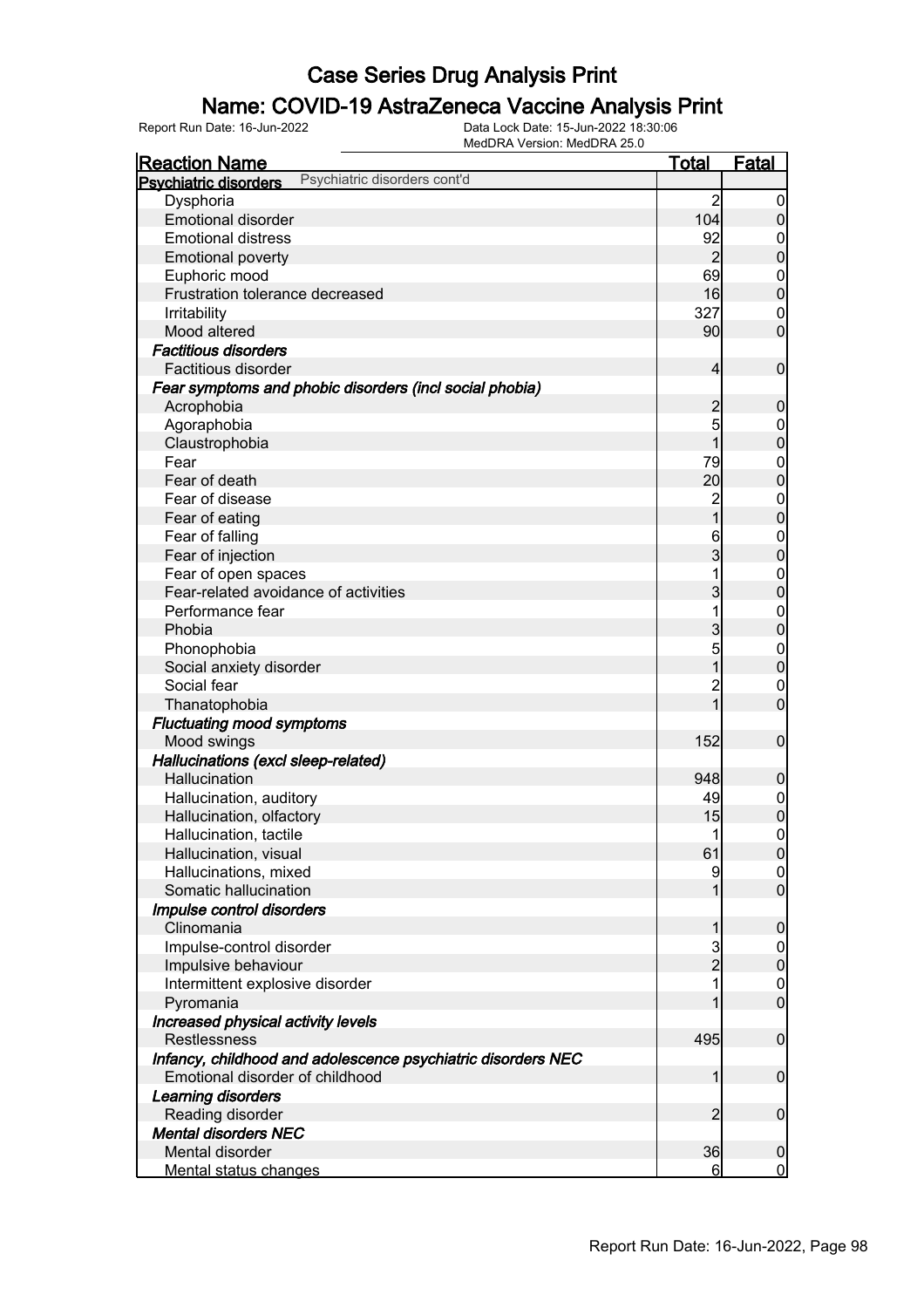# Case Series Drug Analysis Print

## Name: COVID-19 AstraZeneca Vaccine Analysis Print

Report Run Date: 16-Jun-2022

Data Lock Date: 15-Jun-2022 18:30:06

MedDRA Version: MedDRA 25.0

| Reaction Name | Total | Fatal |
|---|---|---|
| **Psychiatric disorders** Psychiatric disorders cont'd | | |
| Dysphoria | 2 | 0 |
| Emotional disorder | 104 | 0 |
| Emotional distress | 92 | 0 |
| Emotional poverty | 2 | 0 |
| Euphoric mood | 69 | 0 |
| Frustration tolerance decreased | 16 | 0 |
| Irritability | 327 | 0 |
| Mood altered | 90 | 0 |
| ***Factitious disorders*** | | |
| Factitious disorder | 4 | 0 |
| ***Fear symptoms and phobic disorders (incl social phobia)*** | | |
| Acrophobia | 2 | 0 |
| Agoraphobia | 5 | 0 |
| Claustrophobia | 1 | 0 |
| Fear | 79 | 0 |
| Fear of death | 20 | 0 |
| Fear of disease | 2 | 0 |
| Fear of eating | 1 | 0 |
| Fear of falling | 6 | 0 |
| Fear of injection | 3 | 0 |
| Fear of open spaces | 1 | 0 |
| Fear-related avoidance of activities | 3 | 0 |
| Performance fear | 1 | 0 |
| Phobia | 3 | 0 |
| Phonophobia | 5 | 0 |
| Social anxiety disorder | 1 | 0 |
| Social fear | 2 | 0 |
| Thanatophobia | 1 | 0 |
| ***Fluctuating mood symptoms*** | | |
| Mood swings | 152 | 0 |
| ***Hallucinations (excl sleep-related)*** | | |
| Hallucination | 948 | 0 |
| Hallucination, auditory | 49 | 0 |
| Hallucination, olfactory | 15 | 0 |
| Hallucination, tactile | 1 | 0 |
| Hallucination, visual | 61 | 0 |
| Hallucinations, mixed | 9 | 0 |
| Somatic hallucination | 1 | 0 |
| ***Impulse control disorders*** | | |
| Clinomania | 1 | 0 |
| Impulse-control disorder | 3 | 0 |
| Impulsive behaviour | 2 | 0 |
| Intermittent explosive disorder | 1 | 0 |
| Pyromania | 1 | 0 |
| ***Increased physical activity levels*** | | |
| Restlessness | 495 | 0 |
| ***Infancy, childhood and adolescence psychiatric disorders NEC*** | | |
| Emotional disorder of childhood | 1 | 0 |
| ***Learning disorders*** | | |
| Reading disorder | 2 | 0 |
| ***Mental disorders NEC*** | | |
| Mental disorder | 36 | 0 |
| Mental status changes | 6 | 0 |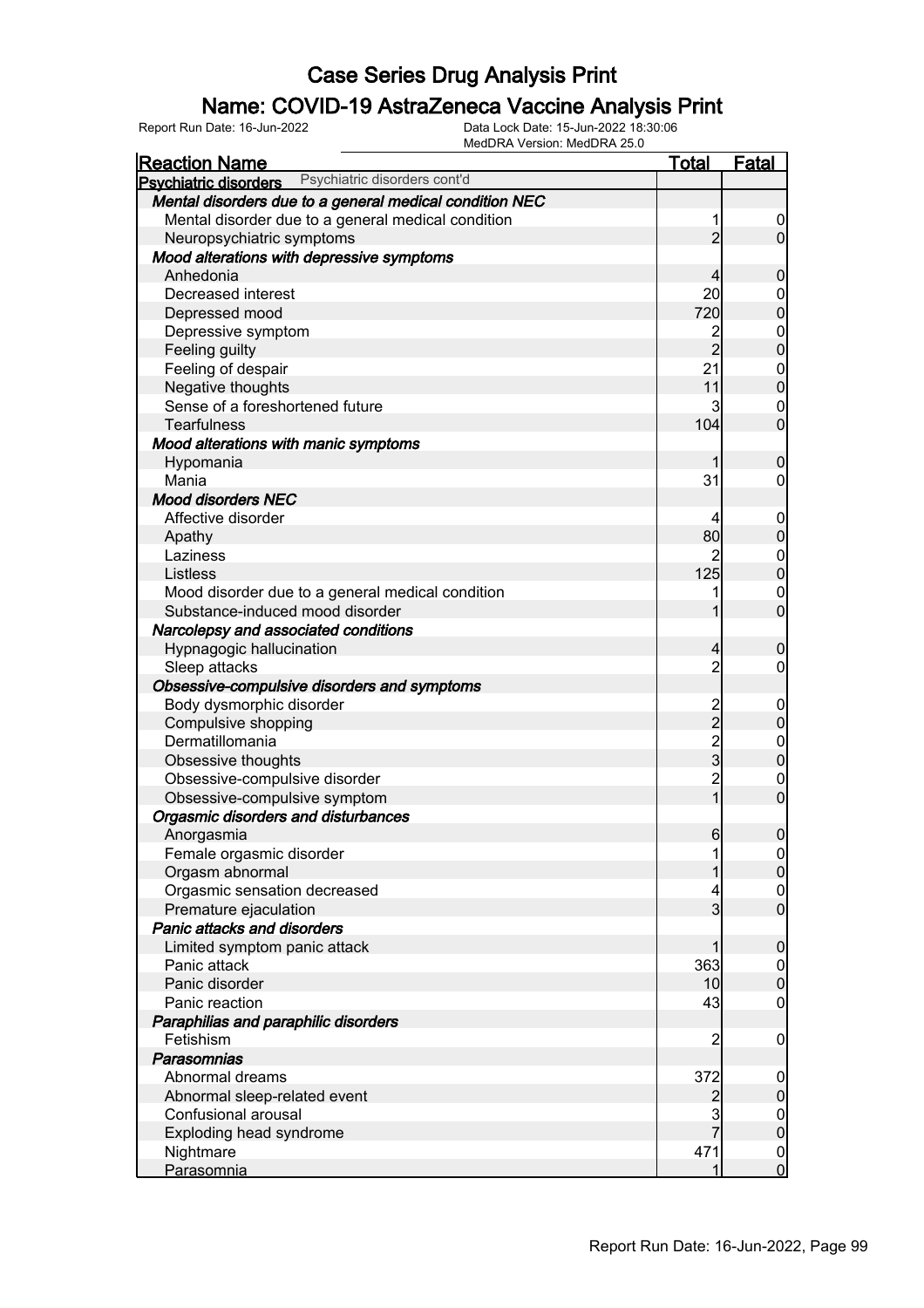# Case Series Drug Analysis Print

## Name: COVID-19 AstraZeneca Vaccine Analysis Print

Report Run Date: 16-Jun-2022    Data Lock Date: 15-Jun-2022 18:30:06    MedDRA Version: MedDRA 25.0

| Reaction Name | Total | Fatal |
|---|---|---|
| **Psychiatric disorders** Psychiatric disorders cont'd | | |
| ***Mental disorders due to a general medical condition NEC*** | | |
| Mental disorder due to a general medical condition | 1 | 0 |
| Neuropsychiatric symptoms | 2 | 0 |
| ***Mood alterations with depressive symptoms*** | | |
| Anhedonia | 4 | 0 |
| Decreased interest | 20 | 0 |
| Depressed mood | 720 | 0 |
| Depressive symptom | 2 | 0 |
| Feeling guilty | 2 | 0 |
| Feeling of despair | 21 | 0 |
| Negative thoughts | 11 | 0 |
| Sense of a foreshortened future | 3 | 0 |
| Tearfulness | 104 | 0 |
| ***Mood alterations with manic symptoms*** | | |
| Hypomania | 1 | 0 |
| Mania | 31 | 0 |
| ***Mood disorders NEC*** | | |
| Affective disorder | 4 | 0 |
| Apathy | 80 | 0 |
| Laziness | 2 | 0 |
| Listless | 125 | 0 |
| Mood disorder due to a general medical condition | 1 | 0 |
| Substance-induced mood disorder | 1 | 0 |
| ***Narcolepsy and associated conditions*** | | |
| Hypnagogic hallucination | 4 | 0 |
| Sleep attacks | 2 | 0 |
| ***Obsessive-compulsive disorders and symptoms*** | | |
| Body dysmorphic disorder | 2 | 0 |
| Compulsive shopping | 2 | 0 |
| Dermatillomania | 2 | 0 |
| Obsessive thoughts | 3 | 0 |
| Obsessive-compulsive disorder | 2 | 0 |
| Obsessive-compulsive symptom | 1 | 0 |
| ***Orgasmic disorders and disturbances*** | | |
| Anorgasmia | 6 | 0 |
| Female orgasmic disorder | 1 | 0 |
| Orgasm abnormal | 1 | 0 |
| Orgasmic sensation decreased | 4 | 0 |
| Premature ejaculation | 3 | 0 |
| ***Panic attacks and disorders*** | | |
| Limited symptom panic attack | 1 | 0 |
| Panic attack | 363 | 0 |
| Panic disorder | 10 | 0 |
| Panic reaction | 43 | 0 |
| ***Paraphilias and paraphilic disorders*** | | |
| Fetishism | 2 | 0 |
| ***Parasomnias*** | | |
| Abnormal dreams | 372 | 0 |
| Abnormal sleep-related event | 2 | 0 |
| Confusional arousal | 3 | 0 |
| Exploding head syndrome | 7 | 0 |
| Nightmare | 471 | 0 |
| Parasomnia | 1 | 0 |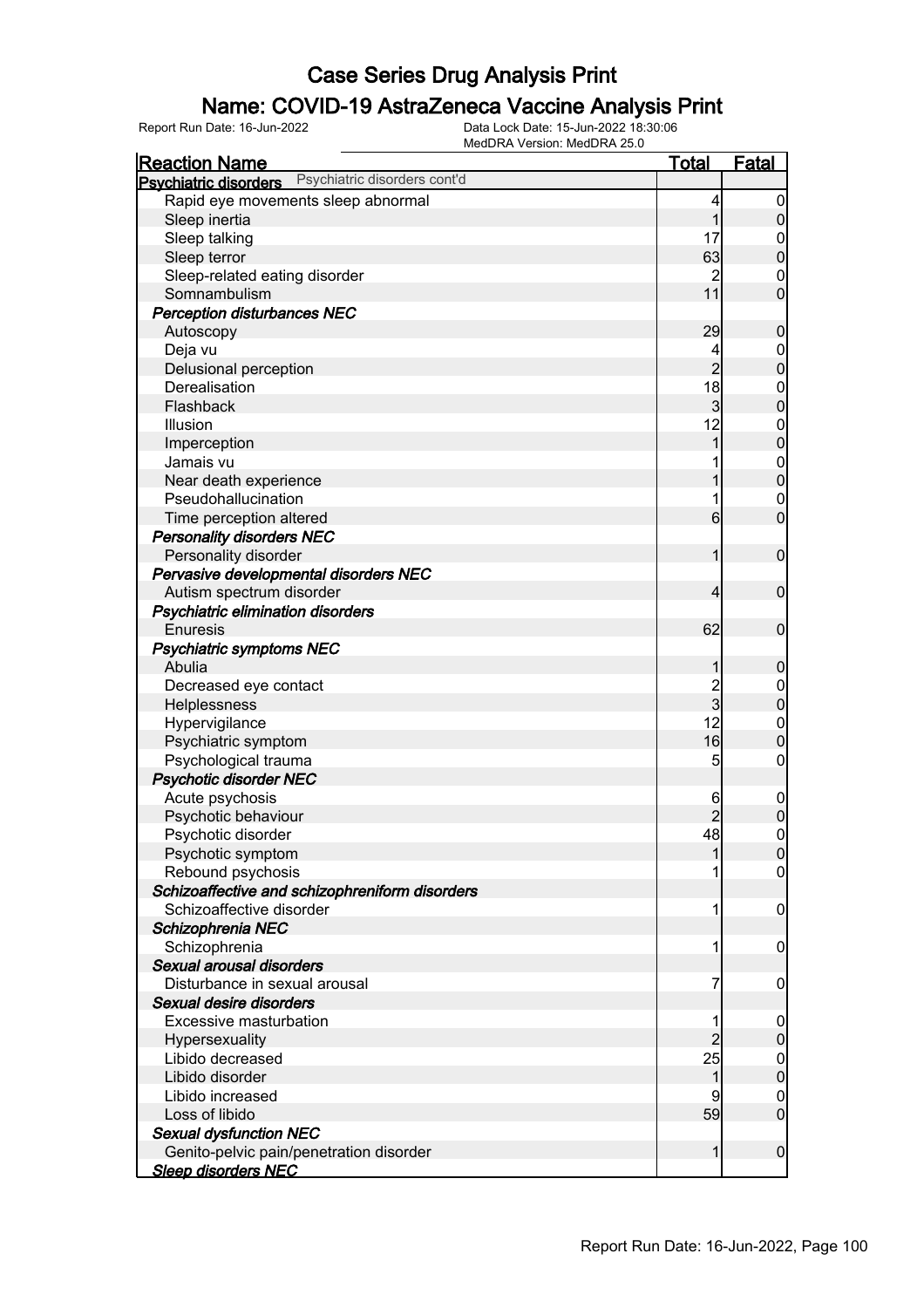# Case Series Drug Analysis Print

## Name: COVID-19 AstraZeneca Vaccine Analysis Print

Report Run Date: 16-Jun-2022

Data Lock Date: 15-Jun-2022 18:30:06

MedDRA Version: MedDRA 25.0

| Reaction Name | Total | Fatal |
|---|---|---|
| **Psychiatric disorders** Psychiatric disorders cont'd | | |
| Rapid eye movements sleep abnormal | 4 | 0 |
| Sleep inertia | 1 | 0 |
| Sleep talking | 17 | 0 |
| Sleep terror | 63 | 0 |
| Sleep-related eating disorder | 2 | 0 |
| Somnambulism | 11 | 0 |
| ***Perception disturbances NEC*** | | |
| Autoscopy | 29 | 0 |
| Deja vu | 4 | 0 |
| Delusional perception | 2 | 0 |
| Derealisation | 18 | 0 |
| Flashback | 3 | 0 |
| Illusion | 12 | 0 |
| Imperception | 1 | 0 |
| Jamais vu | 1 | 0 |
| Near death experience | 1 | 0 |
| Pseudohallucination | 1 | 0 |
| Time perception altered | 6 | 0 |
| ***Personality disorders NEC*** | | |
| Personality disorder | 1 | 0 |
| ***Pervasive developmental disorders NEC*** | | |
| Autism spectrum disorder | 4 | 0 |
| ***Psychiatric elimination disorders*** | | |
| Enuresis | 62 | 0 |
| ***Psychiatric symptoms NEC*** | | |
| Abulia | 1 | 0 |
| Decreased eye contact | 2 | 0 |
| Helplessness | 3 | 0 |
| Hypervigilance | 12 | 0 |
| Psychiatric symptom | 16 | 0 |
| Psychological trauma | 5 | 0 |
| ***Psychotic disorder NEC*** | | |
| Acute psychosis | 6 | 0 |
| Psychotic behaviour | 2 | 0 |
| Psychotic disorder | 48 | 0 |
| Psychotic symptom | 1 | 0 |
| Rebound psychosis | 1 | 0 |
| ***Schizoaffective and schizophreniform disorders*** | | |
| Schizoaffective disorder | 1 | 0 |
| ***Schizophrenia NEC*** | | |
| Schizophrenia | 1 | 0 |
| ***Sexual arousal disorders*** | | |
| Disturbance in sexual arousal | 7 | 0 |
| ***Sexual desire disorders*** | | |
| Excessive masturbation | 1 | 0 |
| Hypersexuality | 2 | 0 |
| Libido decreased | 25 | 0 |
| Libido disorder | 1 | 0 |
| Libido increased | 9 | 0 |
| Loss of libido | 59 | 0 |
| ***Sexual dysfunction NEC*** | | |
| Genito-pelvic pain/penetration disorder | 1 | 0 |
| ***Sleep disorders NEC*** | | |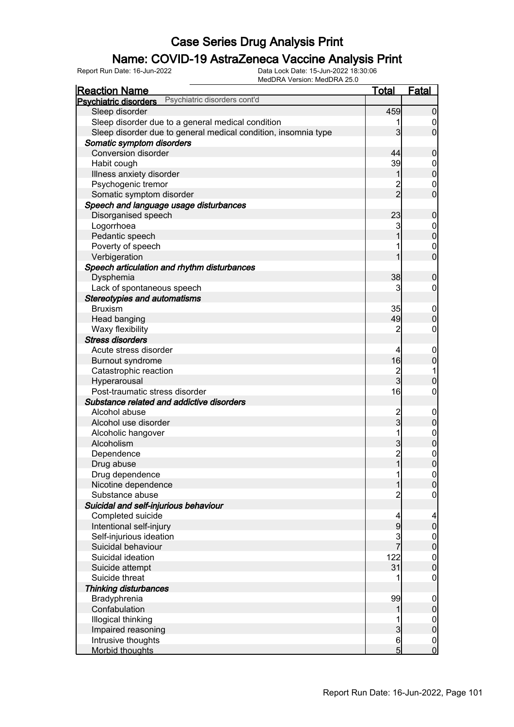# Case Series Drug Analysis Print

## Name: COVID-19 AstraZeneca Vaccine Analysis Print

Report Run Date: 16-Jun-2022

Data Lock Date: 15-Jun-2022 18:30:06
MedDRA Version: MedDRA 25.0

| Reaction Name | Total | Fatal |
|---|---|---|
| **Psychiatric disorders** Psychiatric disorders cont'd | | |
| Sleep disorder | 459 | 0 |
| Sleep disorder due to a general medical condition | 1 | 0 |
| Sleep disorder due to general medical condition, insomnia type | 3 | 0 |
| ***Somatic symptom disorders*** | | |
| Conversion disorder | 44 | 0 |
| Habit cough | 39 | 0 |
| Illness anxiety disorder | 1 | 0 |
| Psychogenic tremor | 2 | 0 |
| Somatic symptom disorder | 2 | 0 |
| ***Speech and language usage disturbances*** | | |
| Disorganised speech | 23 | 0 |
| Logorrhoea | 3 | 0 |
| Pedantic speech | 1 | 0 |
| Poverty of speech | 1 | 0 |
| Verbigeration | 1 | 0 |
| ***Speech articulation and rhythm disturbances*** | | |
| Dysphemia | 38 | 0 |
| Lack of spontaneous speech | 3 | 0 |
| ***Stereotypies and automatisms*** | | |
| Bruxism | 35 | 0 |
| Head banging | 49 | 0 |
| Waxy flexibility | 2 | 0 |
| ***Stress disorders*** | | |
| Acute stress disorder | 4 | 0 |
| Burnout syndrome | 16 | 0 |
| Catastrophic reaction | 2 | 1 |
| Hyperarousal | 3 | 0 |
| Post-traumatic stress disorder | 16 | 0 |
| ***Substance related and addictive disorders*** | | |
| Alcohol abuse | 2 | 0 |
| Alcohol use disorder | 3 | 0 |
| Alcoholic hangover | 1 | 0 |
| Alcoholism | 3 | 0 |
| Dependence | 2 | 0 |
| Drug abuse | 1 | 0 |
| Drug dependence | 1 | 0 |
| Nicotine dependence | 1 | 0 |
| Substance abuse | 2 | 0 |
| ***Suicidal and self-injurious behaviour*** | | |
| Completed suicide | 4 | 4 |
| Intentional self-injury | 9 | 0 |
| Self-injurious ideation | 3 | 0 |
| Suicidal behaviour | 7 | 0 |
| Suicidal ideation | 122 | 0 |
| Suicide attempt | 31 | 0 |
| Suicide threat | 1 | 0 |
| ***Thinking disturbances*** | | |
| Bradyphrenia | 99 | 0 |
| Confabulation | 1 | 0 |
| Illogical thinking | 1 | 0 |
| Impaired reasoning | 3 | 0 |
| Intrusive thoughts | 6 | 0 |
| Morbid thoughts | 5 | 0 |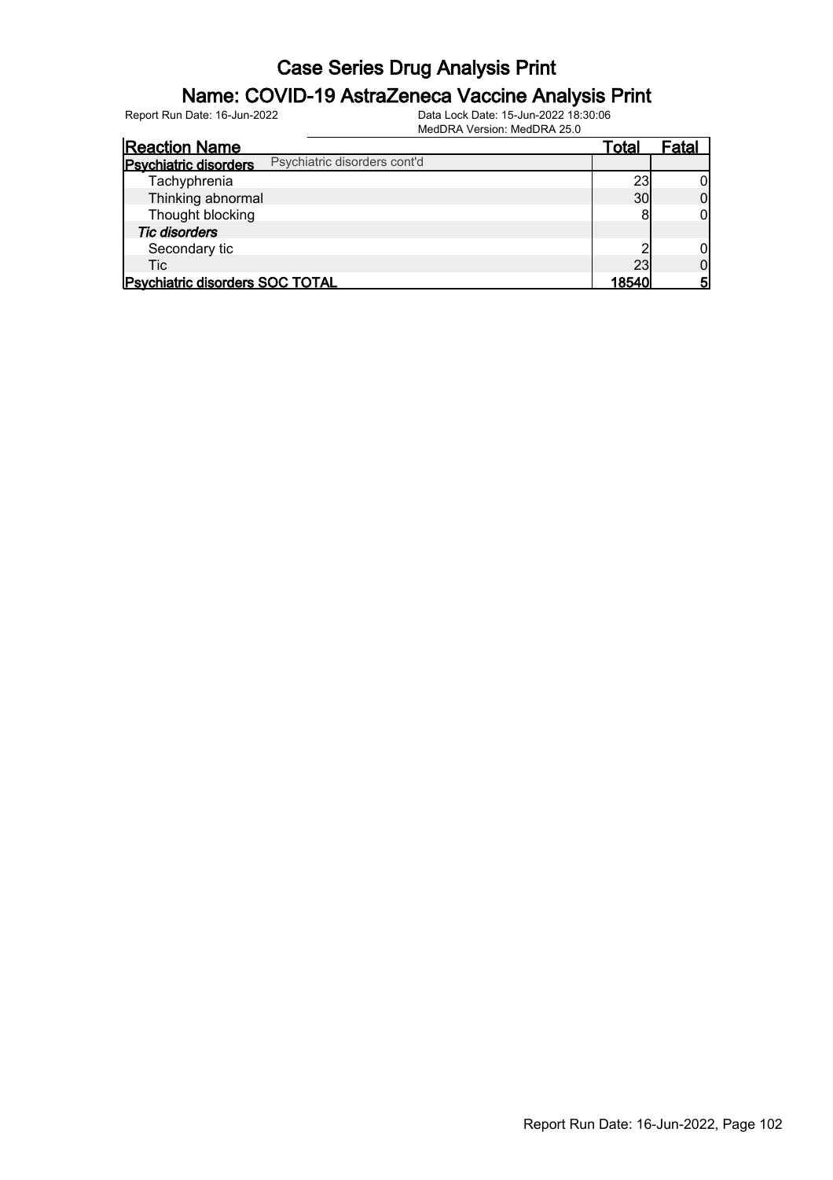# Case Series Drug Analysis Print

## Name: COVID-19 AstraZeneca Vaccine Analysis Print

Report Run Date: 16-Jun-2022 | Data Lock Date: 15-Jun-2022 18:30:06
MedDRA Version: MedDRA 25.0

| Reaction Name | Total | Fatal |
|---|---|---|
| **Psychiatric disorders** Psychiatric disorders cont'd | | |
| Tachyphrenia | 23 | 0 |
| Thinking abnormal | 30 | 0 |
| Thought blocking | 8 | 0 |
| ***Tic disorders*** | | |
| Secondary tic | 2 | 0 |
| Tic | 23 | 0 |
| **Psychiatric disorders SOC TOTAL** | **18540** | **5** |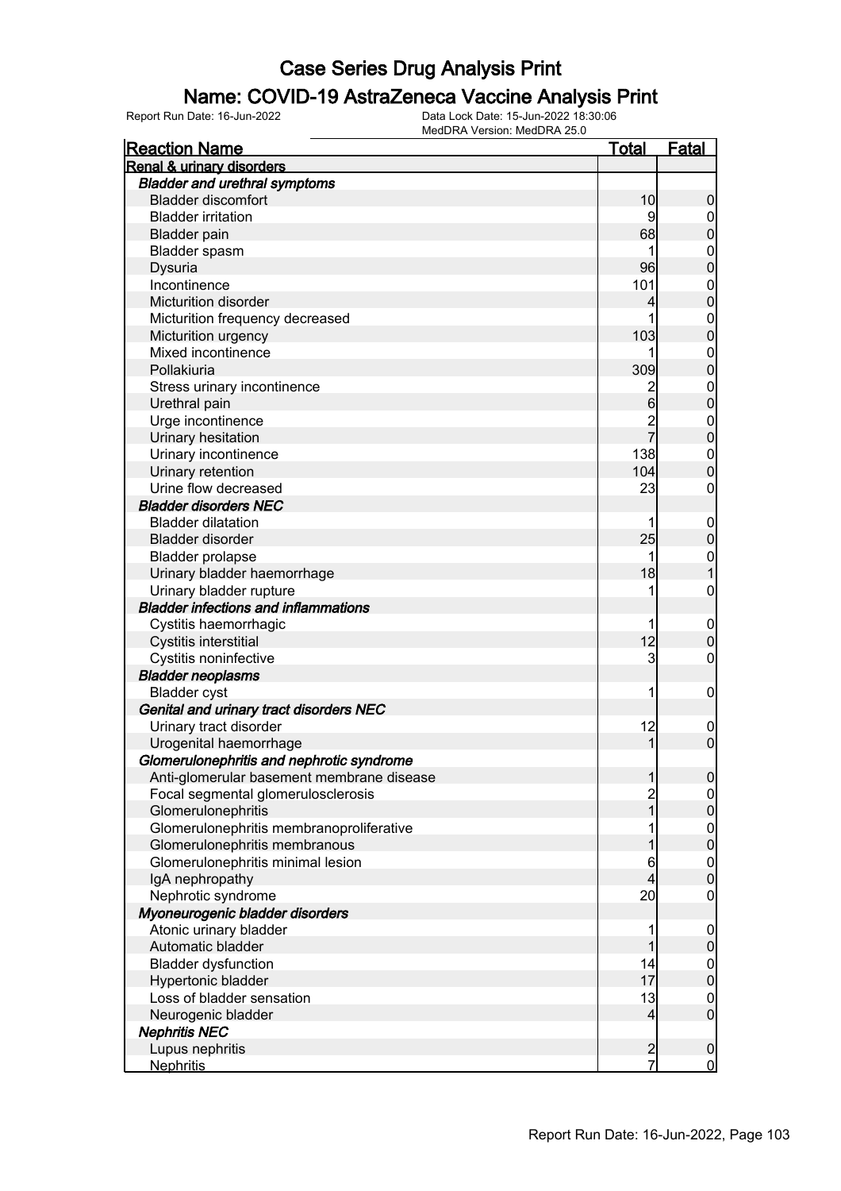# Case Series Drug Analysis Print

## Name: COVID-19 AstraZeneca Vaccine Analysis Print

Report Run Date: 16-Jun-2022

Data Lock Date: 15-Jun-2022 18:30:06
MedDRA Version: MedDRA 25.0

| Reaction Name | Total | Fatal |
|---|---|---|
| **Renal & urinary disorders** | | |
| ***Bladder and urethral symptoms*** | | |
| Bladder discomfort | 10 | 0 |
| Bladder irritation | 9 | 0 |
| Bladder pain | 68 | 0 |
| Bladder spasm | 1 | 0 |
| Dysuria | 96 | 0 |
| Incontinence | 101 | 0 |
| Micturition disorder | 4 | 0 |
| Micturition frequency decreased | 1 | 0 |
| Micturition urgency | 103 | 0 |
| Mixed incontinence | 1 | 0 |
| Pollakiuria | 309 | 0 |
| Stress urinary incontinence | 2 | 0 |
| Urethral pain | 6 | 0 |
| Urge incontinence | 2 | 0 |
| Urinary hesitation | 7 | 0 |
| Urinary incontinence | 138 | 0 |
| Urinary retention | 104 | 0 |
| Urine flow decreased | 23 | 0 |
| ***Bladder disorders NEC*** | | |
| Bladder dilatation | 1 | 0 |
| Bladder disorder | 25 | 0 |
| Bladder prolapse | 1 | 0 |
| Urinary bladder haemorrhage | 18 | 1 |
| Urinary bladder rupture | 1 | 0 |
| ***Bladder infections and inflammations*** | | |
| Cystitis haemorrhagic | 1 | 0 |
| Cystitis interstitial | 12 | 0 |
| Cystitis noninfective | 3 | 0 |
| ***Bladder neoplasms*** | | |
| Bladder cyst | 1 | 0 |
| ***Genital and urinary tract disorders NEC*** | | |
| Urinary tract disorder | 12 | 0 |
| Urogenital haemorrhage | 1 | 0 |
| ***Glomerulonephritis and nephrotic syndrome*** | | |
| Anti-glomerular basement membrane disease | 1 | 0 |
| Focal segmental glomerulosclerosis | 2 | 0 |
| Glomerulonephritis | 1 | 0 |
| Glomerulonephritis membranoproliferative | 1 | 0 |
| Glomerulonephritis membranous | 1 | 0 |
| Glomerulonephritis minimal lesion | 6 | 0 |
| IgA nephropathy | 4 | 0 |
| Nephrotic syndrome | 20 | 0 |
| ***Myoneurogenic bladder disorders*** | | |
| Atonic urinary bladder | 1 | 0 |
| Automatic bladder | 1 | 0 |
| Bladder dysfunction | 14 | 0 |
| Hypertonic bladder | 17 | 0 |
| Loss of bladder sensation | 13 | 0 |
| Neurogenic bladder | 4 | 0 |
| ***Nephritis NEC*** | | |
| Lupus nephritis | 2 | 0 |
| Nephritis | 7 | 0 |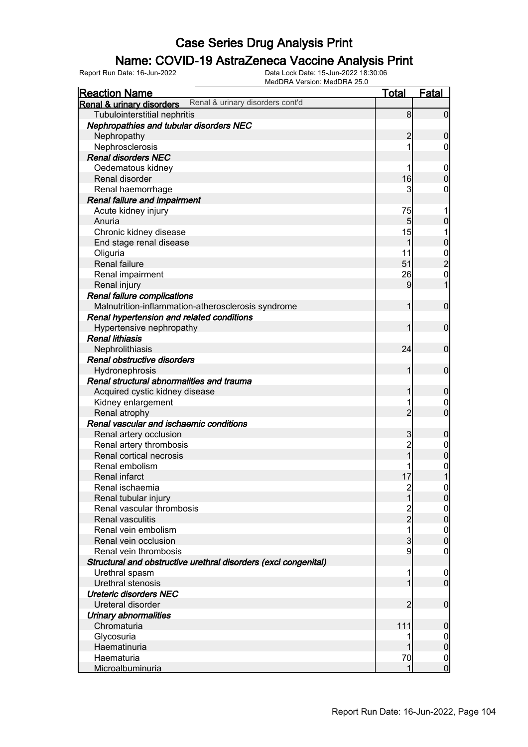# Case Series Drug Analysis Print

## Name: COVID-19 AstraZeneca Vaccine Analysis Print

Report Run Date: 16-Jun-2022
Data Lock Date: 15-Jun-2022 18:30:06
MedDRA Version: MedDRA 25.0

| Reaction Name | Total | Fatal |
|---|---|---|
| **Renal & urinary disorders** Renal & urinary disorders cont'd | | |
| Tubulointerstitial nephritis | 8 | 0 |
| ***Nephropathies and tubular disorders NEC*** | | |
| Nephropathy | 2 | 0 |
| Nephrosclerosis | 1 | 0 |
| ***Renal disorders NEC*** | | |
| Oedematous kidney | 1 | 0 |
| Renal disorder | 16 | 0 |
| Renal haemorrhage | 3 | 0 |
| ***Renal failure and impairment*** | | |
| Acute kidney injury | 75 | 1 |
| Anuria | 5 | 0 |
| Chronic kidney disease | 15 | 1 |
| End stage renal disease | 1 | 0 |
| Oliguria | 11 | 0 |
| Renal failure | 51 | 2 |
| Renal impairment | 26 | 0 |
| Renal injury | 9 | 1 |
| ***Renal failure complications*** | | |
| Malnutrition-inflammation-atherosclerosis syndrome | 1 | 0 |
| ***Renal hypertension and related conditions*** | | |
| Hypertensive nephropathy | 1 | 0 |
| ***Renal lithiasis*** | | |
| Nephrolithiasis | 24 | 0 |
| ***Renal obstructive disorders*** | | |
| Hydronephrosis | 1 | 0 |
| ***Renal structural abnormalities and trauma*** | | |
| Acquired cystic kidney disease | 1 | 0 |
| Kidney enlargement | 1 | 0 |
| Renal atrophy | 2 | 0 |
| ***Renal vascular and ischaemic conditions*** | | |
| Renal artery occlusion | 3 | 0 |
| Renal artery thrombosis | 2 | 0 |
| Renal cortical necrosis | 1 | 0 |
| Renal embolism | 1 | 0 |
| Renal infarct | 17 | 1 |
| Renal ischaemia | 2 | 0 |
| Renal tubular injury | 1 | 0 |
| Renal vascular thrombosis | 2 | 0 |
| Renal vasculitis | 2 | 0 |
| Renal vein embolism | 1 | 0 |
| Renal vein occlusion | 3 | 0 |
| Renal vein thrombosis | 9 | 0 |
| ***Structural and obstructive urethral disorders (excl congenital)*** | | |
| Urethral spasm | 1 | 0 |
| Urethral stenosis | 1 | 0 |
| ***Ureteric disorders NEC*** | | |
| Ureteral disorder | 2 | 0 |
| ***Urinary abnormalities*** | | |
| Chromaturia | 111 | 0 |
| Glycosuria | 1 | 0 |
| Haematinuria | 1 | 0 |
| Haematuria | 70 | 0 |
| Microalbuminuria | 1 | 0 |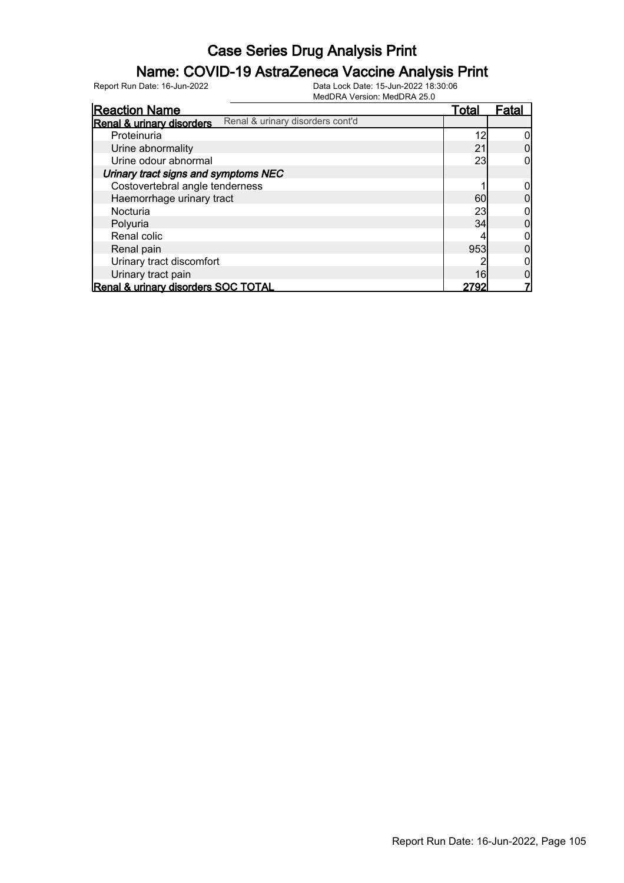# Case Series Drug Analysis Print

## Name: COVID-19 AstraZeneca Vaccine Analysis Print

Report Run Date: 16-Jun-2022

Data Lock Date: 15-Jun-2022 18:30:06
MedDRA Version: MedDRA 25.0

| Reaction Name | Total | Fatal |
|---|---|---|
| **Renal & urinary disorders** Renal & urinary disorders cont'd | | |
| Proteinuria | 12 | 0 |
| Urine abnormality | 21 | 0 |
| Urine odour abnormal | 23 | 0 |
| ***Urinary tract signs and symptoms NEC*** | | |
| Costovertebral angle tenderness | 1 | 0 |
| Haemorrhage urinary tract | 60 | 0 |
| Nocturia | 23 | 0 |
| Polyuria | 34 | 0 |
| Renal colic | 4 | 0 |
| Renal pain | 953 | 0 |
| Urinary tract discomfort | 2 | 0 |
| Urinary tract pain | 16 | 0 |
| **Renal & urinary disorders SOC TOTAL** | **2792** | **7** |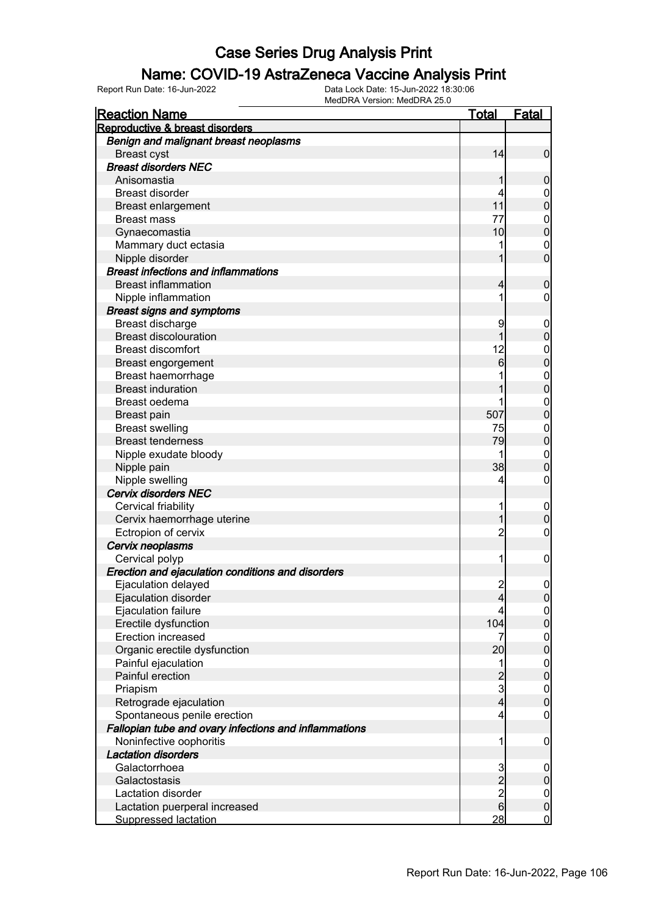# Case Series Drug Analysis Print

## Name: COVID-19 AstraZeneca Vaccine Analysis Print

Report Run Date: 16-Jun-2022 | Data Lock Date: 15-Jun-2022 18:30:06
MedDRA Version: MedDRA 25.0

| Reaction Name | Total | Fatal |
|---|---|---|
| **Reproductive & breast disorders** | | |
| ***Benign and malignant breast neoplasms*** | | |
| Breast cyst | 14 | 0 |
| ***Breast disorders NEC*** | | |
| Anisomastia | 1 | 0 |
| Breast disorder | 4 | 0 |
| Breast enlargement | 11 | 0 |
| Breast mass | 77 | 0 |
| Gynaecomastia | 10 | 0 |
| Mammary duct ectasia | 1 | 0 |
| Nipple disorder | 1 | 0 |
| ***Breast infections and inflammations*** | | |
| Breast inflammation | 4 | 0 |
| Nipple inflammation | 1 | 0 |
| ***Breast signs and symptoms*** | | |
| Breast discharge | 9 | 0 |
| Breast discolouration | 1 | 0 |
| Breast discomfort | 12 | 0 |
| Breast engorgement | 6 | 0 |
| Breast haemorrhage | 1 | 0 |
| Breast induration | 1 | 0 |
| Breast oedema | 1 | 0 |
| Breast pain | 507 | 0 |
| Breast swelling | 75 | 0 |
| Breast tenderness | 79 | 0 |
| Nipple exudate bloody | 1 | 0 |
| Nipple pain | 38 | 0 |
| Nipple swelling | 4 | 0 |
| ***Cervix disorders NEC*** | | |
| Cervical friability | 1 | 0 |
| Cervix haemorrhage uterine | 1 | 0 |
| Ectropion of cervix | 2 | 0 |
| ***Cervix neoplasms*** | | |
| Cervical polyp | 1 | 0 |
| ***Erection and ejaculation conditions and disorders*** | | |
| Ejaculation delayed | 2 | 0 |
| Ejaculation disorder | 4 | 0 |
| Ejaculation failure | 4 | 0 |
| Erectile dysfunction | 104 | 0 |
| Erection increased | 7 | 0 |
| Organic erectile dysfunction | 20 | 0 |
| Painful ejaculation | 1 | 0 |
| Painful erection | 2 | 0 |
| Priapism | 3 | 0 |
| Retrograde ejaculation | 4 | 0 |
| Spontaneous penile erection | 4 | 0 |
| ***Fallopian tube and ovary infections and inflammations*** | | |
| Noninfective oophoritis | 1 | 0 |
| ***Lactation disorders*** | | |
| Galactorrhoea | 3 | 0 |
| Galactostasis | 2 | 0 |
| Lactation disorder | 2 | 0 |
| Lactation puerperal increased | 6 | 0 |
| Suppressed lactation | 28 | 0 |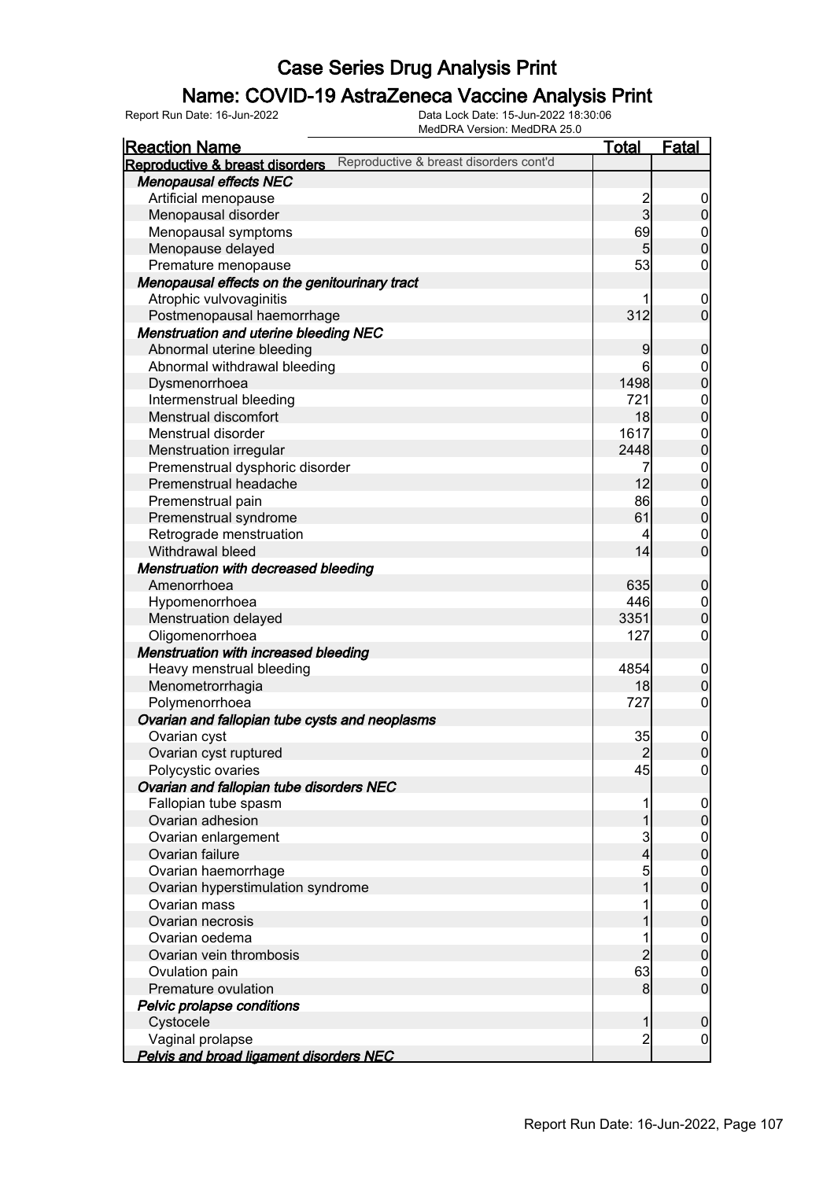# Case Series Drug Analysis Print

## Name: COVID-19 AstraZeneca Vaccine Analysis Print

Report Run Date: 16-Jun-2022

Data Lock Date: 15-Jun-2022 18:30:06
MedDRA Version: MedDRA 25.0

| Reaction Name | Total | Fatal |
|---|---|---|
| **Reproductive & breast disorders** Reproductive & breast disorders cont'd | | |
| ***Menopausal effects NEC*** | | |
| Artificial menopause | 2 | 0 |
| Menopausal disorder | 3 | 0 |
| Menopausal symptoms | 69 | 0 |
| Menopause delayed | 5 | 0 |
| Premature menopause | 53 | 0 |
| ***Menopausal effects on the genitourinary tract*** | | |
| Atrophic vulvovaginitis | 1 | 0 |
| Postmenopausal haemorrhage | 312 | 0 |
| ***Menstruation and uterine bleeding NEC*** | | |
| Abnormal uterine bleeding | 9 | 0 |
| Abnormal withdrawal bleeding | 6 | 0 |
| Dysmenorrhoea | 1498 | 0 |
| Intermenstrual bleeding | 721 | 0 |
| Menstrual discomfort | 18 | 0 |
| Menstrual disorder | 1617 | 0 |
| Menstruation irregular | 2448 | 0 |
| Premenstrual dysphoric disorder | 7 | 0 |
| Premenstrual headache | 12 | 0 |
| Premenstrual pain | 86 | 0 |
| Premenstrual syndrome | 61 | 0 |
| Retrograde menstruation | 4 | 0 |
| Withdrawal bleed | 14 | 0 |
| ***Menstruation with decreased bleeding*** | | |
| Amenorrhoea | 635 | 0 |
| Hypomenorrhoea | 446 | 0 |
| Menstruation delayed | 3351 | 0 |
| Oligomenorrhoea | 127 | 0 |
| ***Menstruation with increased bleeding*** | | |
| Heavy menstrual bleeding | 4854 | 0 |
| Menometrorrhagia | 18 | 0 |
| Polymenorrhoea | 727 | 0 |
| ***Ovarian and fallopian tube cysts and neoplasms*** | | |
| Ovarian cyst | 35 | 0 |
| Ovarian cyst ruptured | 2 | 0 |
| Polycystic ovaries | 45 | 0 |
| ***Ovarian and fallopian tube disorders NEC*** | | |
| Fallopian tube spasm | 1 | 0 |
| Ovarian adhesion | 1 | 0 |
| Ovarian enlargement | 3 | 0 |
| Ovarian failure | 4 | 0 |
| Ovarian haemorrhage | 5 | 0 |
| Ovarian hyperstimulation syndrome | 1 | 0 |
| Ovarian mass | 1 | 0 |
| Ovarian necrosis | 1 | 0 |
| Ovarian oedema | 1 | 0 |
| Ovarian vein thrombosis | 2 | 0 |
| Ovulation pain | 63 | 0 |
| Premature ovulation | 8 | 0 |
| ***Pelvic prolapse conditions*** | | |
| Cystocele | 1 | 0 |
| Vaginal prolapse | 2 | 0 |
| ***Pelvis and broad ligament disorders NEC*** | | |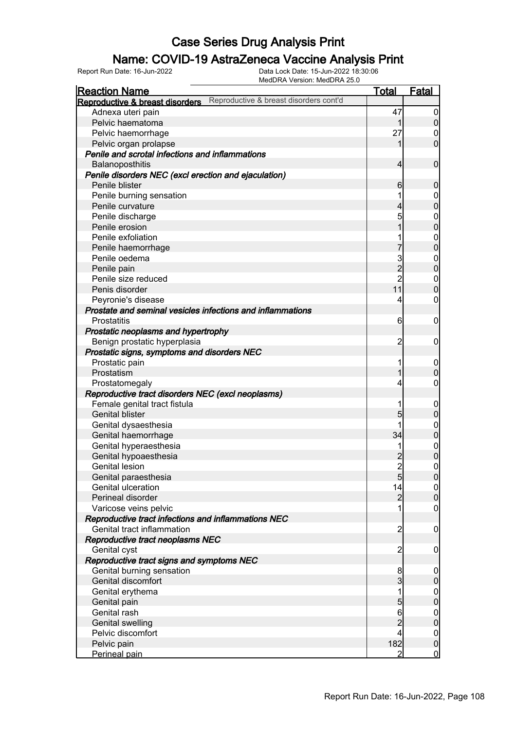# Case Series Drug Analysis Print

## Name: COVID-19 AstraZeneca Vaccine Analysis Print

Report Run Date: 16-Jun-2022

Data Lock Date: 15-Jun-2022 18:30:06

MedDRA Version: MedDRA 25.0

| Reaction Name | Total | Fatal |
|---|---|---|
| **Reproductive & breast disorders** Reproductive & breast disorders cont'd | | |
| Adnexa uteri pain | 47 | 0 |
| Pelvic haematoma | 1 | 0 |
| Pelvic haemorrhage | 27 | 0 |
| Pelvic organ prolapse | 1 | 0 |
| ***Penile and scrotal infections and inflammations*** | | |
| Balanoposthitis | 4 | 0 |
| ***Penile disorders NEC (excl erection and ejaculation)*** | | |
| Penile blister | 6 | 0 |
| Penile burning sensation | 1 | 0 |
| Penile curvature | 4 | 0 |
| Penile discharge | 5 | 0 |
| Penile erosion | 1 | 0 |
| Penile exfoliation | 1 | 0 |
| Penile haemorrhage | 7 | 0 |
| Penile oedema | 3 | 0 |
| Penile pain | 2 | 0 |
| Penile size reduced | 2 | 0 |
| Penis disorder | 11 | 0 |
| Peyronie's disease | 4 | 0 |
| ***Prostate and seminal vesicles infections and inflammations*** | | |
| Prostatitis | 6 | 0 |
| ***Prostatic neoplasms and hypertrophy*** | | |
| Benign prostatic hyperplasia | 2 | 0 |
| ***Prostatic signs, symptoms and disorders NEC*** | | |
| Prostatic pain | 1 | 0 |
| Prostatism | 1 | 0 |
| Prostatomegaly | 4 | 0 |
| ***Reproductive tract disorders NEC (excl neoplasms)*** | | |
| Female genital tract fistula | 1 | 0 |
| Genital blister | 5 | 0 |
| Genital dysaesthesia | 1 | 0 |
| Genital haemorrhage | 34 | 0 |
| Genital hyperaesthesia | 1 | 0 |
| Genital hypoaesthesia | 2 | 0 |
| Genital lesion | 2 | 0 |
| Genital paraesthesia | 5 | 0 |
| Genital ulceration | 14 | 0 |
| Perineal disorder | 2 | 0 |
| Varicose veins pelvic | 1 | 0 |
| ***Reproductive tract infections and inflammations NEC*** | | |
| Genital tract inflammation | 2 | 0 |
| ***Reproductive tract neoplasms NEC*** | | |
| Genital cyst | 2 | 0 |
| ***Reproductive tract signs and symptoms NEC*** | | |
| Genital burning sensation | 8 | 0 |
| Genital discomfort | 3 | 0 |
| Genital erythema | 1 | 0 |
| Genital pain | 5 | 0 |
| Genital rash | 6 | 0 |
| Genital swelling | 2 | 0 |
| Pelvic discomfort | 4 | 0 |
| Pelvic pain | 182 | 0 |
| Perineal pain | 2 | 0 |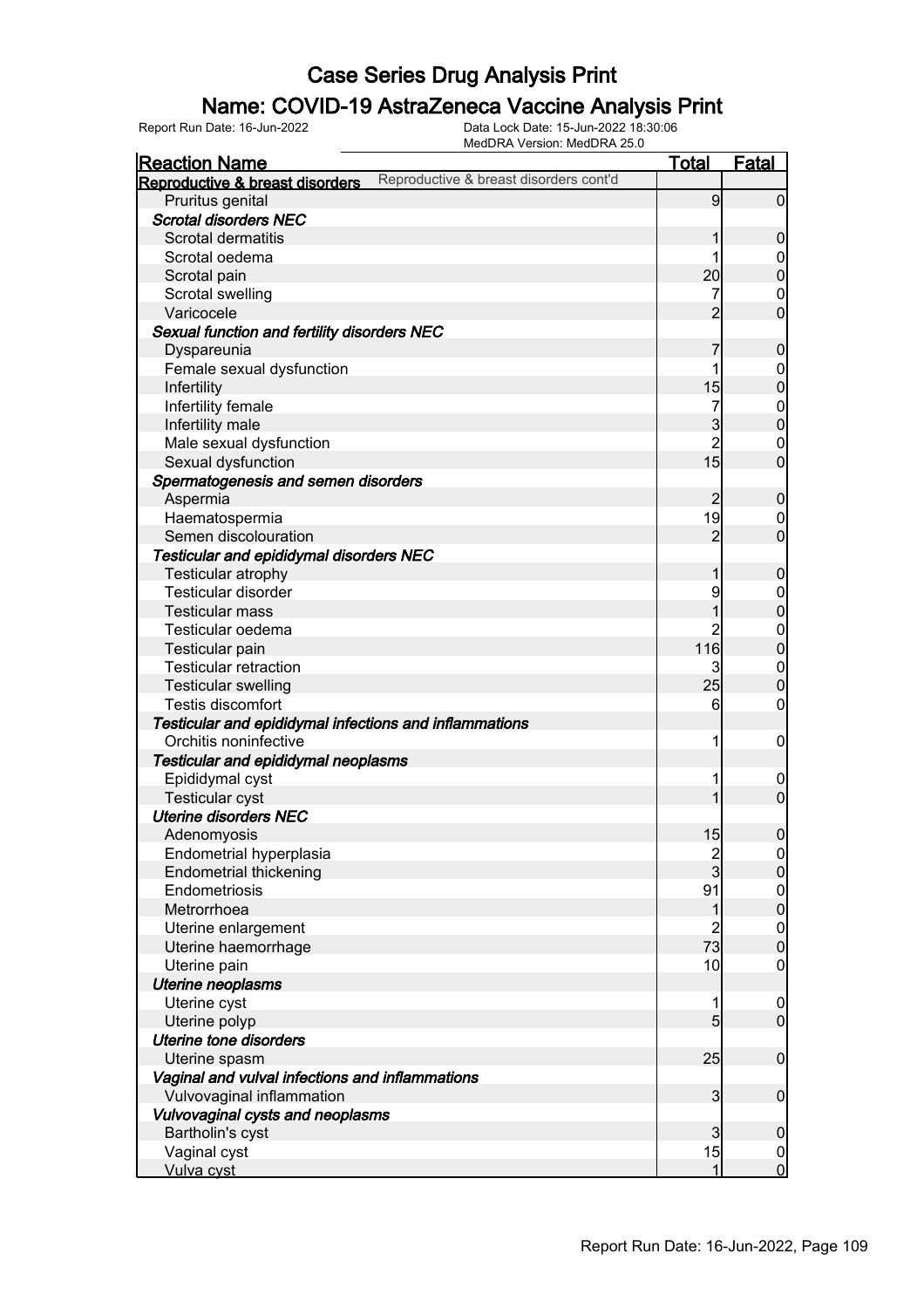# Case Series Drug Analysis Print

## Name: COVID-19 AstraZeneca Vaccine Analysis Print

Report Run Date: 16-Jun-2022    Data Lock Date: 15-Jun-2022 18:30:06
MedDRA Version: MedDRA 25.0

| Reaction Name | Total | Fatal |
|---|---|---|
| **Reproductive & breast disorders** Reproductive & breast disorders cont'd | | |
| Pruritus genital | 9 | 0 |
| ***Scrotal disorders NEC*** | | |
| Scrotal dermatitis | 1 | 0 |
| Scrotal oedema | 1 | 0 |
| Scrotal pain | 20 | 0 |
| Scrotal swelling | 7 | 0 |
| Varicocele | 2 | 0 |
| ***Sexual function and fertility disorders NEC*** | | |
| Dyspareunia | 7 | 0 |
| Female sexual dysfunction | 1 | 0 |
| Infertility | 15 | 0 |
| Infertility female | 7 | 0 |
| Infertility male | 3 | 0 |
| Male sexual dysfunction | 2 | 0 |
| Sexual dysfunction | 15 | 0 |
| ***Spermatogenesis and semen disorders*** | | |
| Aspermia | 2 | 0 |
| Haematospermia | 19 | 0 |
| Semen discolouration | 2 | 0 |
| ***Testicular and epididymal disorders NEC*** | | |
| Testicular atrophy | 1 | 0 |
| Testicular disorder | 9 | 0 |
| Testicular mass | 1 | 0 |
| Testicular oedema | 2 | 0 |
| Testicular pain | 116 | 0 |
| Testicular retraction | 3 | 0 |
| Testicular swelling | 25 | 0 |
| Testis discomfort | 6 | 0 |
| ***Testicular and epididymal infections and inflammations*** | | |
| Orchitis noninfective | 1 | 0 |
| ***Testicular and epididymal neoplasms*** | | |
| Epididymal cyst | 1 | 0 |
| Testicular cyst | 1 | 0 |
| ***Uterine disorders NEC*** | | |
| Adenomyosis | 15 | 0 |
| Endometrial hyperplasia | 2 | 0 |
| Endometrial thickening | 3 | 0 |
| Endometriosis | 91 | 0 |
| Metrorrhoea | 1 | 0 |
| Uterine enlargement | 2 | 0 |
| Uterine haemorrhage | 73 | 0 |
| Uterine pain | 10 | 0 |
| ***Uterine neoplasms*** | | |
| Uterine cyst | 1 | 0 |
| Uterine polyp | 5 | 0 |
| ***Uterine tone disorders*** | | |
| Uterine spasm | 25 | 0 |
| ***Vaginal and vulval infections and inflammations*** | | |
| Vulvovaginal inflammation | 3 | 0 |
| ***Vulvovaginal cysts and neoplasms*** | | |
| Bartholin's cyst | 3 | 0 |
| Vaginal cyst | 15 | 0 |
| Vulva cyst | 1 | 0 |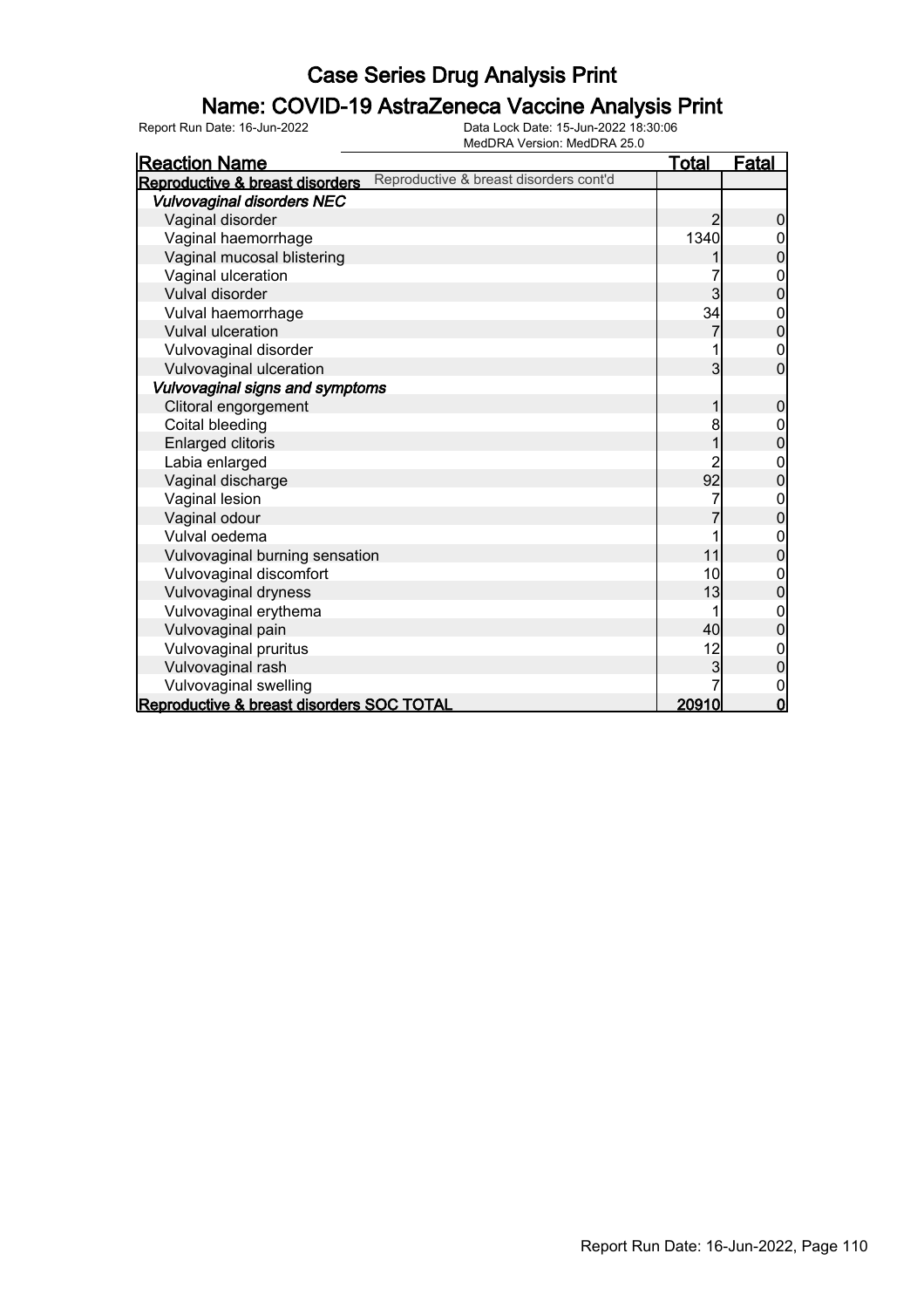# Case Series Drug Analysis Print

## Name: COVID-19 AstraZeneca Vaccine Analysis Print

Report Run Date: 16-Jun-2022
Data Lock Date: 15-Jun-2022 18:30:06
MedDRA Version: MedDRA 25.0

| Reaction Name | Total | Fatal |
|---|---|---|
| **Reproductive & breast disorders** Reproductive & breast disorders cont'd | | |
| ***Vulvovaginal disorders NEC*** | | |
| Vaginal disorder | 2 | 0 |
| Vaginal haemorrhage | 1340 | 0 |
| Vaginal mucosal blistering | 1 | 0 |
| Vaginal ulceration | 7 | 0 |
| Vulval disorder | 3 | 0 |
| Vulval haemorrhage | 34 | 0 |
| Vulval ulceration | 7 | 0 |
| Vulvovaginal disorder | 1 | 0 |
| Vulvovaginal ulceration | 3 | 0 |
| ***Vulvovaginal signs and symptoms*** | | |
| Clitoral engorgement | 1 | 0 |
| Coital bleeding | 8 | 0 |
| Enlarged clitoris | 1 | 0 |
| Labia enlarged | 2 | 0 |
| Vaginal discharge | 92 | 0 |
| Vaginal lesion | 7 | 0 |
| Vaginal odour | 7 | 0 |
| Vulval oedema | 1 | 0 |
| Vulvovaginal burning sensation | 11 | 0 |
| Vulvovaginal discomfort | 10 | 0 |
| Vulvovaginal dryness | 13 | 0 |
| Vulvovaginal erythema | 1 | 0 |
| Vulvovaginal pain | 40 | 0 |
| Vulvovaginal pruritus | 12 | 0 |
| Vulvovaginal rash | 3 | 0 |
| Vulvovaginal swelling | 7 | 0 |
| **Reproductive & breast disorders SOC TOTAL** | **20910** | **0** |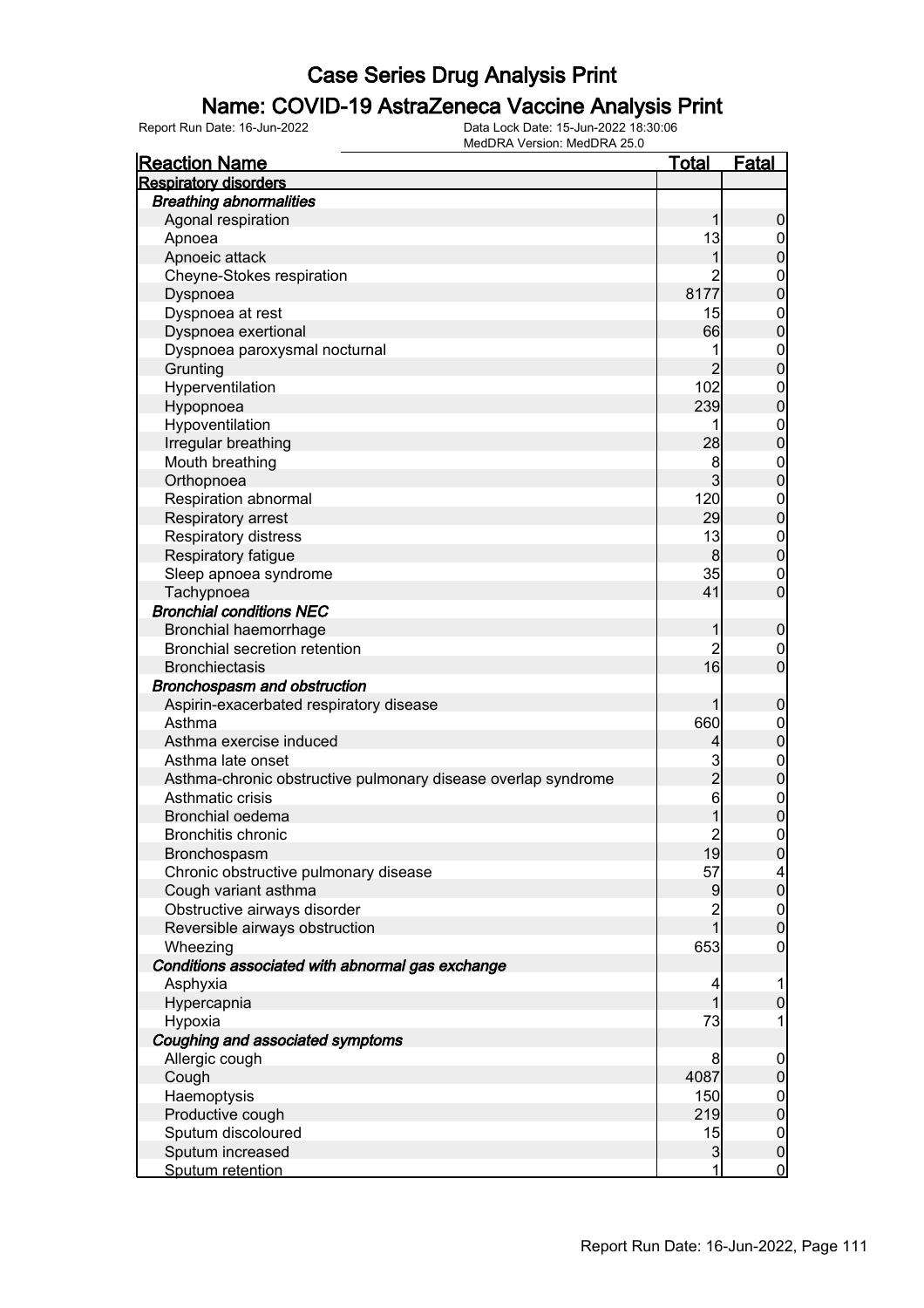# Case Series Drug Analysis Print

## Name: COVID-19 AstraZeneca Vaccine Analysis Print

Report Run Date: 16-Jun-2022
Data Lock Date: 15-Jun-2022 18:30:06
MedDRA Version: MedDRA 25.0

| Reaction Name | Total | Fatal |
|---|---|---|
| **Respiratory disorders** | | |
| ***Breathing abnormalities*** | | |
| Agonal respiration | 1 | 0 |
| Apnoea | 13 | 0 |
| Apnoeic attack | 1 | 0 |
| Cheyne-Stokes respiration | 2 | 0 |
| Dyspnoea | 8177 | 0 |
| Dyspnoea at rest | 15 | 0 |
| Dyspnoea exertional | 66 | 0 |
| Dyspnoea paroxysmal nocturnal | 1 | 0 |
| Grunting | 2 | 0 |
| Hyperventilation | 102 | 0 |
| Hypopnoea | 239 | 0 |
| Hypoventilation | 1 | 0 |
| Irregular breathing | 28 | 0 |
| Mouth breathing | 8 | 0 |
| Orthopnoea | 3 | 0 |
| Respiration abnormal | 120 | 0 |
| Respiratory arrest | 29 | 0 |
| Respiratory distress | 13 | 0 |
| Respiratory fatigue | 8 | 0 |
| Sleep apnoea syndrome | 35 | 0 |
| Tachypnoea | 41 | 0 |
| ***Bronchial conditions NEC*** | | |
| Bronchial haemorrhage | 1 | 0 |
| Bronchial secretion retention | 2 | 0 |
| Bronchiectasis | 16 | 0 |
| ***Bronchospasm and obstruction*** | | |
| Aspirin-exacerbated respiratory disease | 1 | 0 |
| Asthma | 660 | 0 |
| Asthma exercise induced | 4 | 0 |
| Asthma late onset | 3 | 0 |
| Asthma-chronic obstructive pulmonary disease overlap syndrome | 2 | 0 |
| Asthmatic crisis | 6 | 0 |
| Bronchial oedema | 1 | 0 |
| Bronchitis chronic | 2 | 0 |
| Bronchospasm | 19 | 0 |
| Chronic obstructive pulmonary disease | 57 | 4 |
| Cough variant asthma | 9 | 0 |
| Obstructive airways disorder | 2 | 0 |
| Reversible airways obstruction | 1 | 0 |
| Wheezing | 653 | 0 |
| ***Conditions associated with abnormal gas exchange*** | | |
| Asphyxia | 4 | 1 |
| Hypercapnia | 1 | 0 |
| Hypoxia | 73 | 1 |
| ***Coughing and associated symptoms*** | | |
| Allergic cough | 8 | 0 |
| Cough | 4087 | 0 |
| Haemoptysis | 150 | 0 |
| Productive cough | 219 | 0 |
| Sputum discoloured | 15 | 0 |
| Sputum increased | 3 | 0 |
| Sputum retention | 1 | 0 |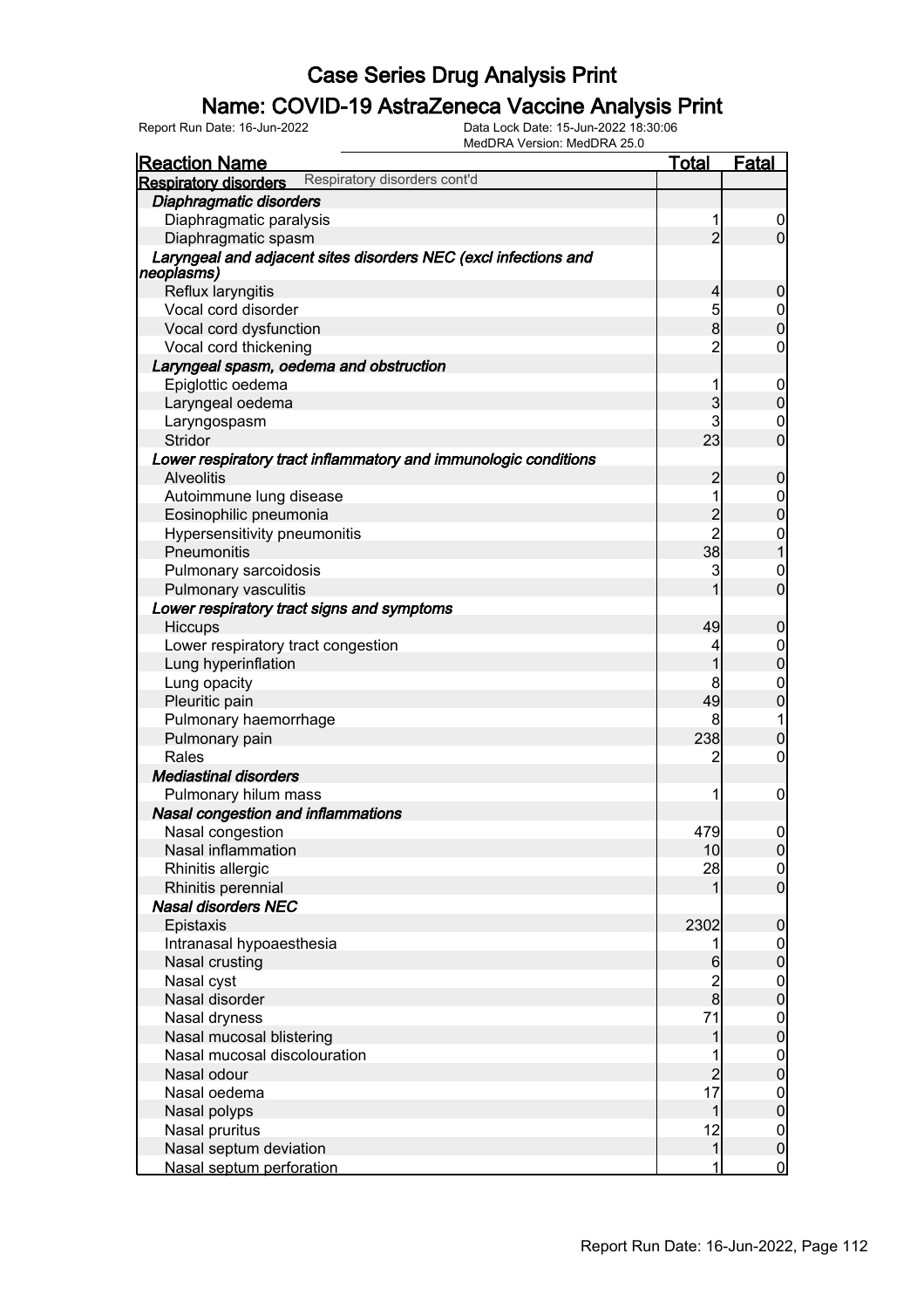# Case Series Drug Analysis Print

## Name: COVID-19 AstraZeneca Vaccine Analysis Print

Report Run Date: 16-Jun-2022

Data Lock Date: 15-Jun-2022 18:30:06

MedDRA Version: MedDRA 25.0

| Reaction Name | Total | Fatal |
|---|---|---|
| **Respiratory disorders** Respiratory disorders cont'd | | |
| ***Diaphragmatic disorders*** | | |
| Diaphragmatic paralysis | 1 | 0 |
| Diaphragmatic spasm | 2 | 0 |
| ***Laryngeal and adjacent sites disorders NEC (excl infections and neoplasms)*** | | |
| Reflux laryngitis | 4 | 0 |
| Vocal cord disorder | 5 | 0 |
| Vocal cord dysfunction | 8 | 0 |
| Vocal cord thickening | 2 | 0 |
| ***Laryngeal spasm, oedema and obstruction*** | | |
| Epiglottic oedema | 1 | 0 |
| Laryngeal oedema | 3 | 0 |
| Laryngospasm | 3 | 0 |
| Stridor | 23 | 0 |
| ***Lower respiratory tract inflammatory and immunologic conditions*** | | |
| Alveolitis | 2 | 0 |
| Autoimmune lung disease | 1 | 0 |
| Eosinophilic pneumonia | 2 | 0 |
| Hypersensitivity pneumonitis | 2 | 0 |
| Pneumonitis | 38 | 1 |
| Pulmonary sarcoidosis | 3 | 0 |
| Pulmonary vasculitis | 1 | 0 |
| ***Lower respiratory tract signs and symptoms*** | | |
| Hiccups | 49 | 0 |
| Lower respiratory tract congestion | 4 | 0 |
| Lung hyperinflation | 1 | 0 |
| Lung opacity | 8 | 0 |
| Pleuritic pain | 49 | 0 |
| Pulmonary haemorrhage | 8 | 1 |
| Pulmonary pain | 238 | 0 |
| Rales | 2 | 0 |
| ***Mediastinal disorders*** | | |
| Pulmonary hilum mass | 1 | 0 |
| ***Nasal congestion and inflammations*** | | |
| Nasal congestion | 479 | 0 |
| Nasal inflammation | 10 | 0 |
| Rhinitis allergic | 28 | 0 |
| Rhinitis perennial | 1 | 0 |
| ***Nasal disorders NEC*** | | |
| Epistaxis | 2302 | 0 |
| Intranasal hypoaesthesia | 1 | 0 |
| Nasal crusting | 6 | 0 |
| Nasal cyst | 2 | 0 |
| Nasal disorder | 8 | 0 |
| Nasal dryness | 71 | 0 |
| Nasal mucosal blistering | 1 | 0 |
| Nasal mucosal discolouration | 1 | 0 |
| Nasal odour | 2 | 0 |
| Nasal oedema | 17 | 0 |
| Nasal polyps | 1 | 0 |
| Nasal pruritus | 12 | 0 |
| Nasal septum deviation | 1 | 0 |
| Nasal septum perforation | 1 | 0 |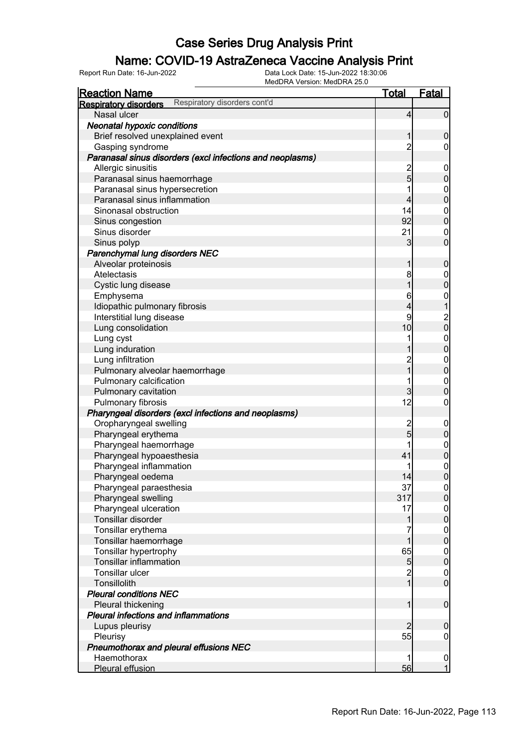# Case Series Drug Analysis Print

## Name: COVID-19 AstraZeneca Vaccine Analysis Print

Report Run Date: 16-Jun-2022

Data Lock Date: 15-Jun-2022 18:30:06
MedDRA Version: MedDRA 25.0

| Reaction Name | Total | Fatal |
|---|---|---|
| **Respiratory disorders** Respiratory disorders cont'd | | |
| Nasal ulcer | 4 | 0 |
| ***Neonatal hypoxic conditions*** | | |
| Brief resolved unexplained event | 1 | 0 |
| Gasping syndrome | 2 | 0 |
| ***Paranasal sinus disorders (excl infections and neoplasms)*** | | |
| Allergic sinusitis | 2 | 0 |
| Paranasal sinus haemorrhage | 5 | 0 |
| Paranasal sinus hypersecretion | 1 | 0 |
| Paranasal sinus inflammation | 4 | 0 |
| Sinonasal obstruction | 14 | 0 |
| Sinus congestion | 92 | 0 |
| Sinus disorder | 21 | 0 |
| Sinus polyp | 3 | 0 |
| ***Parenchymal lung disorders NEC*** | | |
| Alveolar proteinosis | 1 | 0 |
| Atelectasis | 8 | 0 |
| Cystic lung disease | 1 | 0 |
| Emphysema | 6 | 0 |
| Idiopathic pulmonary fibrosis | 4 | 1 |
| Interstitial lung disease | 9 | 2 |
| Lung consolidation | 10 | 0 |
| Lung cyst | 1 | 0 |
| Lung induration | 1 | 0 |
| Lung infiltration | 2 | 0 |
| Pulmonary alveolar haemorrhage | 1 | 0 |
| Pulmonary calcification | 1 | 0 |
| Pulmonary cavitation | 3 | 0 |
| Pulmonary fibrosis | 12 | 0 |
| ***Pharyngeal disorders (excl infections and neoplasms)*** | | |
| Oropharyngeal swelling | 2 | 0 |
| Pharyngeal erythema | 5 | 0 |
| Pharyngeal haemorrhage | 1 | 0 |
| Pharyngeal hypoaesthesia | 41 | 0 |
| Pharyngeal inflammation | 1 | 0 |
| Pharyngeal oedema | 14 | 0 |
| Pharyngeal paraesthesia | 37 | 0 |
| Pharyngeal swelling | 317 | 0 |
| Pharyngeal ulceration | 17 | 0 |
| Tonsillar disorder | 1 | 0 |
| Tonsillar erythema | 7 | 0 |
| Tonsillar haemorrhage | 1 | 0 |
| Tonsillar hypertrophy | 65 | 0 |
| Tonsillar inflammation | 5 | 0 |
| Tonsillar ulcer | 2 | 0 |
| Tonsillolith | 1 | 0 |
| ***Pleural conditions NEC*** | | |
| Pleural thickening | 1 | 0 |
| ***Pleural infections and inflammations*** | | |
| Lupus pleurisy | 2 | 0 |
| Pleurisy | 55 | 0 |
| ***Pneumothorax and pleural effusions NEC*** | | |
| Haemothorax | 1 | 0 |
| Pleural effusion | 56 | 1 |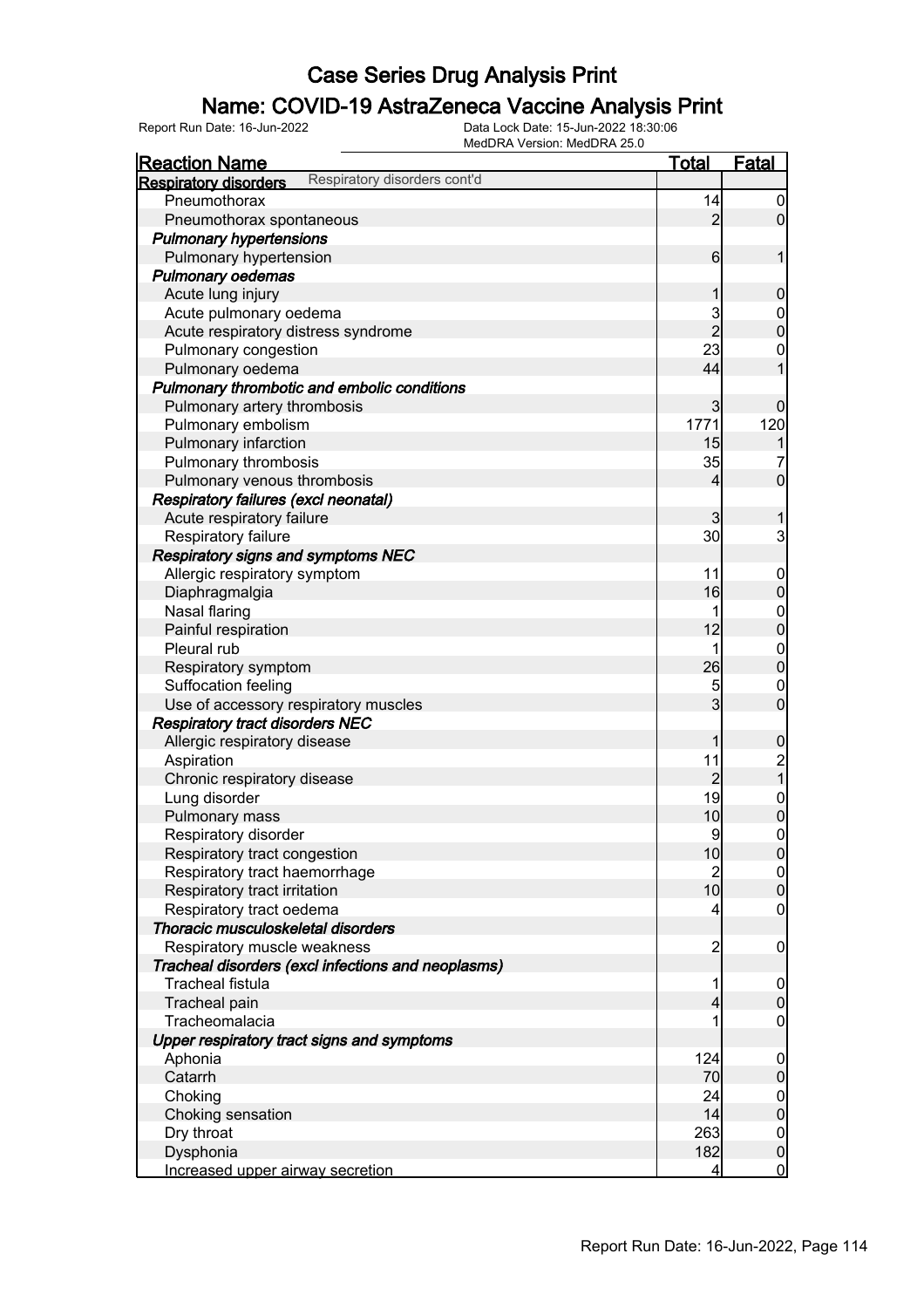# Case Series Drug Analysis Print

## Name: COVID-19 AstraZeneca Vaccine Analysis Print

Report Run Date: 16-Jun-2022    Data Lock Date: 15-Jun-2022 18:30:06
MedDRA Version: MedDRA 25.0

| Reaction Name | Total | Fatal |
|---|---|---|
| **Respiratory disorders** Respiratory disorders cont'd | | |
| Pneumothorax | 14 | 0 |
| Pneumothorax spontaneous | 2 | 0 |
| ***Pulmonary hypertensions*** | | |
| Pulmonary hypertension | 6 | 1 |
| ***Pulmonary oedemas*** | | |
| Acute lung injury | 1 | 0 |
| Acute pulmonary oedema | 3 | 0 |
| Acute respiratory distress syndrome | 2 | 0 |
| Pulmonary congestion | 23 | 0 |
| Pulmonary oedema | 44 | 1 |
| ***Pulmonary thrombotic and embolic conditions*** | | |
| Pulmonary artery thrombosis | 3 | 0 |
| Pulmonary embolism | 1771 | 120 |
| Pulmonary infarction | 15 | 1 |
| Pulmonary thrombosis | 35 | 7 |
| Pulmonary venous thrombosis | 4 | 0 |
| ***Respiratory failures (excl neonatal)*** | | |
| Acute respiratory failure | 3 | 1 |
| Respiratory failure | 30 | 3 |
| ***Respiratory signs and symptoms NEC*** | | |
| Allergic respiratory symptom | 11 | 0 |
| Diaphragmalgia | 16 | 0 |
| Nasal flaring | 1 | 0 |
| Painful respiration | 12 | 0 |
| Pleural rub | 1 | 0 |
| Respiratory symptom | 26 | 0 |
| Suffocation feeling | 5 | 0 |
| Use of accessory respiratory muscles | 3 | 0 |
| ***Respiratory tract disorders NEC*** | | |
| Allergic respiratory disease | 1 | 0 |
| Aspiration | 11 | 2 |
| Chronic respiratory disease | 2 | 1 |
| Lung disorder | 19 | 0 |
| Pulmonary mass | 10 | 0 |
| Respiratory disorder | 9 | 0 |
| Respiratory tract congestion | 10 | 0 |
| Respiratory tract haemorrhage | 2 | 0 |
| Respiratory tract irritation | 10 | 0 |
| Respiratory tract oedema | 4 | 0 |
| ***Thoracic musculoskeletal disorders*** | | |
| Respiratory muscle weakness | 2 | 0 |
| ***Tracheal disorders (excl infections and neoplasms)*** | | |
| Tracheal fistula | 1 | 0 |
| Tracheal pain | 4 | 0 |
| Tracheomalacia | 1 | 0 |
| ***Upper respiratory tract signs and symptoms*** | | |
| Aphonia | 124 | 0 |
| Catarrh | 70 | 0 |
| Choking | 24 | 0 |
| Choking sensation | 14 | 0 |
| Dry throat | 263 | 0 |
| Dysphonia | 182 | 0 |
| Increased upper airway secretion | 4 | 0 |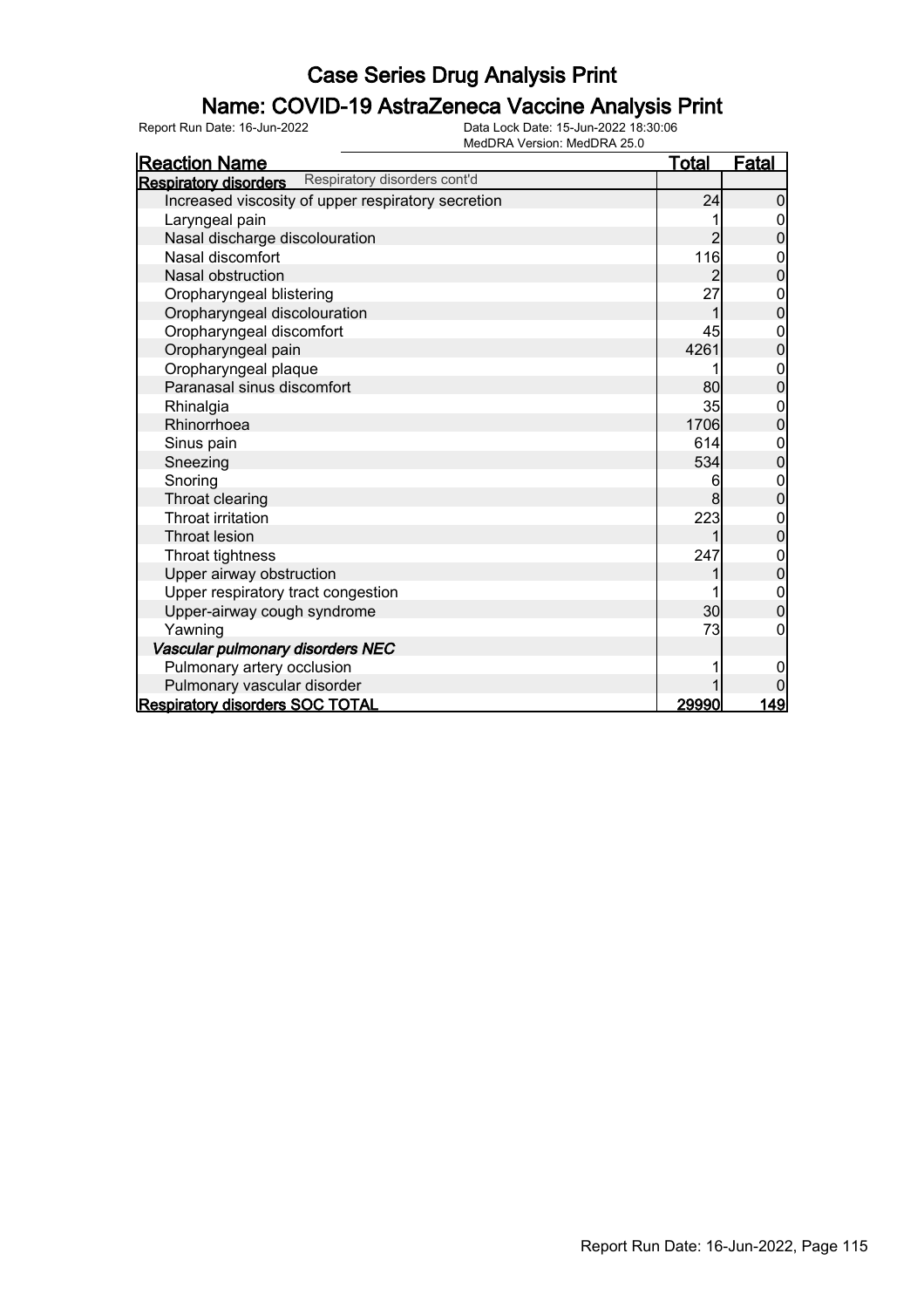# Case Series Drug Analysis Print

## Name: COVID-19 AstraZeneca Vaccine Analysis Print

Report Run Date: 16-Jun-2022

Data Lock Date: 15-Jun-2022 18:30:06
MedDRA Version: MedDRA 25.0

| Reaction Name | Total | Fatal |
|---|---|---|
| **Respiratory disorders** Respiratory disorders cont'd | | |
| Increased viscosity of upper respiratory secretion | 24 | 0 |
| Laryngeal pain | 1 | 0 |
| Nasal discharge discolouration | 2 | 0 |
| Nasal discomfort | 116 | 0 |
| Nasal obstruction | 2 | 0 |
| Oropharyngeal blistering | 27 | 0 |
| Oropharyngeal discolouration | 1 | 0 |
| Oropharyngeal discomfort | 45 | 0 |
| Oropharyngeal pain | 4261 | 0 |
| Oropharyngeal plaque | 1 | 0 |
| Paranasal sinus discomfort | 80 | 0 |
| Rhinalgia | 35 | 0 |
| Rhinorrhoea | 1706 | 0 |
| Sinus pain | 614 | 0 |
| Sneezing | 534 | 0 |
| Snoring | 6 | 0 |
| Throat clearing | 8 | 0 |
| Throat irritation | 223 | 0 |
| Throat lesion | 1 | 0 |
| Throat tightness | 247 | 0 |
| Upper airway obstruction | 1 | 0 |
| Upper respiratory tract congestion | 1 | 0 |
| Upper-airway cough syndrome | 30 | 0 |
| Yawning | 73 | 0 |
| ***Vascular pulmonary disorders NEC*** | | |
| Pulmonary artery occlusion | 1 | 0 |
| Pulmonary vascular disorder | 1 | 0 |
| **Respiratory disorders SOC TOTAL** | **29990** | **149** |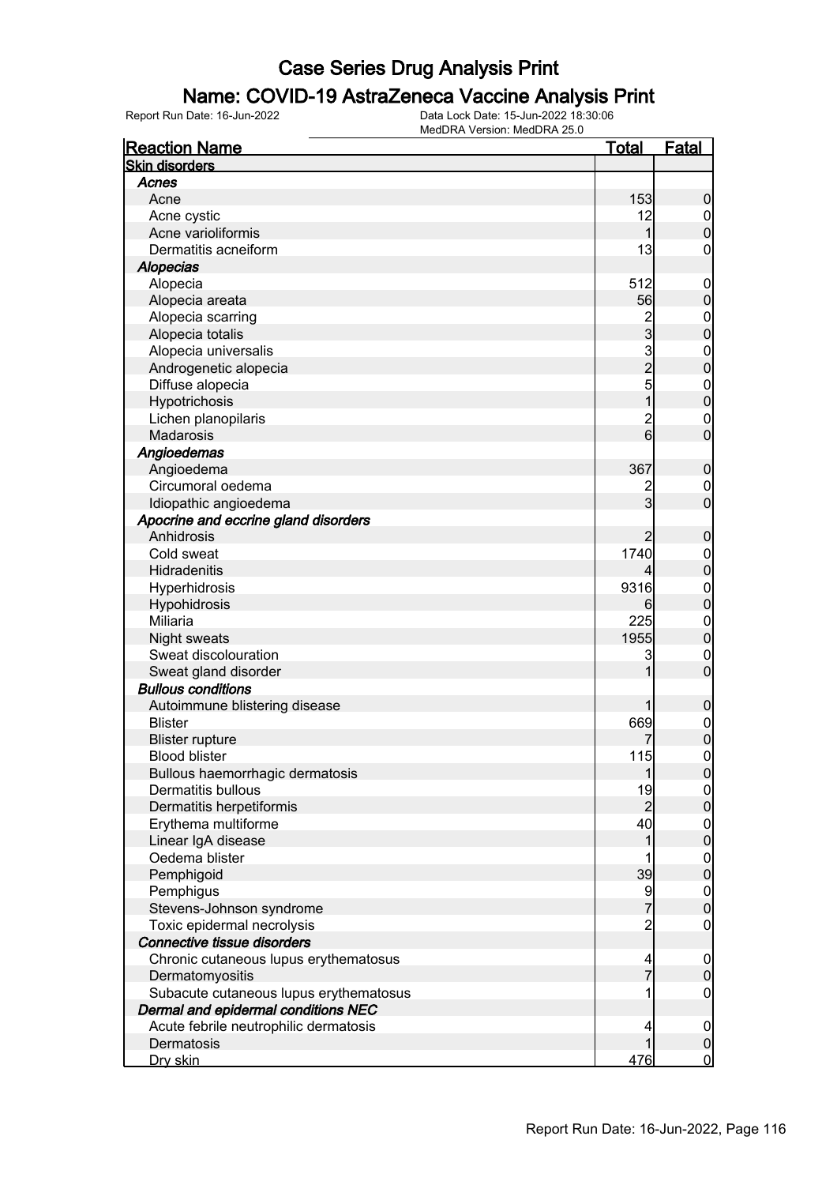# Case Series Drug Analysis Print

## Name: COVID-19 AstraZeneca Vaccine Analysis Print

Report Run Date: 16-Jun-2022    Data Lock Date: 15-Jun-2022 18:30:06
MedDRA Version: MedDRA 25.0

| Reaction Name | Total | Fatal |
|---|---|---|
| **Skin disorders** | | |
| ***Acnes*** | | |
| Acne | 153 | 0 |
| Acne cystic | 12 | 0 |
| Acne varioliformis | 1 | 0 |
| Dermatitis acneiform | 13 | 0 |
| ***Alopecias*** | | |
| Alopecia | 512 | 0 |
| Alopecia areata | 56 | 0 |
| Alopecia scarring | 2 | 0 |
| Alopecia totalis | 3 | 0 |
| Alopecia universalis | 3 | 0 |
| Androgenetic alopecia | 2 | 0 |
| Diffuse alopecia | 5 | 0 |
| Hypotrichosis | 1 | 0 |
| Lichen planopilaris | 2 | 0 |
| Madarosis | 6 | 0 |
| ***Angioedemas*** | | |
| Angioedema | 367 | 0 |
| Circumoral oedema | 2 | 0 |
| Idiopathic angioedema | 3 | 0 |
| ***Apocrine and eccrine gland disorders*** | | |
| Anhidrosis | 2 | 0 |
| Cold sweat | 1740 | 0 |
| Hidradenitis | 4 | 0 |
| Hyperhidrosis | 9316 | 0 |
| Hypohidrosis | 6 | 0 |
| Miliaria | 225 | 0 |
| Night sweats | 1955 | 0 |
| Sweat discolouration | 3 | 0 |
| Sweat gland disorder | 1 | 0 |
| ***Bullous conditions*** | | |
| Autoimmune blistering disease | 1 | 0 |
| Blister | 669 | 0 |
| Blister rupture | 7 | 0 |
| Blood blister | 115 | 0 |
| Bullous haemorrhagic dermatosis | 1 | 0 |
| Dermatitis bullous | 19 | 0 |
| Dermatitis herpetiformis | 2 | 0 |
| Erythema multiforme | 40 | 0 |
| Linear IgA disease | 1 | 0 |
| Oedema blister | 1 | 0 |
| Pemphigoid | 39 | 0 |
| Pemphigus | 9 | 0 |
| Stevens-Johnson syndrome | 7 | 0 |
| Toxic epidermal necrolysis | 2 | 0 |
| ***Connective tissue disorders*** | | |
| Chronic cutaneous lupus erythematosus | 4 | 0 |
| Dermatomyositis | 7 | 0 |
| Subacute cutaneous lupus erythematosus | 1 | 0 |
| ***Dermal and epidermal conditions NEC*** | | |
| Acute febrile neutrophilic dermatosis | 4 | 0 |
| Dermatosis | 1 | 0 |
| Dry skin | 476 | 0 |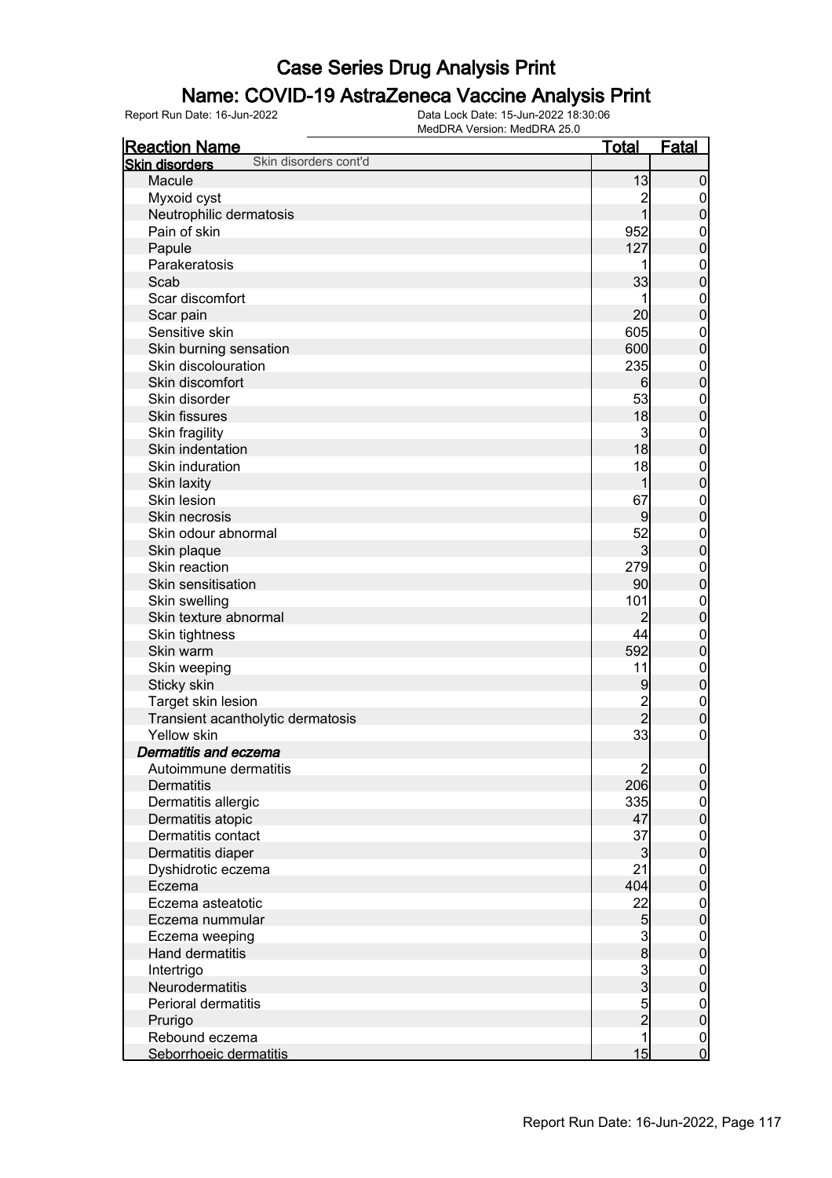# Case Series Drug Analysis Print

## Name: COVID-19 AstraZeneca Vaccine Analysis Print

Report Run Date: 16-Jun-2022

Data Lock Date: 15-Jun-2022 18:30:06
MedDRA Version: MedDRA 25.0

| Reaction Name | Total | Fatal |
|---|---|---|
| **Skin disorders** Skin disorders cont'd | | |
| Macule | 13 | 0 |
| Myxoid cyst | 2 | 0 |
| Neutrophilic dermatosis | 1 | 0 |
| Pain of skin | 952 | 0 |
| Papule | 127 | 0 |
| Parakeratosis | 1 | 0 |
| Scab | 33 | 0 |
| Scar discomfort | 1 | 0 |
| Scar pain | 20 | 0 |
| Sensitive skin | 605 | 0 |
| Skin burning sensation | 600 | 0 |
| Skin discolouration | 235 | 0 |
| Skin discomfort | 6 | 0 |
| Skin disorder | 53 | 0 |
| Skin fissures | 18 | 0 |
| Skin fragility | 3 | 0 |
| Skin indentation | 18 | 0 |
| Skin induration | 18 | 0 |
| Skin laxity | 1 | 0 |
| Skin lesion | 67 | 0 |
| Skin necrosis | 9 | 0 |
| Skin odour abnormal | 52 | 0 |
| Skin plaque | 3 | 0 |
| Skin reaction | 279 | 0 |
| Skin sensitisation | 90 | 0 |
| Skin swelling | 101 | 0 |
| Skin texture abnormal | 2 | 0 |
| Skin tightness | 44 | 0 |
| Skin warm | 592 | 0 |
| Skin weeping | 11 | 0 |
| Sticky skin | 9 | 0 |
| Target skin lesion | 2 | 0 |
| Transient acantholytic dermatosis | 2 | 0 |
| Yellow skin | 33 | 0 |
| ***Dermatitis and eczema*** | | |
| Autoimmune dermatitis | 2 | 0 |
| Dermatitis | 206 | 0 |
| Dermatitis allergic | 335 | 0 |
| Dermatitis atopic | 47 | 0 |
| Dermatitis contact | 37 | 0 |
| Dermatitis diaper | 3 | 0 |
| Dyshidrotic eczema | 21 | 0 |
| Eczema | 404 | 0 |
| Eczema asteatotic | 22 | 0 |
| Eczema nummular | 5 | 0 |
| Eczema weeping | 3 | 0 |
| Hand dermatitis | 8 | 0 |
| Intertrigo | 3 | 0 |
| Neurodermatitis | 3 | 0 |
| Perioral dermatitis | 5 | 0 |
| Prurigo | 2 | 0 |
| Rebound eczema | 1 | 0 |
| Seborrhoeic dermatitis | 15 | 0 |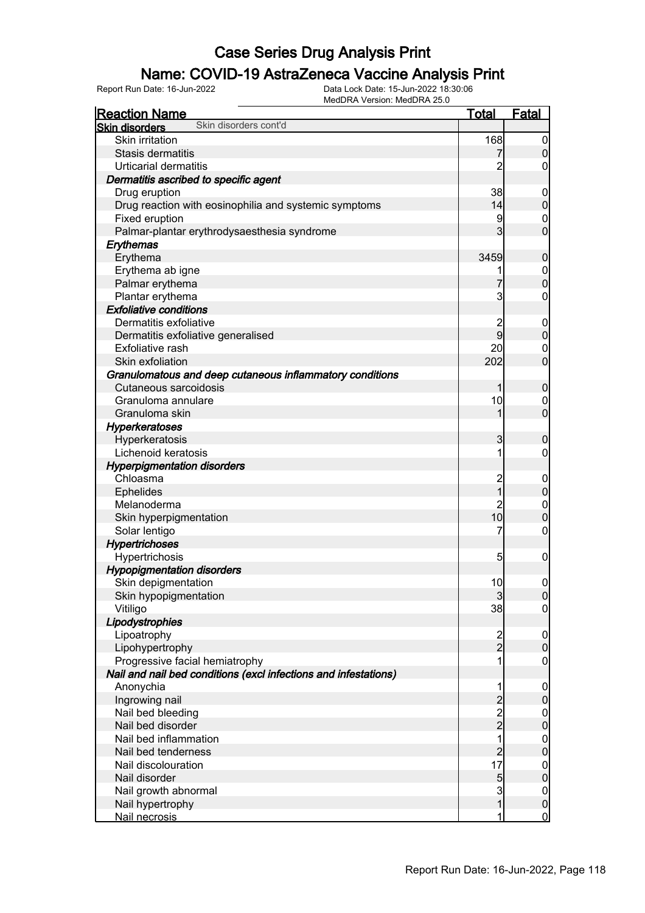# Case Series Drug Analysis Print

## Name: COVID-19 AstraZeneca Vaccine Analysis Print

Report Run Date: 16-Jun-2022 | Data Lock Date: 15-Jun-2022 18:30:06 | MedDRA Version: MedDRA 25.0

| Reaction Name | Total | Fatal |
|---|---|---|
| **Skin disorders** Skin disorders cont'd | | |
| Skin irritation | 168 | 0 |
| Stasis dermatitis | 7 | 0 |
| Urticarial dermatitis | 2 | 0 |
| ***Dermatitis ascribed to specific agent*** | | |
| Drug eruption | 38 | 0 |
| Drug reaction with eosinophilia and systemic symptoms | 14 | 0 |
| Fixed eruption | 9 | 0 |
| Palmar-plantar erythrodysaesthesia syndrome | 3 | 0 |
| ***Erythemas*** | | |
| Erythema | 3459 | 0 |
| Erythema ab igne | 1 | 0 |
| Palmar erythema | 7 | 0 |
| Plantar erythema | 3 | 0 |
| ***Exfoliative conditions*** | | |
| Dermatitis exfoliative | 2 | 0 |
| Dermatitis exfoliative generalised | 9 | 0 |
| Exfoliative rash | 20 | 0 |
| Skin exfoliation | 202 | 0 |
| ***Granulomatous and deep cutaneous inflammatory conditions*** | | |
| Cutaneous sarcoidosis | 1 | 0 |
| Granuloma annulare | 10 | 0 |
| Granuloma skin | 1 | 0 |
| ***Hyperkeratoses*** | | |
| Hyperkeratosis | 3 | 0 |
| Lichenoid keratosis | 1 | 0 |
| ***Hyperpigmentation disorders*** | | |
| Chloasma | 2 | 0 |
| Ephelides | 1 | 0 |
| Melanoderma | 2 | 0 |
| Skin hyperpigmentation | 10 | 0 |
| Solar lentigo | 7 | 0 |
| ***Hypertrichoses*** | | |
| Hypertrichosis | 5 | 0 |
| ***Hypopigmentation disorders*** | | |
| Skin depigmentation | 10 | 0 |
| Skin hypopigmentation | 3 | 0 |
| Vitiligo | 38 | 0 |
| ***Lipodystrophies*** | | |
| Lipoatrophy | 2 | 0 |
| Lipohypertrophy | 2 | 0 |
| Progressive facial hemiatrophy | 1 | 0 |
| ***Nail and nail bed conditions (excl infections and infestations)*** | | |
| Anonychia | 1 | 0 |
| Ingrowing nail | 2 | 0 |
| Nail bed bleeding | 2 | 0 |
| Nail bed disorder | 2 | 0 |
| Nail bed inflammation | 1 | 0 |
| Nail bed tenderness | 2 | 0 |
| Nail discolouration | 17 | 0 |
| Nail disorder | 5 | 0 |
| Nail growth abnormal | 3 | 0 |
| Nail hypertrophy | 1 | 0 |
| Nail necrosis | 1 | 0 |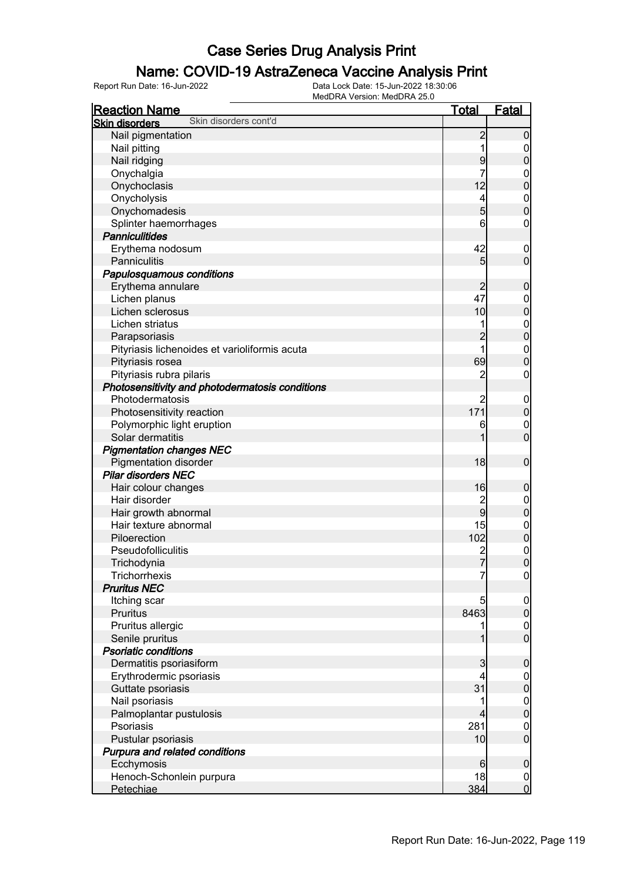# Case Series Drug Analysis Print

## Name: COVID-19 AstraZeneca Vaccine Analysis Print

Report Run Date: 16-Jun-2022
Data Lock Date: 15-Jun-2022 18:30:06
MedDRA Version: MedDRA 25.0

| Reaction Name | Total | Fatal |
|---|---|---|
| **Skin disorders** Skin disorders cont'd | | |
| Nail pigmentation | 2 | 0 |
| Nail pitting | 1 | 0 |
| Nail ridging | 9 | 0 |
| Onychalgia | 7 | 0 |
| Onychoclasis | 12 | 0 |
| Onycholysis | 4 | 0 |
| Onychomadesis | 5 | 0 |
| Splinter haemorrhages | 6 | 0 |
| ***Panniculitides*** | | |
| Erythema nodosum | 42 | 0 |
| Panniculitis | 5 | 0 |
| ***Papulosquamous conditions*** | | |
| Erythema annulare | 2 | 0 |
| Lichen planus | 47 | 0 |
| Lichen sclerosus | 10 | 0 |
| Lichen striatus | 1 | 0 |
| Parapsoriasis | 2 | 0 |
| Pityriasis lichenoides et varioliformis acuta | 1 | 0 |
| Pityriasis rosea | 69 | 0 |
| Pityriasis rubra pilaris | 2 | 0 |
| ***Photosensitivity and photodermatosis conditions*** | | |
| Photodermatosis | 2 | 0 |
| Photosensitivity reaction | 171 | 0 |
| Polymorphic light eruption | 6 | 0 |
| Solar dermatitis | 1 | 0 |
| ***Pigmentation changes NEC*** | | |
| Pigmentation disorder | 18 | 0 |
| ***Pilar disorders NEC*** | | |
| Hair colour changes | 16 | 0 |
| Hair disorder | 2 | 0 |
| Hair growth abnormal | 9 | 0 |
| Hair texture abnormal | 15 | 0 |
| Piloerection | 102 | 0 |
| Pseudofolliculitis | 2 | 0 |
| Trichodynia | 7 | 0 |
| Trichorrhexis | 7 | 0 |
| ***Pruritus NEC*** | | |
| Itching scar | 5 | 0 |
| Pruritus | 8463 | 0 |
| Pruritus allergic | 1 | 0 |
| Senile pruritus | 1 | 0 |
| ***Psoriatic conditions*** | | |
| Dermatitis psoriasiform | 3 | 0 |
| Erythrodermic psoriasis | 4 | 0 |
| Guttate psoriasis | 31 | 0 |
| Nail psoriasis | 1 | 0 |
| Palmoplantar pustulosis | 4 | 0 |
| Psoriasis | 281 | 0 |
| Pustular psoriasis | 10 | 0 |
| ***Purpura and related conditions*** | | |
| Ecchymosis | 6 | 0 |
| Henoch-Schonlein purpura | 18 | 0 |
| Petechiae | 384 | 0 |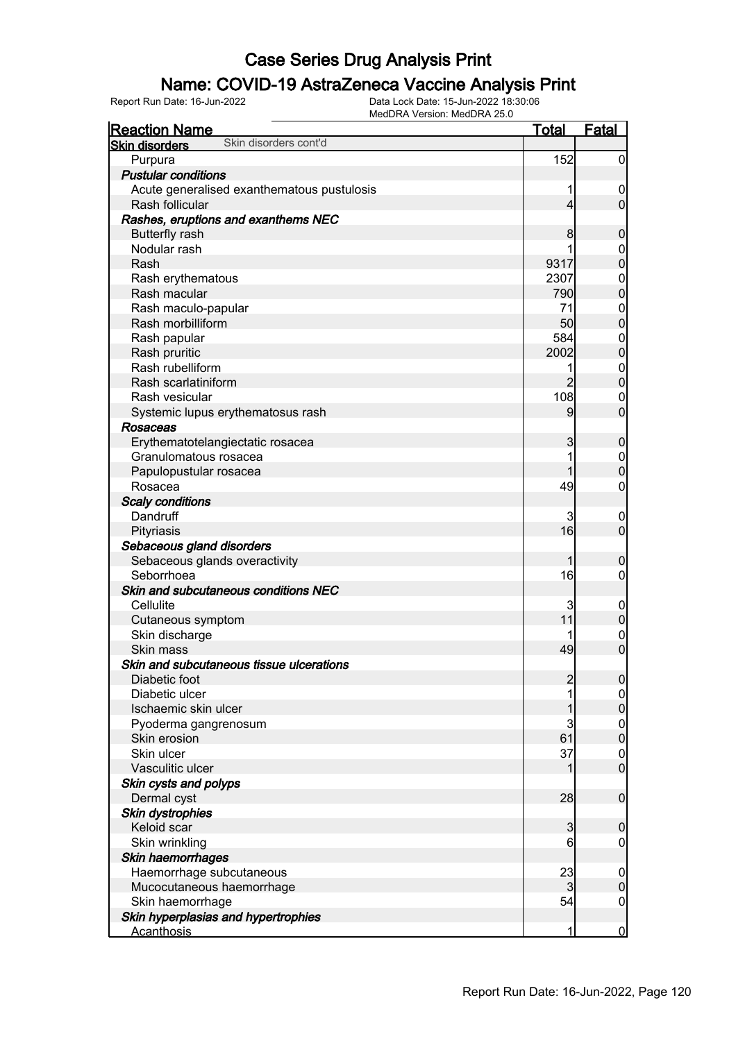# Case Series Drug Analysis Print

## Name: COVID-19 AstraZeneca Vaccine Analysis Print

Report Run Date: 16-Jun-2022  
Data Lock Date: 15-Jun-2022 18:30:06  
MedDRA Version: MedDRA 25.0

| Reaction Name | Total | Fatal |
|---|---|---|
| **Skin disorders** Skin disorders cont'd | | |
| Purpura | 152 | 0 |
| ***Pustular conditions*** | | |
| Acute generalised exanthematous pustulosis | 1 | 0 |
| Rash follicular | 4 | 0 |
| ***Rashes, eruptions and exanthems NEC*** | | |
| Butterfly rash | 8 | 0 |
| Nodular rash | 1 | 0 |
| Rash | 9317 | 0 |
| Rash erythematous | 2307 | 0 |
| Rash macular | 790 | 0 |
| Rash maculo-papular | 71 | 0 |
| Rash morbilliform | 50 | 0 |
| Rash papular | 584 | 0 |
| Rash pruritic | 2002 | 0 |
| Rash rubelliform | 1 | 0 |
| Rash scarlatiniform | 2 | 0 |
| Rash vesicular | 108 | 0 |
| Systemic lupus erythematosus rash | 9 | 0 |
| ***Rosaceas*** | | |
| Erythematotelangiectatic rosacea | 3 | 0 |
| Granulomatous rosacea | 1 | 0 |
| Papulopustular rosacea | 1 | 0 |
| Rosacea | 49 | 0 |
| ***Scaly conditions*** | | |
| Dandruff | 3 | 0 |
| Pityriasis | 16 | 0 |
| ***Sebaceous gland disorders*** | | |
| Sebaceous glands overactivity | 1 | 0 |
| Seborrhoea | 16 | 0 |
| ***Skin and subcutaneous conditions NEC*** | | |
| Cellulite | 3 | 0 |
| Cutaneous symptom | 11 | 0 |
| Skin discharge | 1 | 0 |
| Skin mass | 49 | 0 |
| ***Skin and subcutaneous tissue ulcerations*** | | |
| Diabetic foot | 2 | 0 |
| Diabetic ulcer | 1 | 0 |
| Ischaemic skin ulcer | 1 | 0 |
| Pyoderma gangrenosum | 3 | 0 |
| Skin erosion | 61 | 0 |
| Skin ulcer | 37 | 0 |
| Vasculitic ulcer | 1 | 0 |
| ***Skin cysts and polyps*** | | |
| Dermal cyst | 28 | 0 |
| ***Skin dystrophies*** | | |
| Keloid scar | 3 | 0 |
| Skin wrinkling | 6 | 0 |
| ***Skin haemorrhages*** | | |
| Haemorrhage subcutaneous | 23 | 0 |
| Mucocutaneous haemorrhage | 3 | 0 |
| Skin haemorrhage | 54 | 0 |
| ***Skin hyperplasias and hypertrophies*** | | |
| Acanthosis | 1 | 0 |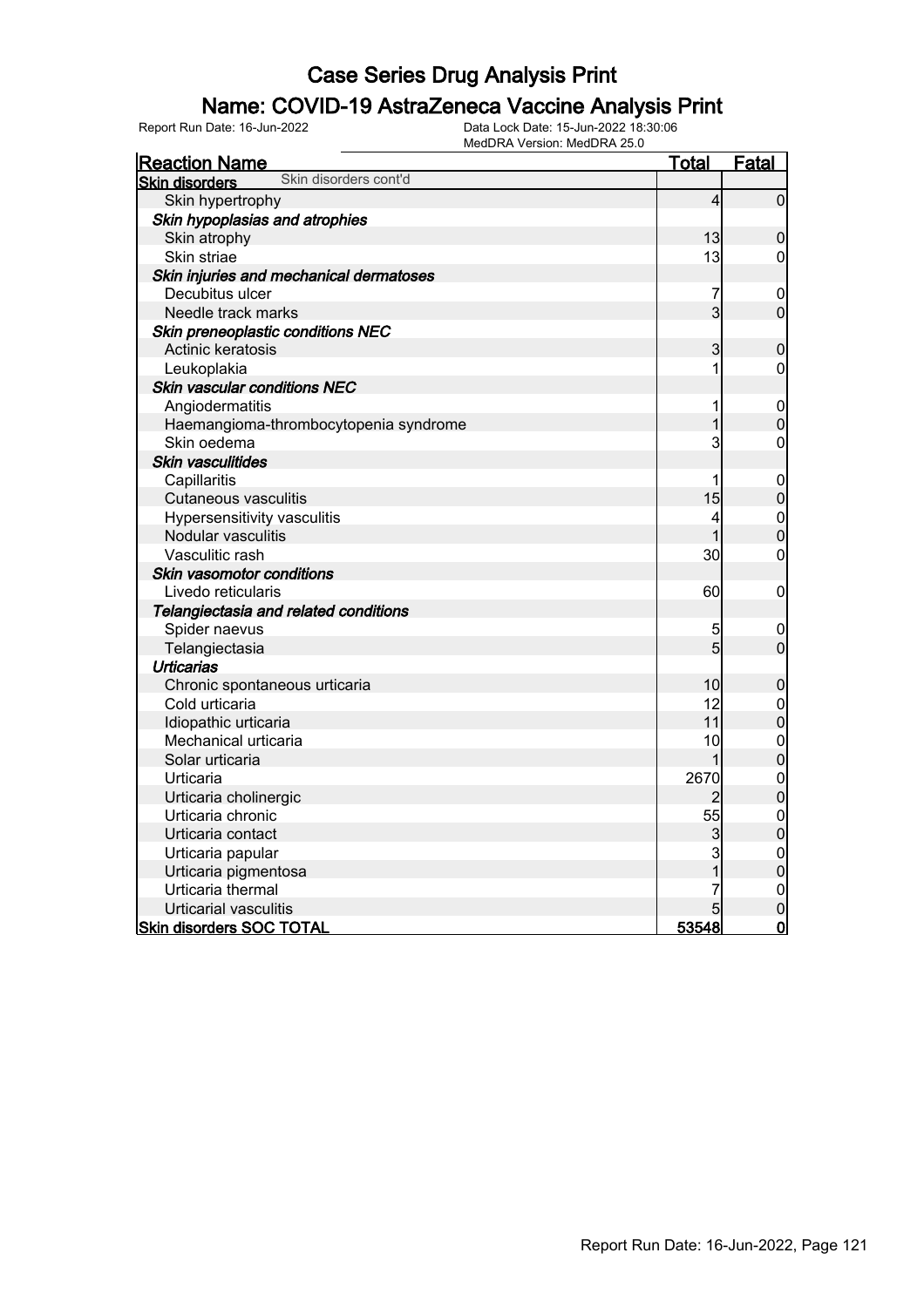# Case Series Drug Analysis Print

## Name: COVID-19 AstraZeneca Vaccine Analysis Print

Report Run Date: 16-Jun-2022
Data Lock Date: 15-Jun-2022 18:30:06
MedDRA Version: MedDRA 25.0

| Reaction Name | Total | Fatal |
|---|---|---|
| **Skin disorders** Skin disorders cont'd | | |
| Skin hypertrophy | 4 | 0 |
| ***Skin hypoplasias and atrophies*** | | |
| Skin atrophy | 13 | 0 |
| Skin striae | 13 | 0 |
| ***Skin injuries and mechanical dermatoses*** | | |
| Decubitus ulcer | 7 | 0 |
| Needle track marks | 3 | 0 |
| ***Skin preneoplastic conditions NEC*** | | |
| Actinic keratosis | 3 | 0 |
| Leukoplakia | 1 | 0 |
| ***Skin vascular conditions NEC*** | | |
| Angiodermatitis | 1 | 0 |
| Haemangioma-thrombocytopenia syndrome | 1 | 0 |
| Skin oedema | 3 | 0 |
| ***Skin vasculitides*** | | |
| Capillaritis | 1 | 0 |
| Cutaneous vasculitis | 15 | 0 |
| Hypersensitivity vasculitis | 4 | 0 |
| Nodular vasculitis | 1 | 0 |
| Vasculitic rash | 30 | 0 |
| ***Skin vasomotor conditions*** | | |
| Livedo reticularis | 60 | 0 |
| ***Telangiectasia and related conditions*** | | |
| Spider naevus | 5 | 0 |
| Telangiectasia | 5 | 0 |
| ***Urticarias*** | | |
| Chronic spontaneous urticaria | 10 | 0 |
| Cold urticaria | 12 | 0 |
| Idiopathic urticaria | 11 | 0 |
| Mechanical urticaria | 10 | 0 |
| Solar urticaria | 1 | 0 |
| Urticaria | 2670 | 0 |
| Urticaria cholinergic | 2 | 0 |
| Urticaria chronic | 55 | 0 |
| Urticaria contact | 3 | 0 |
| Urticaria papular | 3 | 0 |
| Urticaria pigmentosa | 1 | 0 |
| Urticaria thermal | 7 | 0 |
| Urticarial vasculitis | 5 | 0 |
| **Skin disorders SOC TOTAL** | **53548** | **0** |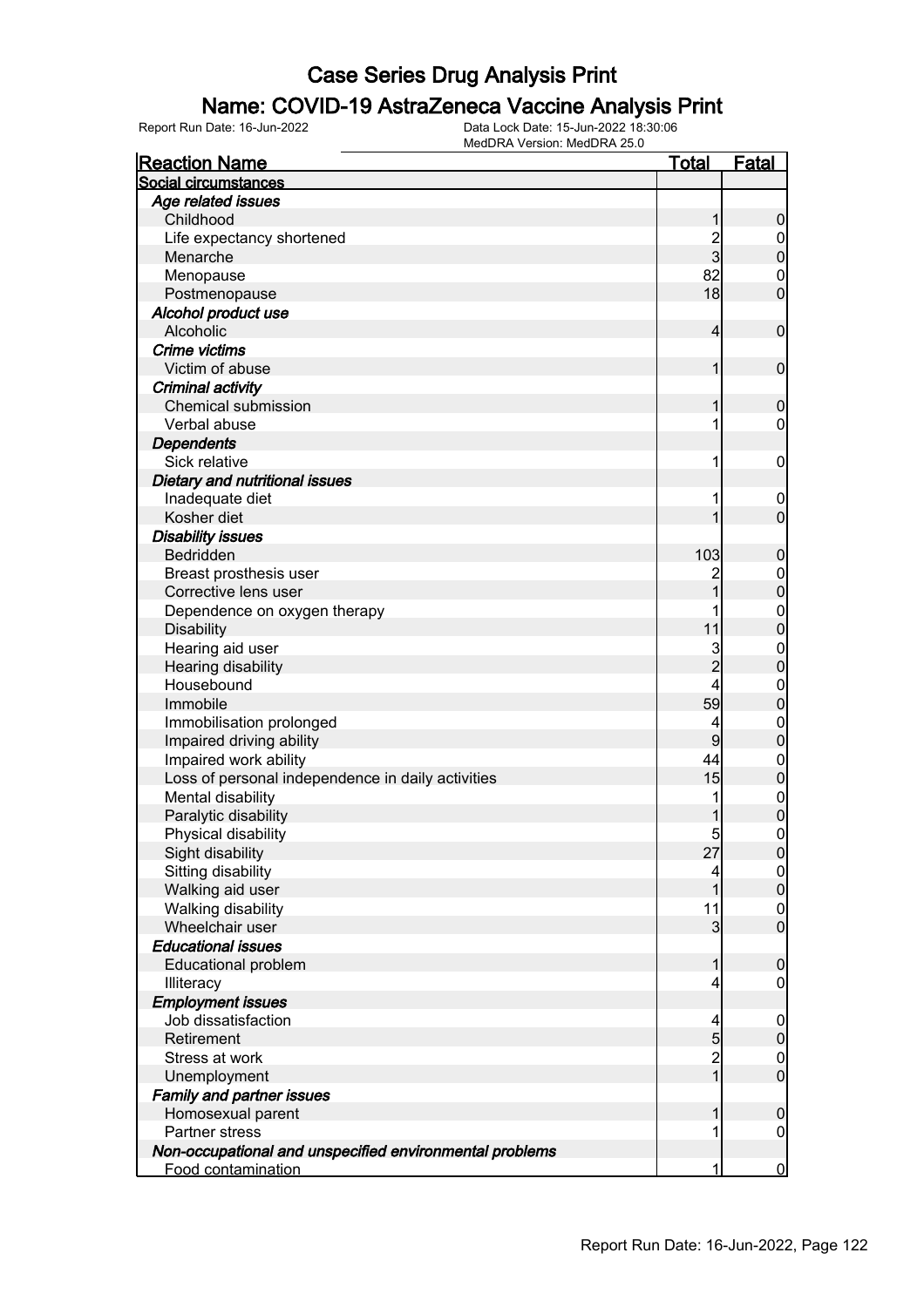# Case Series Drug Analysis Print

## Name: COVID-19 AstraZeneca Vaccine Analysis Print

Report Run Date: 16-Jun-2022    Data Lock Date: 15-Jun-2022 18:30:06
MedDRA Version: MedDRA 25.0

| Reaction Name | Total | Fatal |
|---|---|---|
| **Social circumstances** | | |
| ***Age related issues*** | | |
| Childhood | 1 | 0 |
| Life expectancy shortened | 2 | 0 |
| Menarche | 3 | 0 |
| Menopause | 82 | 0 |
| Postmenopause | 18 | 0 |
| ***Alcohol product use*** | | |
| Alcoholic | 4 | 0 |
| ***Crime victims*** | | |
| Victim of abuse | 1 | 0 |
| ***Criminal activity*** | | |
| Chemical submission | 1 | 0 |
| Verbal abuse | 1 | 0 |
| ***Dependents*** | | |
| Sick relative | 1 | 0 |
| ***Dietary and nutritional issues*** | | |
| Inadequate diet | 1 | 0 |
| Kosher diet | 1 | 0 |
| ***Disability issues*** | | |
| Bedridden | 103 | 0 |
| Breast prosthesis user | 2 | 0 |
| Corrective lens user | 1 | 0 |
| Dependence on oxygen therapy | 1 | 0 |
| Disability | 11 | 0 |
| Hearing aid user | 3 | 0 |
| Hearing disability | 2 | 0 |
| Housebound | 4 | 0 |
| Immobile | 59 | 0 |
| Immobilisation prolonged | 4 | 0 |
| Impaired driving ability | 9 | 0 |
| Impaired work ability | 44 | 0 |
| Loss of personal independence in daily activities | 15 | 0 |
| Mental disability | 1 | 0 |
| Paralytic disability | 1 | 0 |
| Physical disability | 5 | 0 |
| Sight disability | 27 | 0 |
| Sitting disability | 4 | 0 |
| Walking aid user | 1 | 0 |
| Walking disability | 11 | 0 |
| Wheelchair user | 3 | 0 |
| ***Educational issues*** | | |
| Educational problem | 1 | 0 |
| Illiteracy | 4 | 0 |
| ***Employment issues*** | | |
| Job dissatisfaction | 4 | 0 |
| Retirement | 5 | 0 |
| Stress at work | 2 | 0 |
| Unemployment | 1 | 0 |
| ***Family and partner issues*** | | |
| Homosexual parent | 1 | 0 |
| Partner stress | 1 | 0 |
| ***Non-occupational and unspecified environmental problems*** | | |
| Food contamination | 1 | 0 |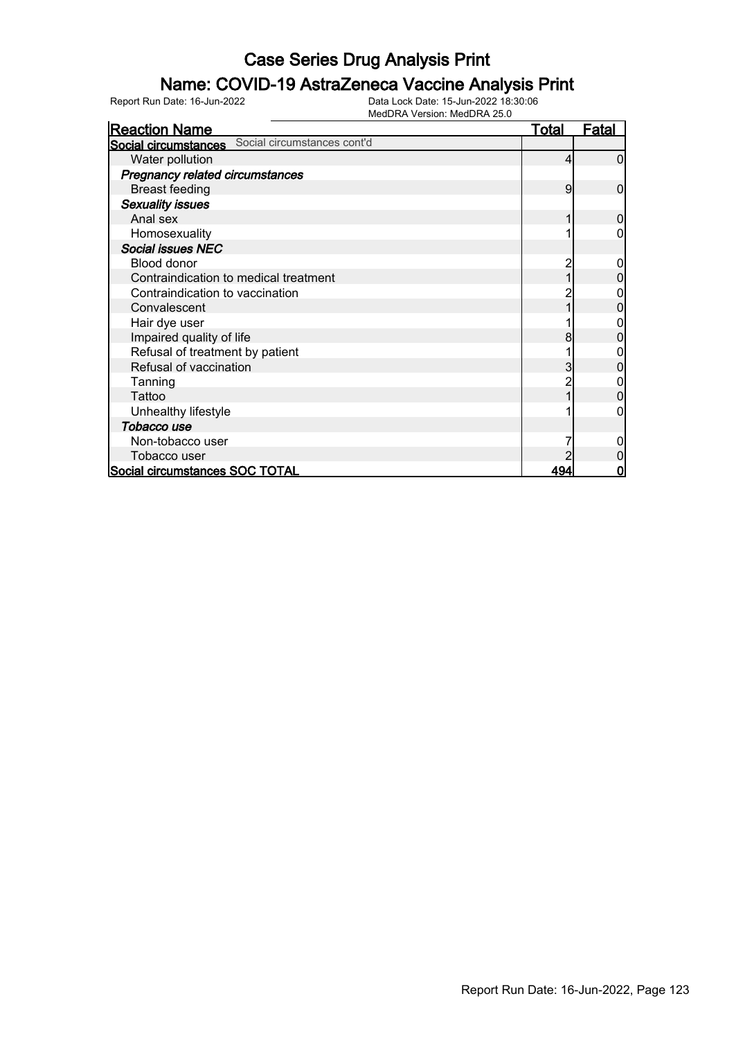# Case Series Drug Analysis Print

## Name: COVID-19 AstraZeneca Vaccine Analysis Print

Report Run Date: 16-Jun-2022

Data Lock Date: 15-Jun-2022 18:30:06
MedDRA Version: MedDRA 25.0

| Reaction Name | Total | Fatal |
|---|---|---|
| **Social circumstances** Social circumstances cont'd | | |
| Water pollution | 4 | 0 |
| ***Pregnancy related circumstances*** | | |
| Breast feeding | 9 | 0 |
| ***Sexuality issues*** | | |
| Anal sex | 1 | 0 |
| Homosexuality | 1 | 0 |
| ***Social issues NEC*** | | |
| Blood donor | 2 | 0 |
| Contraindication to medical treatment | 1 | 0 |
| Contraindication to vaccination | 2 | 0 |
| Convalescent | 1 | 0 |
| Hair dye user | 1 | 0 |
| Impaired quality of life | 8 | 0 |
| Refusal of treatment by patient | 1 | 0 |
| Refusal of vaccination | 3 | 0 |
| Tanning | 2 | 0 |
| Tattoo | 1 | 0 |
| Unhealthy lifestyle | 1 | 0 |
| ***Tobacco use*** | | |
| Non-tobacco user | 7 | 0 |
| Tobacco user | 2 | 0 |
| **Social circumstances SOC TOTAL** | **494** | **0** |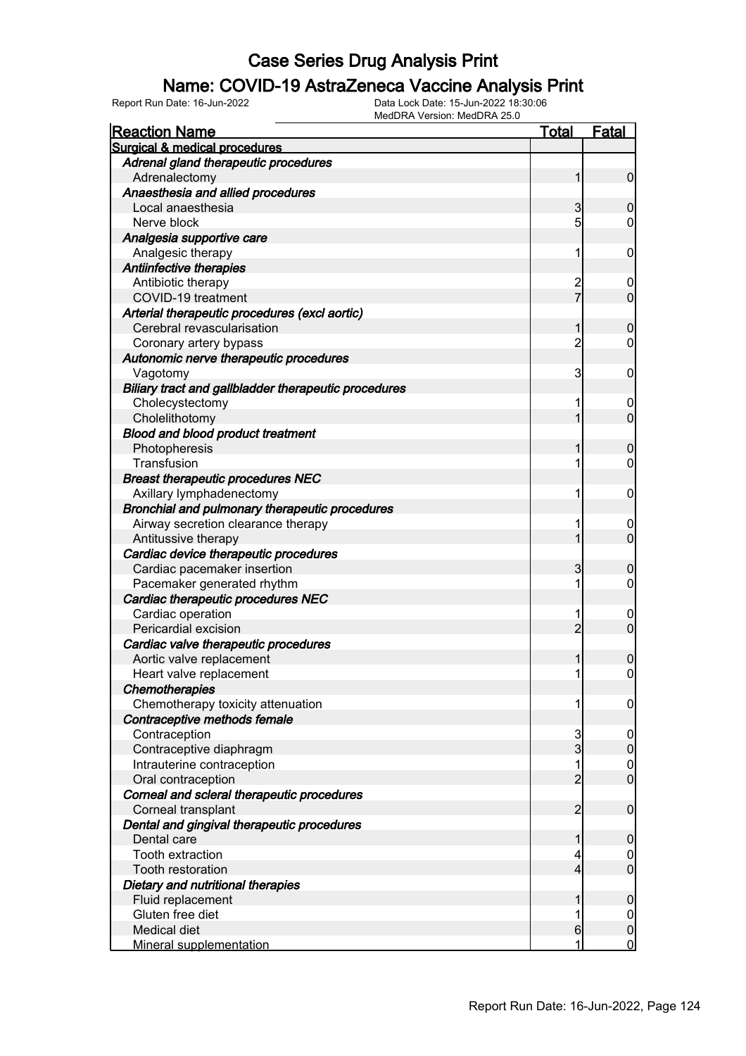# Case Series Drug Analysis Print

## Name: COVID-19 AstraZeneca Vaccine Analysis Print

Report Run Date: 16-Jun-2022

Data Lock Date: 15-Jun-2022 18:30:06

MedDRA Version: MedDRA 25.0

| Reaction Name | Total | Fatal |
|---|---|---|
| **Surgical & medical procedures** | | |
| ***Adrenal gland therapeutic procedures*** | | |
| Adrenalectomy | 1 | 0 |
| ***Anaesthesia and allied procedures*** | | |
| Local anaesthesia | 3 | 0 |
| Nerve block | 5 | 0 |
| ***Analgesia supportive care*** | | |
| Analgesic therapy | 1 | 0 |
| ***Antiinfective therapies*** | | |
| Antibiotic therapy | 2 | 0 |
| COVID-19 treatment | 7 | 0 |
| ***Arterial therapeutic procedures (excl aortic)*** | | |
| Cerebral revascularisation | 1 | 0 |
| Coronary artery bypass | 2 | 0 |
| ***Autonomic nerve therapeutic procedures*** | | |
| Vagotomy | 3 | 0 |
| ***Biliary tract and gallbladder therapeutic procedures*** | | |
| Cholecystectomy | 1 | 0 |
| Cholelithotomy | 1 | 0 |
| ***Blood and blood product treatment*** | | |
| Photopheresis | 1 | 0 |
| Transfusion | 1 | 0 |
| ***Breast therapeutic procedures NEC*** | | |
| Axillary lymphadenectomy | 1 | 0 |
| ***Bronchial and pulmonary therapeutic procedures*** | | |
| Airway secretion clearance therapy | 1 | 0 |
| Antitussive therapy | 1 | 0 |
| ***Cardiac device therapeutic procedures*** | | |
| Cardiac pacemaker insertion | 3 | 0 |
| Pacemaker generated rhythm | 1 | 0 |
| ***Cardiac therapeutic procedures NEC*** | | |
| Cardiac operation | 1 | 0 |
| Pericardial excision | 2 | 0 |
| ***Cardiac valve therapeutic procedures*** | | |
| Aortic valve replacement | 1 | 0 |
| Heart valve replacement | 1 | 0 |
| ***Chemotherapies*** | | |
| Chemotherapy toxicity attenuation | 1 | 0 |
| ***Contraceptive methods female*** | | |
| Contraception | 3 | 0 |
| Contraceptive diaphragm | 3 | 0 |
| Intrauterine contraception | 1 | 0 |
| Oral contraception | 2 | 0 |
| ***Corneal and scleral therapeutic procedures*** | | |
| Corneal transplant | 2 | 0 |
| ***Dental and gingival therapeutic procedures*** | | |
| Dental care | 1 | 0 |
| Tooth extraction | 4 | 0 |
| Tooth restoration | 4 | 0 |
| ***Dietary and nutritional therapies*** | | |
| Fluid replacement | 1 | 0 |
| Gluten free diet | 1 | 0 |
| Medical diet | 6 | 0 |
| Mineral supplementation | 1 | 0 |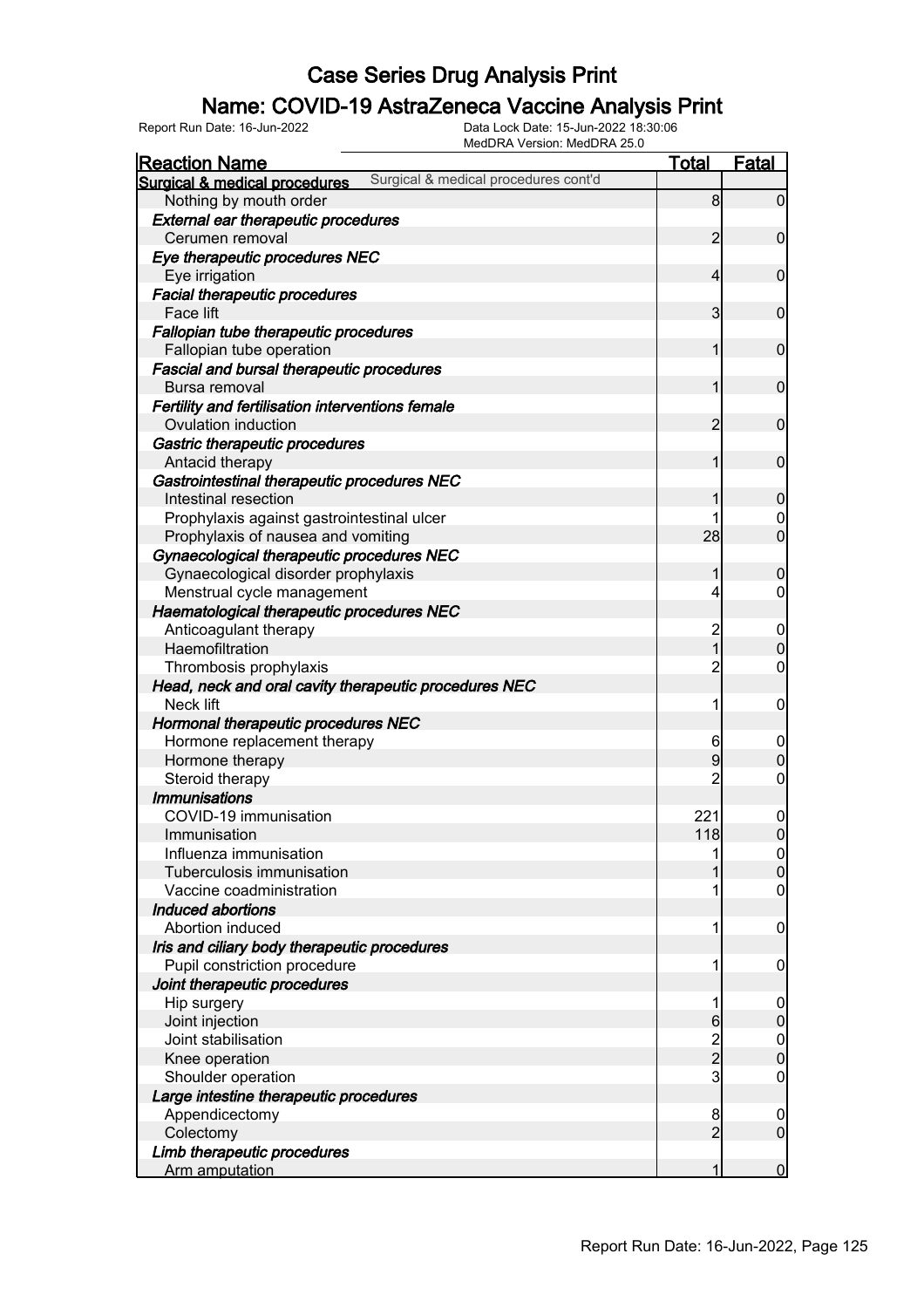# Case Series Drug Analysis Print

## Name: COVID-19 AstraZeneca Vaccine Analysis Print

Report Run Date: 16-Jun-2022

Data Lock Date: 15-Jun-2022 18:30:06
MedDRA Version: MedDRA 25.0

| Reaction Name | Total | Fatal |
|---|---|---|
| **Surgical & medical procedures** Surgical & medical procedures cont'd | | |
| Nothing by mouth order | 8 | 0 |
| ***External ear therapeutic procedures*** | | |
| Cerumen removal | 2 | 0 |
| ***Eye therapeutic procedures NEC*** | | |
| Eye irrigation | 4 | 0 |
| ***Facial therapeutic procedures*** | | |
| Face lift | 3 | 0 |
| ***Fallopian tube therapeutic procedures*** | | |
| Fallopian tube operation | 1 | 0 |
| ***Fascial and bursal therapeutic procedures*** | | |
| Bursa removal | 1 | 0 |
| ***Fertility and fertilisation interventions female*** | | |
| Ovulation induction | 2 | 0 |
| ***Gastric therapeutic procedures*** | | |
| Antacid therapy | 1 | 0 |
| ***Gastrointestinal therapeutic procedures NEC*** | | |
| Intestinal resection | 1 | 0 |
| Prophylaxis against gastrointestinal ulcer | 1 | 0 |
| Prophylaxis of nausea and vomiting | 28 | 0 |
| ***Gynaecological therapeutic procedures NEC*** | | |
| Gynaecological disorder prophylaxis | 1 | 0 |
| Menstrual cycle management | 4 | 0 |
| ***Haematological therapeutic procedures NEC*** | | |
| Anticoagulant therapy | 2 | 0 |
| Haemofiltration | 1 | 0 |
| Thrombosis prophylaxis | 2 | 0 |
| ***Head, neck and oral cavity therapeutic procedures NEC*** | | |
| Neck lift | 1 | 0 |
| ***Hormonal therapeutic procedures NEC*** | | |
| Hormone replacement therapy | 6 | 0 |
| Hormone therapy | 9 | 0 |
| Steroid therapy | 2 | 0 |
| ***Immunisations*** | | |
| COVID-19 immunisation | 221 | 0 |
| Immunisation | 118 | 0 |
| Influenza immunisation | 1 | 0 |
| Tuberculosis immunisation | 1 | 0 |
| Vaccine coadministration | 1 | 0 |
| ***Induced abortions*** | | |
| Abortion induced | 1 | 0 |
| ***Iris and ciliary body therapeutic procedures*** | | |
| Pupil constriction procedure | 1 | 0 |
| ***Joint therapeutic procedures*** | | |
| Hip surgery | 1 | 0 |
| Joint injection | 6 | 0 |
| Joint stabilisation | 2 | 0 |
| Knee operation | 2 | 0 |
| Shoulder operation | 3 | 0 |
| ***Large intestine therapeutic procedures*** | | |
| Appendicectomy | 8 | 0 |
| Colectomy | 2 | 0 |
| ***Limb therapeutic procedures*** | | |
| Arm amputation | 1 | 0 |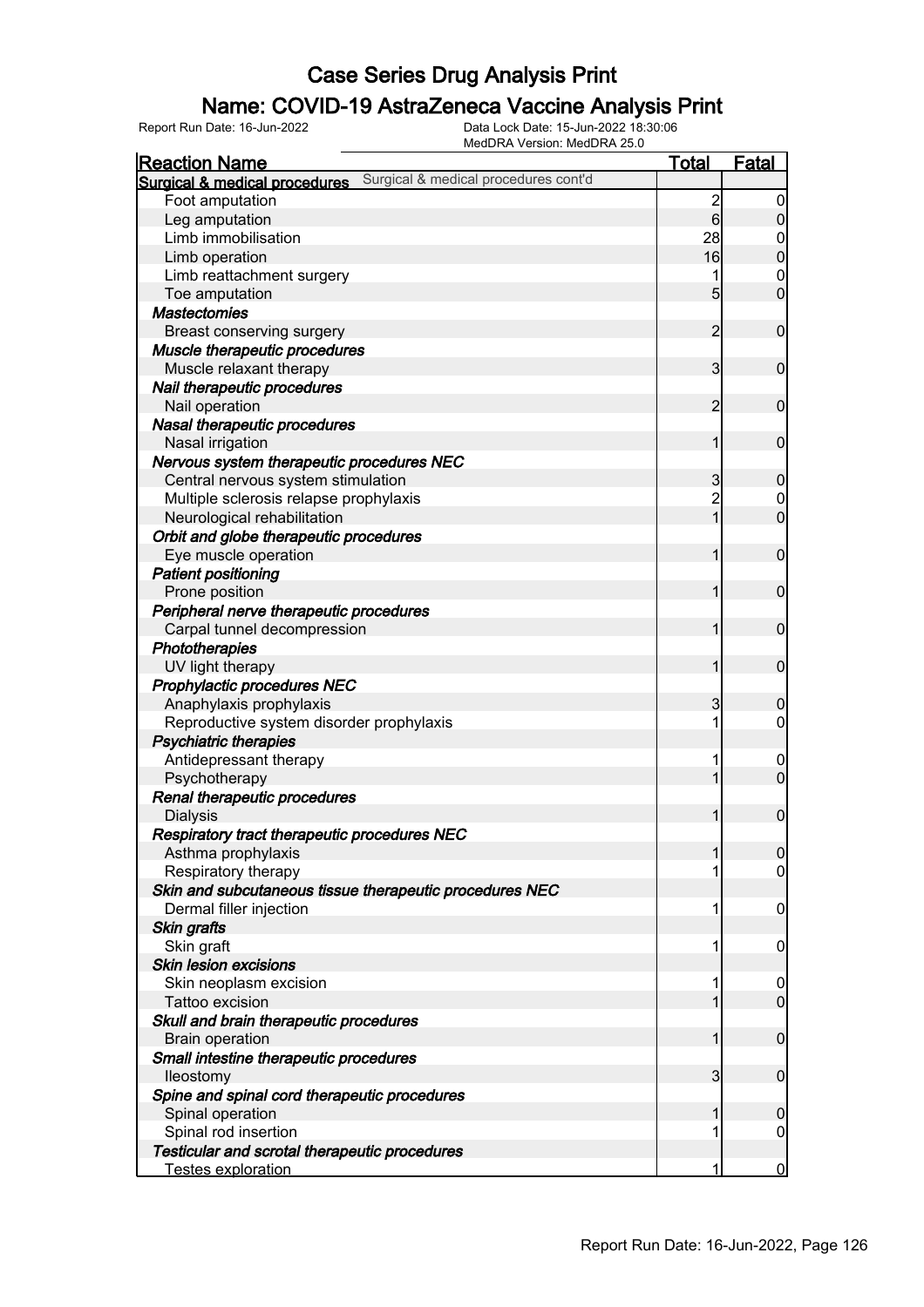# Case Series Drug Analysis Print

## Name: COVID-19 AstraZeneca Vaccine Analysis Print

Report Run Date: 16-Jun-2022    Data Lock Date: 15-Jun-2022 18:30:06
MedDRA Version: MedDRA 25.0

| Reaction Name | Total | Fatal |
|---|---|---|
| **Surgical & medical procedures** Surgical & medical procedures cont'd | | |
| Foot amputation | 2 | 0 |
| Leg amputation | 6 | 0 |
| Limb immobilisation | 28 | 0 |
| Limb operation | 16 | 0 |
| Limb reattachment surgery | 1 | 0 |
| Toe amputation | 5 | 0 |
| ***Mastectomies*** | | |
| Breast conserving surgery | 2 | 0 |
| ***Muscle therapeutic procedures*** | | |
| Muscle relaxant therapy | 3 | 0 |
| ***Nail therapeutic procedures*** | | |
| Nail operation | 2 | 0 |
| ***Nasal therapeutic procedures*** | | |
| Nasal irrigation | 1 | 0 |
| ***Nervous system therapeutic procedures NEC*** | | |
| Central nervous system stimulation | 3 | 0 |
| Multiple sclerosis relapse prophylaxis | 2 | 0 |
| Neurological rehabilitation | 1 | 0 |
| ***Orbit and globe therapeutic procedures*** | | |
| Eye muscle operation | 1 | 0 |
| ***Patient positioning*** | | |
| Prone position | 1 | 0 |
| ***Peripheral nerve therapeutic procedures*** | | |
| Carpal tunnel decompression | 1 | 0 |
| ***Phototherapies*** | | |
| UV light therapy | 1 | 0 |
| ***Prophylactic procedures NEC*** | | |
| Anaphylaxis prophylaxis | 3 | 0 |
| Reproductive system disorder prophylaxis | 1 | 0 |
| ***Psychiatric therapies*** | | |
| Antidepressant therapy | 1 | 0 |
| Psychotherapy | 1 | 0 |
| ***Renal therapeutic procedures*** | | |
| Dialysis | 1 | 0 |
| ***Respiratory tract therapeutic procedures NEC*** | | |
| Asthma prophylaxis | 1 | 0 |
| Respiratory therapy | 1 | 0 |
| ***Skin and subcutaneous tissue therapeutic procedures NEC*** | | |
| Dermal filler injection | 1 | 0 |
| ***Skin grafts*** | | |
| Skin graft | 1 | 0 |
| ***Skin lesion excisions*** | | |
| Skin neoplasm excision | 1 | 0 |
| Tattoo excision | 1 | 0 |
| ***Skull and brain therapeutic procedures*** | | |
| Brain operation | 1 | 0 |
| ***Small intestine therapeutic procedures*** | | |
| Ileostomy | 3 | 0 |
| ***Spine and spinal cord therapeutic procedures*** | | |
| Spinal operation | 1 | 0 |
| Spinal rod insertion | 1 | 0 |
| ***Testicular and scrotal therapeutic procedures*** | | |
| Testes exploration | 1 | 0 |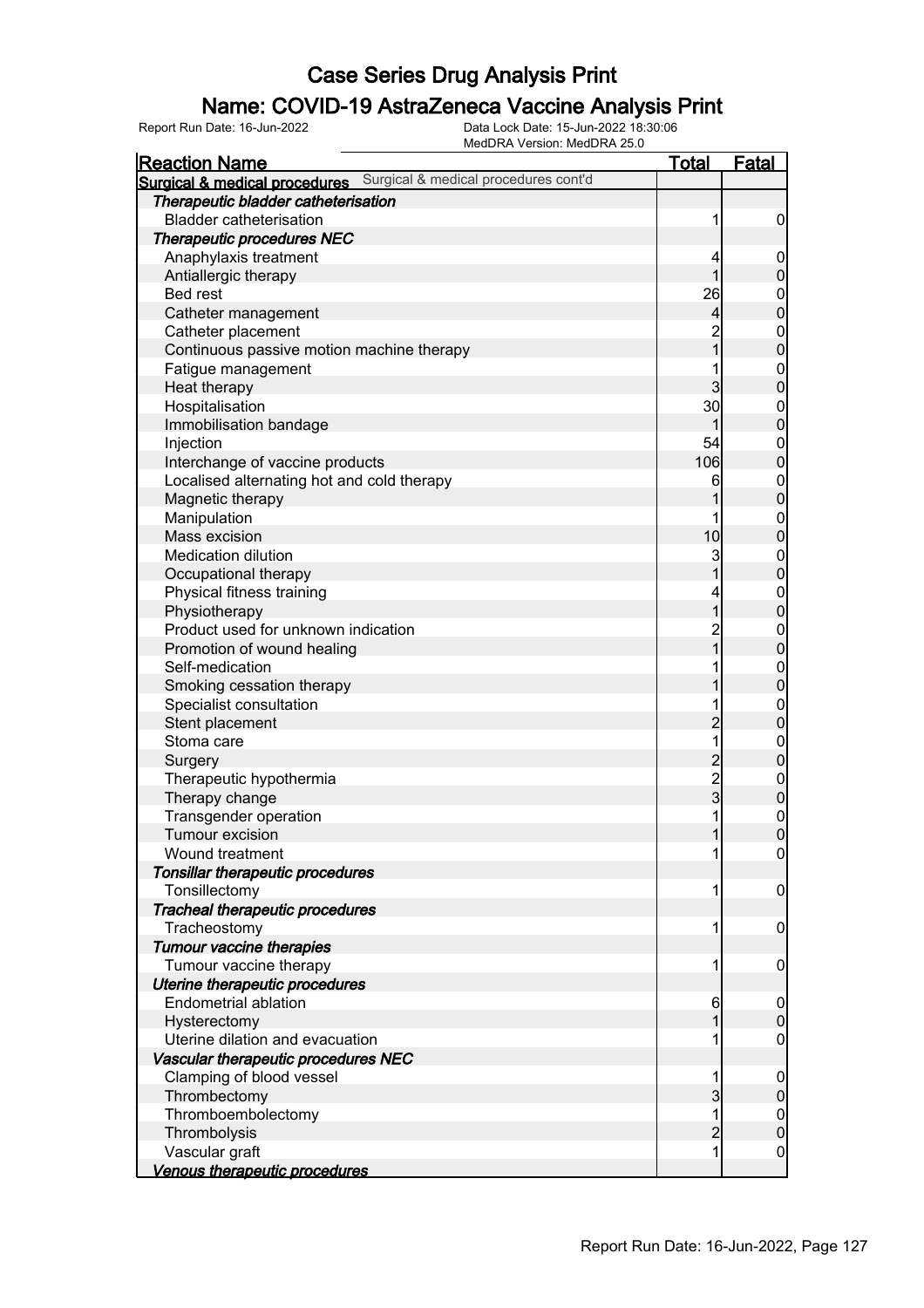# Case Series Drug Analysis Print

## Name: COVID-19 AstraZeneca Vaccine Analysis Print

Report Run Date: 16-Jun-2022

Data Lock Date: 15-Jun-2022 18:30:06
MedDRA Version: MedDRA 25.0

| Reaction Name | Total | Fatal |
|---|---|---|
| **Surgical & medical procedures** Surgical & medical procedures cont'd | | |
| ***Therapeutic bladder catheterisation*** | | |
| Bladder catheterisation | 1 | 0 |
| ***Therapeutic procedures NEC*** | | |
| Anaphylaxis treatment | 4 | 0 |
| Antiallergic therapy | 1 | 0 |
| Bed rest | 26 | 0 |
| Catheter management | 4 | 0 |
| Catheter placement | 2 | 0 |
| Continuous passive motion machine therapy | 1 | 0 |
| Fatigue management | 1 | 0 |
| Heat therapy | 3 | 0 |
| Hospitalisation | 30 | 0 |
| Immobilisation bandage | 1 | 0 |
| Injection | 54 | 0 |
| Interchange of vaccine products | 106 | 0 |
| Localised alternating hot and cold therapy | 6 | 0 |
| Magnetic therapy | 1 | 0 |
| Manipulation | 1 | 0 |
| Mass excision | 10 | 0 |
| Medication dilution | 3 | 0 |
| Occupational therapy | 1 | 0 |
| Physical fitness training | 4 | 0 |
| Physiotherapy | 1 | 0 |
| Product used for unknown indication | 2 | 0 |
| Promotion of wound healing | 1 | 0 |
| Self-medication | 1 | 0 |
| Smoking cessation therapy | 1 | 0 |
| Specialist consultation | 1 | 0 |
| Stent placement | 2 | 0 |
| Stoma care | 1 | 0 |
| Surgery | 2 | 0 |
| Therapeutic hypothermia | 2 | 0 |
| Therapy change | 3 | 0 |
| Transgender operation | 1 | 0 |
| Tumour excision | 1 | 0 |
| Wound treatment | 1 | 0 |
| ***Tonsillar therapeutic procedures*** | | |
| Tonsillectomy | 1 | 0 |
| ***Tracheal therapeutic procedures*** | | |
| Tracheostomy | 1 | 0 |
| ***Tumour vaccine therapies*** | | |
| Tumour vaccine therapy | 1 | 0 |
| ***Uterine therapeutic procedures*** | | |
| Endometrial ablation | 6 | 0 |
| Hysterectomy | 1 | 0 |
| Uterine dilation and evacuation | 1 | 0 |
| ***Vascular therapeutic procedures NEC*** | | |
| Clamping of blood vessel | 1 | 0 |
| Thrombectomy | 3 | 0 |
| Thromboembolectomy | 1 | 0 |
| Thrombolysis | 2 | 0 |
| Vascular graft | 1 | 0 |
| ***Venous therapeutic procedures*** | | |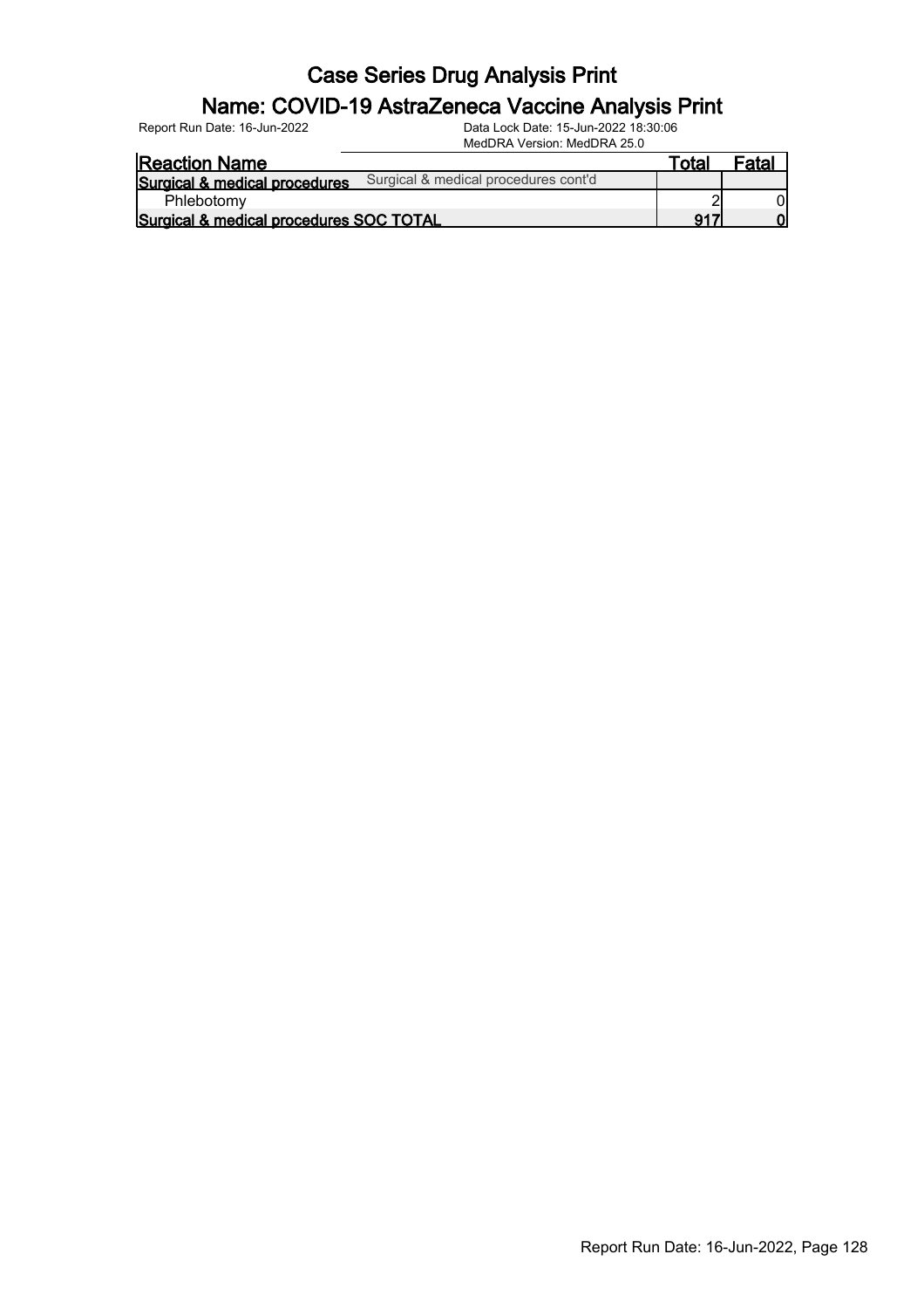# Case Series Drug Analysis Print

## Name: COVID-19 AstraZeneca Vaccine Analysis Print

Report Run Date: 16-Jun-2022

Data Lock Date: 15-Jun-2022 18:30:06

MedDRA Version: MedDRA 25.0

| Reaction Name | | Total | Fatal |
|---|---|---|---|
| **Surgical & medical procedures** | Surgical & medical procedures cont'd | | |
| Phlebotomy | | 2 | 0 |
| **Surgical & medical procedures SOC TOTAL** | | **917** | **0** |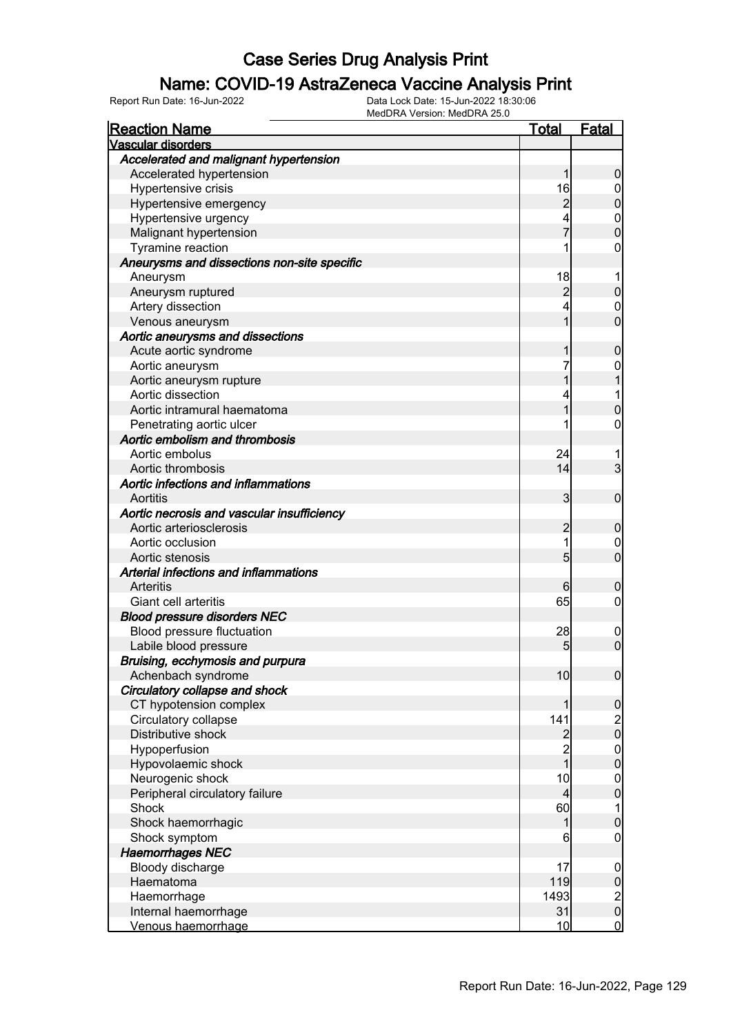# Case Series Drug Analysis Print

## Name: COVID-19 AstraZeneca Vaccine Analysis Print

Report Run Date: 16-Jun-2022    Data Lock Date: 15-Jun-2022 18:30:06
MedDRA Version: MedDRA 25.0

| Reaction Name | Total | Fatal |
|---|---|---|
| **Vascular disorders** | | |
| ***Accelerated and malignant hypertension*** | | |
| Accelerated hypertension | 1 | 0 |
| Hypertensive crisis | 16 | 0 |
| Hypertensive emergency | 2 | 0 |
| Hypertensive urgency | 4 | 0 |
| Malignant hypertension | 7 | 0 |
| Tyramine reaction | 1 | 0 |
| ***Aneurysms and dissections non-site specific*** | | |
| Aneurysm | 18 | 1 |
| Aneurysm ruptured | 2 | 0 |
| Artery dissection | 4 | 0 |
| Venous aneurysm | 1 | 0 |
| ***Aortic aneurysms and dissections*** | | |
| Acute aortic syndrome | 1 | 0 |
| Aortic aneurysm | 7 | 0 |
| Aortic aneurysm rupture | 1 | 1 |
| Aortic dissection | 4 | 1 |
| Aortic intramural haematoma | 1 | 0 |
| Penetrating aortic ulcer | 1 | 0 |
| ***Aortic embolism and thrombosis*** | | |
| Aortic embolus | 24 | 1 |
| Aortic thrombosis | 14 | 3 |
| ***Aortic infections and inflammations*** | | |
| Aortitis | 3 | 0 |
| ***Aortic necrosis and vascular insufficiency*** | | |
| Aortic arteriosclerosis | 2 | 0 |
| Aortic occlusion | 1 | 0 |
| Aortic stenosis | 5 | 0 |
| ***Arterial infections and inflammations*** | | |
| Arteritis | 6 | 0 |
| Giant cell arteritis | 65 | 0 |
| ***Blood pressure disorders NEC*** | | |
| Blood pressure fluctuation | 28 | 0 |
| Labile blood pressure | 5 | 0 |
| ***Bruising, ecchymosis and purpura*** | | |
| Achenbach syndrome | 10 | 0 |
| ***Circulatory collapse and shock*** | | |
| CT hypotension complex | 1 | 0 |
| Circulatory collapse | 141 | 2 |
| Distributive shock | 2 | 0 |
| Hypoperfusion | 2 | 0 |
| Hypovolaemic shock | 1 | 0 |
| Neurogenic shock | 10 | 0 |
| Peripheral circulatory failure | 4 | 0 |
| Shock | 60 | 1 |
| Shock haemorrhagic | 1 | 0 |
| Shock symptom | 6 | 0 |
| ***Haemorrhages NEC*** | | |
| Bloody discharge | 17 | 0 |
| Haematoma | 119 | 0 |
| Haemorrhage | 1493 | 2 |
| Internal haemorrhage | 31 | 0 |
| Venous haemorrhage | 10 | 0 |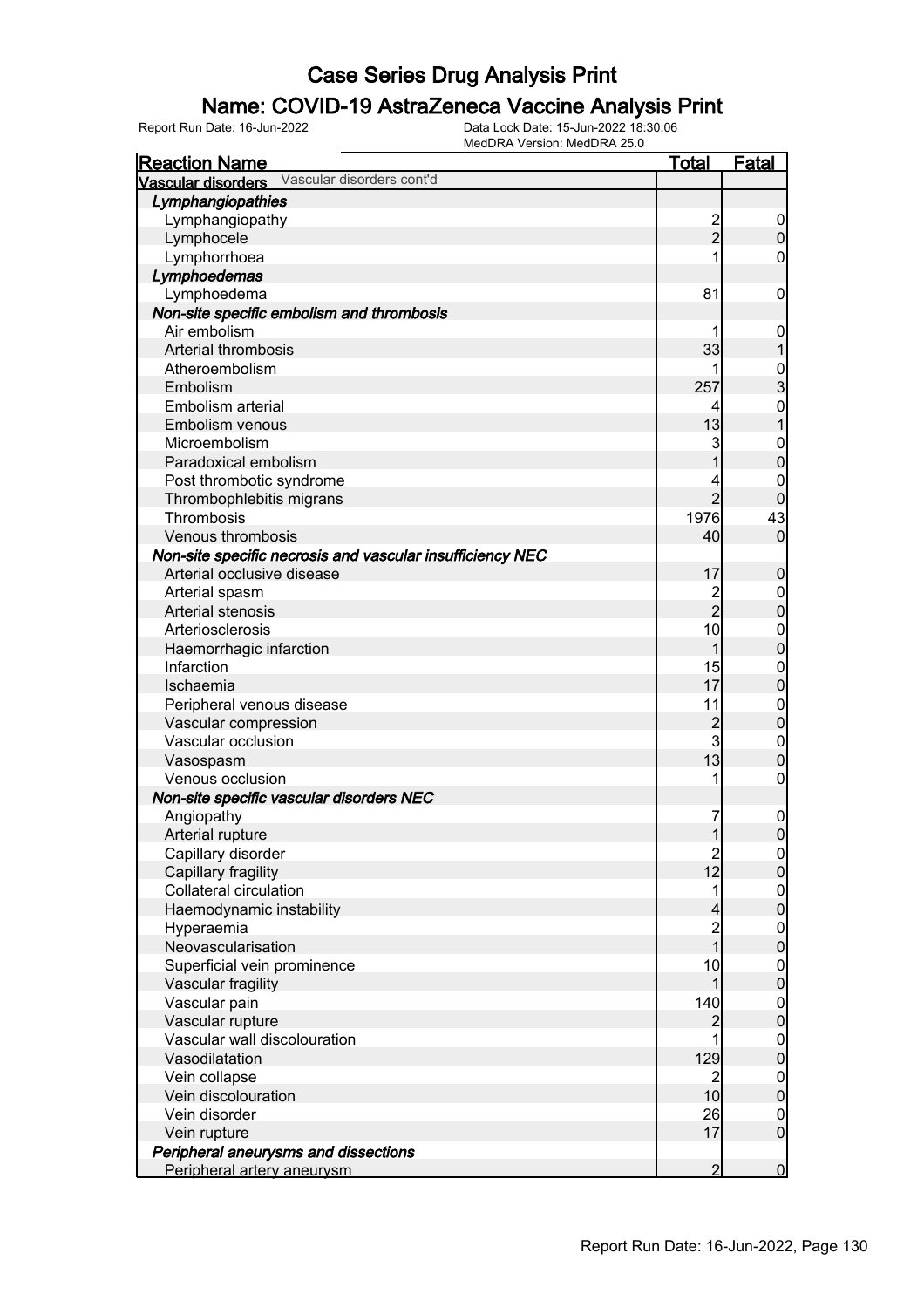# Case Series Drug Analysis Print

## Name: COVID-19 AstraZeneca Vaccine Analysis Print

Report Run Date: 16-Jun-2022

Data Lock Date: 15-Jun-2022 18:30:06
MedDRA Version: MedDRA 25.0

| Reaction Name | Total | Fatal |
|---|---|---|
| **Vascular disorders** Vascular disorders cont'd | | |
| ***Lymphangiopathies*** | | |
| Lymphangiopathy | 2 | 0 |
| Lymphocele | 2 | 0 |
| Lymphorrhoea | 1 | 0 |
| ***Lymphoedemas*** | | |
| Lymphoedema | 81 | 0 |
| ***Non-site specific embolism and thrombosis*** | | |
| Air embolism | 1 | 0 |
| Arterial thrombosis | 33 | 1 |
| Atheroembolism | 1 | 0 |
| Embolism | 257 | 3 |
| Embolism arterial | 4 | 0 |
| Embolism venous | 13 | 1 |
| Microembolism | 3 | 0 |
| Paradoxical embolism | 1 | 0 |
| Post thrombotic syndrome | 4 | 0 |
| Thrombophlebitis migrans | 2 | 0 |
| Thrombosis | 1976 | 43 |
| Venous thrombosis | 40 | 0 |
| ***Non-site specific necrosis and vascular insufficiency NEC*** | | |
| Arterial occlusive disease | 17 | 0 |
| Arterial spasm | 2 | 0 |
| Arterial stenosis | 2 | 0 |
| Arteriosclerosis | 10 | 0 |
| Haemorrhagic infarction | 1 | 0 |
| Infarction | 15 | 0 |
| Ischaemia | 17 | 0 |
| Peripheral venous disease | 11 | 0 |
| Vascular compression | 2 | 0 |
| Vascular occlusion | 3 | 0 |
| Vasospasm | 13 | 0 |
| Venous occlusion | 1 | 0 |
| ***Non-site specific vascular disorders NEC*** | | |
| Angiopathy | 7 | 0 |
| Arterial rupture | 1 | 0 |
| Capillary disorder | 2 | 0 |
| Capillary fragility | 12 | 0 |
| Collateral circulation | 1 | 0 |
| Haemodynamic instability | 4 | 0 |
| Hyperaemia | 2 | 0 |
| Neovascularisation | 1 | 0 |
| Superficial vein prominence | 10 | 0 |
| Vascular fragility | 1 | 0 |
| Vascular pain | 140 | 0 |
| Vascular rupture | 2 | 0 |
| Vascular wall discolouration | 1 | 0 |
| Vasodilatation | 129 | 0 |
| Vein collapse | 2 | 0 |
| Vein discolouration | 10 | 0 |
| Vein disorder | 26 | 0 |
| Vein rupture | 17 | 0 |
| ***Peripheral aneurysms and dissections*** | | |
| Peripheral artery aneurysm | 2 | 0 |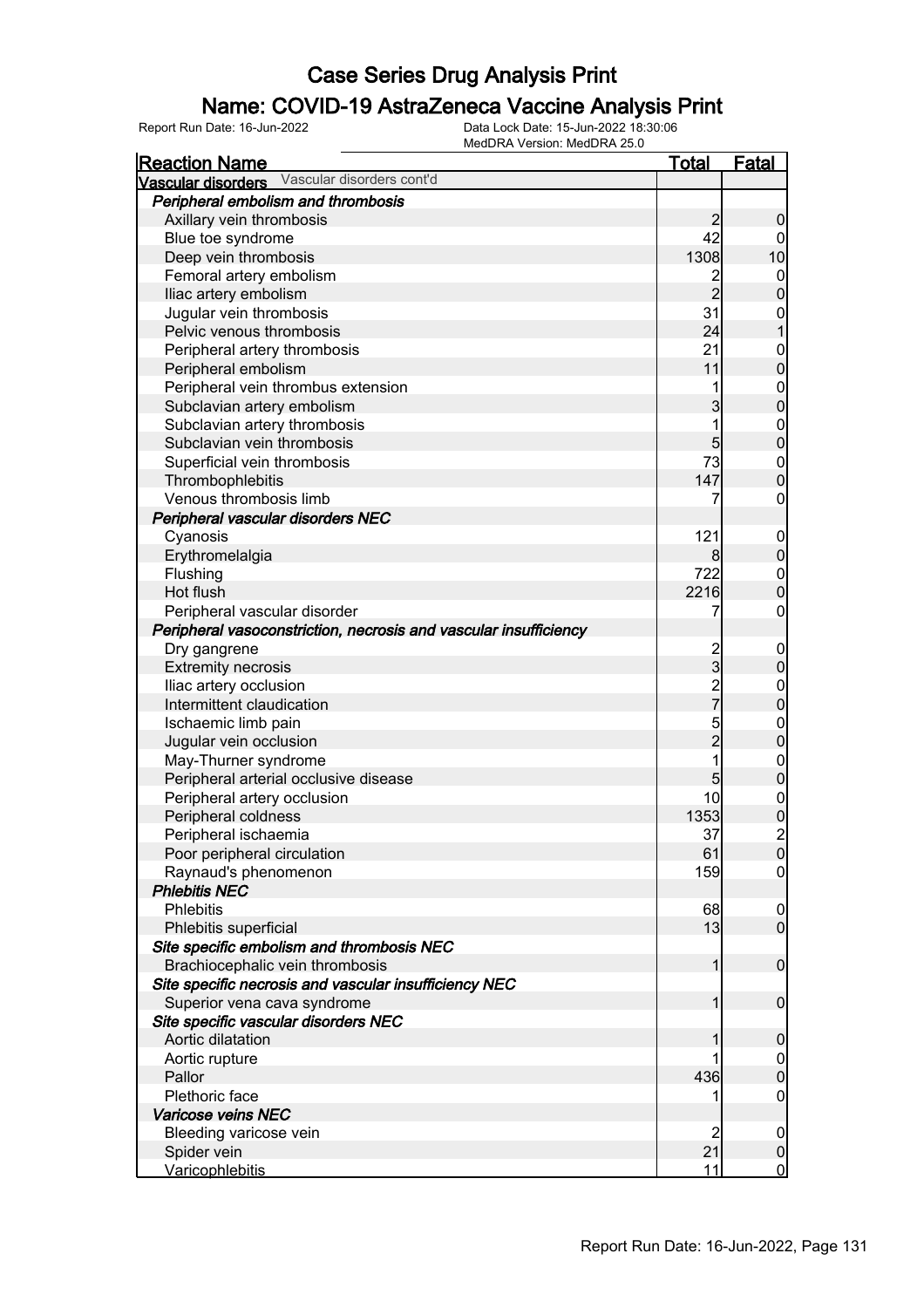# Case Series Drug Analysis Print

## Name: COVID-19 AstraZeneca Vaccine Analysis Print

Report Run Date: 16-Jun-2022

Data Lock Date: 15-Jun-2022 18:30:06

MedDRA Version: MedDRA 25.0

| Reaction Name | Total | Fatal |
| --- | --- | --- |
| **Vascular disorders** Vascular disorders cont'd | | |
| ***Peripheral embolism and thrombosis*** | | |
| Axillary vein thrombosis | 2 | 0 |
| Blue toe syndrome | 42 | 0 |
| Deep vein thrombosis | 1308 | 10 |
| Femoral artery embolism | 2 | 0 |
| Iliac artery embolism | 2 | 0 |
| Jugular vein thrombosis | 31 | 0 |
| Pelvic venous thrombosis | 24 | 1 |
| Peripheral artery thrombosis | 21 | 0 |
| Peripheral embolism | 11 | 0 |
| Peripheral vein thrombus extension | 1 | 0 |
| Subclavian artery embolism | 3 | 0 |
| Subclavian artery thrombosis | 1 | 0 |
| Subclavian vein thrombosis | 5 | 0 |
| Superficial vein thrombosis | 73 | 0 |
| Thrombophlebitis | 147 | 0 |
| Venous thrombosis limb | 7 | 0 |
| ***Peripheral vascular disorders NEC*** | | |
| Cyanosis | 121 | 0 |
| Erythromelalgia | 8 | 0 |
| Flushing | 722 | 0 |
| Hot flush | 2216 | 0 |
| Peripheral vascular disorder | 7 | 0 |
| ***Peripheral vasoconstriction, necrosis and vascular insufficiency*** | | |
| Dry gangrene | 2 | 0 |
| Extremity necrosis | 3 | 0 |
| Iliac artery occlusion | 2 | 0 |
| Intermittent claudication | 7 | 0 |
| Ischaemic limb pain | 5 | 0 |
| Jugular vein occlusion | 2 | 0 |
| May-Thurner syndrome | 1 | 0 |
| Peripheral arterial occlusive disease | 5 | 0 |
| Peripheral artery occlusion | 10 | 0 |
| Peripheral coldness | 1353 | 0 |
| Peripheral ischaemia | 37 | 2 |
| Poor peripheral circulation | 61 | 0 |
| Raynaud's phenomenon | 159 | 0 |
| ***Phlebitis NEC*** | | |
| Phlebitis | 68 | 0 |
| Phlebitis superficial | 13 | 0 |
| ***Site specific embolism and thrombosis NEC*** | | |
| Brachiocephalic vein thrombosis | 1 | 0 |
| ***Site specific necrosis and vascular insufficiency NEC*** | | |
| Superior vena cava syndrome | 1 | 0 |
| ***Site specific vascular disorders NEC*** | | |
| Aortic dilatation | 1 | 0 |
| Aortic rupture | 1 | 0 |
| Pallor | 436 | 0 |
| Plethoric face | 1 | 0 |
| ***Varicose veins NEC*** | | |
| Bleeding varicose vein | 2 | 0 |
| Spider vein | 21 | 0 |
| Varicophlebitis | 11 | 0 |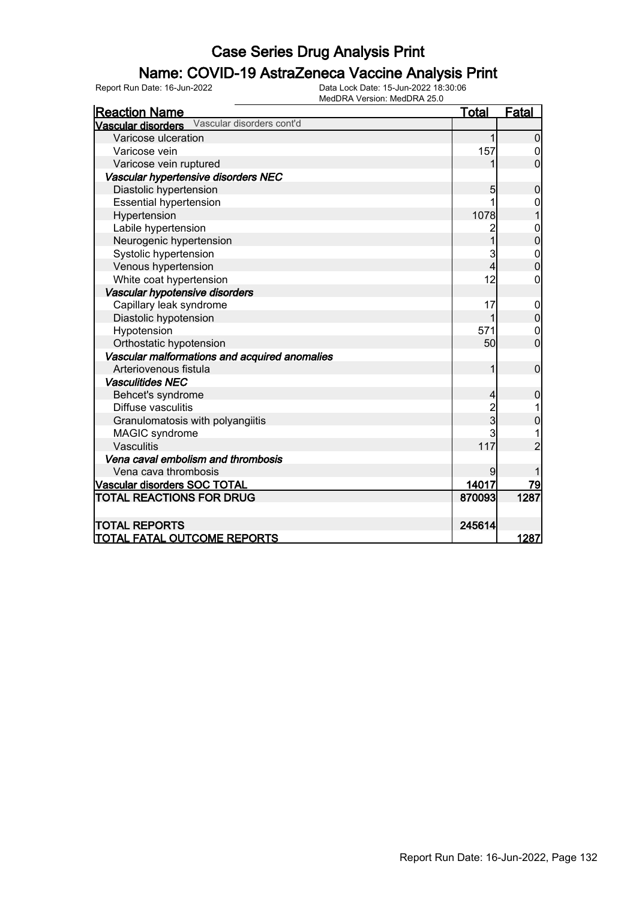# Case Series Drug Analysis Print

## Name: COVID-19 AstraZeneca Vaccine Analysis Print

Report Run Date: 16-Jun-2022

Data Lock Date: 15-Jun-2022 18:30:06

MedDRA Version: MedDRA 25.0

| Reaction Name | Total | Fatal |
|---|---|---|
| **Vascular disorders** Vascular disorders cont'd | | |
| Varicose ulceration | 1 | 0 |
| Varicose vein | 157 | 0 |
| Varicose vein ruptured | 1 | 0 |
| ***Vascular hypertensive disorders NEC*** | | |
| Diastolic hypertension | 5 | 0 |
| Essential hypertension | 1 | 0 |
| Hypertension | 1078 | 1 |
| Labile hypertension | 2 | 0 |
| Neurogenic hypertension | 1 | 0 |
| Systolic hypertension | 3 | 0 |
| Venous hypertension | 4 | 0 |
| White coat hypertension | 12 | 0 |
| ***Vascular hypotensive disorders*** | | |
| Capillary leak syndrome | 17 | 0 |
| Diastolic hypotension | 1 | 0 |
| Hypotension | 571 | 0 |
| Orthostatic hypotension | 50 | 0 |
| ***Vascular malformations and acquired anomalies*** | | |
| Arteriovenous fistula | 1 | 0 |
| ***Vasculitides NEC*** | | |
| Behcet's syndrome | 4 | 0 |
| Diffuse vasculitis | 2 | 1 |
| Granulomatosis with polyangiitis | 3 | 0 |
| MAGIC syndrome | 3 | 1 |
| Vasculitis | 117 | 2 |
| ***Vena caval embolism and thrombosis*** | | |
| Vena cava thrombosis | 9 | 1 |
| **Vascular disorders SOC TOTAL** | **14017** | **79** |
| **TOTAL REACTIONS FOR DRUG** | **870093** | **1287** |
| | | |
| **TOTAL REPORTS** | **245614** | |
| **TOTAL FATAL OUTCOME REPORTS** | | **1287** |